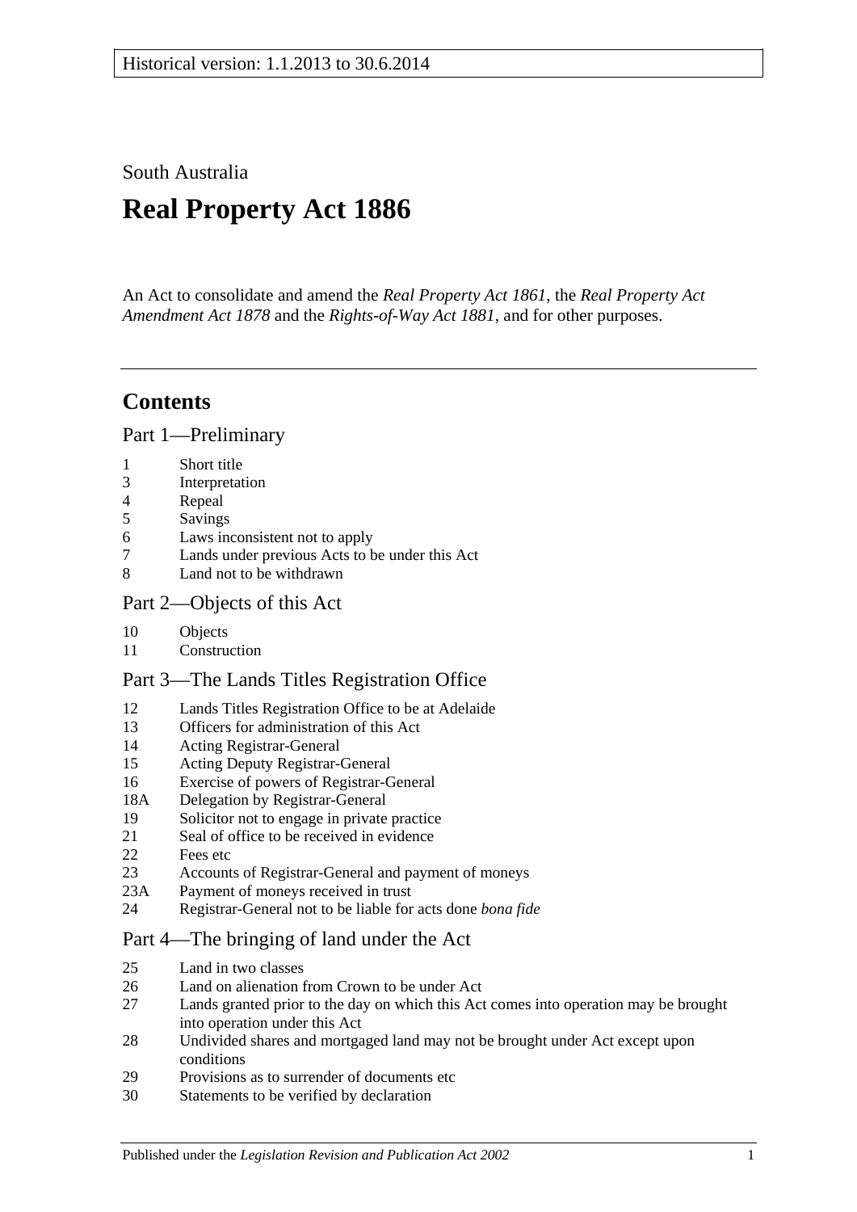Historical version: 1.1.2013 to 30.6.2014

South Australia

# Real Property Act 1886

An Act to consolidate and amend the *Real Property Act 1861*, the *Real Property Act Amendment Act 1878* and the *Rights-of-Way Act 1881*, and for other purposes.

## Contents

### Part 1—Preliminary

1 Short title
3 Interpretation
4 Repeal
5 Savings
6 Laws inconsistent not to apply
7 Lands under previous Acts to be under this Act
8 Land not to be withdrawn

### Part 2—Objects of this Act

10 Objects
11 Construction

### Part 3—The Lands Titles Registration Office

12 Lands Titles Registration Office to be at Adelaide
13 Officers for administration of this Act
14 Acting Registrar-General
15 Acting Deputy Registrar-General
16 Exercise of powers of Registrar-General
18A Delegation by Registrar-General
19 Solicitor not to engage in private practice
21 Seal of office to be received in evidence
22 Fees etc
23 Accounts of Registrar-General and payment of moneys
23A Payment of moneys received in trust
24 Registrar-General not to be liable for acts done *bona fide*

### Part 4—The bringing of land under the Act

25 Land in two classes
26 Land on alienation from Crown to be under Act
27 Lands granted prior to the day on which this Act comes into operation may be brought into operation under this Act
28 Undivided shares and mortgaged land may not be brought under Act except upon conditions
29 Provisions as to surrender of documents etc
30 Statements to be verified by declaration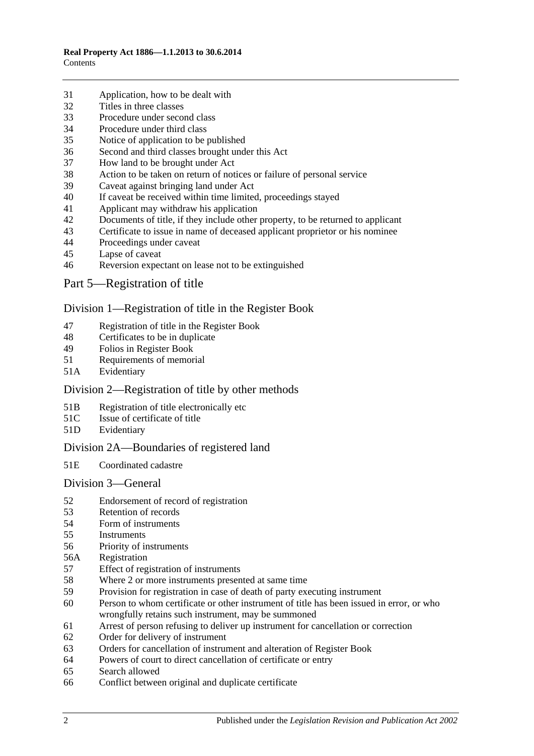31 Application, how to be dealt with
32 Titles in three classes
33 Procedure under second class
34 Procedure under third class
35 Notice of application to be published
36 Second and third classes brought under this Act
37 How land to be brought under Act
38 Action to be taken on return of notices or failure of personal service
39 Caveat against bringing land under Act
40 If caveat be received within time limited, proceedings stayed
41 Applicant may withdraw his application
42 Documents of title, if they include other property, to be returned to applicant
43 Certificate to issue in name of deceased applicant proprietor or his nominee
44 Proceedings under caveat
45 Lapse of caveat
46 Reversion expectant on lease not to be extinguished

## Part 5—Registration of title

### Division 1—Registration of title in the Register Book

47 Registration of title in the Register Book
48 Certificates to be in duplicate
49 Folios in Register Book
51 Requirements of memorial
51A Evidentiary

### Division 2—Registration of title by other methods

51B Registration of title electronically etc
51C Issue of certificate of title
51D Evidentiary

### Division 2A—Boundaries of registered land

51E Coordinated cadastre

### Division 3—General

52 Endorsement of record of registration
53 Retention of records
54 Form of instruments
55 Instruments
56 Priority of instruments
56A Registration
57 Effect of registration of instruments
58 Where 2 or more instruments presented at same time
59 Provision for registration in case of death of party executing instrument
60 Person to whom certificate or other instrument of title has been issued in error, or who wrongfully retains such instrument, may be summoned
61 Arrest of person refusing to deliver up instrument for cancellation or correction
62 Order for delivery of instrument
63 Orders for cancellation of instrument and alteration of Register Book
64 Powers of court to direct cancellation of certificate or entry
65 Search allowed
66 Conflict between original and duplicate certificate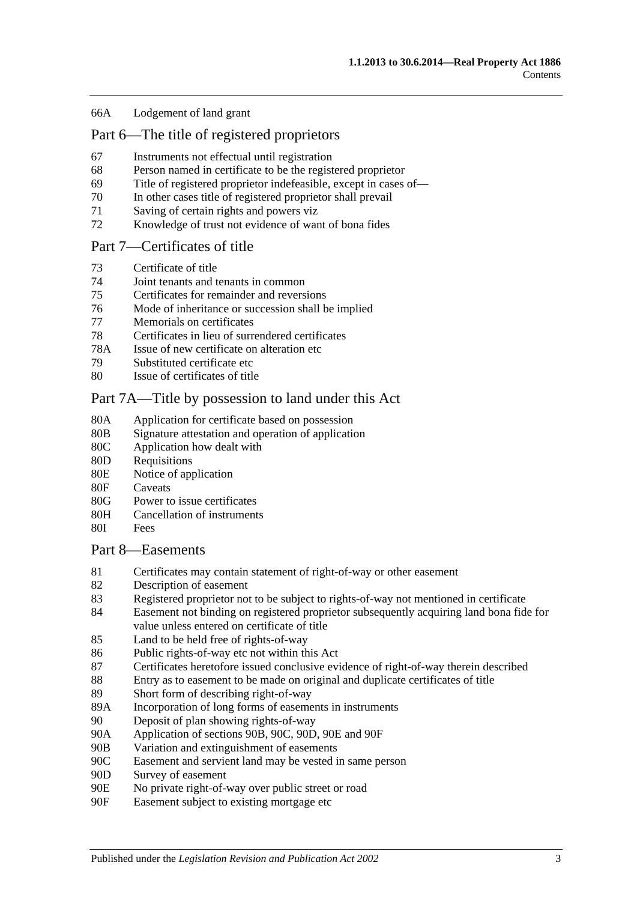66A Lodgement of land grant

## Part 6—The title of registered proprietors

67 Instruments not effectual until registration
68 Person named in certificate to be the registered proprietor
69 Title of registered proprietor indefeasible, except in cases of—
70 In other cases title of registered proprietor shall prevail
71 Saving of certain rights and powers viz
72 Knowledge of trust not evidence of want of bona fides

## Part 7—Certificates of title

73 Certificate of title
74 Joint tenants and tenants in common
75 Certificates for remainder and reversions
76 Mode of inheritance or succession shall be implied
77 Memorials on certificates
78 Certificates in lieu of surrendered certificates
78A Issue of new certificate on alteration etc
79 Substituted certificate etc
80 Issue of certificates of title

## Part 7A—Title by possession to land under this Act

80A Application for certificate based on possession
80B Signature attestation and operation of application
80C Application how dealt with
80D Requisitions
80E Notice of application
80F Caveats
80G Power to issue certificates
80H Cancellation of instruments
80I Fees

## Part 8—Easements

81 Certificates may contain statement of right-of-way or other easement
82 Description of easement
83 Registered proprietor not to be subject to rights-of-way not mentioned in certificate
84 Easement not binding on registered proprietor subsequently acquiring land bona fide for value unless entered on certificate of title
85 Land to be held free of rights-of-way
86 Public rights-of-way etc not within this Act
87 Certificates heretofore issued conclusive evidence of right-of-way therein described
88 Entry as to easement to be made on original and duplicate certificates of title
89 Short form of describing right-of-way
89A Incorporation of long forms of easements in instruments
90 Deposit of plan showing rights-of-way
90A Application of sections 90B, 90C, 90D, 90E and 90F
90B Variation and extinguishment of easements
90C Easement and servient land may be vested in same person
90D Survey of easement
90E No private right-of-way over public street or road
90F Easement subject to existing mortgage etc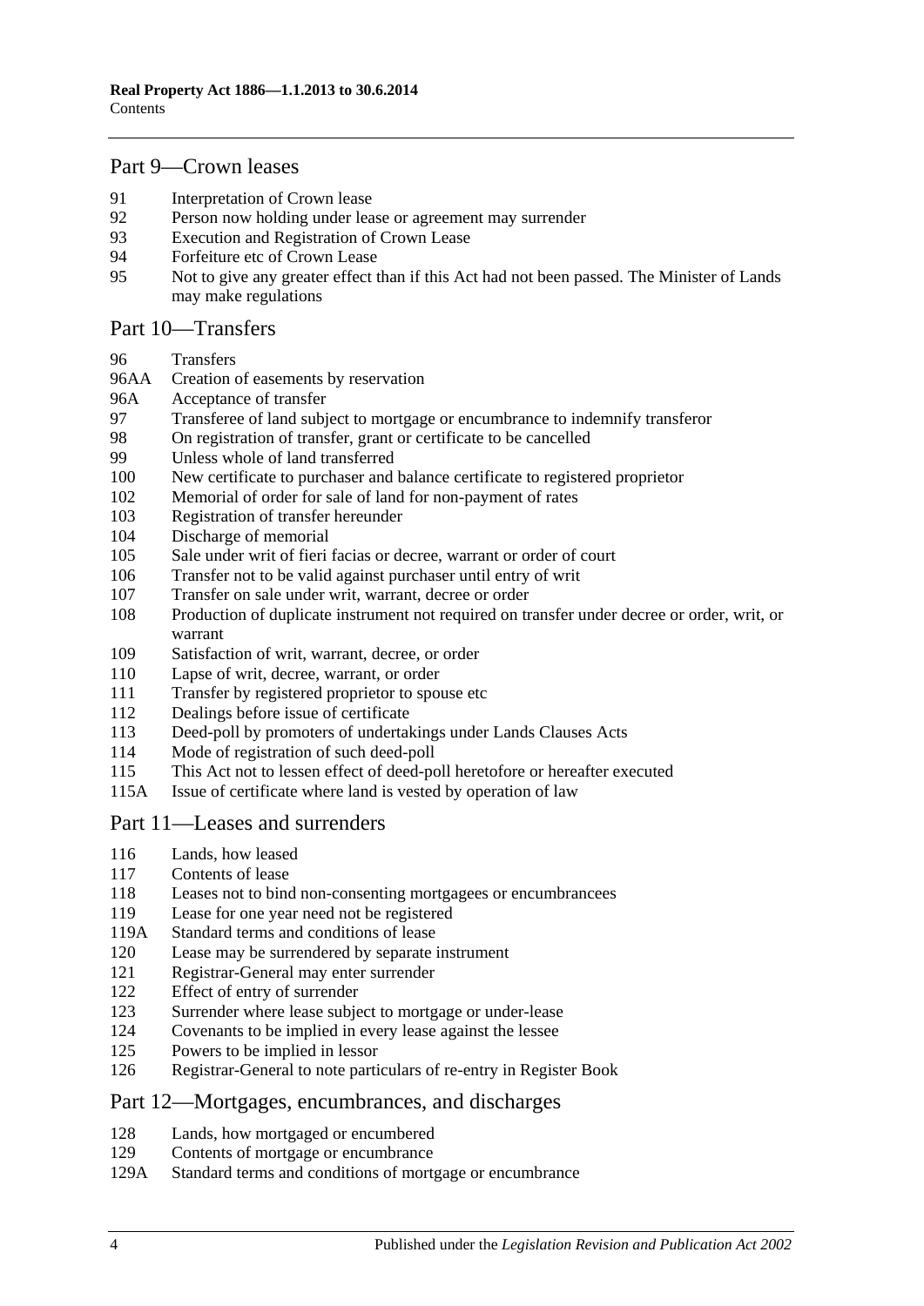## Part 9—Crown leases

91 Interpretation of Crown lease
92 Person now holding under lease or agreement may surrender
93 Execution and Registration of Crown Lease
94 Forfeiture etc of Crown Lease
95 Not to give any greater effect than if this Act had not been passed. The Minister of Lands may make regulations

## Part 10—Transfers

96 Transfers
96AA Creation of easements by reservation
96A Acceptance of transfer
97 Transferee of land subject to mortgage or encumbrance to indemnify transferor
98 On registration of transfer, grant or certificate to be cancelled
99 Unless whole of land transferred
100 New certificate to purchaser and balance certificate to registered proprietor
102 Memorial of order for sale of land for non-payment of rates
103 Registration of transfer hereunder
104 Discharge of memorial
105 Sale under writ of fieri facias or decree, warrant or order of court
106 Transfer not to be valid against purchaser until entry of writ
107 Transfer on sale under writ, warrant, decree or order
108 Production of duplicate instrument not required on transfer under decree or order, writ, or warrant
109 Satisfaction of writ, warrant, decree, or order
110 Lapse of writ, decree, warrant, or order
111 Transfer by registered proprietor to spouse etc
112 Dealings before issue of certificate
113 Deed-poll by promoters of undertakings under Lands Clauses Acts
114 Mode of registration of such deed-poll
115 This Act not to lessen effect of deed-poll heretofore or hereafter executed
115A Issue of certificate where land is vested by operation of law

## Part 11—Leases and surrenders

116 Lands, how leased
117 Contents of lease
118 Leases not to bind non-consenting mortgagees or encumbrancees
119 Lease for one year need not be registered
119A Standard terms and conditions of lease
120 Lease may be surrendered by separate instrument
121 Registrar-General may enter surrender
122 Effect of entry of surrender
123 Surrender where lease subject to mortgage or under-lease
124 Covenants to be implied in every lease against the lessee
125 Powers to be implied in lessor
126 Registrar-General to note particulars of re-entry in Register Book

## Part 12—Mortgages, encumbrances, and discharges

128 Lands, how mortgaged or encumbered
129 Contents of mortgage or encumbrance
129A Standard terms and conditions of mortgage or encumbrance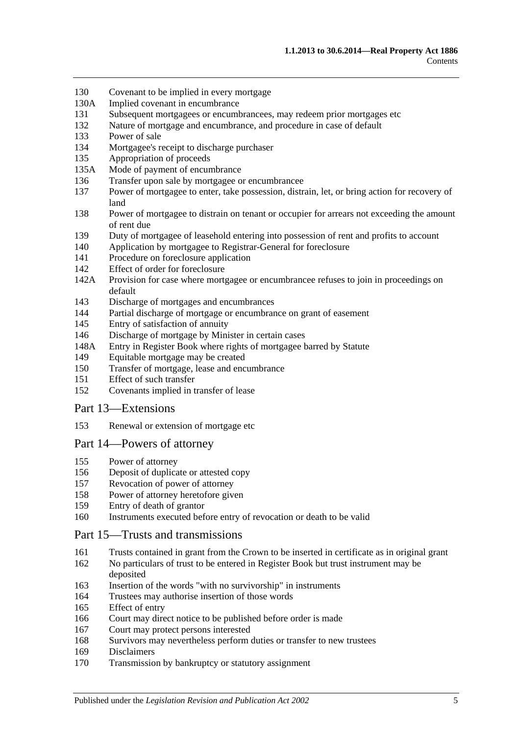130 Covenant to be implied in every mortgage
130A Implied covenant in encumbrance
131 Subsequent mortgagees or encumbrancees, may redeem prior mortgages etc
132 Nature of mortgage and encumbrance, and procedure in case of default
133 Power of sale
134 Mortgagee's receipt to discharge purchaser
135 Appropriation of proceeds
135A Mode of payment of encumbrance
136 Transfer upon sale by mortgagee or encumbrancee
137 Power of mortgagee to enter, take possession, distrain, let, or bring action for recovery of land
138 Power of mortgagee to distrain on tenant or occupier for arrears not exceeding the amount of rent due
139 Duty of mortgagee of leasehold entering into possession of rent and profits to account
140 Application by mortgagee to Registrar-General for foreclosure
141 Procedure on foreclosure application
142 Effect of order for foreclosure
142A Provision for case where mortgagee or encumbrancee refuses to join in proceedings on default
143 Discharge of mortgages and encumbrances
144 Partial discharge of mortgage or encumbrance on grant of easement
145 Entry of satisfaction of annuity
146 Discharge of mortgage by Minister in certain cases
148A Entry in Register Book where rights of mortgagee barred by Statute
149 Equitable mortgage may be created
150 Transfer of mortgage, lease and encumbrance
151 Effect of such transfer
152 Covenants implied in transfer of lease

## Part 13—Extensions

153 Renewal or extension of mortgage etc

## Part 14—Powers of attorney

155 Power of attorney
156 Deposit of duplicate or attested copy
157 Revocation of power of attorney
158 Power of attorney heretofore given
159 Entry of death of grantor
160 Instruments executed before entry of revocation or death to be valid

## Part 15—Trusts and transmissions

161 Trusts contained in grant from the Crown to be inserted in certificate as in original grant
162 No particulars of trust to be entered in Register Book but trust instrument may be deposited
163 Insertion of the words "with no survivorship" in instruments
164 Trustees may authorise insertion of those words
165 Effect of entry
166 Court may direct notice to be published before order is made
167 Court may protect persons interested
168 Survivors may nevertheless perform duties or transfer to new trustees
169 Disclaimers
170 Transmission by bankruptcy or statutory assignment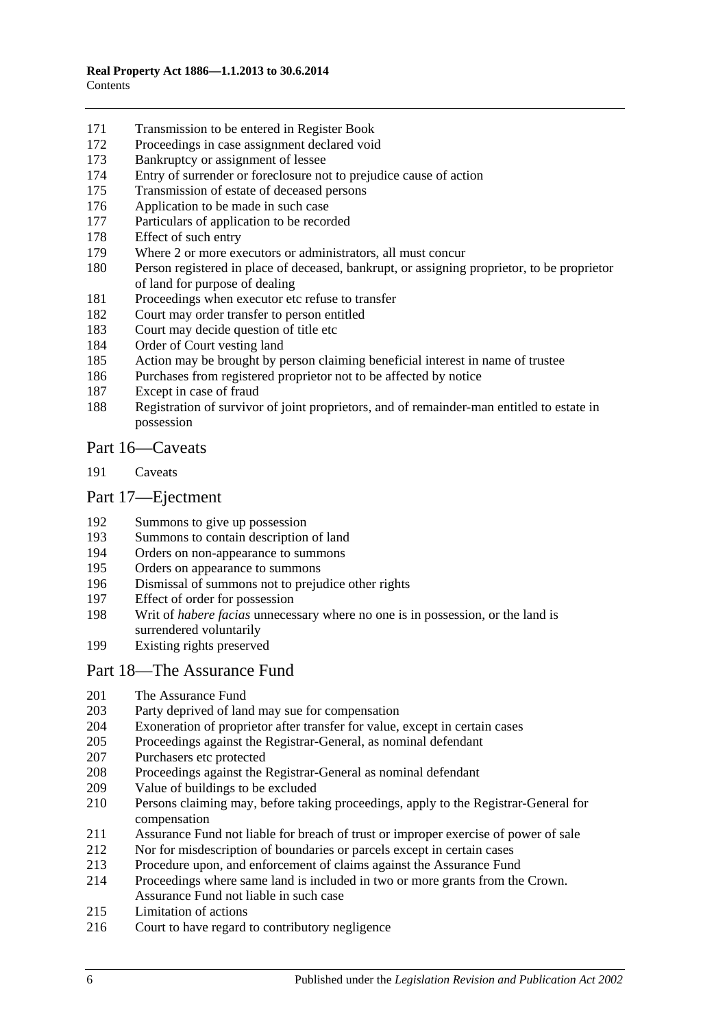171 Transmission to be entered in Register Book
172 Proceedings in case assignment declared void
173 Bankruptcy or assignment of lessee
174 Entry of surrender or foreclosure not to prejudice cause of action
175 Transmission of estate of deceased persons
176 Application to be made in such case
177 Particulars of application to be recorded
178 Effect of such entry
179 Where 2 or more executors or administrators, all must concur
180 Person registered in place of deceased, bankrupt, or assigning proprietor, to be proprietor of land for purpose of dealing
181 Proceedings when executor etc refuse to transfer
182 Court may order transfer to person entitled
183 Court may decide question of title etc
184 Order of Court vesting land
185 Action may be brought by person claiming beneficial interest in name of trustee
186 Purchases from registered proprietor not to be affected by notice
187 Except in case of fraud
188 Registration of survivor of joint proprietors, and of remainder-man entitled to estate in possession

## Part 16—Caveats

191 Caveats

## Part 17—Ejectment

192 Summons to give up possession
193 Summons to contain description of land
194 Orders on non-appearance to summons
195 Orders on appearance to summons
196 Dismissal of summons not to prejudice other rights
197 Effect of order for possession
198 Writ of *habere facias* unnecessary where no one is in possession, or the land is surrendered voluntarily
199 Existing rights preserved

## Part 18—The Assurance Fund

201 The Assurance Fund
203 Party deprived of land may sue for compensation
204 Exoneration of proprietor after transfer for value, except in certain cases
205 Proceedings against the Registrar-General, as nominal defendant
207 Purchasers etc protected
208 Proceedings against the Registrar-General as nominal defendant
209 Value of buildings to be excluded
210 Persons claiming may, before taking proceedings, apply to the Registrar-General for compensation
211 Assurance Fund not liable for breach of trust or improper exercise of power of sale
212 Nor for misdescription of boundaries or parcels except in certain cases
213 Procedure upon, and enforcement of claims against the Assurance Fund
214 Proceedings where same land is included in two or more grants from the Crown. Assurance Fund not liable in such case
215 Limitation of actions
216 Court to have regard to contributory negligence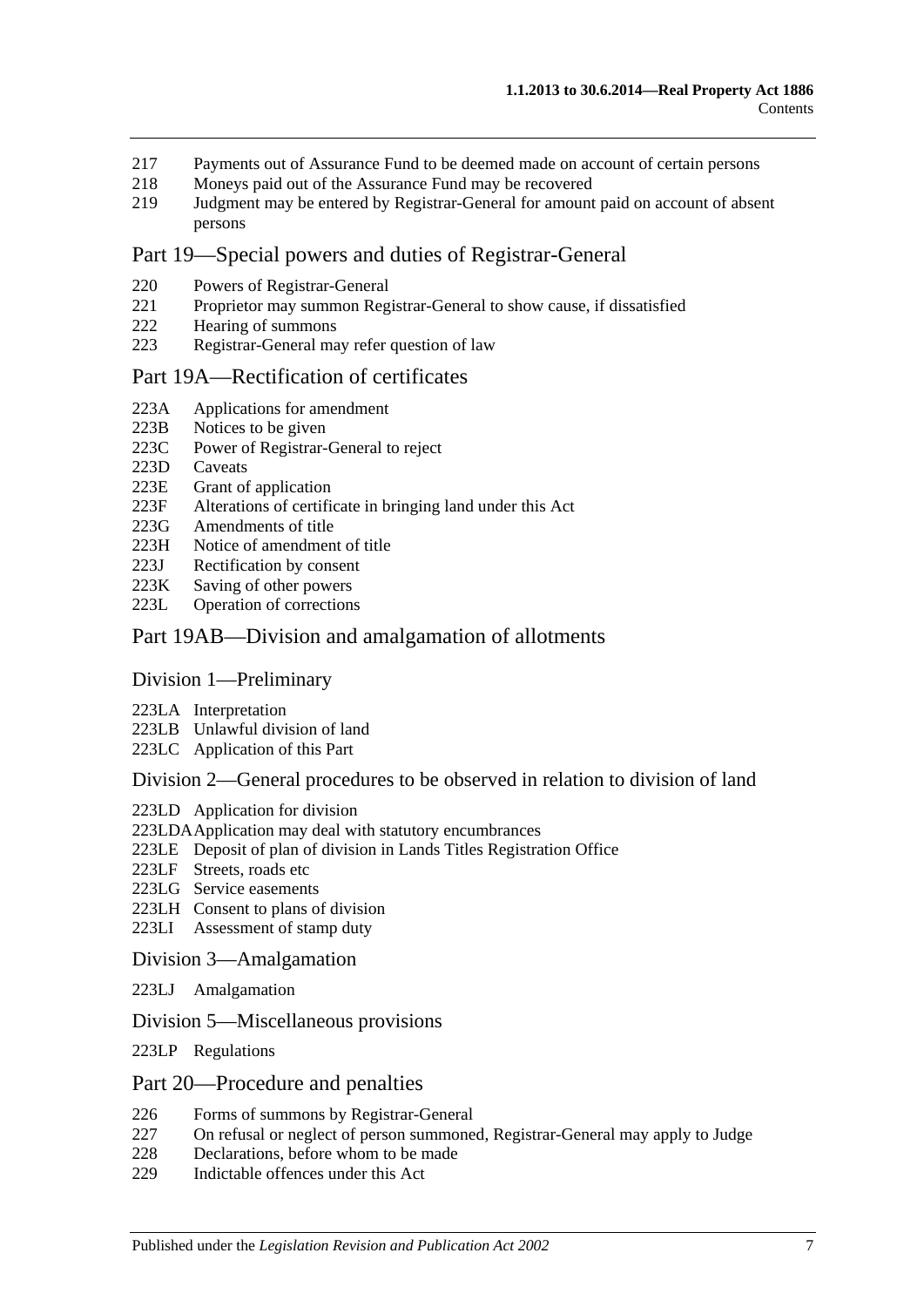217 Payments out of Assurance Fund to be deemed made on account of certain persons
218 Moneys paid out of the Assurance Fund may be recovered
219 Judgment may be entered by Registrar-General for amount paid on account of absent persons

## Part 19—Special powers and duties of Registrar-General

220 Powers of Registrar-General
221 Proprietor may summon Registrar-General to show cause, if dissatisfied
222 Hearing of summons
223 Registrar-General may refer question of law

## Part 19A—Rectification of certificates

223A Applications for amendment
223B Notices to be given
223C Power of Registrar-General to reject
223D Caveats
223E Grant of application
223F Alterations of certificate in bringing land under this Act
223G Amendments of title
223H Notice of amendment of title
223J Rectification by consent
223K Saving of other powers
223L Operation of corrections

## Part 19AB—Division and amalgamation of allotments

### Division 1—Preliminary

223LA Interpretation
223LB Unlawful division of land
223LC Application of this Part

### Division 2—General procedures to be observed in relation to division of land

223LD Application for division
223LDA Application may deal with statutory encumbrances
223LE Deposit of plan of division in Lands Titles Registration Office
223LF Streets, roads etc
223LG Service easements
223LH Consent to plans of division
223LI Assessment of stamp duty

### Division 3—Amalgamation

223LJ Amalgamation

### Division 5—Miscellaneous provisions

223LP Regulations

## Part 20—Procedure and penalties

226 Forms of summons by Registrar-General
227 On refusal or neglect of person summoned, Registrar-General may apply to Judge
228 Declarations, before whom to be made
229 Indictable offences under this Act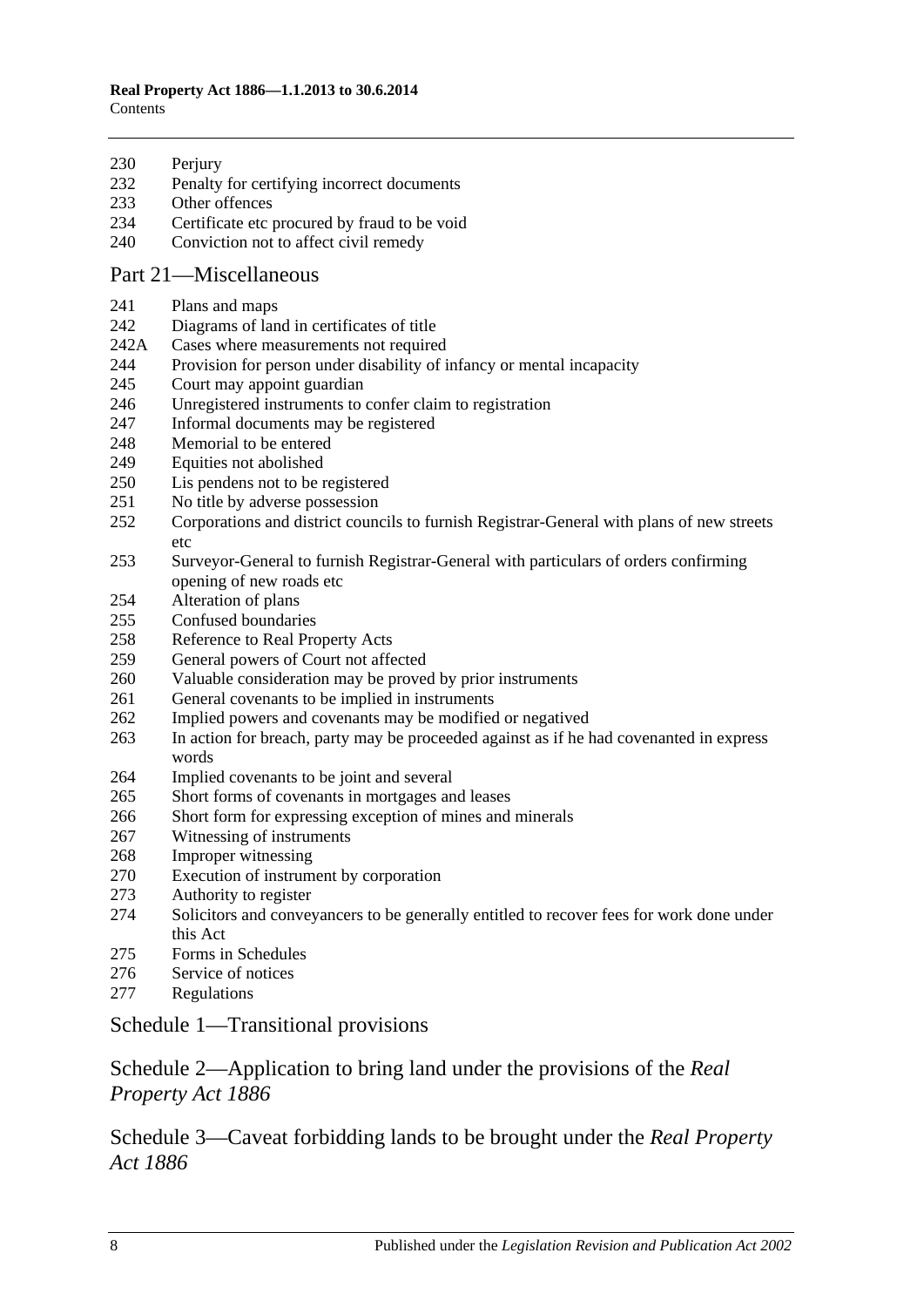230 Perjury
232 Penalty for certifying incorrect documents
233 Other offences
234 Certificate etc procured by fraud to be void
240 Conviction not to affect civil remedy

## Part 21—Miscellaneous

241 Plans and maps
242 Diagrams of land in certificates of title
242A Cases where measurements not required
244 Provision for person under disability of infancy or mental incapacity
245 Court may appoint guardian
246 Unregistered instruments to confer claim to registration
247 Informal documents may be registered
248 Memorial to be entered
249 Equities not abolished
250 Lis pendens not to be registered
251 No title by adverse possession
252 Corporations and district councils to furnish Registrar-General with plans of new streets etc
253 Surveyor-General to furnish Registrar-General with particulars of orders confirming opening of new roads etc
254 Alteration of plans
255 Confused boundaries
258 Reference to Real Property Acts
259 General powers of Court not affected
260 Valuable consideration may be proved by prior instruments
261 General covenants to be implied in instruments
262 Implied powers and covenants may be modified or negatived
263 In action for breach, party may be proceeded against as if he had covenanted in express words
264 Implied covenants to be joint and several
265 Short forms of covenants in mortgages and leases
266 Short form for expressing exception of mines and minerals
267 Witnessing of instruments
268 Improper witnessing
270 Execution of instrument by corporation
273 Authority to register
274 Solicitors and conveyancers to be generally entitled to recover fees for work done under this Act
275 Forms in Schedules
276 Service of notices
277 Regulations

## Schedule 1—Transitional provisions

## Schedule 2—Application to bring land under the provisions of the *Real Property Act 1886*

## Schedule 3—Caveat forbidding lands to be brought under the *Real Property Act 1886*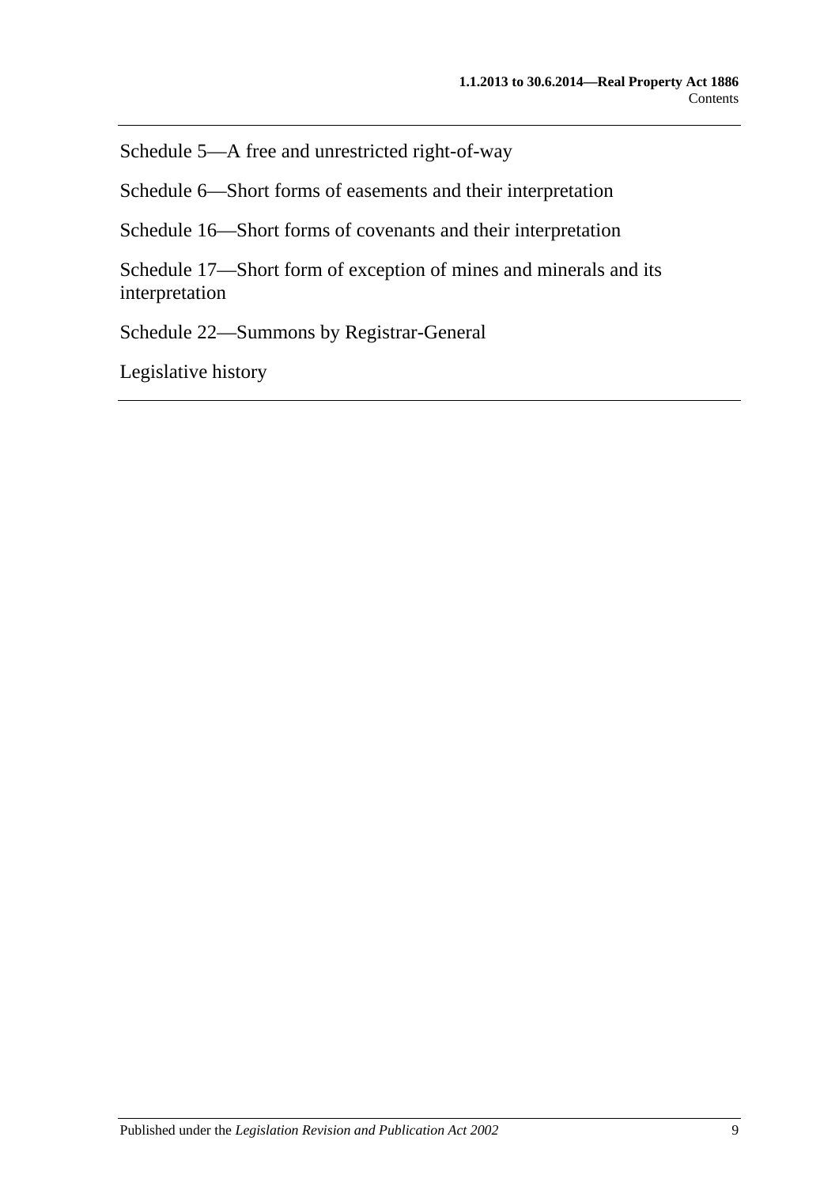Schedule 5—A free and unrestricted right-of-way

Schedule 6—Short forms of easements and their interpretation

Schedule 16—Short forms of covenants and their interpretation

Schedule 17—Short form of exception of mines and minerals and its interpretation

Schedule 22—Summons by Registrar-General

Legislative history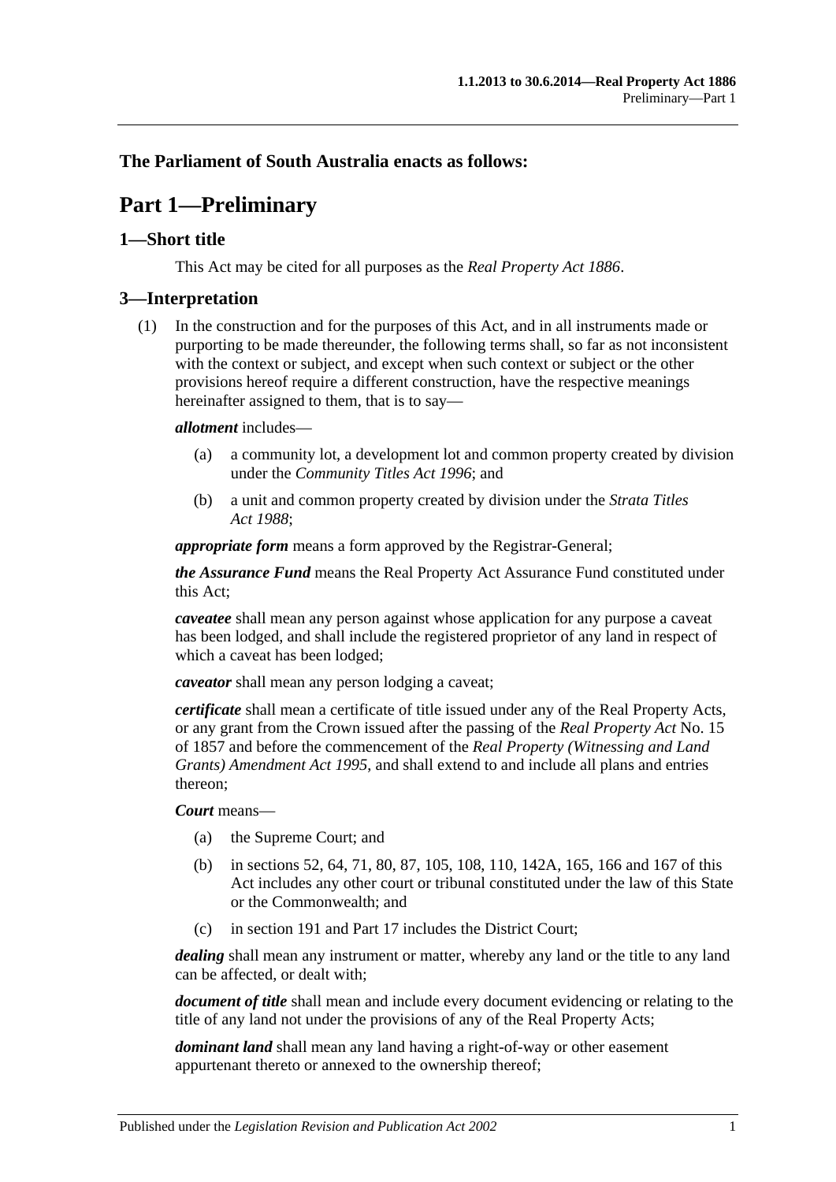## The Parliament of South Australia enacts as follows:

# Part 1—Preliminary

## 1—Short title

This Act may be cited for all purposes as the *Real Property Act 1886*.

## 3—Interpretation

(1) In the construction and for the purposes of this Act, and in all instruments made or purporting to be made thereunder, the following terms shall, so far as not inconsistent with the context or subject, and except when such context or subject or the other provisions hereof require a different construction, have the respective meanings hereinafter assigned to them, that is to say—

***allotment*** includes—

- (a) a community lot, a development lot and common property created by division under the *Community Titles Act 1996*; and
- (b) a unit and common property created by division under the *Strata Titles Act 1988*;

***appropriate form*** means a form approved by the Registrar-General;

***the Assurance Fund*** means the Real Property Act Assurance Fund constituted under this Act;

***caveatee*** shall mean any person against whose application for any purpose a caveat has been lodged, and shall include the registered proprietor of any land in respect of which a caveat has been lodged;

***caveator*** shall mean any person lodging a caveat;

***certificate*** shall mean a certificate of title issued under any of the Real Property Acts, or any grant from the Crown issued after the passing of the *Real Property Act* No. 15 of 1857 and before the commencement of the *Real Property (Witnessing and Land Grants) Amendment Act 1995*, and shall extend to and include all plans and entries thereon;

***Court*** means—

- (a) the Supreme Court; and
- (b) in sections 52, 64, 71, 80, 87, 105, 108, 110, 142A, 165, 166 and 167 of this Act includes any other court or tribunal constituted under the law of this State or the Commonwealth; and
- (c) in section 191 and Part 17 includes the District Court;

***dealing*** shall mean any instrument or matter, whereby any land or the title to any land can be affected, or dealt with;

***document of title*** shall mean and include every document evidencing or relating to the title of any land not under the provisions of any of the Real Property Acts;

***dominant land*** shall mean any land having a right-of-way or other easement appurtenant thereto or annexed to the ownership thereof;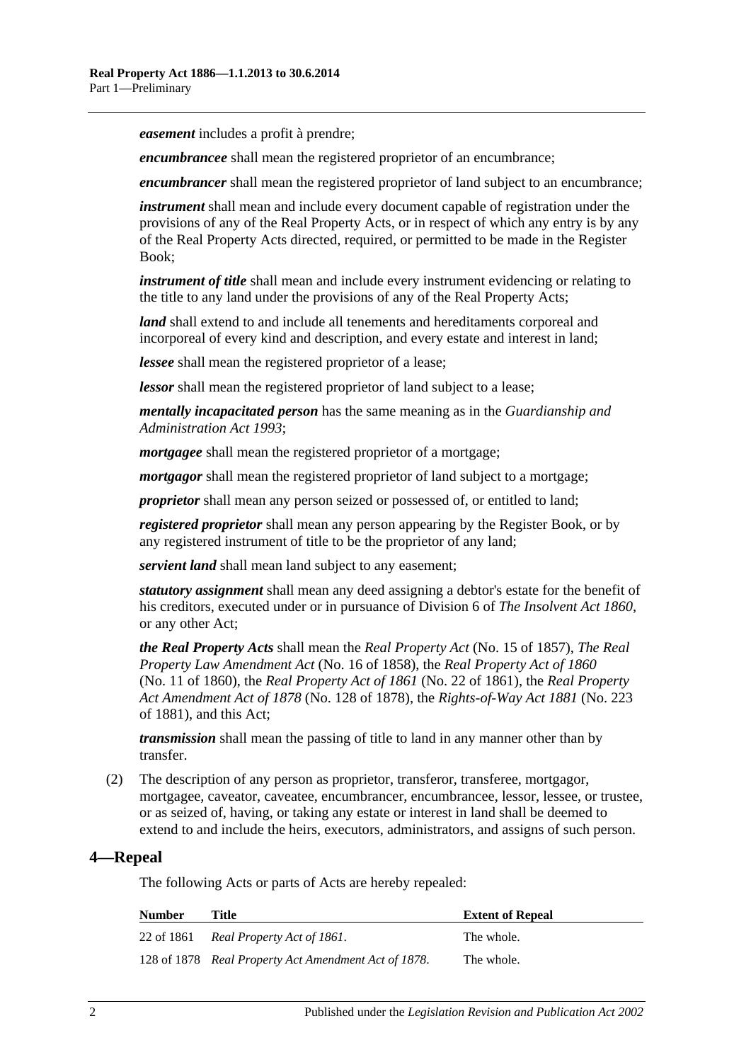***easement*** includes a profit à prendre;

***encumbrancee*** shall mean the registered proprietor of an encumbrance;

***encumbrancer*** shall mean the registered proprietor of land subject to an encumbrance;

***instrument*** shall mean and include every document capable of registration under the provisions of any of the Real Property Acts, or in respect of which any entry is by any of the Real Property Acts directed, required, or permitted to be made in the Register Book;

***instrument of title*** shall mean and include every instrument evidencing or relating to the title to any land under the provisions of any of the Real Property Acts;

***land*** shall extend to and include all tenements and hereditaments corporeal and incorporeal of every kind and description, and every estate and interest in land;

***lessee*** shall mean the registered proprietor of a lease;

***lessor*** shall mean the registered proprietor of land subject to a lease;

***mentally incapacitated person*** has the same meaning as in the *Guardianship and Administration Act 1993*;

***mortgagee*** shall mean the registered proprietor of a mortgage;

***mortgagor*** shall mean the registered proprietor of land subject to a mortgage;

***proprietor*** shall mean any person seized or possessed of, or entitled to land;

***registered proprietor*** shall mean any person appearing by the Register Book, or by any registered instrument of title to be the proprietor of any land;

***servient land*** shall mean land subject to any easement;

***statutory assignment*** shall mean any deed assigning a debtor's estate for the benefit of his creditors, executed under or in pursuance of Division 6 of *The Insolvent Act 1860*, or any other Act;

***the Real Property Acts*** shall mean the *Real Property Act* (No. 15 of 1857), *The Real Property Law Amendment Act* (No. 16 of 1858), the *Real Property Act of 1860* (No. 11 of 1860), the *Real Property Act of 1861* (No. 22 of 1861), the *Real Property Act Amendment Act of 1878* (No. 128 of 1878), the *Rights-of-Way Act 1881* (No. 223 of 1881), and this Act;

***transmission*** shall mean the passing of title to land in any manner other than by transfer.

(2) The description of any person as proprietor, transferor, transferee, mortgagor, mortgagee, caveator, caveatee, encumbrancer, encumbrancee, lessor, lessee, or trustee, or as seized of, having, or taking any estate or interest in land shall be deemed to extend to and include the heirs, executors, administrators, and assigns of such person.

## 4—Repeal

The following Acts or parts of Acts are hereby repealed:

| Number | Title | Extent of Repeal |
|---|---|---|
| 22 of 1861 | *Real Property Act of 1861*. | The whole. |
| 128 of 1878 | *Real Property Act Amendment Act of 1878*. | The whole. |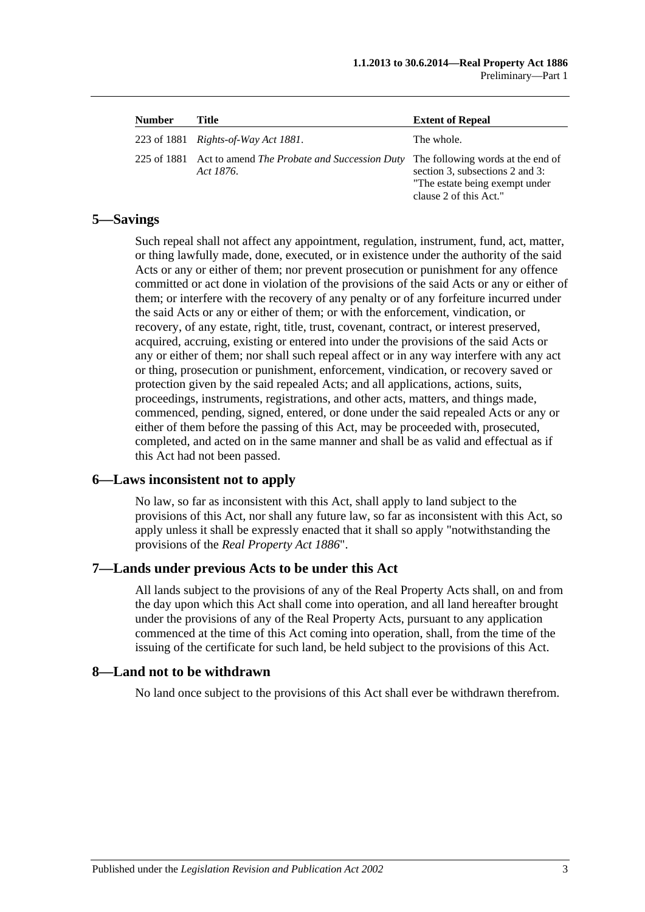| Number | Title | Extent of Repeal |
|---|---|---|
| 223 of 1881 | *Rights-of-Way Act 1881*. | The whole. |
| 225 of 1881 | Act to amend *The Probate and Succession Duty Act 1876*. | The following words at the end of section 3, subsections 2 and 3: "The estate being exempt under clause 2 of this Act." |

## 5—Savings

Such repeal shall not affect any appointment, regulation, instrument, fund, act, matter, or thing lawfully made, done, executed, or in existence under the authority of the said Acts or any or either of them; nor prevent prosecution or punishment for any offence committed or act done in violation of the provisions of the said Acts or any or either of them; or interfere with the recovery of any penalty or of any forfeiture incurred under the said Acts or any or either of them; or with the enforcement, vindication, or recovery, of any estate, right, title, trust, covenant, contract, or interest preserved, acquired, accruing, existing or entered into under the provisions of the said Acts or any or either of them; nor shall such repeal affect or in any way interfere with any act or thing, prosecution or punishment, enforcement, vindication, or recovery saved or protection given by the said repealed Acts; and all applications, actions, suits, proceedings, instruments, registrations, and other acts, matters, and things made, commenced, pending, signed, entered, or done under the said repealed Acts or any or either of them before the passing of this Act, may be proceeded with, prosecuted, completed, and acted on in the same manner and shall be as valid and effectual as if this Act had not been passed.

## 6—Laws inconsistent not to apply

No law, so far as inconsistent with this Act, shall apply to land subject to the provisions of this Act, nor shall any future law, so far as inconsistent with this Act, so apply unless it shall be expressly enacted that it shall so apply "notwithstanding the provisions of the *Real Property Act 1886*".

## 7—Lands under previous Acts to be under this Act

All lands subject to the provisions of any of the Real Property Acts shall, on and from the day upon which this Act shall come into operation, and all land hereafter brought under the provisions of any of the Real Property Acts, pursuant to any application commenced at the time of this Act coming into operation, shall, from the time of the issuing of the certificate for such land, be held subject to the provisions of this Act.

## 8—Land not to be withdrawn

No land once subject to the provisions of this Act shall ever be withdrawn therefrom.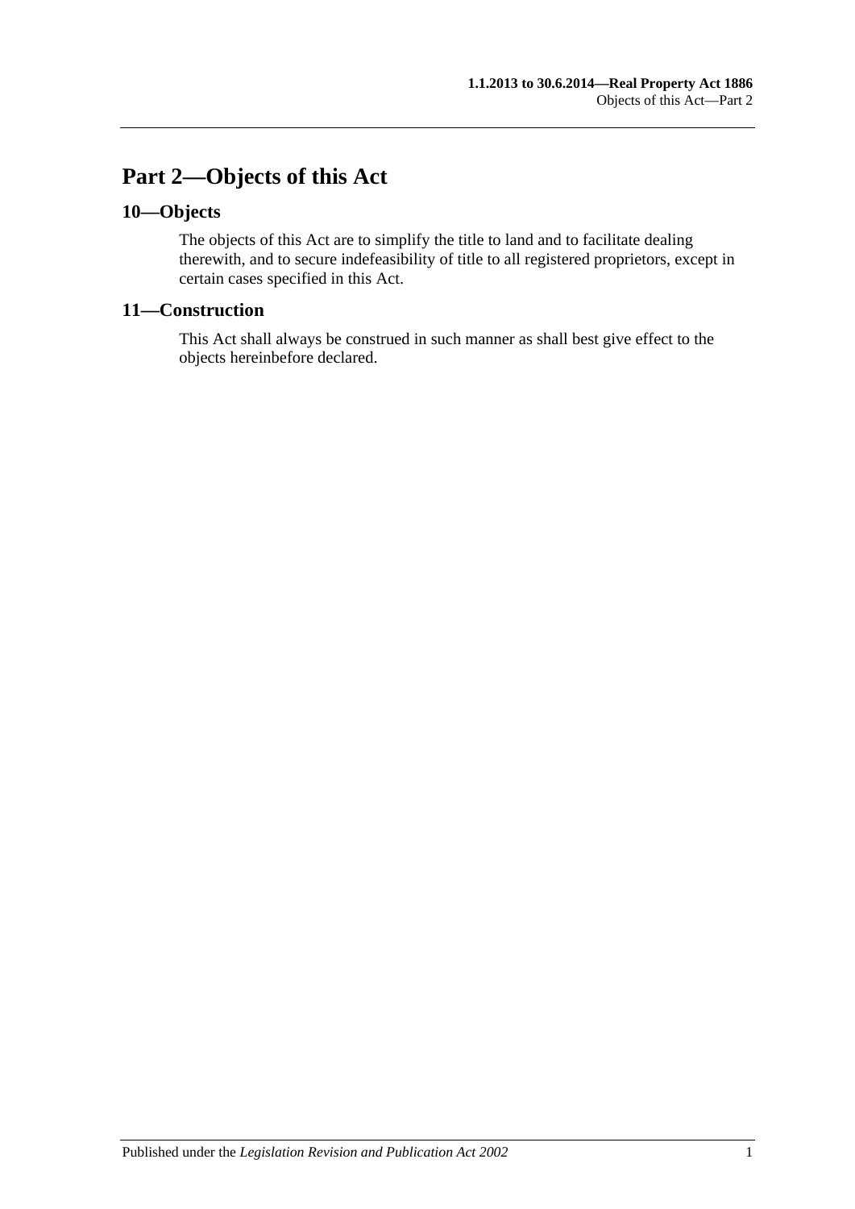# Part 2—Objects of this Act

## 10—Objects

The objects of this Act are to simplify the title to land and to facilitate dealing therewith, and to secure indefeasibility of title to all registered proprietors, except in certain cases specified in this Act.

## 11—Construction

This Act shall always be construed in such manner as shall best give effect to the objects hereinbefore declared.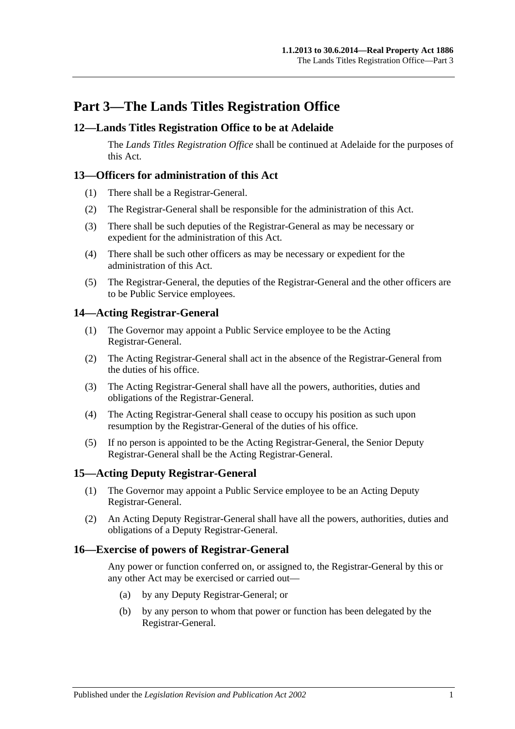# Part 3—The Lands Titles Registration Office

## 12—Lands Titles Registration Office to be at Adelaide

The *Lands Titles Registration Office* shall be continued at Adelaide for the purposes of this Act.

## 13—Officers for administration of this Act

(1) There shall be a Registrar-General.

(2) The Registrar-General shall be responsible for the administration of this Act.

(3) There shall be such deputies of the Registrar-General as may be necessary or expedient for the administration of this Act.

(4) There shall be such other officers as may be necessary or expedient for the administration of this Act.

(5) The Registrar-General, the deputies of the Registrar-General and the other officers are to be Public Service employees.

## 14—Acting Registrar-General

(1) The Governor may appoint a Public Service employee to be the Acting Registrar-General.

(2) The Acting Registrar-General shall act in the absence of the Registrar-General from the duties of his office.

(3) The Acting Registrar-General shall have all the powers, authorities, duties and obligations of the Registrar-General.

(4) The Acting Registrar-General shall cease to occupy his position as such upon resumption by the Registrar-General of the duties of his office.

(5) If no person is appointed to be the Acting Registrar-General, the Senior Deputy Registrar-General shall be the Acting Registrar-General.

## 15—Acting Deputy Registrar-General

(1) The Governor may appoint a Public Service employee to be an Acting Deputy Registrar-General.

(2) An Acting Deputy Registrar-General shall have all the powers, authorities, duties and obligations of a Deputy Registrar-General.

## 16—Exercise of powers of Registrar-General

Any power or function conferred on, or assigned to, the Registrar-General by this or any other Act may be exercised or carried out—

(a) by any Deputy Registrar-General; or

(b) by any person to whom that power or function has been delegated by the Registrar-General.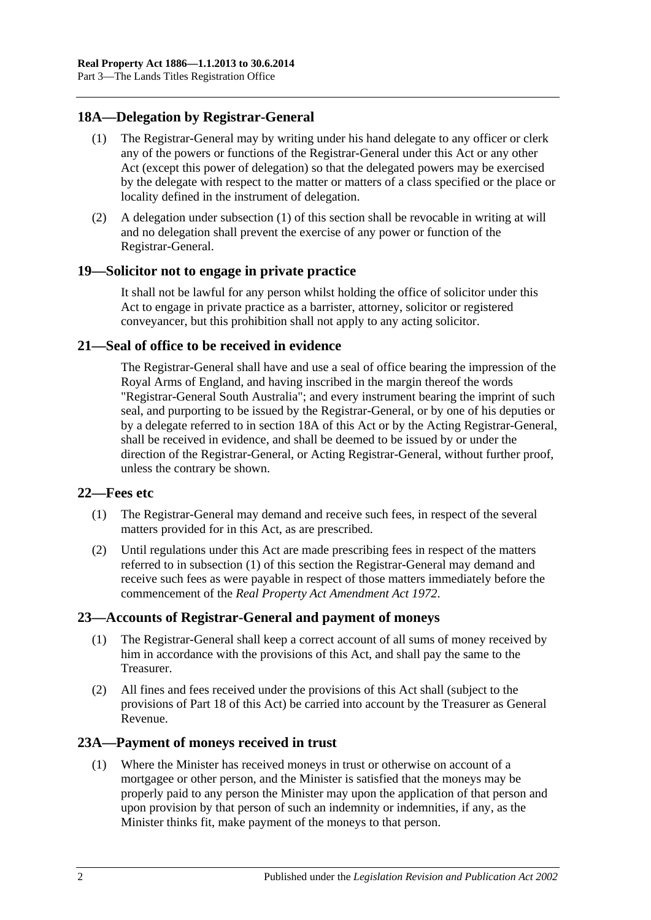## 18A—Delegation by Registrar-General

(1) The Registrar-General may by writing under his hand delegate to any officer or clerk any of the powers or functions of the Registrar-General under this Act or any other Act (except this power of delegation) so that the delegated powers may be exercised by the delegate with respect to the matter or matters of a class specified or the place or locality defined in the instrument of delegation.

(2) A delegation under subsection (1) of this section shall be revocable in writing at will and no delegation shall prevent the exercise of any power or function of the Registrar-General.

## 19—Solicitor not to engage in private practice

It shall not be lawful for any person whilst holding the office of solicitor under this Act to engage in private practice as a barrister, attorney, solicitor or registered conveyancer, but this prohibition shall not apply to any acting solicitor.

## 21—Seal of office to be received in evidence

The Registrar-General shall have and use a seal of office bearing the impression of the Royal Arms of England, and having inscribed in the margin thereof the words "Registrar-General South Australia"; and every instrument bearing the imprint of such seal, and purporting to be issued by the Registrar-General, or by one of his deputies or by a delegate referred to in section 18A of this Act or by the Acting Registrar-General, shall be received in evidence, and shall be deemed to be issued by or under the direction of the Registrar-General, or Acting Registrar-General, without further proof, unless the contrary be shown.

## 22—Fees etc

(1) The Registrar-General may demand and receive such fees, in respect of the several matters provided for in this Act, as are prescribed.

(2) Until regulations under this Act are made prescribing fees in respect of the matters referred to in subsection (1) of this section the Registrar-General may demand and receive such fees as were payable in respect of those matters immediately before the commencement of the *Real Property Act Amendment Act 1972*.

## 23—Accounts of Registrar-General and payment of moneys

(1) The Registrar-General shall keep a correct account of all sums of money received by him in accordance with the provisions of this Act, and shall pay the same to the Treasurer.

(2) All fines and fees received under the provisions of this Act shall (subject to the provisions of Part 18 of this Act) be carried into account by the Treasurer as General Revenue.

## 23A—Payment of moneys received in trust

(1) Where the Minister has received moneys in trust or otherwise on account of a mortgagee or other person, and the Minister is satisfied that the moneys may be properly paid to any person the Minister may upon the application of that person and upon provision by that person of such an indemnity or indemnities, if any, as the Minister thinks fit, make payment of the moneys to that person.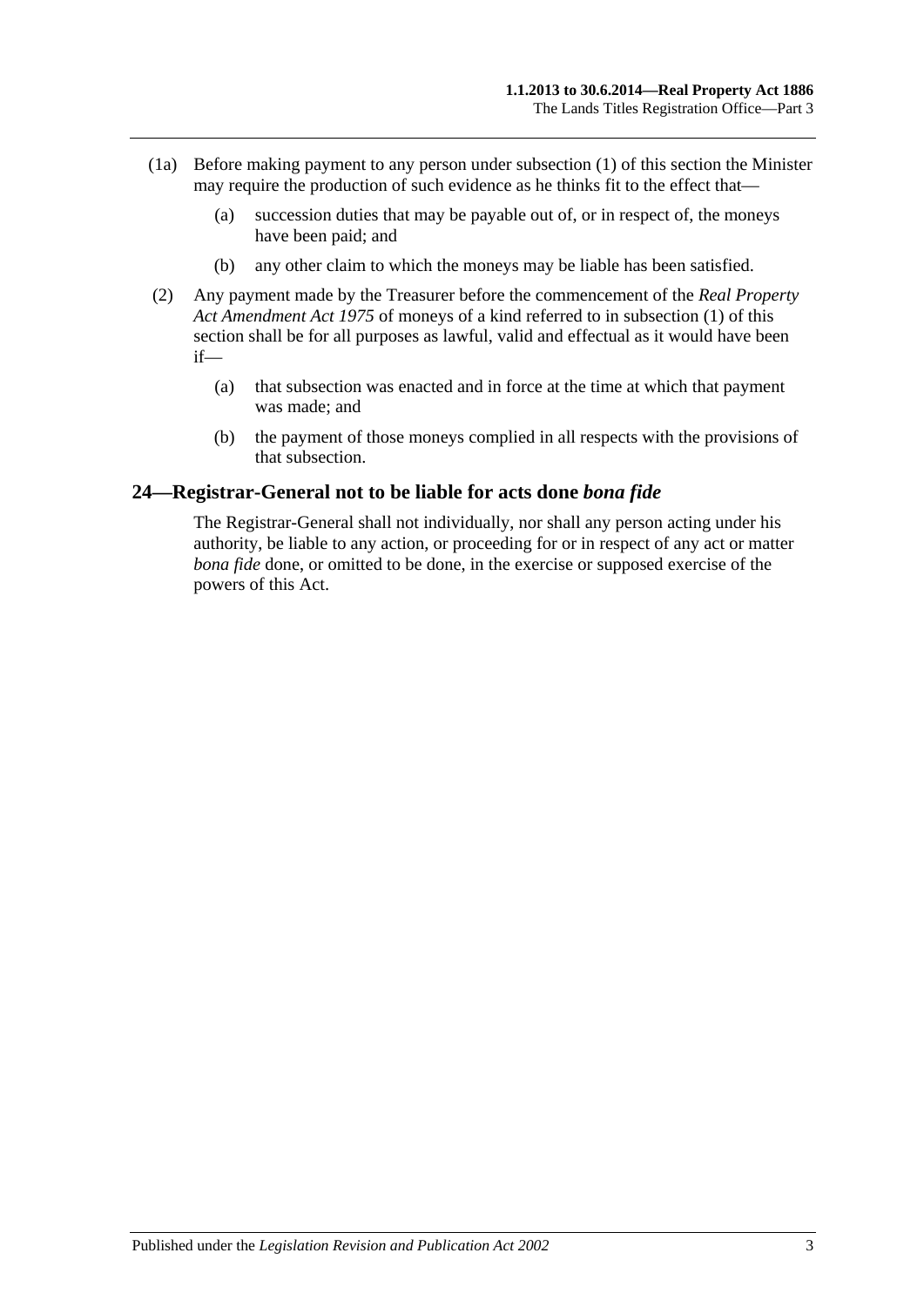(1a) Before making payment to any person under subsection (1) of this section the Minister may require the production of such evidence as he thinks fit to the effect that—

(a) succession duties that may be payable out of, or in respect of, the moneys have been paid; and

(b) any other claim to which the moneys may be liable has been satisfied.

(2) Any payment made by the Treasurer before the commencement of the *Real Property Act Amendment Act 1975* of moneys of a kind referred to in subsection (1) of this section shall be for all purposes as lawful, valid and effectual as it would have been if—

(a) that subsection was enacted and in force at the time at which that payment was made; and

(b) the payment of those moneys complied in all respects with the provisions of that subsection.

## 24—Registrar-General not to be liable for acts done *bona fide*

The Registrar-General shall not individually, nor shall any person acting under his authority, be liable to any action, or proceeding for or in respect of any act or matter *bona fide* done, or omitted to be done, in the exercise or supposed exercise of the powers of this Act.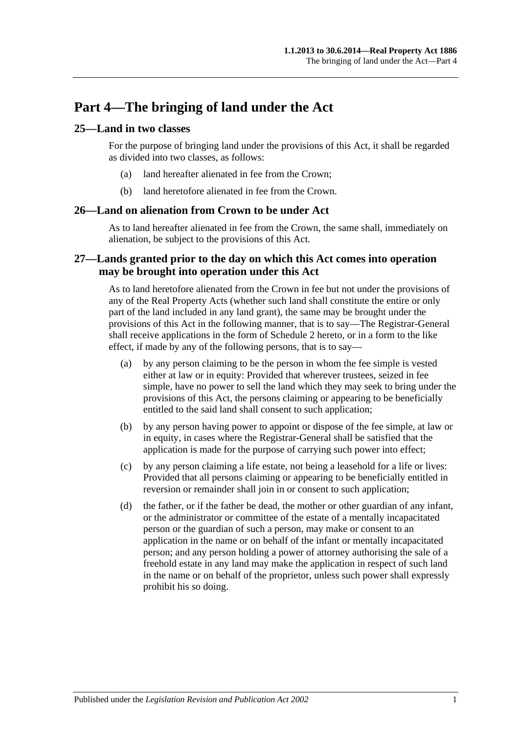# Part 4—The bringing of land under the Act

## 25—Land in two classes

For the purpose of bringing land under the provisions of this Act, it shall be regarded as divided into two classes, as follows:

(a) land hereafter alienated in fee from the Crown;

(b) land heretofore alienated in fee from the Crown.

## 26—Land on alienation from Crown to be under Act

As to land hereafter alienated in fee from the Crown, the same shall, immediately on alienation, be subject to the provisions of this Act.

## 27—Lands granted prior to the day on which this Act comes into operation may be brought into operation under this Act

As to land heretofore alienated from the Crown in fee but not under the provisions of any of the Real Property Acts (whether such land shall constitute the entire or only part of the land included in any land grant), the same may be brought under the provisions of this Act in the following manner, that is to say—The Registrar-General shall receive applications in the form of Schedule 2 hereto, or in a form to the like effect, if made by any of the following persons, that is to say—

(a) by any person claiming to be the person in whom the fee simple is vested either at law or in equity: Provided that wherever trustees, seized in fee simple, have no power to sell the land which they may seek to bring under the provisions of this Act, the persons claiming or appearing to be beneficially entitled to the said land shall consent to such application;

(b) by any person having power to appoint or dispose of the fee simple, at law or in equity, in cases where the Registrar-General shall be satisfied that the application is made for the purpose of carrying such power into effect;

(c) by any person claiming a life estate, not being a leasehold for a life or lives: Provided that all persons claiming or appearing to be beneficially entitled in reversion or remainder shall join in or consent to such application;

(d) the father, or if the father be dead, the mother or other guardian of any infant, or the administrator or committee of the estate of a mentally incapacitated person or the guardian of such a person, may make or consent to an application in the name or on behalf of the infant or mentally incapacitated person; and any person holding a power of attorney authorising the sale of a freehold estate in any land may make the application in respect of such land in the name or on behalf of the proprietor, unless such power shall expressly prohibit his so doing.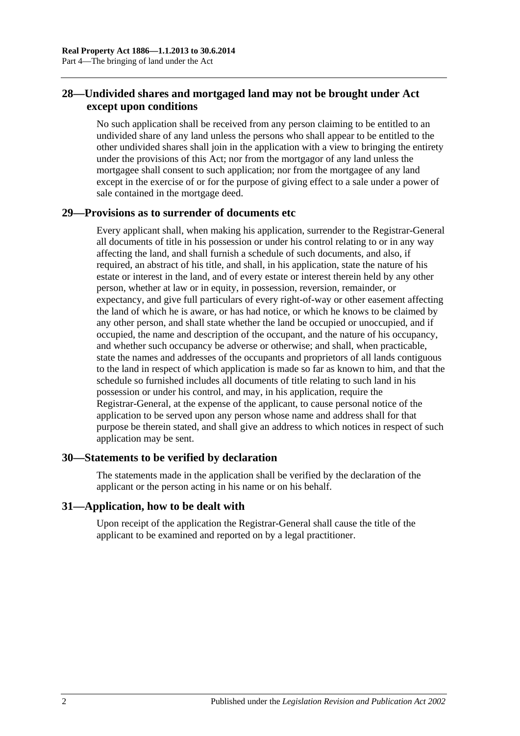## 28—Undivided shares and mortgaged land may not be brought under Act except upon conditions

No such application shall be received from any person claiming to be entitled to an undivided share of any land unless the persons who shall appear to be entitled to the other undivided shares shall join in the application with a view to bringing the entirety under the provisions of this Act; nor from the mortgagor of any land unless the mortgagee shall consent to such application; nor from the mortgagee of any land except in the exercise of or for the purpose of giving effect to a sale under a power of sale contained in the mortgage deed.

## 29—Provisions as to surrender of documents etc

Every applicant shall, when making his application, surrender to the Registrar-General all documents of title in his possession or under his control relating to or in any way affecting the land, and shall furnish a schedule of such documents, and also, if required, an abstract of his title, and shall, in his application, state the nature of his estate or interest in the land, and of every estate or interest therein held by any other person, whether at law or in equity, in possession, reversion, remainder, or expectancy, and give full particulars of every right-of-way or other easement affecting the land of which he is aware, or has had notice, or which he knows to be claimed by any other person, and shall state whether the land be occupied or unoccupied, and if occupied, the name and description of the occupant, and the nature of his occupancy, and whether such occupancy be adverse or otherwise; and shall, when practicable, state the names and addresses of the occupants and proprietors of all lands contiguous to the land in respect of which application is made so far as known to him, and that the schedule so furnished includes all documents of title relating to such land in his possession or under his control, and may, in his application, require the Registrar-General, at the expense of the applicant, to cause personal notice of the application to be served upon any person whose name and address shall for that purpose be therein stated, and shall give an address to which notices in respect of such application may be sent.

## 30—Statements to be verified by declaration

The statements made in the application shall be verified by the declaration of the applicant or the person acting in his name or on his behalf.

## 31—Application, how to be dealt with

Upon receipt of the application the Registrar-General shall cause the title of the applicant to be examined and reported on by a legal practitioner.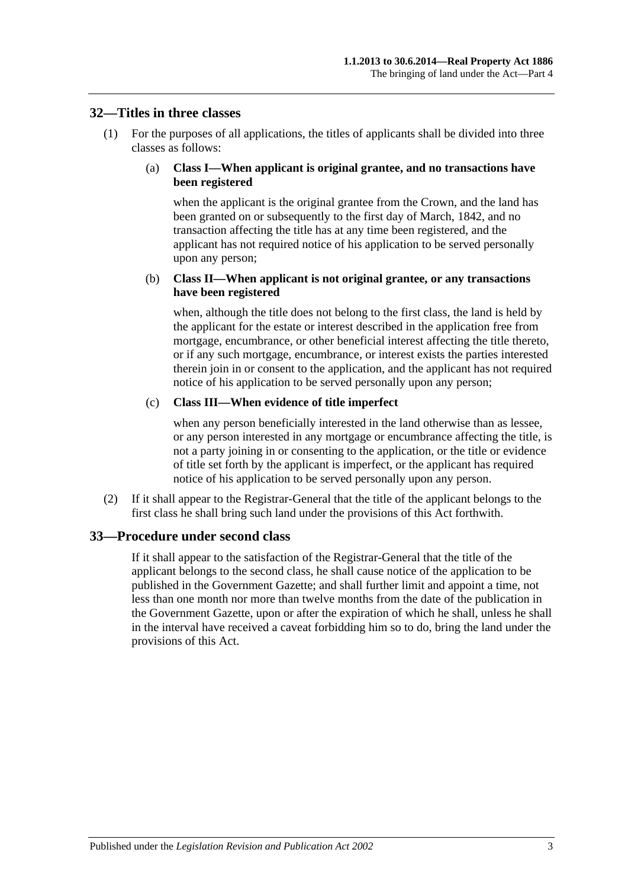## 32—Titles in three classes

(1) For the purposes of all applications, the titles of applicants shall be divided into three classes as follows:

(a) **Class I—When applicant is original grantee, and no transactions have been registered**

when the applicant is the original grantee from the Crown, and the land has been granted on or subsequently to the first day of March, 1842, and no transaction affecting the title has at any time been registered, and the applicant has not required notice of his application to be served personally upon any person;

(b) **Class II—When applicant is not original grantee, or any transactions have been registered**

when, although the title does not belong to the first class, the land is held by the applicant for the estate or interest described in the application free from mortgage, encumbrance, or other beneficial interest affecting the title thereto, or if any such mortgage, encumbrance, or interest exists the parties interested therein join in or consent to the application, and the applicant has not required notice of his application to be served personally upon any person;

(c) **Class III—When evidence of title imperfect**

when any person beneficially interested in the land otherwise than as lessee, or any person interested in any mortgage or encumbrance affecting the title, is not a party joining in or consenting to the application, or the title or evidence of title set forth by the applicant is imperfect, or the applicant has required notice of his application to be served personally upon any person.

(2) If it shall appear to the Registrar-General that the title of the applicant belongs to the first class he shall bring such land under the provisions of this Act forthwith.

## 33—Procedure under second class

If it shall appear to the satisfaction of the Registrar-General that the title of the applicant belongs to the second class, he shall cause notice of the application to be published in the Government Gazette; and shall further limit and appoint a time, not less than one month nor more than twelve months from the date of the publication in the Government Gazette, upon or after the expiration of which he shall, unless he shall in the interval have received a caveat forbidding him so to do, bring the land under the provisions of this Act.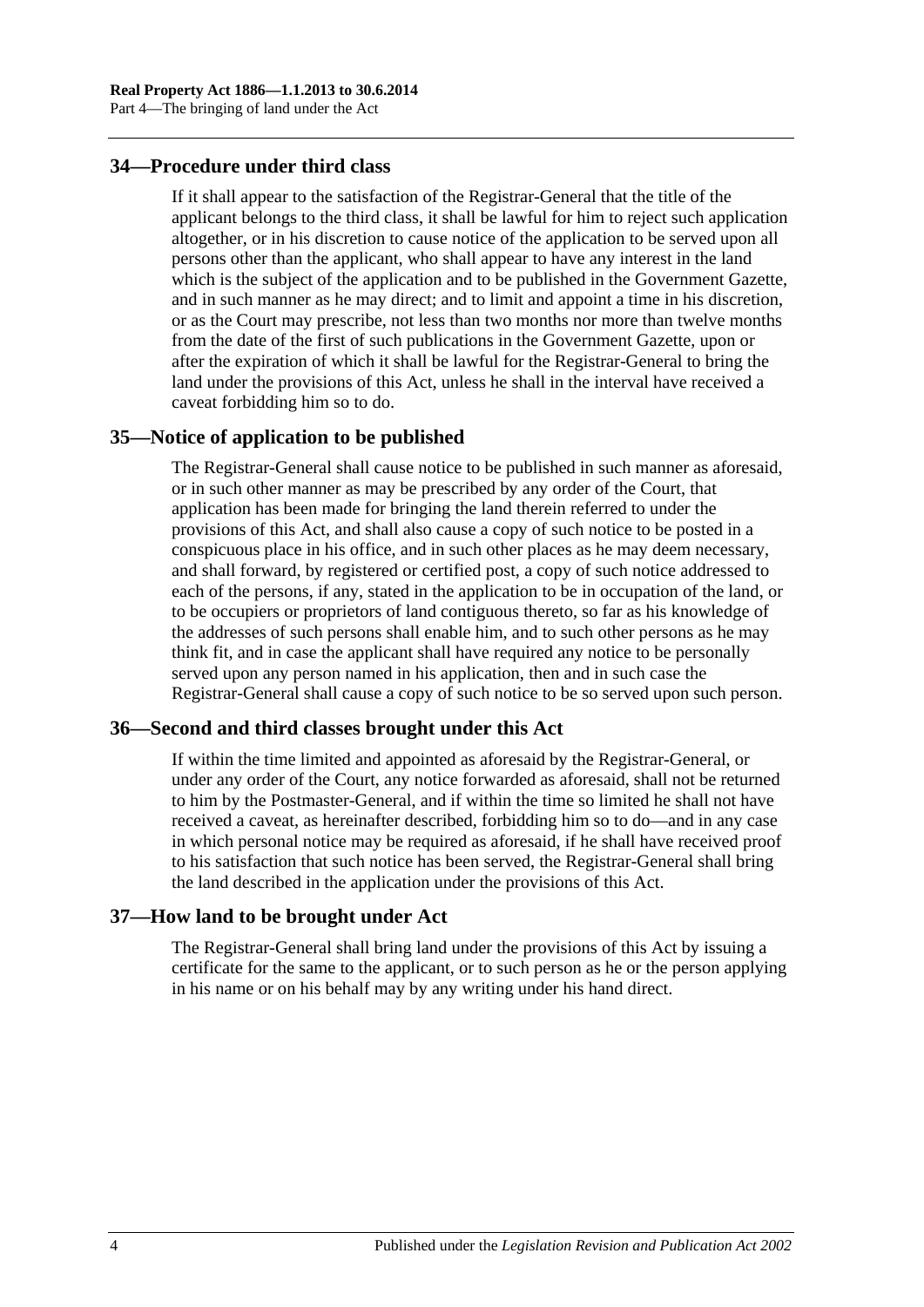## 34—Procedure under third class

If it shall appear to the satisfaction of the Registrar-General that the title of the applicant belongs to the third class, it shall be lawful for him to reject such application altogether, or in his discretion to cause notice of the application to be served upon all persons other than the applicant, who shall appear to have any interest in the land which is the subject of the application and to be published in the Government Gazette, and in such manner as he may direct; and to limit and appoint a time in his discretion, or as the Court may prescribe, not less than two months nor more than twelve months from the date of the first of such publications in the Government Gazette, upon or after the expiration of which it shall be lawful for the Registrar-General to bring the land under the provisions of this Act, unless he shall in the interval have received a caveat forbidding him so to do.

## 35—Notice of application to be published

The Registrar-General shall cause notice to be published in such manner as aforesaid, or in such other manner as may be prescribed by any order of the Court, that application has been made for bringing the land therein referred to under the provisions of this Act, and shall also cause a copy of such notice to be posted in a conspicuous place in his office, and in such other places as he may deem necessary, and shall forward, by registered or certified post, a copy of such notice addressed to each of the persons, if any, stated in the application to be in occupation of the land, or to be occupiers or proprietors of land contiguous thereto, so far as his knowledge of the addresses of such persons shall enable him, and to such other persons as he may think fit, and in case the applicant shall have required any notice to be personally served upon any person named in his application, then and in such case the Registrar-General shall cause a copy of such notice to be so served upon such person.

## 36—Second and third classes brought under this Act

If within the time limited and appointed as aforesaid by the Registrar-General, or under any order of the Court, any notice forwarded as aforesaid, shall not be returned to him by the Postmaster-General, and if within the time so limited he shall not have received a caveat, as hereinafter described, forbidding him so to do—and in any case in which personal notice may be required as aforesaid, if he shall have received proof to his satisfaction that such notice has been served, the Registrar-General shall bring the land described in the application under the provisions of this Act.

## 37—How land to be brought under Act

The Registrar-General shall bring land under the provisions of this Act by issuing a certificate for the same to the applicant, or to such person as he or the person applying in his name or on his behalf may by any writing under his hand direct.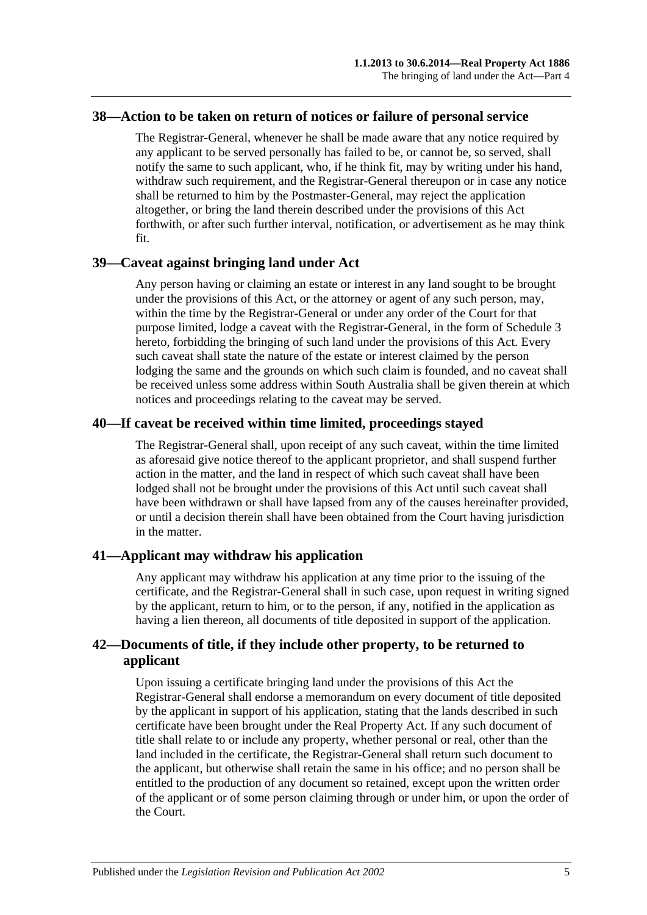## 38—Action to be taken on return of notices or failure of personal service

The Registrar-General, whenever he shall be made aware that any notice required by any applicant to be served personally has failed to be, or cannot be, so served, shall notify the same to such applicant, who, if he think fit, may by writing under his hand, withdraw such requirement, and the Registrar-General thereupon or in case any notice shall be returned to him by the Postmaster-General, may reject the application altogether, or bring the land therein described under the provisions of this Act forthwith, or after such further interval, notification, or advertisement as he may think fit.

## 39—Caveat against bringing land under Act

Any person having or claiming an estate or interest in any land sought to be brought under the provisions of this Act, or the attorney or agent of any such person, may, within the time by the Registrar-General or under any order of the Court for that purpose limited, lodge a caveat with the Registrar-General, in the form of Schedule 3 hereto, forbidding the bringing of such land under the provisions of this Act. Every such caveat shall state the nature of the estate or interest claimed by the person lodging the same and the grounds on which such claim is founded, and no caveat shall be received unless some address within South Australia shall be given therein at which notices and proceedings relating to the caveat may be served.

## 40—If caveat be received within time limited, proceedings stayed

The Registrar-General shall, upon receipt of any such caveat, within the time limited as aforesaid give notice thereof to the applicant proprietor, and shall suspend further action in the matter, and the land in respect of which such caveat shall have been lodged shall not be brought under the provisions of this Act until such caveat shall have been withdrawn or shall have lapsed from any of the causes hereinafter provided, or until a decision therein shall have been obtained from the Court having jurisdiction in the matter.

## 41—Applicant may withdraw his application

Any applicant may withdraw his application at any time prior to the issuing of the certificate, and the Registrar-General shall in such case, upon request in writing signed by the applicant, return to him, or to the person, if any, notified in the application as having a lien thereon, all documents of title deposited in support of the application.

## 42—Documents of title, if they include other property, to be returned to applicant

Upon issuing a certificate bringing land under the provisions of this Act the Registrar-General shall endorse a memorandum on every document of title deposited by the applicant in support of his application, stating that the lands described in such certificate have been brought under the Real Property Act. If any such document of title shall relate to or include any property, whether personal or real, other than the land included in the certificate, the Registrar-General shall return such document to the applicant, but otherwise shall retain the same in his office; and no person shall be entitled to the production of any document so retained, except upon the written order of the applicant or of some person claiming through or under him, or upon the order of the Court.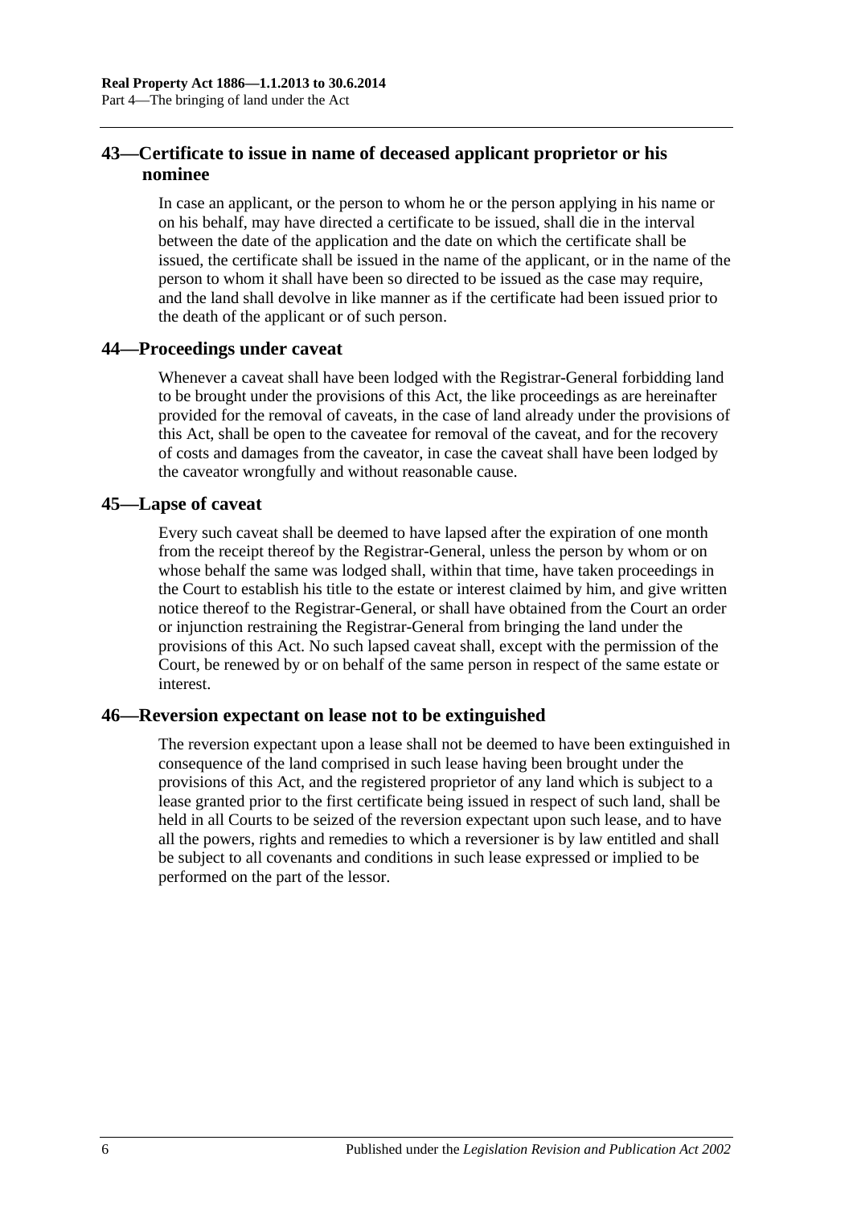## 43—Certificate to issue in name of deceased applicant proprietor or his nominee

In case an applicant, or the person to whom he or the person applying in his name or on his behalf, may have directed a certificate to be issued, shall die in the interval between the date of the application and the date on which the certificate shall be issued, the certificate shall be issued in the name of the applicant, or in the name of the person to whom it shall have been so directed to be issued as the case may require, and the land shall devolve in like manner as if the certificate had been issued prior to the death of the applicant or of such person.

## 44—Proceedings under caveat

Whenever a caveat shall have been lodged with the Registrar-General forbidding land to be brought under the provisions of this Act, the like proceedings as are hereinafter provided for the removal of caveats, in the case of land already under the provisions of this Act, shall be open to the caveatee for removal of the caveat, and for the recovery of costs and damages from the caveator, in case the caveat shall have been lodged by the caveator wrongfully and without reasonable cause.

## 45—Lapse of caveat

Every such caveat shall be deemed to have lapsed after the expiration of one month from the receipt thereof by the Registrar-General, unless the person by whom or on whose behalf the same was lodged shall, within that time, have taken proceedings in the Court to establish his title to the estate or interest claimed by him, and give written notice thereof to the Registrar-General, or shall have obtained from the Court an order or injunction restraining the Registrar-General from bringing the land under the provisions of this Act. No such lapsed caveat shall, except with the permission of the Court, be renewed by or on behalf of the same person in respect of the same estate or interest.

## 46—Reversion expectant on lease not to be extinguished

The reversion expectant upon a lease shall not be deemed to have been extinguished in consequence of the land comprised in such lease having been brought under the provisions of this Act, and the registered proprietor of any land which is subject to a lease granted prior to the first certificate being issued in respect of such land, shall be held in all Courts to be seized of the reversion expectant upon such lease, and to have all the powers, rights and remedies to which a reversioner is by law entitled and shall be subject to all covenants and conditions in such lease expressed or implied to be performed on the part of the lessor.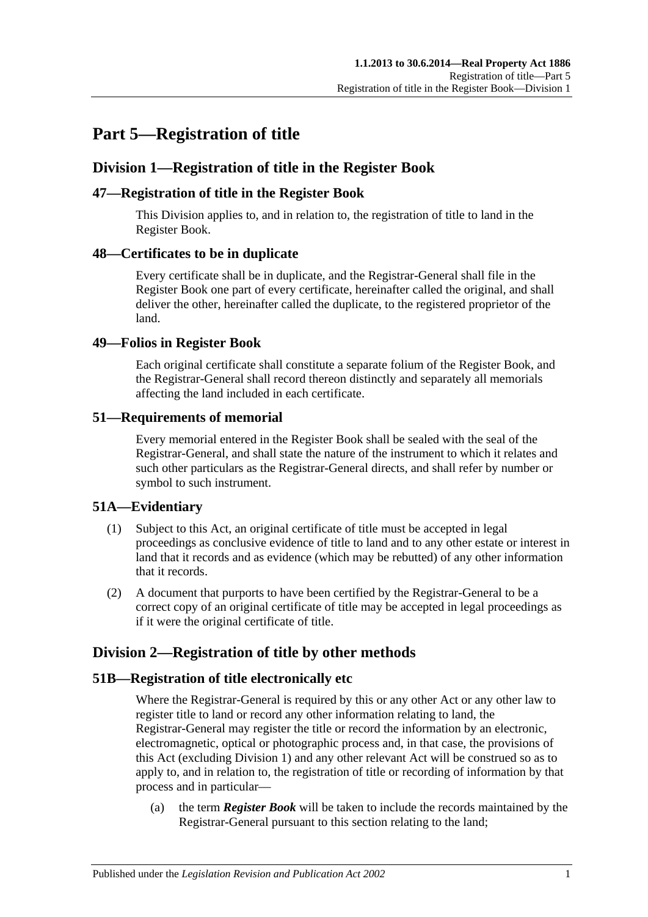# Part 5—Registration of title

## Division 1—Registration of title in the Register Book

### 47—Registration of title in the Register Book

This Division applies to, and in relation to, the registration of title to land in the Register Book.

### 48—Certificates to be in duplicate

Every certificate shall be in duplicate, and the Registrar-General shall file in the Register Book one part of every certificate, hereinafter called the original, and shall deliver the other, hereinafter called the duplicate, to the registered proprietor of the land.

### 49—Folios in Register Book

Each original certificate shall constitute a separate folium of the Register Book, and the Registrar-General shall record thereon distinctly and separately all memorials affecting the land included in each certificate.

### 51—Requirements of memorial

Every memorial entered in the Register Book shall be sealed with the seal of the Registrar-General, and shall state the nature of the instrument to which it relates and such other particulars as the Registrar-General directs, and shall refer by number or symbol to such instrument.

### 51A—Evidentiary

(1) Subject to this Act, an original certificate of title must be accepted in legal proceedings as conclusive evidence of title to land and to any other estate or interest in land that it records and as evidence (which may be rebutted) of any other information that it records.

(2) A document that purports to have been certified by the Registrar-General to be a correct copy of an original certificate of title may be accepted in legal proceedings as if it were the original certificate of title.

## Division 2—Registration of title by other methods

### 51B—Registration of title electronically etc

Where the Registrar-General is required by this or any other Act or any other law to register title to land or record any other information relating to land, the Registrar-General may register the title or record the information by an electronic, electromagnetic, optical or photographic process and, in that case, the provisions of this Act (excluding Division 1) and any other relevant Act will be construed so as to apply to, and in relation to, the registration of title or recording of information by that process and in particular—

(a) the term ***Register Book*** will be taken to include the records maintained by the Registrar-General pursuant to this section relating to the land;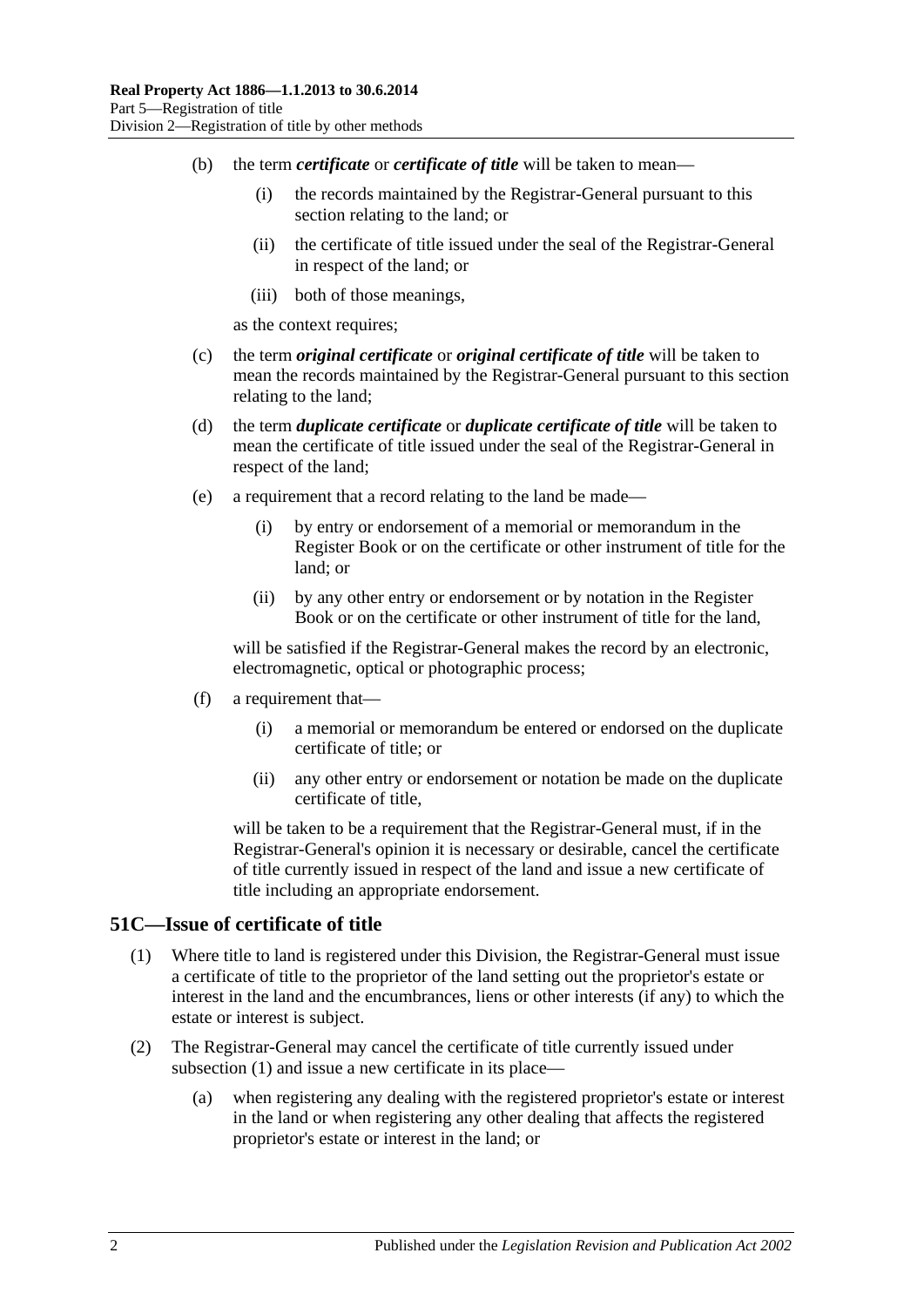(b) the term ***certificate*** or ***certificate of title*** will be taken to mean—

(i) the records maintained by the Registrar-General pursuant to this section relating to the land; or

(ii) the certificate of title issued under the seal of the Registrar-General in respect of the land; or

(iii) both of those meanings,

as the context requires;

(c) the term ***original certificate*** or ***original certificate of title*** will be taken to mean the records maintained by the Registrar-General pursuant to this section relating to the land;

(d) the term ***duplicate certificate*** or ***duplicate certificate of title*** will be taken to mean the certificate of title issued under the seal of the Registrar-General in respect of the land;

(e) a requirement that a record relating to the land be made—

(i) by entry or endorsement of a memorial or memorandum in the Register Book or on the certificate or other instrument of title for the land; or

(ii) by any other entry or endorsement or by notation in the Register Book or on the certificate or other instrument of title for the land,

will be satisfied if the Registrar-General makes the record by an electronic, electromagnetic, optical or photographic process;

(f) a requirement that—

(i) a memorial or memorandum be entered or endorsed on the duplicate certificate of title; or

(ii) any other entry or endorsement or notation be made on the duplicate certificate of title,

will be taken to be a requirement that the Registrar-General must, if in the Registrar-General's opinion it is necessary or desirable, cancel the certificate of title currently issued in respect of the land and issue a new certificate of title including an appropriate endorsement.

## 51C—Issue of certificate of title

(1) Where title to land is registered under this Division, the Registrar-General must issue a certificate of title to the proprietor of the land setting out the proprietor's estate or interest in the land and the encumbrances, liens or other interests (if any) to which the estate or interest is subject.

(2) The Registrar-General may cancel the certificate of title currently issued under subsection (1) and issue a new certificate in its place—

(a) when registering any dealing with the registered proprietor's estate or interest in the land or when registering any other dealing that affects the registered proprietor's estate or interest in the land; or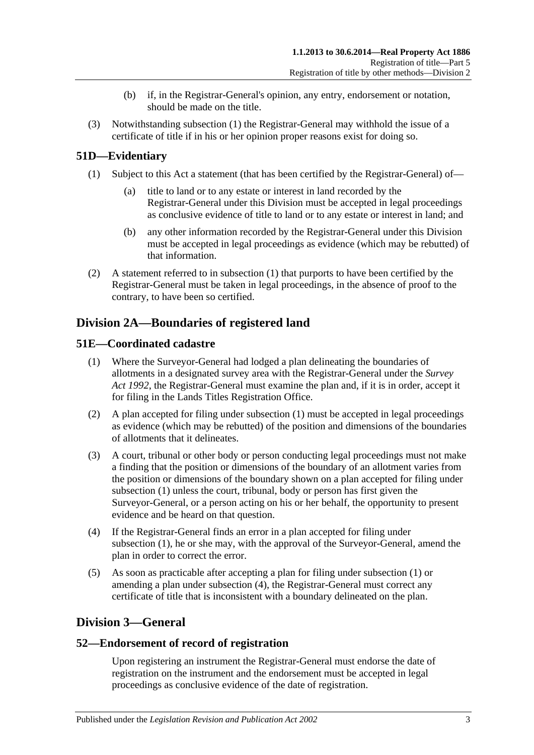(b) if, in the Registrar-General's opinion, any entry, endorsement or notation, should be made on the title.

(3) Notwithstanding subsection (1) the Registrar-General may withhold the issue of a certificate of title if in his or her opinion proper reasons exist for doing so.

## 51D—Evidentiary

(1) Subject to this Act a statement (that has been certified by the Registrar-General) of—

(a) title to land or to any estate or interest in land recorded by the Registrar-General under this Division must be accepted in legal proceedings as conclusive evidence of title to land or to any estate or interest in land; and

(b) any other information recorded by the Registrar-General under this Division must be accepted in legal proceedings as evidence (which may be rebutted) of that information.

(2) A statement referred to in subsection (1) that purports to have been certified by the Registrar-General must be taken in legal proceedings, in the absence of proof to the contrary, to have been so certified.

# Division 2A—Boundaries of registered land

## 51E—Coordinated cadastre

(1) Where the Surveyor-General had lodged a plan delineating the boundaries of allotments in a designated survey area with the Registrar-General under the *Survey Act 1992*, the Registrar-General must examine the plan and, if it is in order, accept it for filing in the Lands Titles Registration Office.

(2) A plan accepted for filing under subsection (1) must be accepted in legal proceedings as evidence (which may be rebutted) of the position and dimensions of the boundaries of allotments that it delineates.

(3) A court, tribunal or other body or person conducting legal proceedings must not make a finding that the position or dimensions of the boundary of an allotment varies from the position or dimensions of the boundary shown on a plan accepted for filing under subsection (1) unless the court, tribunal, body or person has first given the Surveyor-General, or a person acting on his or her behalf, the opportunity to present evidence and be heard on that question.

(4) If the Registrar-General finds an error in a plan accepted for filing under subsection (1), he or she may, with the approval of the Surveyor-General, amend the plan in order to correct the error.

(5) As soon as practicable after accepting a plan for filing under subsection (1) or amending a plan under subsection (4), the Registrar-General must correct any certificate of title that is inconsistent with a boundary delineated on the plan.

# Division 3—General

## 52—Endorsement of record of registration

Upon registering an instrument the Registrar-General must endorse the date of registration on the instrument and the endorsement must be accepted in legal proceedings as conclusive evidence of the date of registration.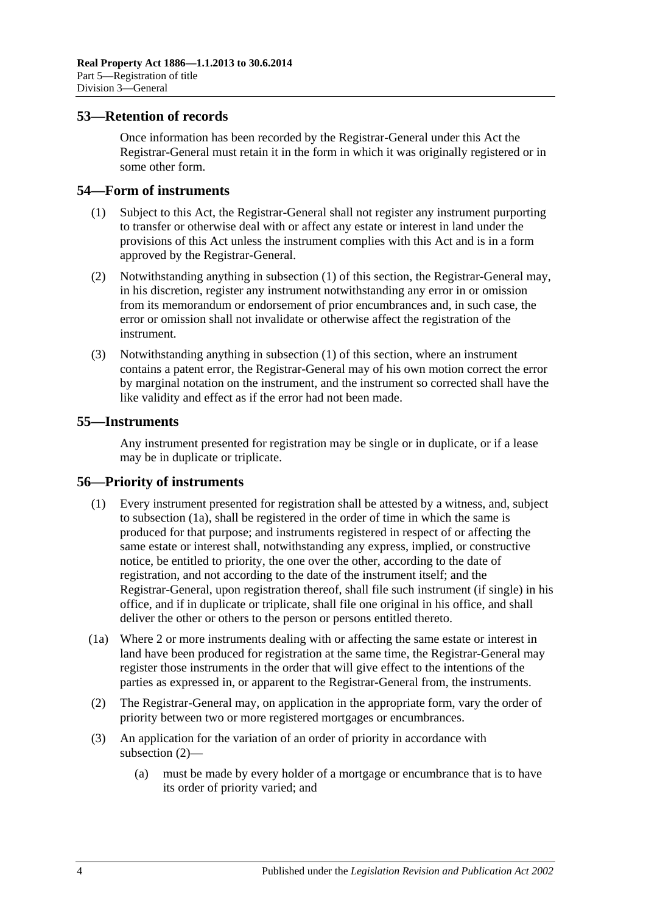## 53—Retention of records

Once information has been recorded by the Registrar-General under this Act the Registrar-General must retain it in the form in which it was originally registered or in some other form.

## 54—Form of instruments

(1) Subject to this Act, the Registrar-General shall not register any instrument purporting to transfer or otherwise deal with or affect any estate or interest in land under the provisions of this Act unless the instrument complies with this Act and is in a form approved by the Registrar-General.

(2) Notwithstanding anything in subsection (1) of this section, the Registrar-General may, in his discretion, register any instrument notwithstanding any error in or omission from its memorandum or endorsement of prior encumbrances and, in such case, the error or omission shall not invalidate or otherwise affect the registration of the instrument.

(3) Notwithstanding anything in subsection (1) of this section, where an instrument contains a patent error, the Registrar-General may of his own motion correct the error by marginal notation on the instrument, and the instrument so corrected shall have the like validity and effect as if the error had not been made.

## 55—Instruments

Any instrument presented for registration may be single or in duplicate, or if a lease may be in duplicate or triplicate.

## 56—Priority of instruments

(1) Every instrument presented for registration shall be attested by a witness, and, subject to subsection (1a), shall be registered in the order of time in which the same is produced for that purpose; and instruments registered in respect of or affecting the same estate or interest shall, notwithstanding any express, implied, or constructive notice, be entitled to priority, the one over the other, according to the date of registration, and not according to the date of the instrument itself; and the Registrar-General, upon registration thereof, shall file such instrument (if single) in his office, and if in duplicate or triplicate, shall file one original in his office, and shall deliver the other or others to the person or persons entitled thereto.

(1a) Where 2 or more instruments dealing with or affecting the same estate or interest in land have been produced for registration at the same time, the Registrar-General may register those instruments in the order that will give effect to the intentions of the parties as expressed in, or apparent to the Registrar-General from, the instruments.

(2) The Registrar-General may, on application in the appropriate form, vary the order of priority between two or more registered mortgages or encumbrances.

(3) An application for the variation of an order of priority in accordance with subsection (2)—

(a) must be made by every holder of a mortgage or encumbrance that is to have its order of priority varied; and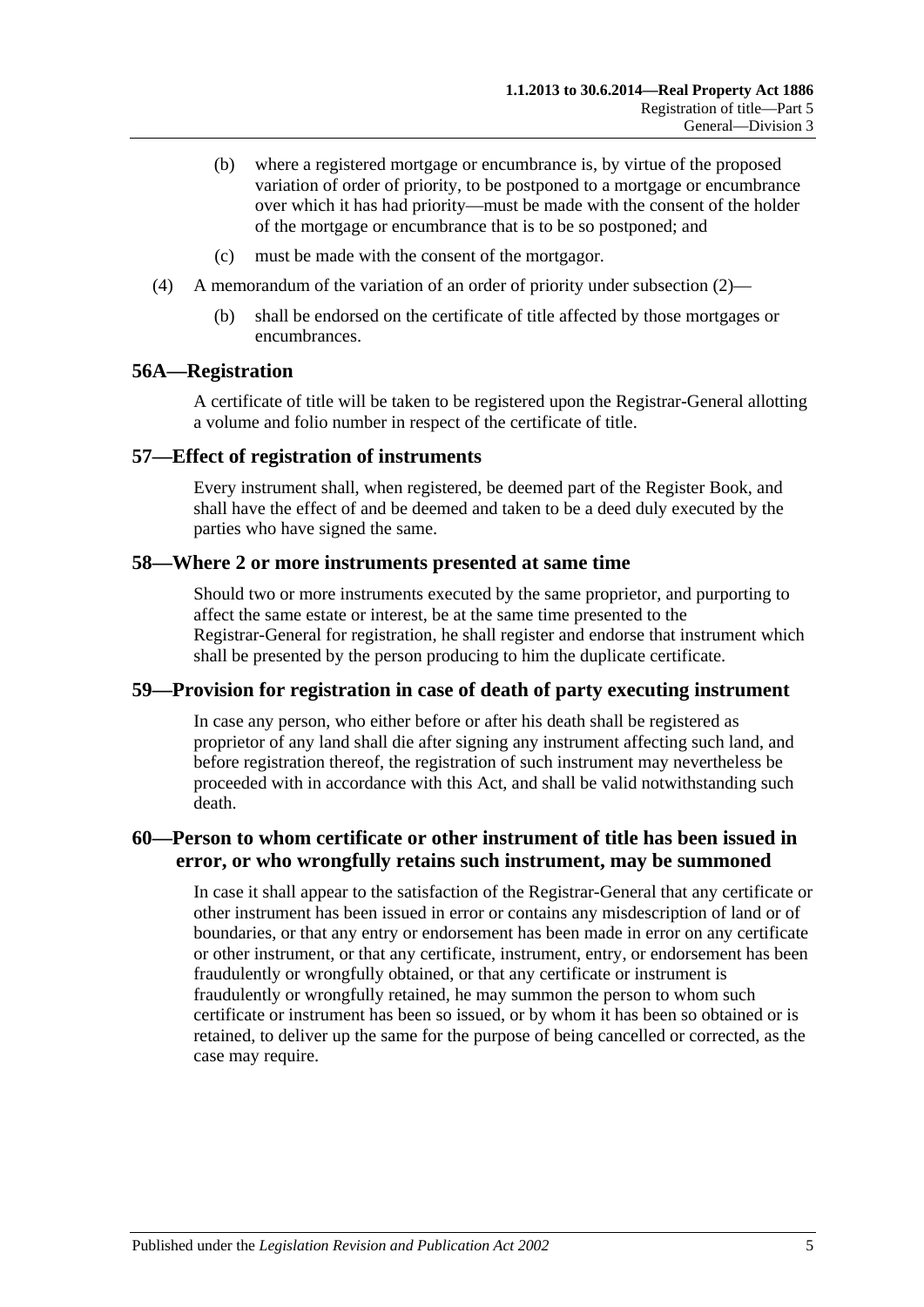(b) where a registered mortgage or encumbrance is, by virtue of the proposed variation of order of priority, to be postponed to a mortgage or encumbrance over which it has had priority—must be made with the consent of the holder of the mortgage or encumbrance that is to be so postponed; and

(c) must be made with the consent of the mortgagor.

(4) A memorandum of the variation of an order of priority under subsection (2)—

(b) shall be endorsed on the certificate of title affected by those mortgages or encumbrances.

## 56A—Registration

A certificate of title will be taken to be registered upon the Registrar-General allotting a volume and folio number in respect of the certificate of title.

## 57—Effect of registration of instruments

Every instrument shall, when registered, be deemed part of the Register Book, and shall have the effect of and be deemed and taken to be a deed duly executed by the parties who have signed the same.

## 58—Where 2 or more instruments presented at same time

Should two or more instruments executed by the same proprietor, and purporting to affect the same estate or interest, be at the same time presented to the Registrar-General for registration, he shall register and endorse that instrument which shall be presented by the person producing to him the duplicate certificate.

## 59—Provision for registration in case of death of party executing instrument

In case any person, who either before or after his death shall be registered as proprietor of any land shall die after signing any instrument affecting such land, and before registration thereof, the registration of such instrument may nevertheless be proceeded with in accordance with this Act, and shall be valid notwithstanding such death.

## 60—Person to whom certificate or other instrument of title has been issued in error, or who wrongfully retains such instrument, may be summoned

In case it shall appear to the satisfaction of the Registrar-General that any certificate or other instrument has been issued in error or contains any misdescription of land or of boundaries, or that any entry or endorsement has been made in error on any certificate or other instrument, or that any certificate, instrument, entry, or endorsement has been fraudulently or wrongfully obtained, or that any certificate or instrument is fraudulently or wrongfully retained, he may summon the person to whom such certificate or instrument has been so issued, or by whom it has been so obtained or is retained, to deliver up the same for the purpose of being cancelled or corrected, as the case may require.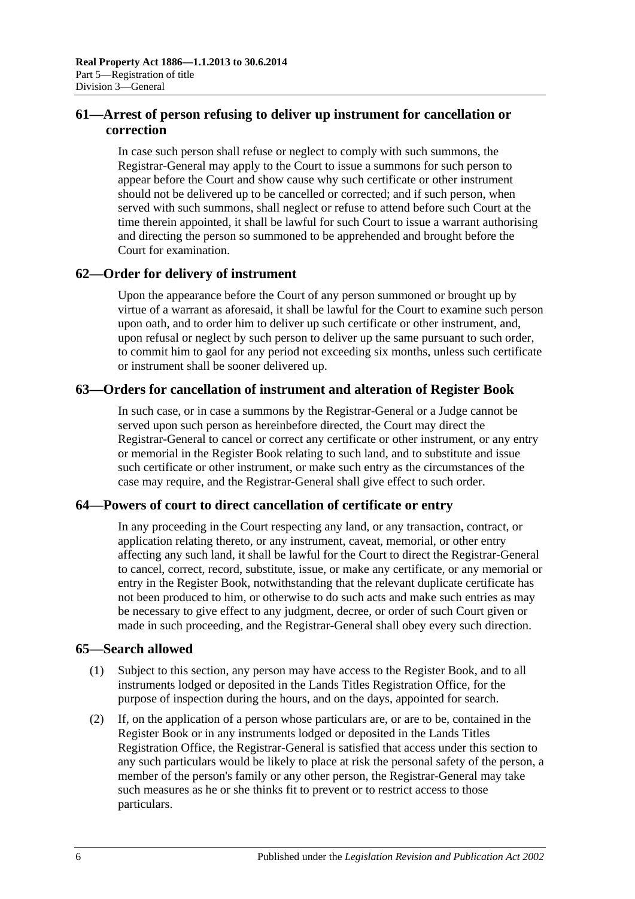## 61—Arrest of person refusing to deliver up instrument for cancellation or correction

In case such person shall refuse or neglect to comply with such summons, the Registrar-General may apply to the Court to issue a summons for such person to appear before the Court and show cause why such certificate or other instrument should not be delivered up to be cancelled or corrected; and if such person, when served with such summons, shall neglect or refuse to attend before such Court at the time therein appointed, it shall be lawful for such Court to issue a warrant authorising and directing the person so summoned to be apprehended and brought before the Court for examination.

## 62—Order for delivery of instrument

Upon the appearance before the Court of any person summoned or brought up by virtue of a warrant as aforesaid, it shall be lawful for the Court to examine such person upon oath, and to order him to deliver up such certificate or other instrument, and, upon refusal or neglect by such person to deliver up the same pursuant to such order, to commit him to gaol for any period not exceeding six months, unless such certificate or instrument shall be sooner delivered up.

## 63—Orders for cancellation of instrument and alteration of Register Book

In such case, or in case a summons by the Registrar-General or a Judge cannot be served upon such person as hereinbefore directed, the Court may direct the Registrar-General to cancel or correct any certificate or other instrument, or any entry or memorial in the Register Book relating to such land, and to substitute and issue such certificate or other instrument, or make such entry as the circumstances of the case may require, and the Registrar-General shall give effect to such order.

## 64—Powers of court to direct cancellation of certificate or entry

In any proceeding in the Court respecting any land, or any transaction, contract, or application relating thereto, or any instrument, caveat, memorial, or other entry affecting any such land, it shall be lawful for the Court to direct the Registrar-General to cancel, correct, record, substitute, issue, or make any certificate, or any memorial or entry in the Register Book, notwithstanding that the relevant duplicate certificate has not been produced to him, or otherwise to do such acts and make such entries as may be necessary to give effect to any judgment, decree, or order of such Court given or made in such proceeding, and the Registrar-General shall obey every such direction.

## 65—Search allowed

(1) Subject to this section, any person may have access to the Register Book, and to all instruments lodged or deposited in the Lands Titles Registration Office, for the purpose of inspection during the hours, and on the days, appointed for search.

(2) If, on the application of a person whose particulars are, or are to be, contained in the Register Book or in any instruments lodged or deposited in the Lands Titles Registration Office, the Registrar-General is satisfied that access under this section to any such particulars would be likely to place at risk the personal safety of the person, a member of the person's family or any other person, the Registrar-General may take such measures as he or she thinks fit to prevent or to restrict access to those particulars.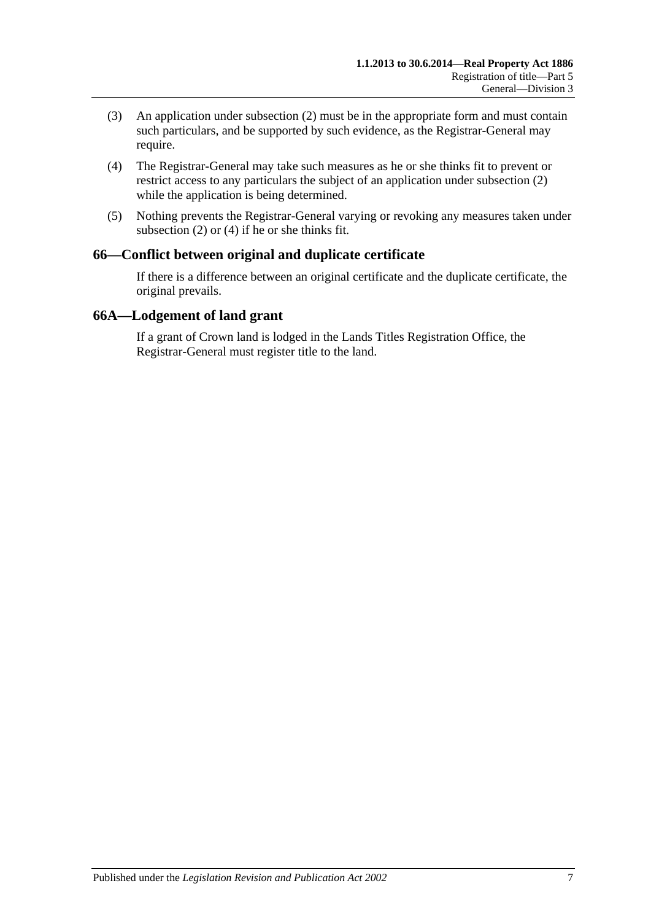(3) An application under subsection (2) must be in the appropriate form and must contain such particulars, and be supported by such evidence, as the Registrar-General may require.

(4) The Registrar-General may take such measures as he or she thinks fit to prevent or restrict access to any particulars the subject of an application under subsection (2) while the application is being determined.

(5) Nothing prevents the Registrar-General varying or revoking any measures taken under subsection (2) or (4) if he or she thinks fit.

## 66—Conflict between original and duplicate certificate

If there is a difference between an original certificate and the duplicate certificate, the original prevails.

## 66A—Lodgement of land grant

If a grant of Crown land is lodged in the Lands Titles Registration Office, the Registrar-General must register title to the land.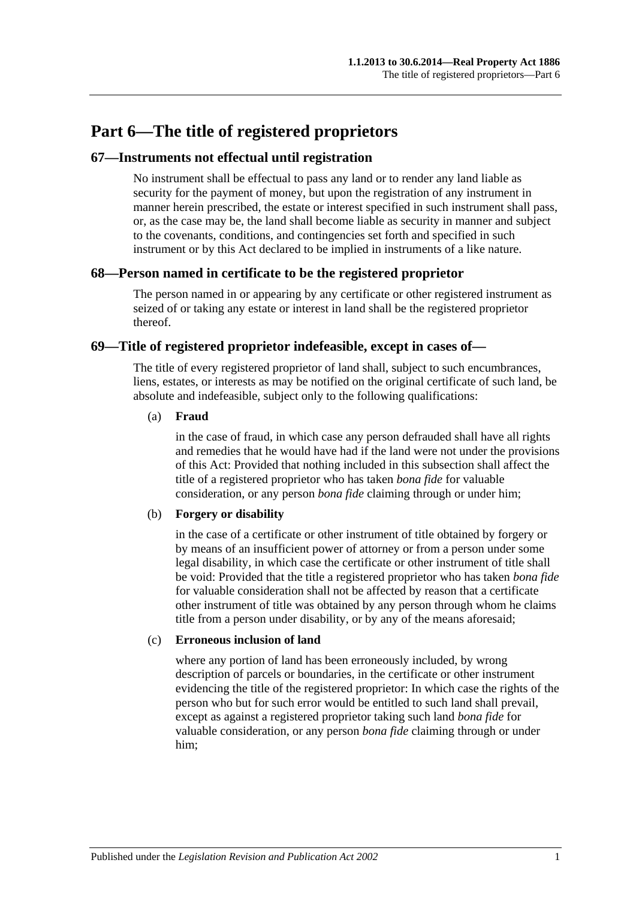# Part 6—The title of registered proprietors

## 67—Instruments not effectual until registration

No instrument shall be effectual to pass any land or to render any land liable as security for the payment of money, but upon the registration of any instrument in manner herein prescribed, the estate or interest specified in such instrument shall pass, or, as the case may be, the land shall become liable as security in manner and subject to the covenants, conditions, and contingencies set forth and specified in such instrument or by this Act declared to be implied in instruments of a like nature.

## 68—Person named in certificate to be the registered proprietor

The person named in or appearing by any certificate or other registered instrument as seized of or taking any estate or interest in land shall be the registered proprietor thereof.

## 69—Title of registered proprietor indefeasible, except in cases of—

The title of every registered proprietor of land shall, subject to such encumbrances, liens, estates, or interests as may be notified on the original certificate of such land, be absolute and indefeasible, subject only to the following qualifications:

(a) **Fraud**

in the case of fraud, in which case any person defrauded shall have all rights and remedies that he would have had if the land were not under the provisions of this Act: Provided that nothing included in this subsection shall affect the title of a registered proprietor who has taken *bona fide* for valuable consideration, or any person *bona fide* claiming through or under him;

(b) **Forgery or disability**

in the case of a certificate or other instrument of title obtained by forgery or by means of an insufficient power of attorney or from a person under some legal disability, in which case the certificate or other instrument of title shall be void: Provided that the title a registered proprietor who has taken *bona fide* for valuable consideration shall not be affected by reason that a certificate other instrument of title was obtained by any person through whom he claims title from a person under disability, or by any of the means aforesaid;

(c) **Erroneous inclusion of land**

where any portion of land has been erroneously included, by wrong description of parcels or boundaries, in the certificate or other instrument evidencing the title of the registered proprietor: In which case the rights of the person who but for such error would be entitled to such land shall prevail, except as against a registered proprietor taking such land *bona fide* for valuable consideration, or any person *bona fide* claiming through or under him;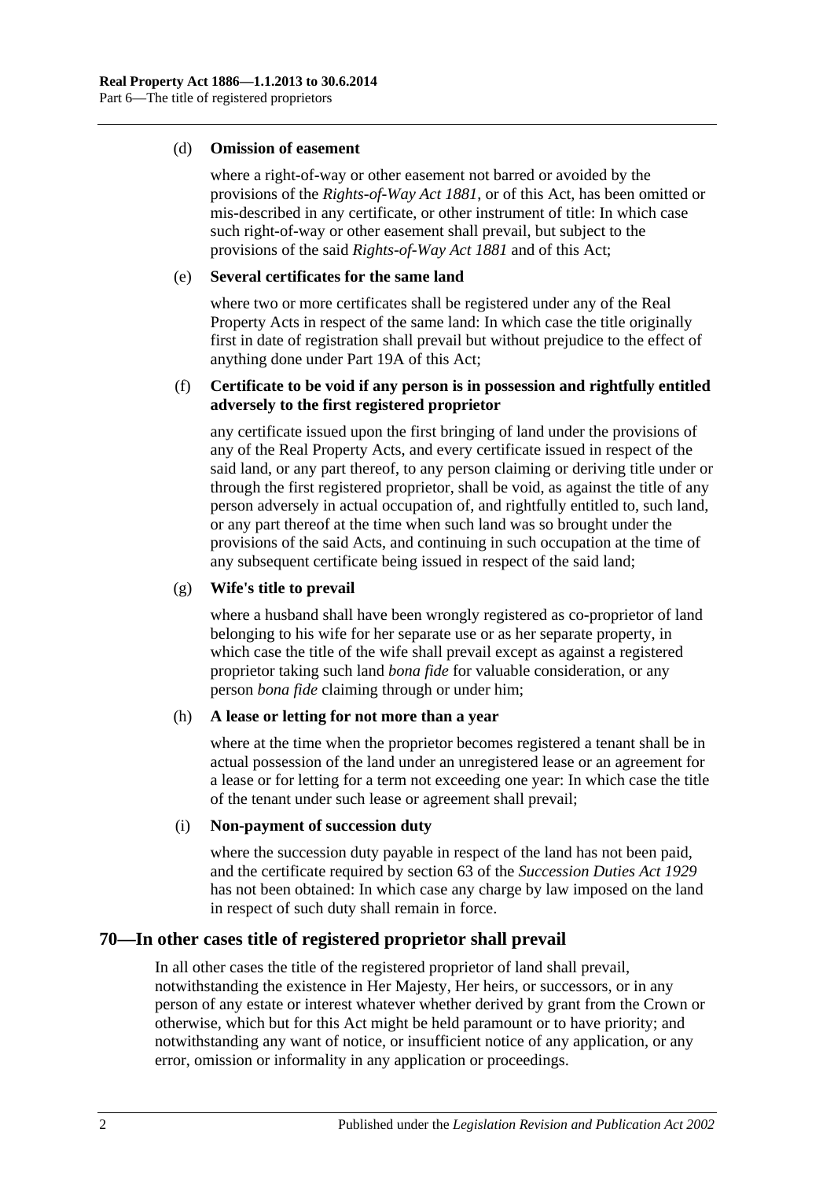(d) **Omission of easement**

where a right-of-way or other easement not barred or avoided by the provisions of the *Rights-of-Way Act 1881*, or of this Act, has been omitted or mis-described in any certificate, or other instrument of title: In which case such right-of-way or other easement shall prevail, but subject to the provisions of the said *Rights-of-Way Act 1881* and of this Act;

(e) **Several certificates for the same land**

where two or more certificates shall be registered under any of the Real Property Acts in respect of the same land: In which case the title originally first in date of registration shall prevail but without prejudice to the effect of anything done under Part 19A of this Act;

(f) **Certificate to be void if any person is in possession and rightfully entitled adversely to the first registered proprietor**

any certificate issued upon the first bringing of land under the provisions of any of the Real Property Acts, and every certificate issued in respect of the said land, or any part thereof, to any person claiming or deriving title under or through the first registered proprietor, shall be void, as against the title of any person adversely in actual occupation of, and rightfully entitled to, such land, or any part thereof at the time when such land was so brought under the provisions of the said Acts, and continuing in such occupation at the time of any subsequent certificate being issued in respect of the said land;

(g) **Wife's title to prevail**

where a husband shall have been wrongly registered as co-proprietor of land belonging to his wife for her separate use or as her separate property, in which case the title of the wife shall prevail except as against a registered proprietor taking such land *bona fide* for valuable consideration, or any person *bona fide* claiming through or under him;

(h) **A lease or letting for not more than a year**

where at the time when the proprietor becomes registered a tenant shall be in actual possession of the land under an unregistered lease or an agreement for a lease or for letting for a term not exceeding one year: In which case the title of the tenant under such lease or agreement shall prevail;

(i) **Non-payment of succession duty**

where the succession duty payable in respect of the land has not been paid, and the certificate required by section 63 of the *Succession Duties Act 1929* has not been obtained: In which case any charge by law imposed on the land in respect of such duty shall remain in force.

## 70—In other cases title of registered proprietor shall prevail

In all other cases the title of the registered proprietor of land shall prevail, notwithstanding the existence in Her Majesty, Her heirs, or successors, or in any person of any estate or interest whatever whether derived by grant from the Crown or otherwise, which but for this Act might be held paramount or to have priority; and notwithstanding any want of notice, or insufficient notice of any application, or any error, omission or informality in any application or proceedings.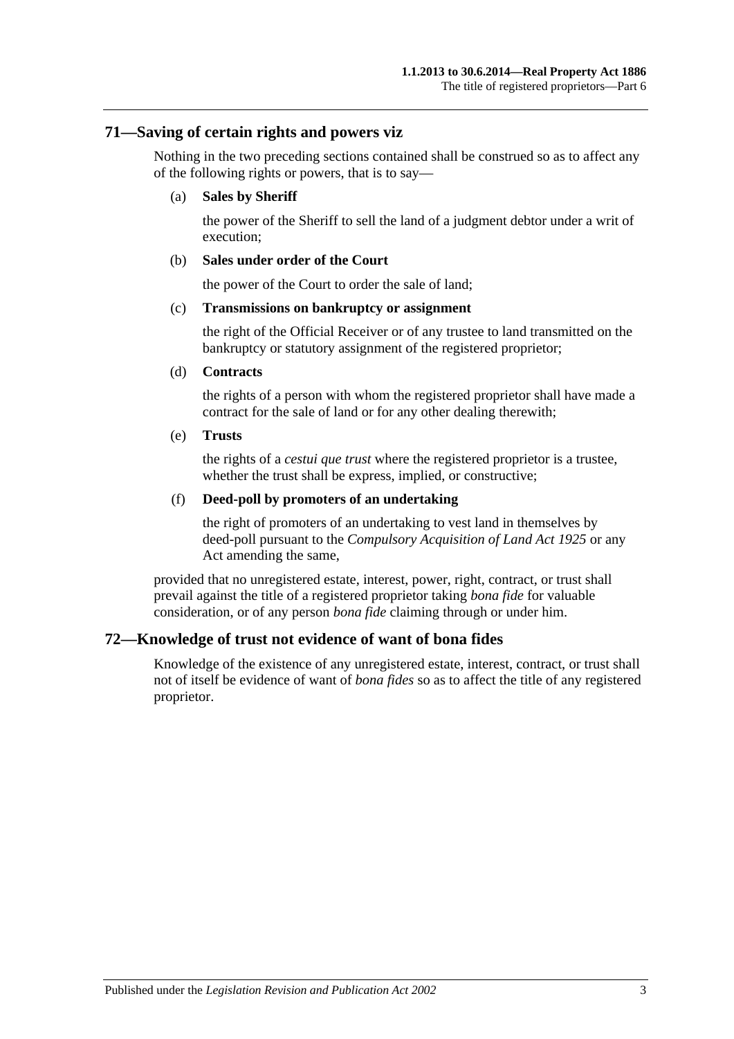## 71—Saving of certain rights and powers viz

Nothing in the two preceding sections contained shall be construed so as to affect any of the following rights or powers, that is to say—

(a) **Sales by Sheriff**

the power of the Sheriff to sell the land of a judgment debtor under a writ of execution;

(b) **Sales under order of the Court**

the power of the Court to order the sale of land;

(c) **Transmissions on bankruptcy or assignment**

the right of the Official Receiver or of any trustee to land transmitted on the bankruptcy or statutory assignment of the registered proprietor;

(d) **Contracts**

the rights of a person with whom the registered proprietor shall have made a contract for the sale of land or for any other dealing therewith;

(e) **Trusts**

the rights of a *cestui que trust* where the registered proprietor is a trustee, whether the trust shall be express, implied, or constructive;

(f) **Deed-poll by promoters of an undertaking**

the right of promoters of an undertaking to vest land in themselves by deed-poll pursuant to the *Compulsory Acquisition of Land Act 1925* or any Act amending the same,

provided that no unregistered estate, interest, power, right, contract, or trust shall prevail against the title of a registered proprietor taking *bona fide* for valuable consideration, or of any person *bona fide* claiming through or under him.

## 72—Knowledge of trust not evidence of want of bona fides

Knowledge of the existence of any unregistered estate, interest, contract, or trust shall not of itself be evidence of want of *bona fides* so as to affect the title of any registered proprietor.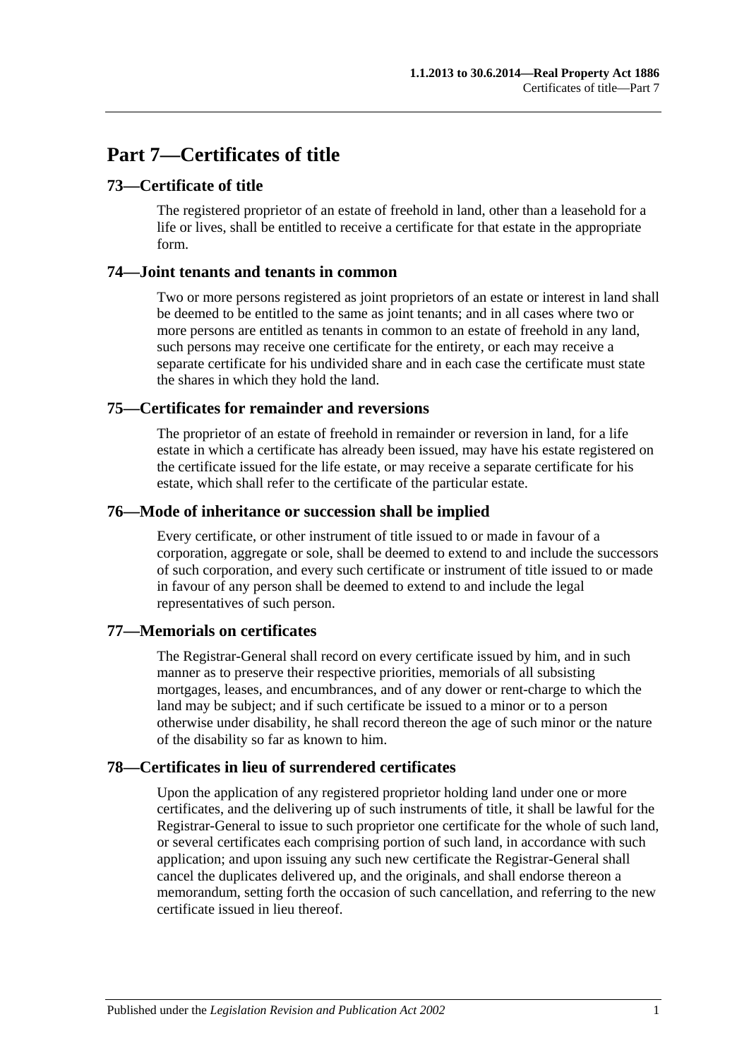# Part 7—Certificates of title

## 73—Certificate of title

The registered proprietor of an estate of freehold in land, other than a leasehold for a life or lives, shall be entitled to receive a certificate for that estate in the appropriate form.

## 74—Joint tenants and tenants in common

Two or more persons registered as joint proprietors of an estate or interest in land shall be deemed to be entitled to the same as joint tenants; and in all cases where two or more persons are entitled as tenants in common to an estate of freehold in any land, such persons may receive one certificate for the entirety, or each may receive a separate certificate for his undivided share and in each case the certificate must state the shares in which they hold the land.

## 75—Certificates for remainder and reversions

The proprietor of an estate of freehold in remainder or reversion in land, for a life estate in which a certificate has already been issued, may have his estate registered on the certificate issued for the life estate, or may receive a separate certificate for his estate, which shall refer to the certificate of the particular estate.

## 76—Mode of inheritance or succession shall be implied

Every certificate, or other instrument of title issued to or made in favour of a corporation, aggregate or sole, shall be deemed to extend to and include the successors of such corporation, and every such certificate or instrument of title issued to or made in favour of any person shall be deemed to extend to and include the legal representatives of such person.

## 77—Memorials on certificates

The Registrar-General shall record on every certificate issued by him, and in such manner as to preserve their respective priorities, memorials of all subsisting mortgages, leases, and encumbrances, and of any dower or rent-charge to which the land may be subject; and if such certificate be issued to a minor or to a person otherwise under disability, he shall record thereon the age of such minor or the nature of the disability so far as known to him.

## 78—Certificates in lieu of surrendered certificates

Upon the application of any registered proprietor holding land under one or more certificates, and the delivering up of such instruments of title, it shall be lawful for the Registrar-General to issue to such proprietor one certificate for the whole of such land, or several certificates each comprising portion of such land, in accordance with such application; and upon issuing any such new certificate the Registrar-General shall cancel the duplicates delivered up, and the originals, and shall endorse thereon a memorandum, setting forth the occasion of such cancellation, and referring to the new certificate issued in lieu thereof.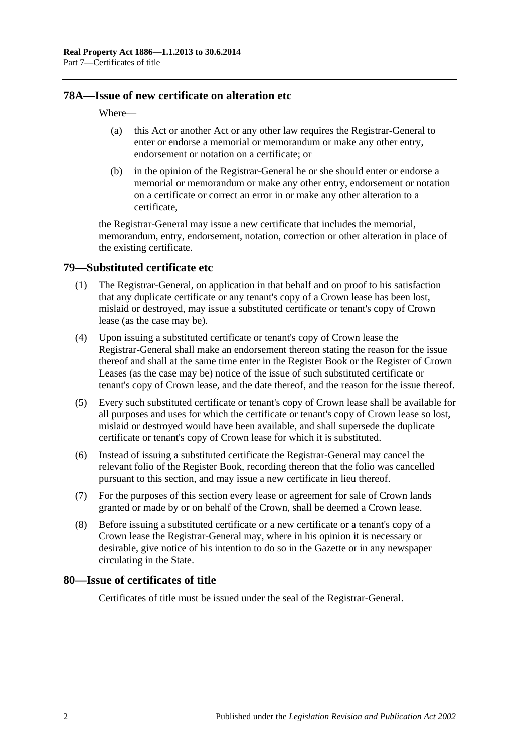## 78A—Issue of new certificate on alteration etc

Where—

(a) this Act or another Act or any other law requires the Registrar-General to enter or endorse a memorial or memorandum or make any other entry, endorsement or notation on a certificate; or

(b) in the opinion of the Registrar-General he or she should enter or endorse a memorial or memorandum or make any other entry, endorsement or notation on a certificate or correct an error in or make any other alteration to a certificate,

the Registrar-General may issue a new certificate that includes the memorial, memorandum, entry, endorsement, notation, correction or other alteration in place of the existing certificate.

## 79—Substituted certificate etc

(1) The Registrar-General, on application in that behalf and on proof to his satisfaction that any duplicate certificate or any tenant's copy of a Crown lease has been lost, mislaid or destroyed, may issue a substituted certificate or tenant's copy of Crown lease (as the case may be).

(4) Upon issuing a substituted certificate or tenant's copy of Crown lease the Registrar-General shall make an endorsement thereon stating the reason for the issue thereof and shall at the same time enter in the Register Book or the Register of Crown Leases (as the case may be) notice of the issue of such substituted certificate or tenant's copy of Crown lease, and the date thereof, and the reason for the issue thereof.

(5) Every such substituted certificate or tenant's copy of Crown lease shall be available for all purposes and uses for which the certificate or tenant's copy of Crown lease so lost, mislaid or destroyed would have been available, and shall supersede the duplicate certificate or tenant's copy of Crown lease for which it is substituted.

(6) Instead of issuing a substituted certificate the Registrar-General may cancel the relevant folio of the Register Book, recording thereon that the folio was cancelled pursuant to this section, and may issue a new certificate in lieu thereof.

(7) For the purposes of this section every lease or agreement for sale of Crown lands granted or made by or on behalf of the Crown, shall be deemed a Crown lease.

(8) Before issuing a substituted certificate or a new certificate or a tenant's copy of a Crown lease the Registrar-General may, where in his opinion it is necessary or desirable, give notice of his intention to do so in the Gazette or in any newspaper circulating in the State.

## 80—Issue of certificates of title

Certificates of title must be issued under the seal of the Registrar-General.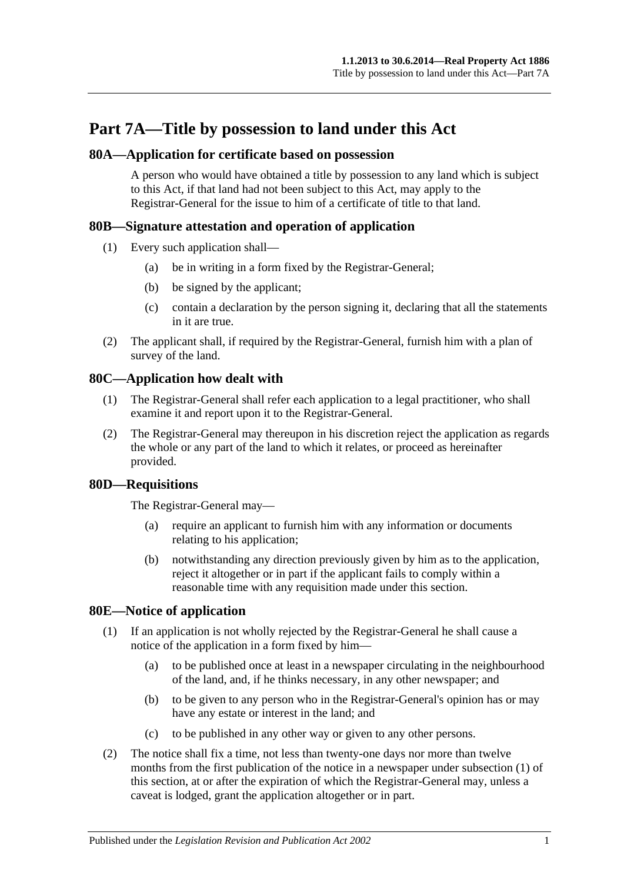# Part 7A—Title by possession to land under this Act

## 80A—Application for certificate based on possession

A person who would have obtained a title by possession to any land which is subject to this Act, if that land had not been subject to this Act, may apply to the Registrar-General for the issue to him of a certificate of title to that land.

## 80B—Signature attestation and operation of application

(1) Every such application shall—

(a) be in writing in a form fixed by the Registrar-General;

(b) be signed by the applicant;

(c) contain a declaration by the person signing it, declaring that all the statements in it are true.

(2) The applicant shall, if required by the Registrar-General, furnish him with a plan of survey of the land.

## 80C—Application how dealt with

(1) The Registrar-General shall refer each application to a legal practitioner, who shall examine it and report upon it to the Registrar-General.

(2) The Registrar-General may thereupon in his discretion reject the application as regards the whole or any part of the land to which it relates, or proceed as hereinafter provided.

## 80D—Requisitions

The Registrar-General may—

(a) require an applicant to furnish him with any information or documents relating to his application;

(b) notwithstanding any direction previously given by him as to the application, reject it altogether or in part if the applicant fails to comply within a reasonable time with any requisition made under this section.

## 80E—Notice of application

(1) If an application is not wholly rejected by the Registrar-General he shall cause a notice of the application in a form fixed by him—

(a) to be published once at least in a newspaper circulating in the neighbourhood of the land, and, if he thinks necessary, in any other newspaper; and

(b) to be given to any person who in the Registrar-General's opinion has or may have any estate or interest in the land; and

(c) to be published in any other way or given to any other persons.

(2) The notice shall fix a time, not less than twenty-one days nor more than twelve months from the first publication of the notice in a newspaper under subsection (1) of this section, at or after the expiration of which the Registrar-General may, unless a caveat is lodged, grant the application altogether or in part.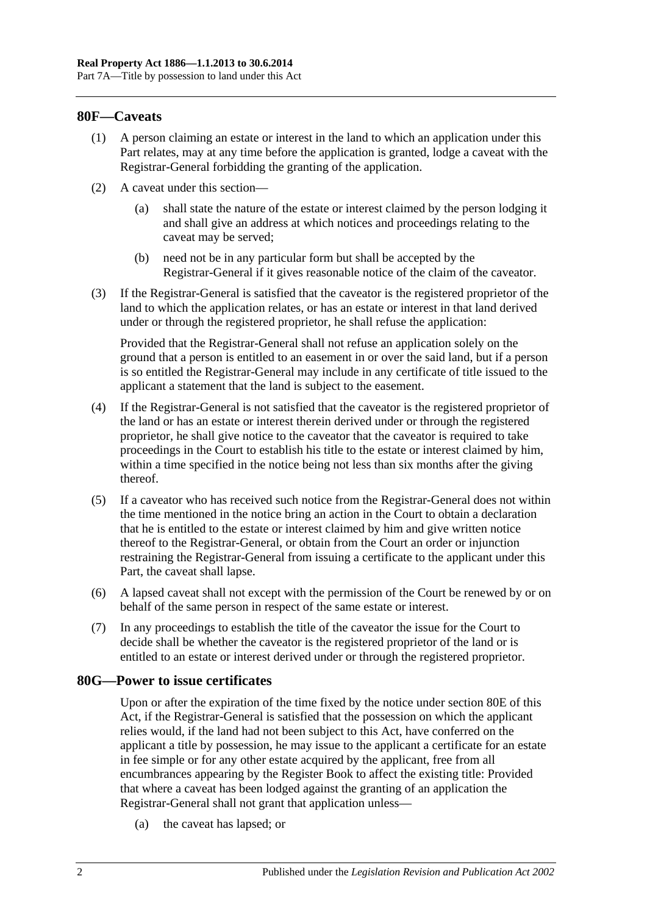## 80F—Caveats

(1) A person claiming an estate or interest in the land to which an application under this Part relates, may at any time before the application is granted, lodge a caveat with the Registrar-General forbidding the granting of the application.

(2) A caveat under this section—

(a) shall state the nature of the estate or interest claimed by the person lodging it and shall give an address at which notices and proceedings relating to the caveat may be served;

(b) need not be in any particular form but shall be accepted by the Registrar-General if it gives reasonable notice of the claim of the caveator.

(3) If the Registrar-General is satisfied that the caveator is the registered proprietor of the land to which the application relates, or has an estate or interest in that land derived under or through the registered proprietor, he shall refuse the application:

Provided that the Registrar-General shall not refuse an application solely on the ground that a person is entitled to an easement in or over the said land, but if a person is so entitled the Registrar-General may include in any certificate of title issued to the applicant a statement that the land is subject to the easement.

(4) If the Registrar-General is not satisfied that the caveator is the registered proprietor of the land or has an estate or interest therein derived under or through the registered proprietor, he shall give notice to the caveator that the caveator is required to take proceedings in the Court to establish his title to the estate or interest claimed by him, within a time specified in the notice being not less than six months after the giving thereof.

(5) If a caveator who has received such notice from the Registrar-General does not within the time mentioned in the notice bring an action in the Court to obtain a declaration that he is entitled to the estate or interest claimed by him and give written notice thereof to the Registrar-General, or obtain from the Court an order or injunction restraining the Registrar-General from issuing a certificate to the applicant under this Part, the caveat shall lapse.

(6) A lapsed caveat shall not except with the permission of the Court be renewed by or on behalf of the same person in respect of the same estate or interest.

(7) In any proceedings to establish the title of the caveator the issue for the Court to decide shall be whether the caveator is the registered proprietor of the land or is entitled to an estate or interest derived under or through the registered proprietor.

## 80G—Power to issue certificates

Upon or after the expiration of the time fixed by the notice under section 80E of this Act, if the Registrar-General is satisfied that the possession on which the applicant relies would, if the land had not been subject to this Act, have conferred on the applicant a title by possession, he may issue to the applicant a certificate for an estate in fee simple or for any other estate acquired by the applicant, free from all encumbrances appearing by the Register Book to affect the existing title: Provided that where a caveat has been lodged against the granting of an application the Registrar-General shall not grant that application unless—

(a) the caveat has lapsed; or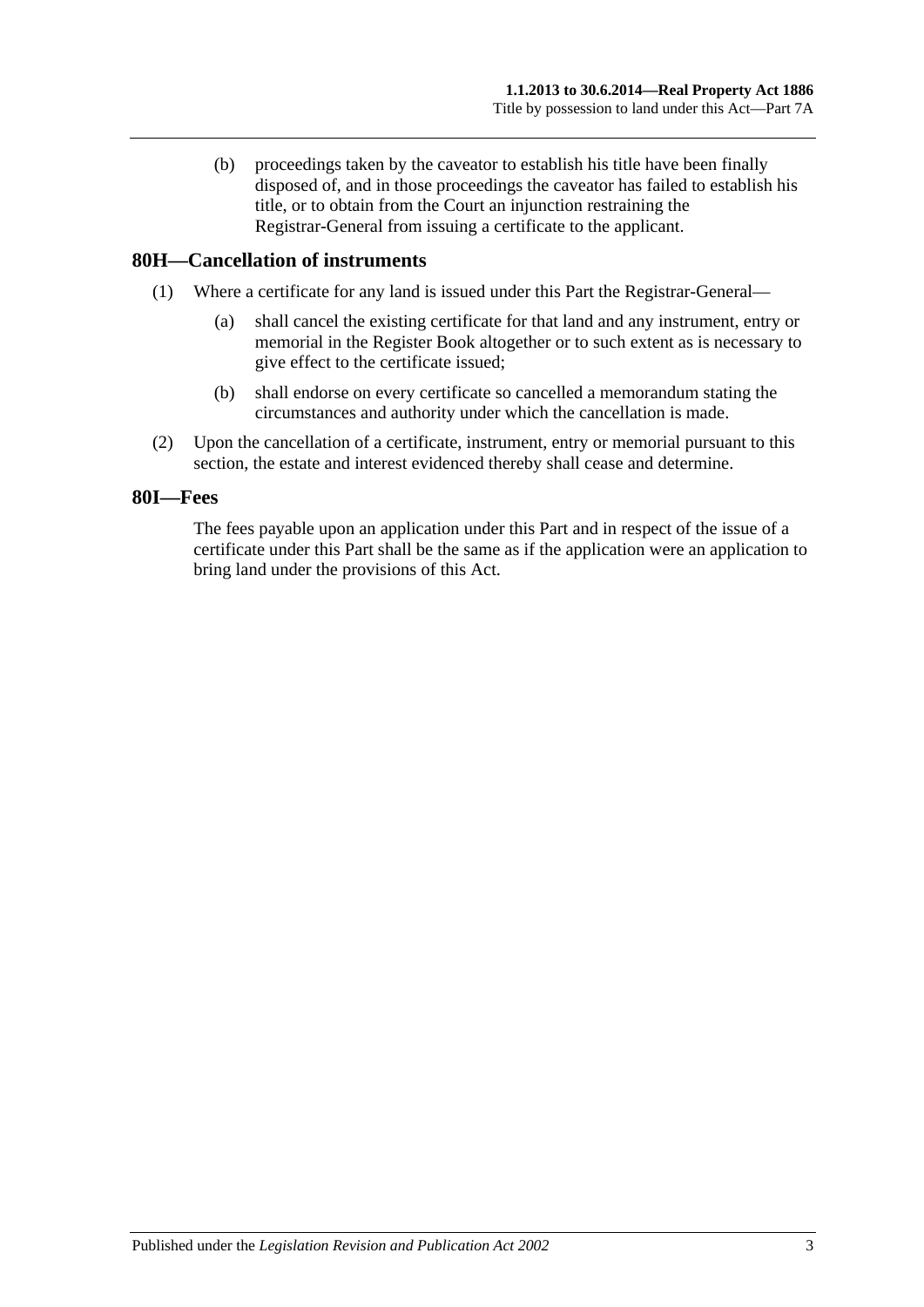(b) proceedings taken by the caveator to establish his title have been finally disposed of, and in those proceedings the caveator has failed to establish his title, or to obtain from the Court an injunction restraining the Registrar-General from issuing a certificate to the applicant.

## 80H—Cancellation of instruments

(1) Where a certificate for any land is issued under this Part the Registrar-General—

(a) shall cancel the existing certificate for that land and any instrument, entry or memorial in the Register Book altogether or to such extent as is necessary to give effect to the certificate issued;

(b) shall endorse on every certificate so cancelled a memorandum stating the circumstances and authority under which the cancellation is made.

(2) Upon the cancellation of a certificate, instrument, entry or memorial pursuant to this section, the estate and interest evidenced thereby shall cease and determine.

## 80I—Fees

The fees payable upon an application under this Part and in respect of the issue of a certificate under this Part shall be the same as if the application were an application to bring land under the provisions of this Act.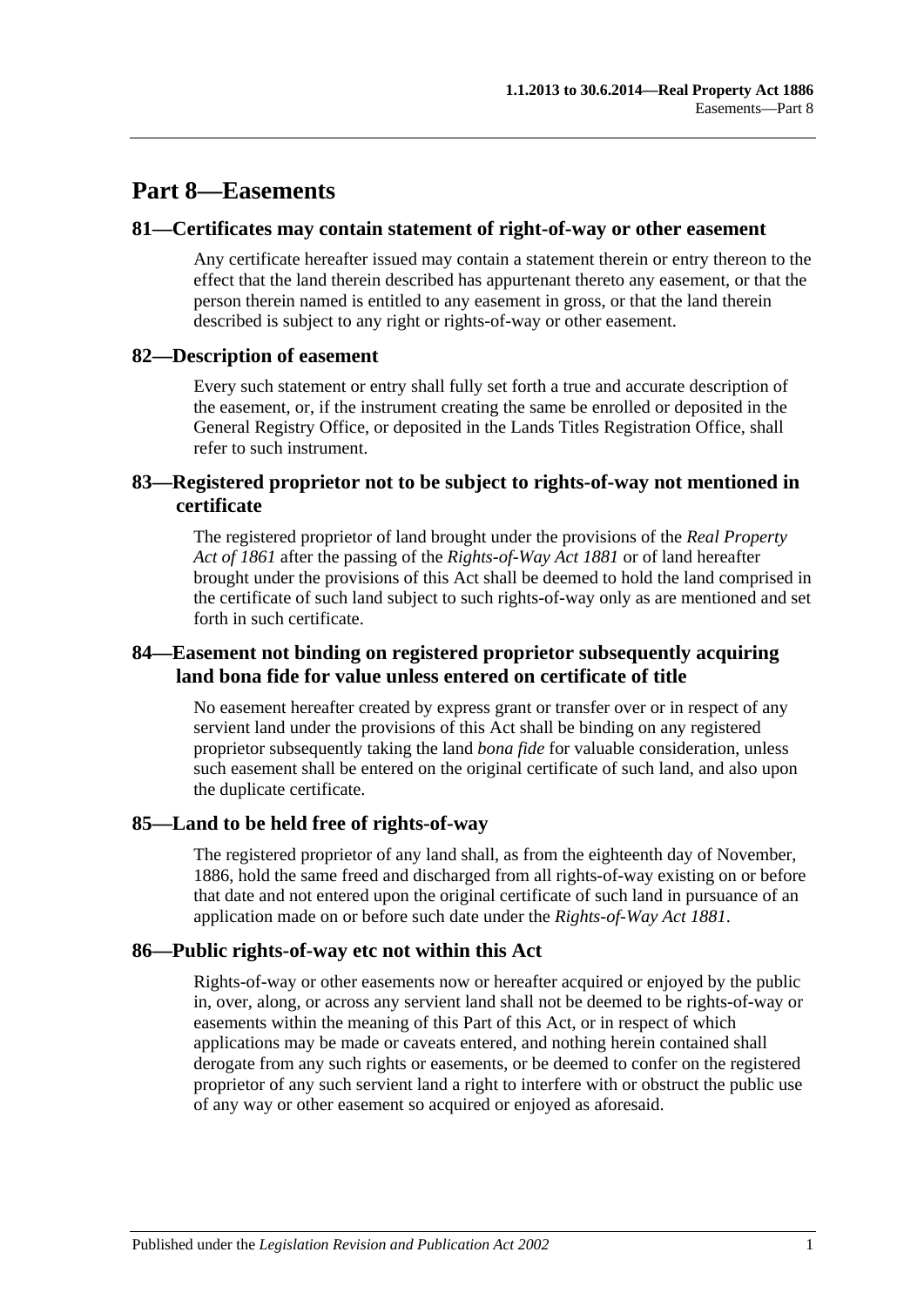# Part 8—Easements

## 81—Certificates may contain statement of right-of-way or other easement

Any certificate hereafter issued may contain a statement therein or entry thereon to the effect that the land therein described has appurtenant thereto any easement, or that the person therein named is entitled to any easement in gross, or that the land therein described is subject to any right or rights-of-way or other easement.

## 82—Description of easement

Every such statement or entry shall fully set forth a true and accurate description of the easement, or, if the instrument creating the same be enrolled or deposited in the General Registry Office, or deposited in the Lands Titles Registration Office, shall refer to such instrument.

## 83—Registered proprietor not to be subject to rights-of-way not mentioned in certificate

The registered proprietor of land brought under the provisions of the *Real Property Act of 1861* after the passing of the *Rights-of-Way Act 1881* or of land hereafter brought under the provisions of this Act shall be deemed to hold the land comprised in the certificate of such land subject to such rights-of-way only as are mentioned and set forth in such certificate.

## 84—Easement not binding on registered proprietor subsequently acquiring land bona fide for value unless entered on certificate of title

No easement hereafter created by express grant or transfer over or in respect of any servient land under the provisions of this Act shall be binding on any registered proprietor subsequently taking the land *bona fide* for valuable consideration, unless such easement shall be entered on the original certificate of such land, and also upon the duplicate certificate.

## 85—Land to be held free of rights-of-way

The registered proprietor of any land shall, as from the eighteenth day of November, 1886, hold the same freed and discharged from all rights-of-way existing on or before that date and not entered upon the original certificate of such land in pursuance of an application made on or before such date under the *Rights-of-Way Act 1881*.

## 86—Public rights-of-way etc not within this Act

Rights-of-way or other easements now or hereafter acquired or enjoyed by the public in, over, along, or across any servient land shall not be deemed to be rights-of-way or easements within the meaning of this Part of this Act, or in respect of which applications may be made or caveats entered, and nothing herein contained shall derogate from any such rights or easements, or be deemed to confer on the registered proprietor of any such servient land a right to interfere with or obstruct the public use of any way or other easement so acquired or enjoyed as aforesaid.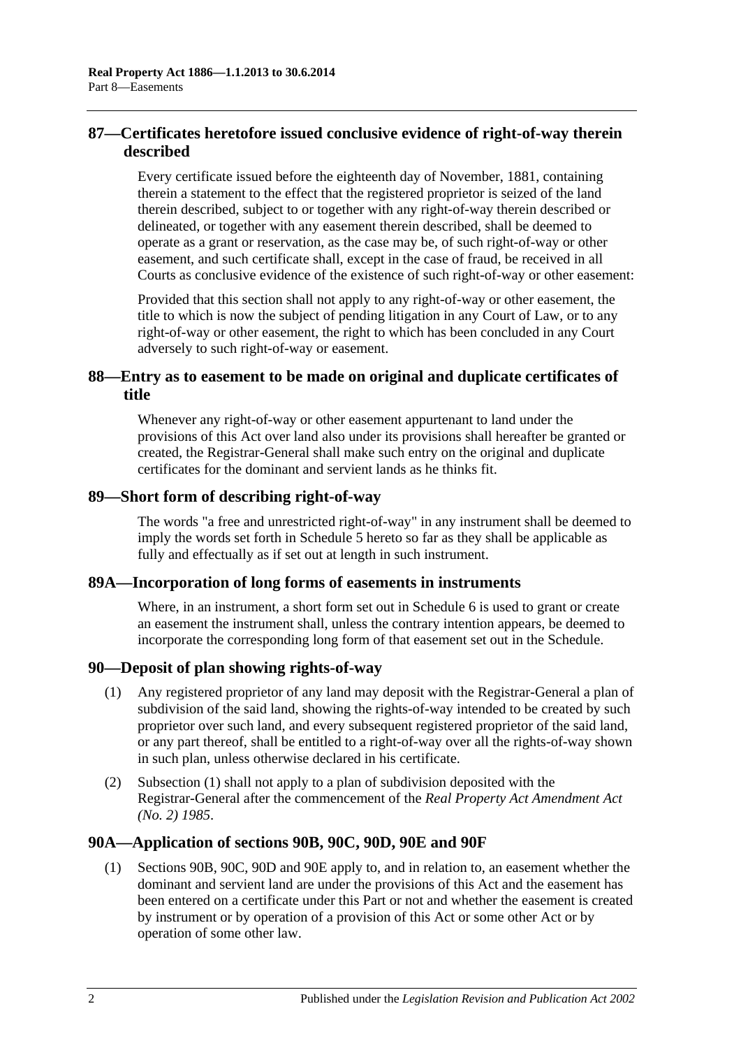## 87—Certificates heretofore issued conclusive evidence of right-of-way therein described

Every certificate issued before the eighteenth day of November, 1881, containing therein a statement to the effect that the registered proprietor is seized of the land therein described, subject to or together with any right-of-way therein described or delineated, or together with any easement therein described, shall be deemed to operate as a grant or reservation, as the case may be, of such right-of-way or other easement, and such certificate shall, except in the case of fraud, be received in all Courts as conclusive evidence of the existence of such right-of-way or other easement:

Provided that this section shall not apply to any right-of-way or other easement, the title to which is now the subject of pending litigation in any Court of Law, or to any right-of-way or other easement, the right to which has been concluded in any Court adversely to such right-of-way or easement.

## 88—Entry as to easement to be made on original and duplicate certificates of title

Whenever any right-of-way or other easement appurtenant to land under the provisions of this Act over land also under its provisions shall hereafter be granted or created, the Registrar-General shall make such entry on the original and duplicate certificates for the dominant and servient lands as he thinks fit.

## 89—Short form of describing right-of-way

The words "a free and unrestricted right-of-way" in any instrument shall be deemed to imply the words set forth in Schedule 5 hereto so far as they shall be applicable as fully and effectually as if set out at length in such instrument.

## 89A—Incorporation of long forms of easements in instruments

Where, in an instrument, a short form set out in Schedule 6 is used to grant or create an easement the instrument shall, unless the contrary intention appears, be deemed to incorporate the corresponding long form of that easement set out in the Schedule.

## 90—Deposit of plan showing rights-of-way

(1) Any registered proprietor of any land may deposit with the Registrar-General a plan of subdivision of the said land, showing the rights-of-way intended to be created by such proprietor over such land, and every subsequent registered proprietor of the said land, or any part thereof, shall be entitled to a right-of-way over all the rights-of-way shown in such plan, unless otherwise declared in his certificate.

(2) Subsection (1) shall not apply to a plan of subdivision deposited with the Registrar-General after the commencement of the *Real Property Act Amendment Act (No. 2) 1985*.

## 90A—Application of sections 90B, 90C, 90D, 90E and 90F

(1) Sections 90B, 90C, 90D and 90E apply to, and in relation to, an easement whether the dominant and servient land are under the provisions of this Act and the easement has been entered on a certificate under this Part or not and whether the easement is created by instrument or by operation of a provision of this Act or some other Act or by operation of some other law.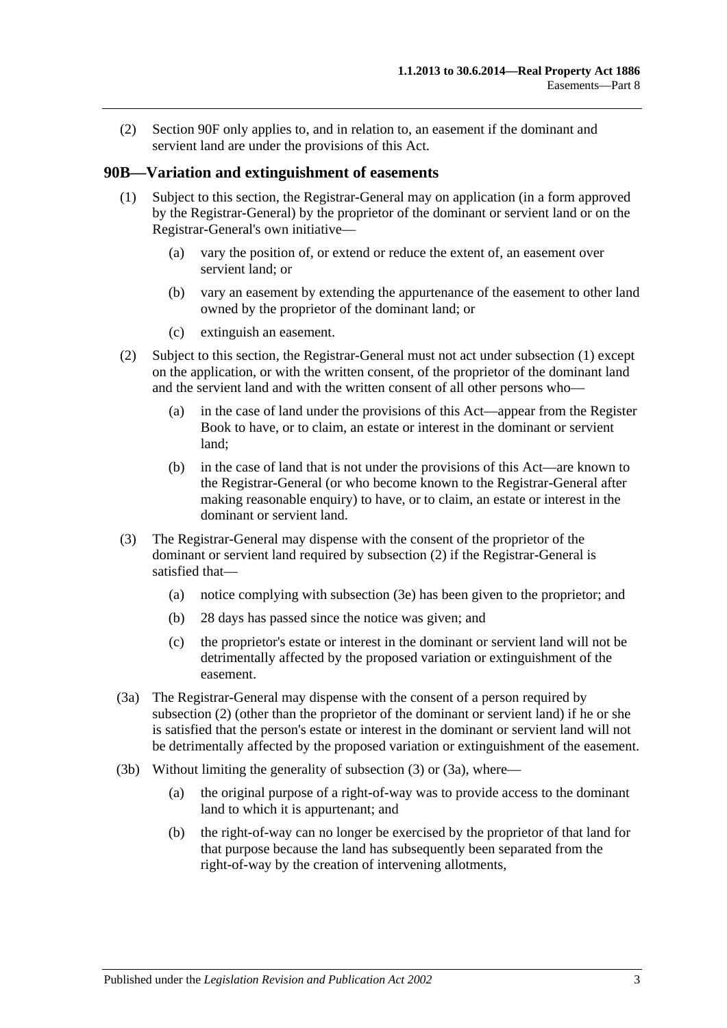(2) Section 90F only applies to, and in relation to, an easement if the dominant and servient land are under the provisions of this Act.

## 90B—Variation and extinguishment of easements

(1) Subject to this section, the Registrar-General may on application (in a form approved by the Registrar-General) by the proprietor of the dominant or servient land or on the Registrar-General's own initiative—

- (a) vary the position of, or extend or reduce the extent of, an easement over servient land; or
- (b) vary an easement by extending the appurtenance of the easement to other land owned by the proprietor of the dominant land; or
- (c) extinguish an easement.

(2) Subject to this section, the Registrar-General must not act under subsection (1) except on the application, or with the written consent, of the proprietor of the dominant land and the servient land and with the written consent of all other persons who—

- (a) in the case of land under the provisions of this Act—appear from the Register Book to have, or to claim, an estate or interest in the dominant or servient land;
- (b) in the case of land that is not under the provisions of this Act—are known to the Registrar-General (or who become known to the Registrar-General after making reasonable enquiry) to have, or to claim, an estate or interest in the dominant or servient land.

(3) The Registrar-General may dispense with the consent of the proprietor of the dominant or servient land required by subsection (2) if the Registrar-General is satisfied that—

- (a) notice complying with subsection (3e) has been given to the proprietor; and
- (b) 28 days has passed since the notice was given; and
- (c) the proprietor's estate or interest in the dominant or servient land will not be detrimentally affected by the proposed variation or extinguishment of the easement.

(3a) The Registrar-General may dispense with the consent of a person required by subsection (2) (other than the proprietor of the dominant or servient land) if he or she is satisfied that the person's estate or interest in the dominant or servient land will not be detrimentally affected by the proposed variation or extinguishment of the easement.

(3b) Without limiting the generality of subsection (3) or (3a), where—

- (a) the original purpose of a right-of-way was to provide access to the dominant land to which it is appurtenant; and
- (b) the right-of-way can no longer be exercised by the proprietor of that land for that purpose because the land has subsequently been separated from the right-of-way by the creation of intervening allotments,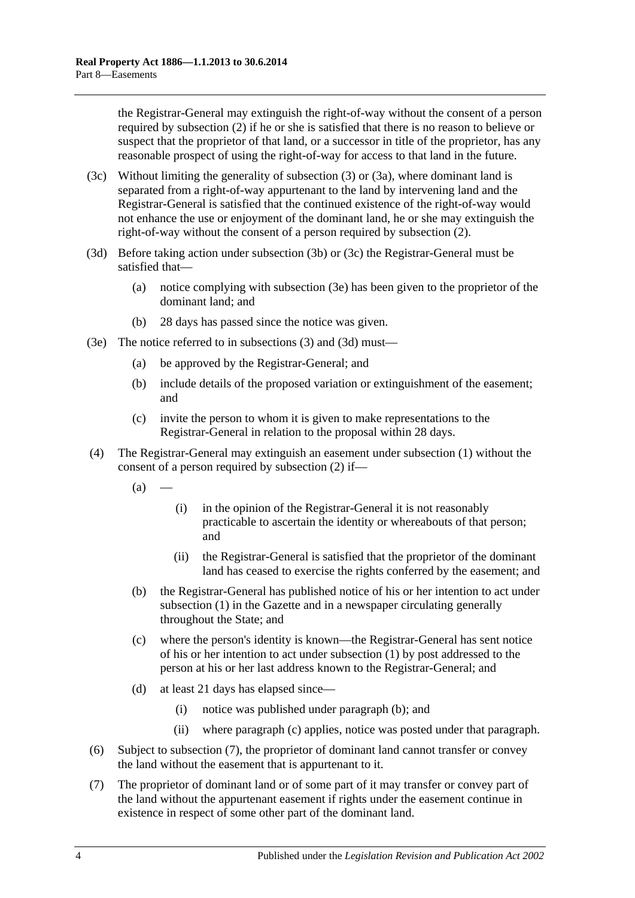the Registrar-General may extinguish the right-of-way without the consent of a person required by subsection (2) if he or she is satisfied that there is no reason to believe or suspect that the proprietor of that land, or a successor in title of the proprietor, has any reasonable prospect of using the right-of-way for access to that land in the future.

(3c) Without limiting the generality of subsection (3) or (3a), where dominant land is separated from a right-of-way appurtenant to the land by intervening land and the Registrar-General is satisfied that the continued existence of the right-of-way would not enhance the use or enjoyment of the dominant land, he or she may extinguish the right-of-way without the consent of a person required by subsection (2).

(3d) Before taking action under subsection (3b) or (3c) the Registrar-General must be satisfied that—

(a) notice complying with subsection (3e) has been given to the proprietor of the dominant land; and

(b) 28 days has passed since the notice was given.

(3e) The notice referred to in subsections (3) and (3d) must—

(a) be approved by the Registrar-General; and

(b) include details of the proposed variation or extinguishment of the easement; and

(c) invite the person to whom it is given to make representations to the Registrar-General in relation to the proposal within 28 days.

(4) The Registrar-General may extinguish an easement under subsection (1) without the consent of a person required by subsection (2) if—

(a) —

(i) in the opinion of the Registrar-General it is not reasonably practicable to ascertain the identity or whereabouts of that person; and

(ii) the Registrar-General is satisfied that the proprietor of the dominant land has ceased to exercise the rights conferred by the easement; and

(b) the Registrar-General has published notice of his or her intention to act under subsection (1) in the Gazette and in a newspaper circulating generally throughout the State; and

(c) where the person's identity is known—the Registrar-General has sent notice of his or her intention to act under subsection (1) by post addressed to the person at his or her last address known to the Registrar-General; and

(d) at least 21 days has elapsed since—

(i) notice was published under paragraph (b); and

(ii) where paragraph (c) applies, notice was posted under that paragraph.

(6) Subject to subsection (7), the proprietor of dominant land cannot transfer or convey the land without the easement that is appurtenant to it.

(7) The proprietor of dominant land or of some part of it may transfer or convey part of the land without the appurtenant easement if rights under the easement continue in existence in respect of some other part of the dominant land.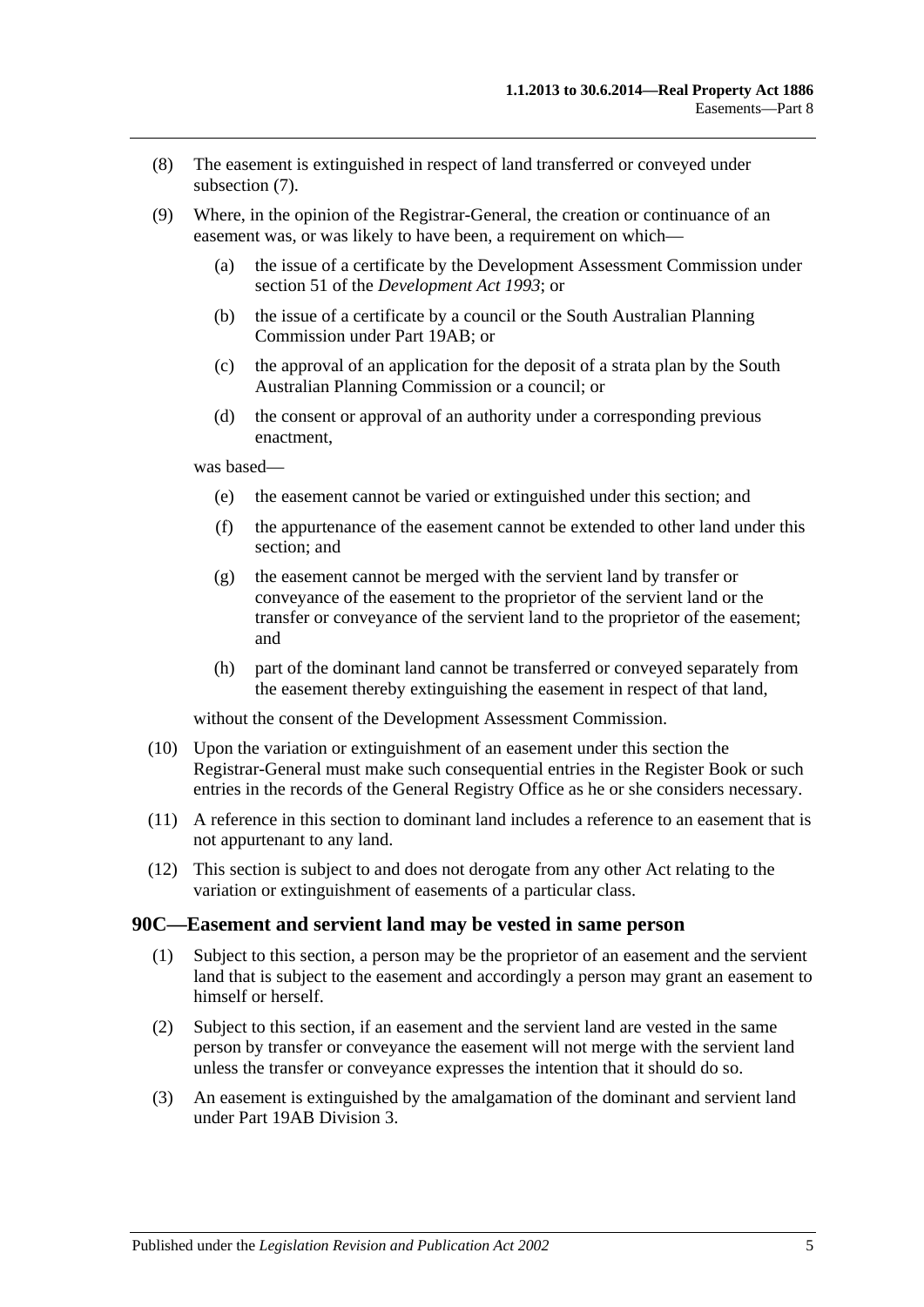(8) The easement is extinguished in respect of land transferred or conveyed under subsection (7).

(9) Where, in the opinion of the Registrar-General, the creation or continuance of an easement was, or was likely to have been, a requirement on which—

(a) the issue of a certificate by the Development Assessment Commission under section 51 of the *Development Act 1993*; or

(b) the issue of a certificate by a council or the South Australian Planning Commission under Part 19AB; or

(c) the approval of an application for the deposit of a strata plan by the South Australian Planning Commission or a council; or

(d) the consent or approval of an authority under a corresponding previous enactment,

was based—

(e) the easement cannot be varied or extinguished under this section; and

(f) the appurtenance of the easement cannot be extended to other land under this section; and

(g) the easement cannot be merged with the servient land by transfer or conveyance of the easement to the proprietor of the servient land or the transfer or conveyance of the servient land to the proprietor of the easement; and

(h) part of the dominant land cannot be transferred or conveyed separately from the easement thereby extinguishing the easement in respect of that land,

without the consent of the Development Assessment Commission.

(10) Upon the variation or extinguishment of an easement under this section the Registrar-General must make such consequential entries in the Register Book or such entries in the records of the General Registry Office as he or she considers necessary.

(11) A reference in this section to dominant land includes a reference to an easement that is not appurtenant to any land.

(12) This section is subject to and does not derogate from any other Act relating to the variation or extinguishment of easements of a particular class.

## 90C—Easement and servient land may be vested in same person

(1) Subject to this section, a person may be the proprietor of an easement and the servient land that is subject to the easement and accordingly a person may grant an easement to himself or herself.

(2) Subject to this section, if an easement and the servient land are vested in the same person by transfer or conveyance the easement will not merge with the servient land unless the transfer or conveyance expresses the intention that it should do so.

(3) An easement is extinguished by the amalgamation of the dominant and servient land under Part 19AB Division 3.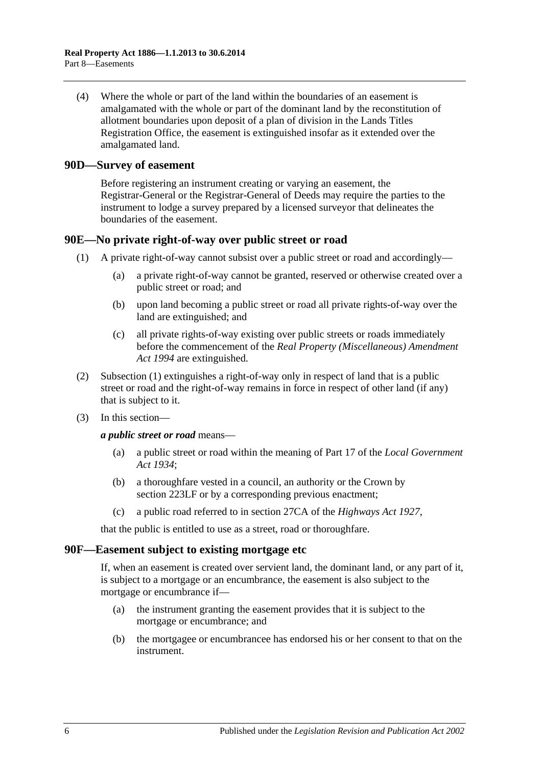(4) Where the whole or part of the land within the boundaries of an easement is amalgamated with the whole or part of the dominant land by the reconstitution of allotment boundaries upon deposit of a plan of division in the Lands Titles Registration Office, the easement is extinguished insofar as it extended over the amalgamated land.

## 90D—Survey of easement

Before registering an instrument creating or varying an easement, the Registrar-General or the Registrar-General of Deeds may require the parties to the instrument to lodge a survey prepared by a licensed surveyor that delineates the boundaries of the easement.

## 90E—No private right-of-way over public street or road

(1) A private right-of-way cannot subsist over a public street or road and accordingly—

(a) a private right-of-way cannot be granted, reserved or otherwise created over a public street or road; and

(b) upon land becoming a public street or road all private rights-of-way over the land are extinguished; and

(c) all private rights-of-way existing over public streets or roads immediately before the commencement of the *Real Property (Miscellaneous) Amendment Act 1994* are extinguished.

(2) Subsection (1) extinguishes a right-of-way only in respect of land that is a public street or road and the right-of-way remains in force in respect of other land (if any) that is subject to it.

(3) In this section—

***a public street or road*** means—

(a) a public street or road within the meaning of Part 17 of the *Local Government Act 1934*;

(b) a thoroughfare vested in a council, an authority or the Crown by section 223LF or by a corresponding previous enactment;

(c) a public road referred to in section 27CA of the *Highways Act 1927*,

that the public is entitled to use as a street, road or thoroughfare.

## 90F—Easement subject to existing mortgage etc

If, when an easement is created over servient land, the dominant land, or any part of it, is subject to a mortgage or an encumbrance, the easement is also subject to the mortgage or encumbrance if—

(a) the instrument granting the easement provides that it is subject to the mortgage or encumbrance; and

(b) the mortgagee or encumbrancee has endorsed his or her consent to that on the instrument.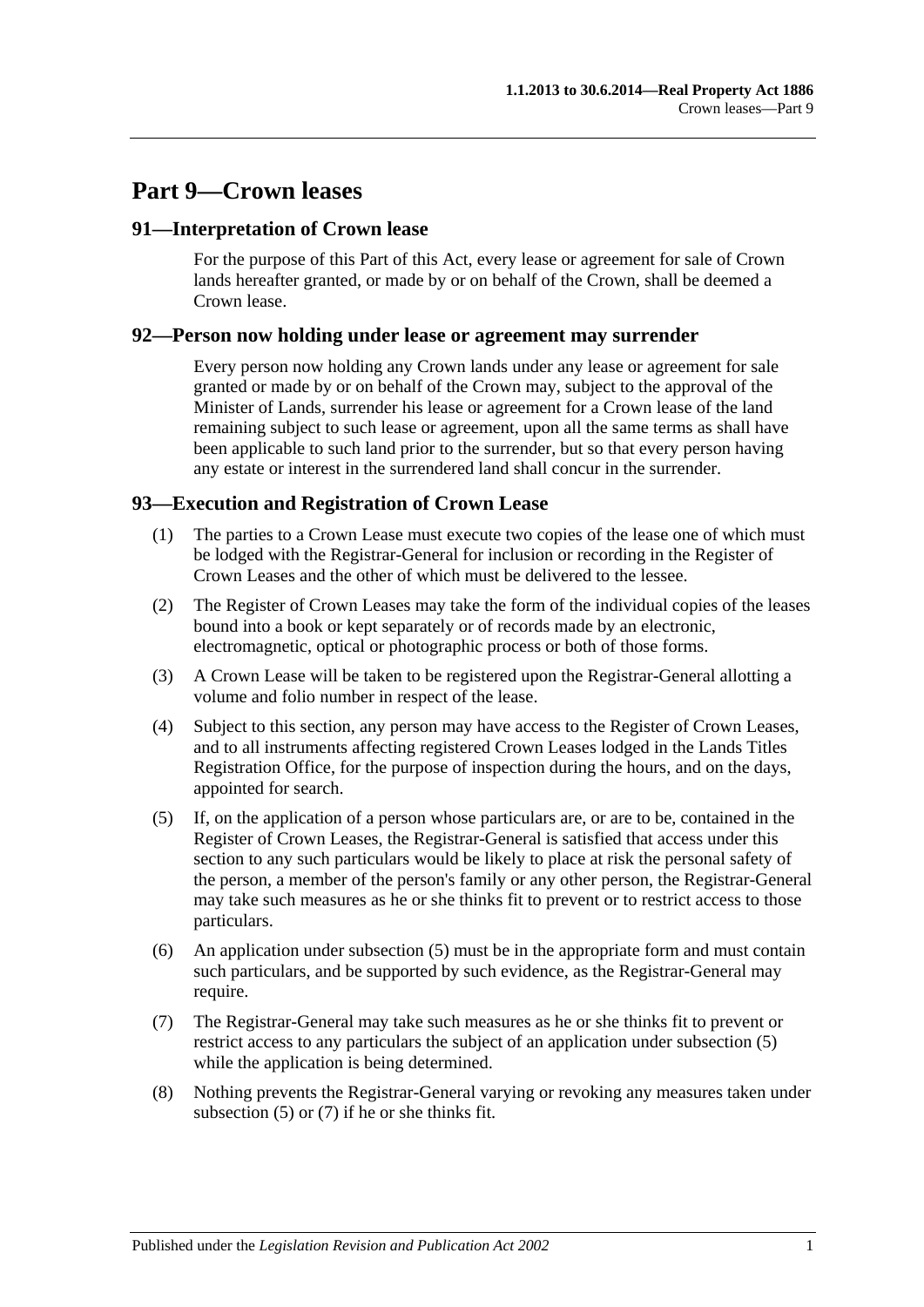# Part 9—Crown leases

## 91—Interpretation of Crown lease

For the purpose of this Part of this Act, every lease or agreement for sale of Crown lands hereafter granted, or made by or on behalf of the Crown, shall be deemed a Crown lease.

## 92—Person now holding under lease or agreement may surrender

Every person now holding any Crown lands under any lease or agreement for sale granted or made by or on behalf of the Crown may, subject to the approval of the Minister of Lands, surrender his lease or agreement for a Crown lease of the land remaining subject to such lease or agreement, upon all the same terms as shall have been applicable to such land prior to the surrender, but so that every person having any estate or interest in the surrendered land shall concur in the surrender.

## 93—Execution and Registration of Crown Lease

(1) The parties to a Crown Lease must execute two copies of the lease one of which must be lodged with the Registrar-General for inclusion or recording in the Register of Crown Leases and the other of which must be delivered to the lessee.

(2) The Register of Crown Leases may take the form of the individual copies of the leases bound into a book or kept separately or of records made by an electronic, electromagnetic, optical or photographic process or both of those forms.

(3) A Crown Lease will be taken to be registered upon the Registrar-General allotting a volume and folio number in respect of the lease.

(4) Subject to this section, any person may have access to the Register of Crown Leases, and to all instruments affecting registered Crown Leases lodged in the Lands Titles Registration Office, for the purpose of inspection during the hours, and on the days, appointed for search.

(5) If, on the application of a person whose particulars are, or are to be, contained in the Register of Crown Leases, the Registrar-General is satisfied that access under this section to any such particulars would be likely to place at risk the personal safety of the person, a member of the person's family or any other person, the Registrar-General may take such measures as he or she thinks fit to prevent or to restrict access to those particulars.

(6) An application under subsection (5) must be in the appropriate form and must contain such particulars, and be supported by such evidence, as the Registrar-General may require.

(7) The Registrar-General may take such measures as he or she thinks fit to prevent or restrict access to any particulars the subject of an application under subsection (5) while the application is being determined.

(8) Nothing prevents the Registrar-General varying or revoking any measures taken under subsection (5) or (7) if he or she thinks fit.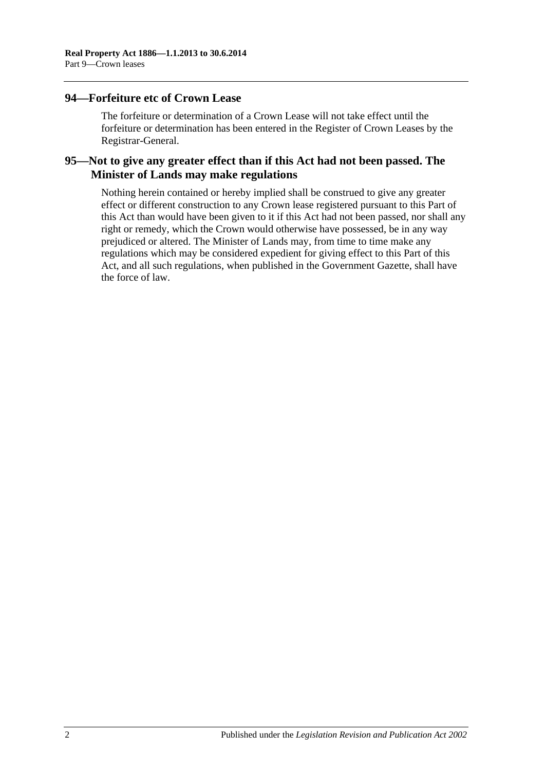## 94—Forfeiture etc of Crown Lease

The forfeiture or determination of a Crown Lease will not take effect until the forfeiture or determination has been entered in the Register of Crown Leases by the Registrar-General.

## 95—Not to give any greater effect than if this Act had not been passed. The Minister of Lands may make regulations

Nothing herein contained or hereby implied shall be construed to give any greater effect or different construction to any Crown lease registered pursuant to this Part of this Act than would have been given to it if this Act had not been passed, nor shall any right or remedy, which the Crown would otherwise have possessed, be in any way prejudiced or altered. The Minister of Lands may, from time to time make any regulations which may be considered expedient for giving effect to this Part of this Act, and all such regulations, when published in the Government Gazette, shall have the force of law.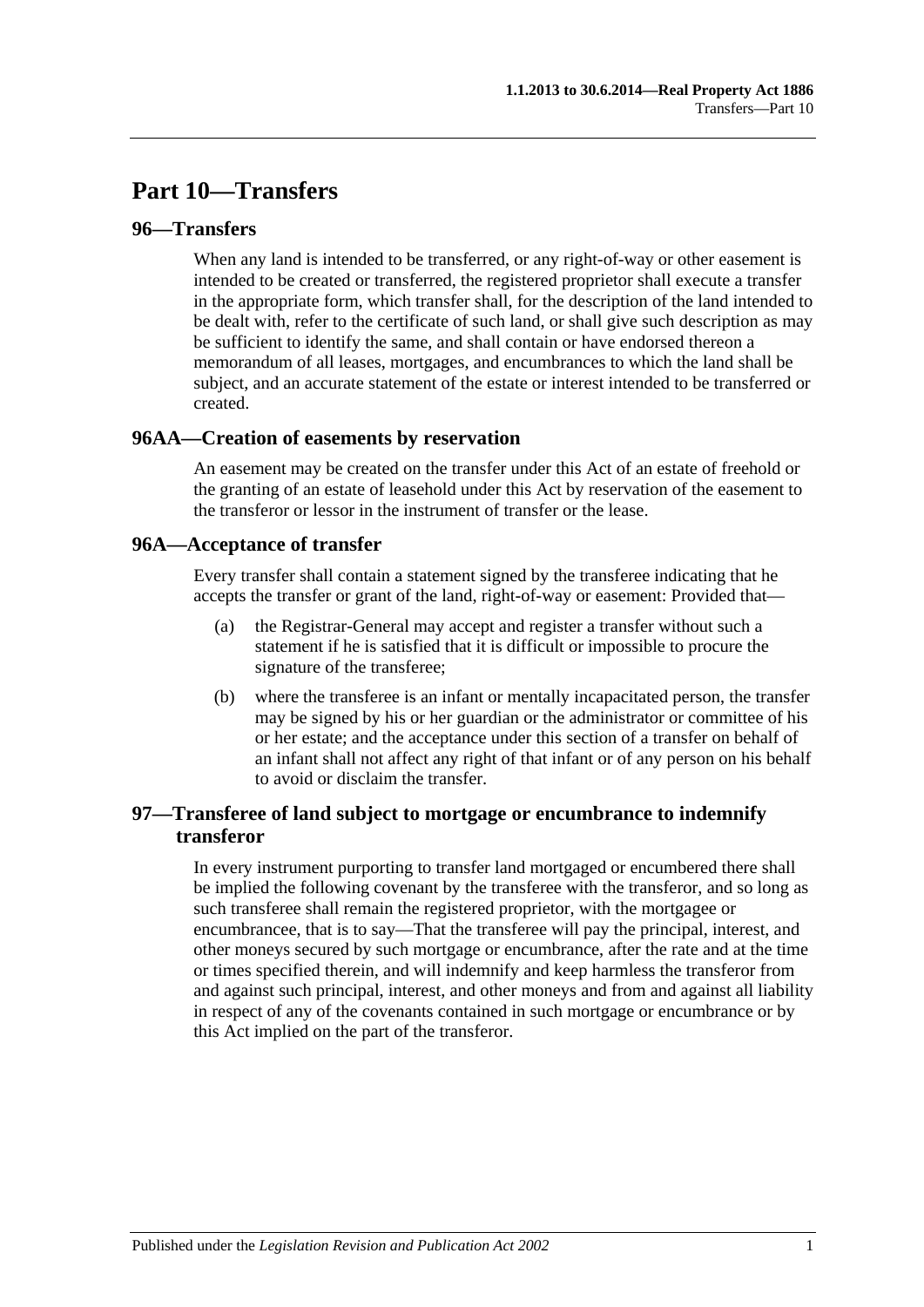# Part 10—Transfers

## 96—Transfers

When any land is intended to be transferred, or any right-of-way or other easement is intended to be created or transferred, the registered proprietor shall execute a transfer in the appropriate form, which transfer shall, for the description of the land intended to be dealt with, refer to the certificate of such land, or shall give such description as may be sufficient to identify the same, and shall contain or have endorsed thereon a memorandum of all leases, mortgages, and encumbrances to which the land shall be subject, and an accurate statement of the estate or interest intended to be transferred or created.

## 96AA—Creation of easements by reservation

An easement may be created on the transfer under this Act of an estate of freehold or the granting of an estate of leasehold under this Act by reservation of the easement to the transferor or lessor in the instrument of transfer or the lease.

## 96A—Acceptance of transfer

Every transfer shall contain a statement signed by the transferee indicating that he accepts the transfer or grant of the land, right-of-way or easement: Provided that—

(a) the Registrar-General may accept and register a transfer without such a statement if he is satisfied that it is difficult or impossible to procure the signature of the transferee;

(b) where the transferee is an infant or mentally incapacitated person, the transfer may be signed by his or her guardian or the administrator or committee of his or her estate; and the acceptance under this section of a transfer on behalf of an infant shall not affect any right of that infant or of any person on his behalf to avoid or disclaim the transfer.

## 97—Transferee of land subject to mortgage or encumbrance to indemnify transferor

In every instrument purporting to transfer land mortgaged or encumbered there shall be implied the following covenant by the transferee with the transferor, and so long as such transferee shall remain the registered proprietor, with the mortgagee or encumbrancee, that is to say—That the transferee will pay the principal, interest, and other moneys secured by such mortgage or encumbrance, after the rate and at the time or times specified therein, and will indemnify and keep harmless the transferor from and against such principal, interest, and other moneys and from and against all liability in respect of any of the covenants contained in such mortgage or encumbrance or by this Act implied on the part of the transferor.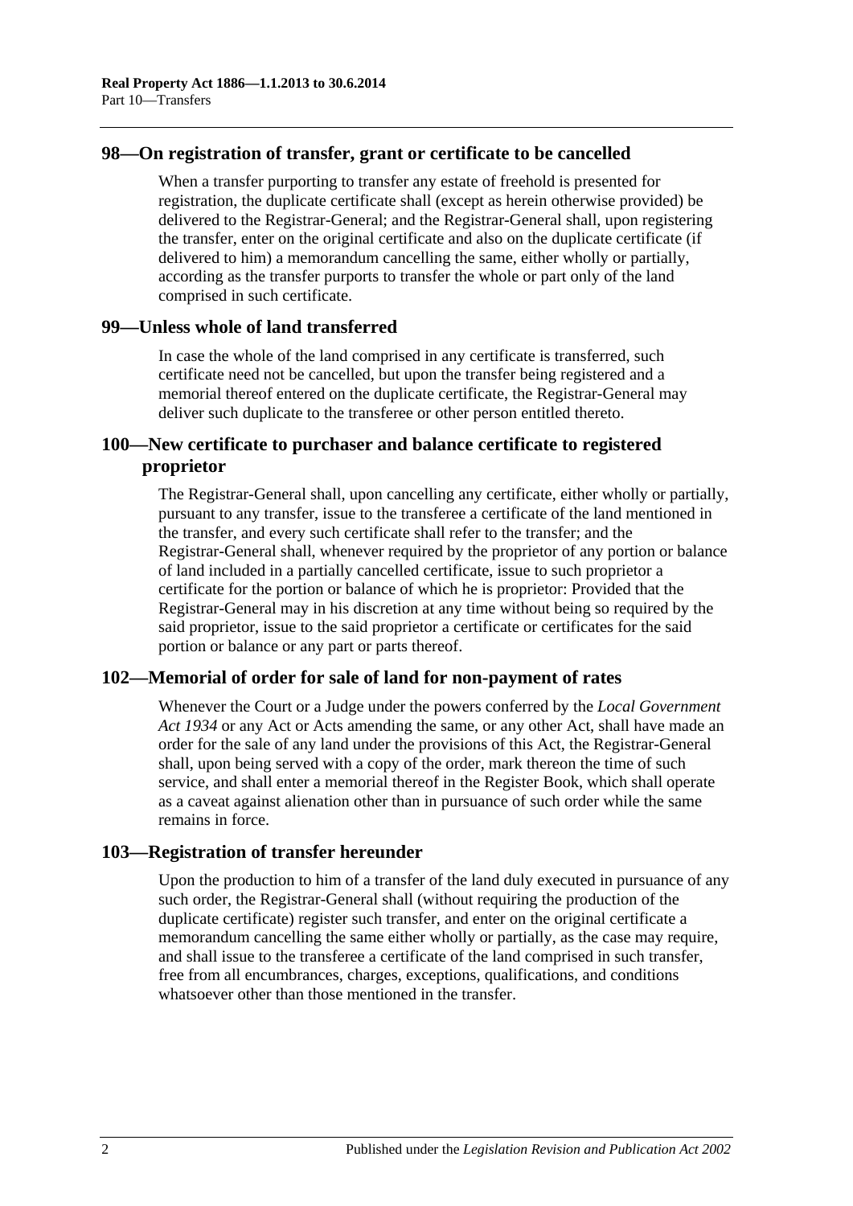## 98—On registration of transfer, grant or certificate to be cancelled

When a transfer purporting to transfer any estate of freehold is presented for registration, the duplicate certificate shall (except as herein otherwise provided) be delivered to the Registrar-General; and the Registrar-General shall, upon registering the transfer, enter on the original certificate and also on the duplicate certificate (if delivered to him) a memorandum cancelling the same, either wholly or partially, according as the transfer purports to transfer the whole or part only of the land comprised in such certificate.

## 99—Unless whole of land transferred

In case the whole of the land comprised in any certificate is transferred, such certificate need not be cancelled, but upon the transfer being registered and a memorial thereof entered on the duplicate certificate, the Registrar-General may deliver such duplicate to the transferee or other person entitled thereto.

## 100—New certificate to purchaser and balance certificate to registered proprietor

The Registrar-General shall, upon cancelling any certificate, either wholly or partially, pursuant to any transfer, issue to the transferee a certificate of the land mentioned in the transfer, and every such certificate shall refer to the transfer; and the Registrar-General shall, whenever required by the proprietor of any portion or balance of land included in a partially cancelled certificate, issue to such proprietor a certificate for the portion or balance of which he is proprietor: Provided that the Registrar-General may in his discretion at any time without being so required by the said proprietor, issue to the said proprietor a certificate or certificates for the said portion or balance or any part or parts thereof.

## 102—Memorial of order for sale of land for non-payment of rates

Whenever the Court or a Judge under the powers conferred by the *Local Government Act 1934* or any Act or Acts amending the same, or any other Act, shall have made an order for the sale of any land under the provisions of this Act, the Registrar-General shall, upon being served with a copy of the order, mark thereon the time of such service, and shall enter a memorial thereof in the Register Book, which shall operate as a caveat against alienation other than in pursuance of such order while the same remains in force.

## 103—Registration of transfer hereunder

Upon the production to him of a transfer of the land duly executed in pursuance of any such order, the Registrar-General shall (without requiring the production of the duplicate certificate) register such transfer, and enter on the original certificate a memorandum cancelling the same either wholly or partially, as the case may require, and shall issue to the transferee a certificate of the land comprised in such transfer, free from all encumbrances, charges, exceptions, qualifications, and conditions whatsoever other than those mentioned in the transfer.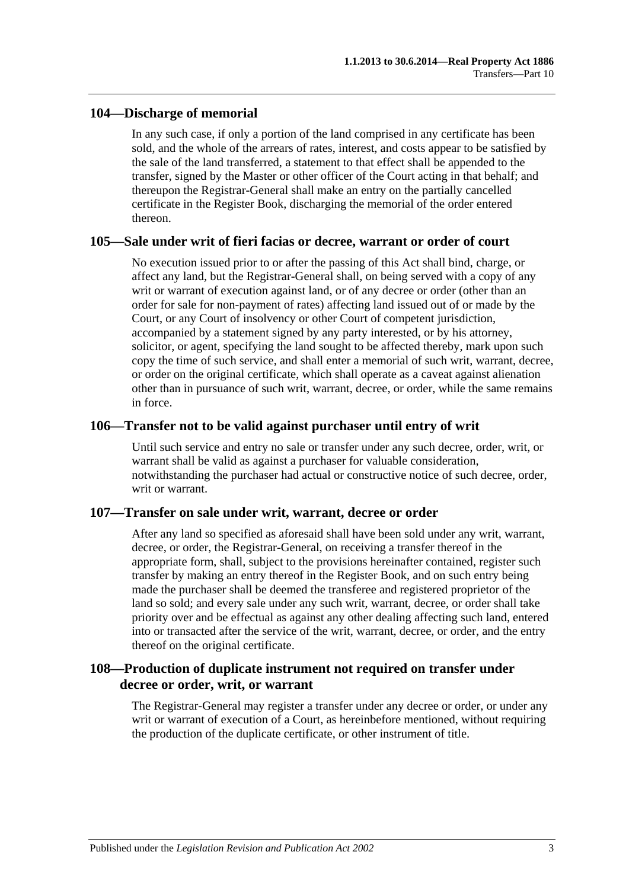## 104—Discharge of memorial

In any such case, if only a portion of the land comprised in any certificate has been sold, and the whole of the arrears of rates, interest, and costs appear to be satisfied by the sale of the land transferred, a statement to that effect shall be appended to the transfer, signed by the Master or other officer of the Court acting in that behalf; and thereupon the Registrar-General shall make an entry on the partially cancelled certificate in the Register Book, discharging the memorial of the order entered thereon.

## 105—Sale under writ of fieri facias or decree, warrant or order of court

No execution issued prior to or after the passing of this Act shall bind, charge, or affect any land, but the Registrar-General shall, on being served with a copy of any writ or warrant of execution against land, or of any decree or order (other than an order for sale for non-payment of rates) affecting land issued out of or made by the Court, or any Court of insolvency or other Court of competent jurisdiction, accompanied by a statement signed by any party interested, or by his attorney, solicitor, or agent, specifying the land sought to be affected thereby, mark upon such copy the time of such service, and shall enter a memorial of such writ, warrant, decree, or order on the original certificate, which shall operate as a caveat against alienation other than in pursuance of such writ, warrant, decree, or order, while the same remains in force.

## 106—Transfer not to be valid against purchaser until entry of writ

Until such service and entry no sale or transfer under any such decree, order, writ, or warrant shall be valid as against a purchaser for valuable consideration, notwithstanding the purchaser had actual or constructive notice of such decree, order, writ or warrant.

## 107—Transfer on sale under writ, warrant, decree or order

After any land so specified as aforesaid shall have been sold under any writ, warrant, decree, or order, the Registrar-General, on receiving a transfer thereof in the appropriate form, shall, subject to the provisions hereinafter contained, register such transfer by making an entry thereof in the Register Book, and on such entry being made the purchaser shall be deemed the transferee and registered proprietor of the land so sold; and every sale under any such writ, warrant, decree, or order shall take priority over and be effectual as against any other dealing affecting such land, entered into or transacted after the service of the writ, warrant, decree, or order, and the entry thereof on the original certificate.

## 108—Production of duplicate instrument not required on transfer under decree or order, writ, or warrant

The Registrar-General may register a transfer under any decree or order, or under any writ or warrant of execution of a Court, as hereinbefore mentioned, without requiring the production of the duplicate certificate, or other instrument of title.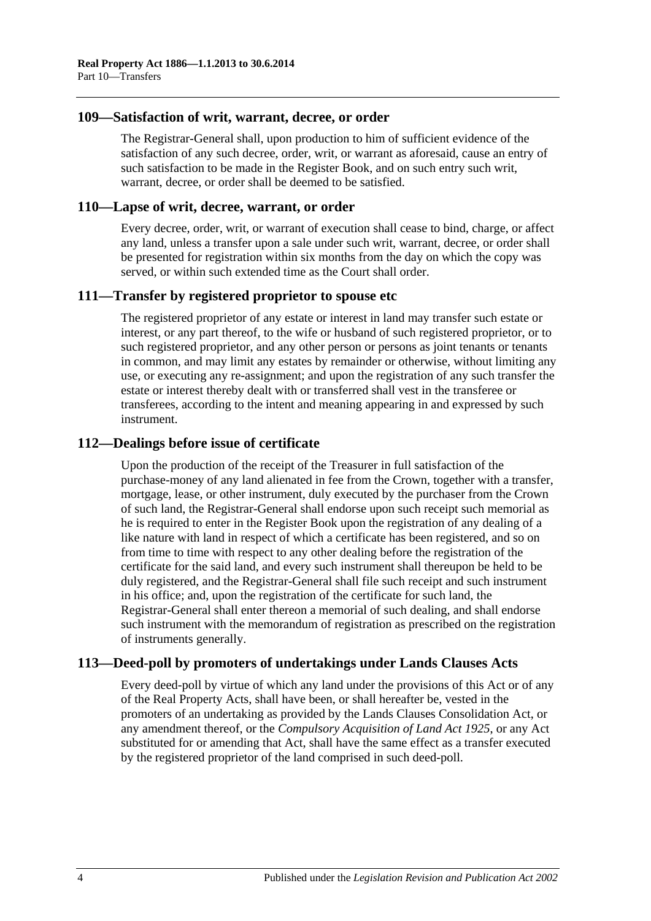## 109—Satisfaction of writ, warrant, decree, or order

The Registrar-General shall, upon production to him of sufficient evidence of the satisfaction of any such decree, order, writ, or warrant as aforesaid, cause an entry of such satisfaction to be made in the Register Book, and on such entry such writ, warrant, decree, or order shall be deemed to be satisfied.

## 110—Lapse of writ, decree, warrant, or order

Every decree, order, writ, or warrant of execution shall cease to bind, charge, or affect any land, unless a transfer upon a sale under such writ, warrant, decree, or order shall be presented for registration within six months from the day on which the copy was served, or within such extended time as the Court shall order.

## 111—Transfer by registered proprietor to spouse etc

The registered proprietor of any estate or interest in land may transfer such estate or interest, or any part thereof, to the wife or husband of such registered proprietor, or to such registered proprietor, and any other person or persons as joint tenants or tenants in common, and may limit any estates by remainder or otherwise, without limiting any use, or executing any re-assignment; and upon the registration of any such transfer the estate or interest thereby dealt with or transferred shall vest in the transferee or transferees, according to the intent and meaning appearing in and expressed by such instrument.

## 112—Dealings before issue of certificate

Upon the production of the receipt of the Treasurer in full satisfaction of the purchase-money of any land alienated in fee from the Crown, together with a transfer, mortgage, lease, or other instrument, duly executed by the purchaser from the Crown of such land, the Registrar-General shall endorse upon such receipt such memorial as he is required to enter in the Register Book upon the registration of any dealing of a like nature with land in respect of which a certificate has been registered, and so on from time to time with respect to any other dealing before the registration of the certificate for the said land, and every such instrument shall thereupon be held to be duly registered, and the Registrar-General shall file such receipt and such instrument in his office; and, upon the registration of the certificate for such land, the Registrar-General shall enter thereon a memorial of such dealing, and shall endorse such instrument with the memorandum of registration as prescribed on the registration of instruments generally.

## 113—Deed-poll by promoters of undertakings under Lands Clauses Acts

Every deed-poll by virtue of which any land under the provisions of this Act or of any of the Real Property Acts, shall have been, or shall hereafter be, vested in the promoters of an undertaking as provided by the Lands Clauses Consolidation Act, or any amendment thereof, or the *Compulsory Acquisition of Land Act 1925*, or any Act substituted for or amending that Act, shall have the same effect as a transfer executed by the registered proprietor of the land comprised in such deed-poll.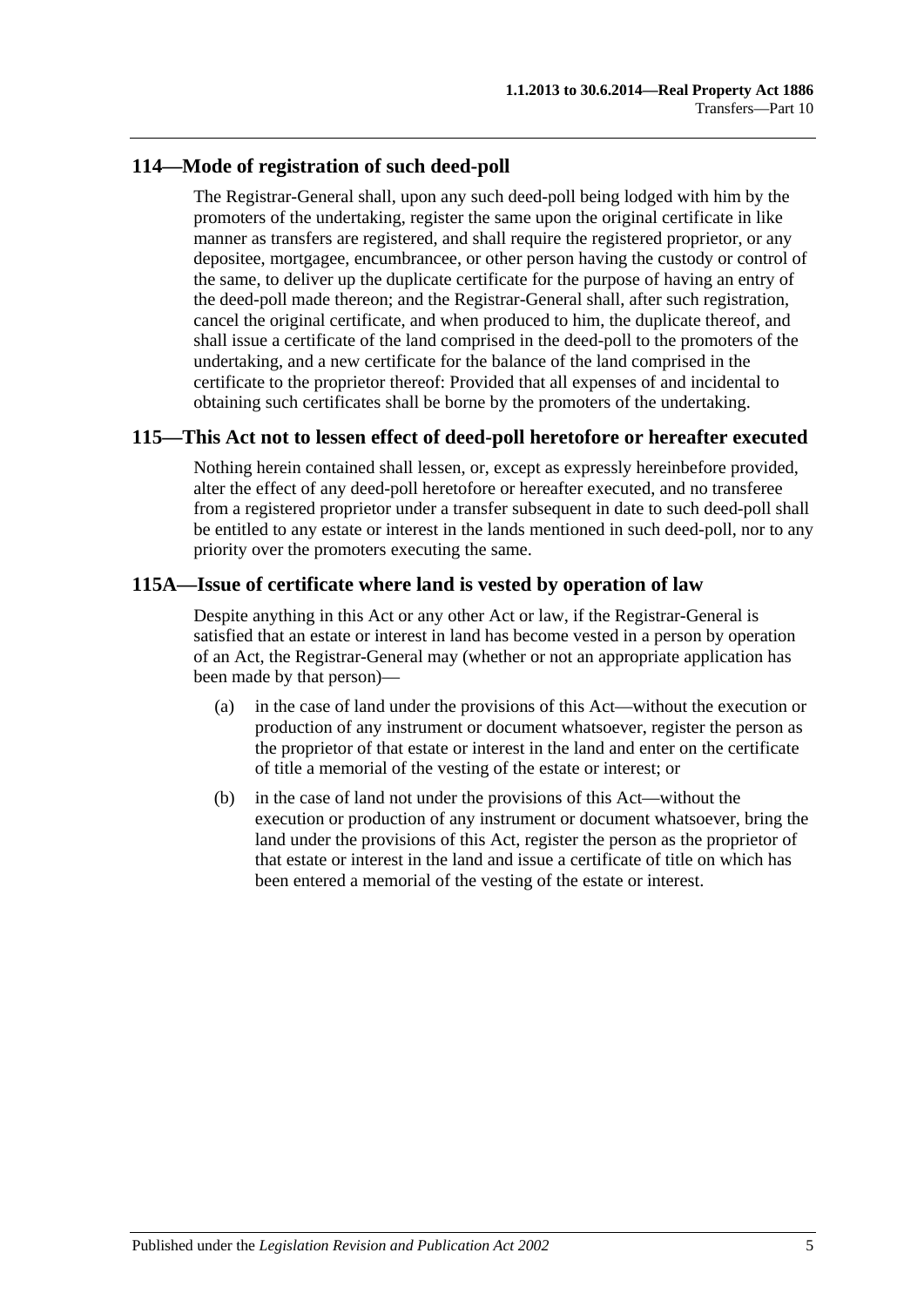## 114—Mode of registration of such deed-poll

The Registrar-General shall, upon any such deed-poll being lodged with him by the promoters of the undertaking, register the same upon the original certificate in like manner as transfers are registered, and shall require the registered proprietor, or any depositee, mortgagee, encumbrancee, or other person having the custody or control of the same, to deliver up the duplicate certificate for the purpose of having an entry of the deed-poll made thereon; and the Registrar-General shall, after such registration, cancel the original certificate, and when produced to him, the duplicate thereof, and shall issue a certificate of the land comprised in the deed-poll to the promoters of the undertaking, and a new certificate for the balance of the land comprised in the certificate to the proprietor thereof: Provided that all expenses of and incidental to obtaining such certificates shall be borne by the promoters of the undertaking.

## 115—This Act not to lessen effect of deed-poll heretofore or hereafter executed

Nothing herein contained shall lessen, or, except as expressly hereinbefore provided, alter the effect of any deed-poll heretofore or hereafter executed, and no transferee from a registered proprietor under a transfer subsequent in date to such deed-poll shall be entitled to any estate or interest in the lands mentioned in such deed-poll, nor to any priority over the promoters executing the same.

## 115A—Issue of certificate where land is vested by operation of law

Despite anything in this Act or any other Act or law, if the Registrar-General is satisfied that an estate or interest in land has become vested in a person by operation of an Act, the Registrar-General may (whether or not an appropriate application has been made by that person)—

(a) in the case of land under the provisions of this Act—without the execution or production of any instrument or document whatsoever, register the person as the proprietor of that estate or interest in the land and enter on the certificate of title a memorial of the vesting of the estate or interest; or

(b) in the case of land not under the provisions of this Act—without the execution or production of any instrument or document whatsoever, bring the land under the provisions of this Act, register the person as the proprietor of that estate or interest in the land and issue a certificate of title on which has been entered a memorial of the vesting of the estate or interest.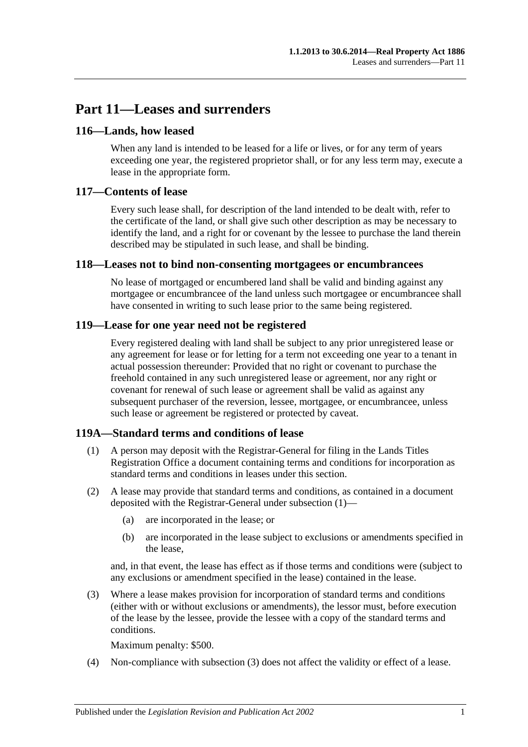# Part 11—Leases and surrenders

## 116—Lands, how leased

When any land is intended to be leased for a life or lives, or for any term of years exceeding one year, the registered proprietor shall, or for any less term may, execute a lease in the appropriate form.

## 117—Contents of lease

Every such lease shall, for description of the land intended to be dealt with, refer to the certificate of the land, or shall give such other description as may be necessary to identify the land, and a right for or covenant by the lessee to purchase the land therein described may be stipulated in such lease, and shall be binding.

## 118—Leases not to bind non-consenting mortgagees or encumbrancees

No lease of mortgaged or encumbered land shall be valid and binding against any mortgagee or encumbrancee of the land unless such mortgagee or encumbrancee shall have consented in writing to such lease prior to the same being registered.

## 119—Lease for one year need not be registered

Every registered dealing with land shall be subject to any prior unregistered lease or any agreement for lease or for letting for a term not exceeding one year to a tenant in actual possession thereunder: Provided that no right or covenant to purchase the freehold contained in any such unregistered lease or agreement, nor any right or covenant for renewal of such lease or agreement shall be valid as against any subsequent purchaser of the reversion, lessee, mortgagee, or encumbrancee, unless such lease or agreement be registered or protected by caveat.

## 119A—Standard terms and conditions of lease

(1) A person may deposit with the Registrar-General for filing in the Lands Titles Registration Office a document containing terms and conditions for incorporation as standard terms and conditions in leases under this section.

(2) A lease may provide that standard terms and conditions, as contained in a document deposited with the Registrar-General under subsection (1)—

- (a) are incorporated in the lease; or
- (b) are incorporated in the lease subject to exclusions or amendments specified in the lease,

and, in that event, the lease has effect as if those terms and conditions were (subject to any exclusions or amendment specified in the lease) contained in the lease.

(3) Where a lease makes provision for incorporation of standard terms and conditions (either with or without exclusions or amendments), the lessor must, before execution of the lease by the lessee, provide the lessee with a copy of the standard terms and conditions.

Maximum penalty: $500.

(4) Non-compliance with subsection (3) does not affect the validity or effect of a lease.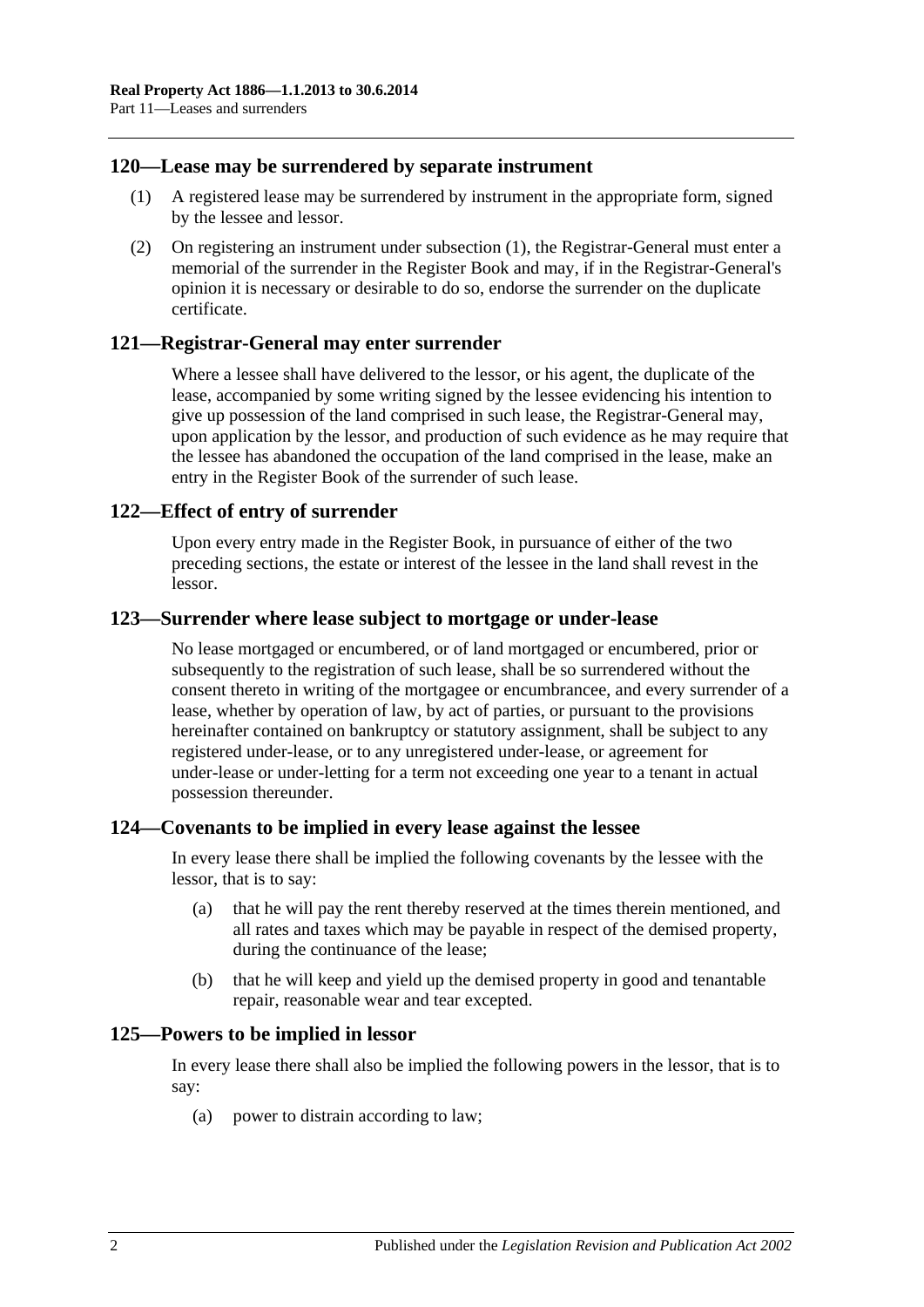## 120—Lease may be surrendered by separate instrument

(1) A registered lease may be surrendered by instrument in the appropriate form, signed by the lessee and lessor.

(2) On registering an instrument under subsection (1), the Registrar-General must enter a memorial of the surrender in the Register Book and may, if in the Registrar-General's opinion it is necessary or desirable to do so, endorse the surrender on the duplicate certificate.

## 121—Registrar-General may enter surrender

Where a lessee shall have delivered to the lessor, or his agent, the duplicate of the lease, accompanied by some writing signed by the lessee evidencing his intention to give up possession of the land comprised in such lease, the Registrar-General may, upon application by the lessor, and production of such evidence as he may require that the lessee has abandoned the occupation of the land comprised in the lease, make an entry in the Register Book of the surrender of such lease.

## 122—Effect of entry of surrender

Upon every entry made in the Register Book, in pursuance of either of the two preceding sections, the estate or interest of the lessee in the land shall revest in the lessor.

## 123—Surrender where lease subject to mortgage or under-lease

No lease mortgaged or encumbered, or of land mortgaged or encumbered, prior or subsequently to the registration of such lease, shall be so surrendered without the consent thereto in writing of the mortgagee or encumbrancee, and every surrender of a lease, whether by operation of law, by act of parties, or pursuant to the provisions hereinafter contained on bankruptcy or statutory assignment, shall be subject to any registered under-lease, or to any unregistered under-lease, or agreement for under-lease or under-letting for a term not exceeding one year to a tenant in actual possession thereunder.

## 124—Covenants to be implied in every lease against the lessee

In every lease there shall be implied the following covenants by the lessee with the lessor, that is to say:

(a) that he will pay the rent thereby reserved at the times therein mentioned, and all rates and taxes which may be payable in respect of the demised property, during the continuance of the lease;

(b) that he will keep and yield up the demised property in good and tenantable repair, reasonable wear and tear excepted.

## 125—Powers to be implied in lessor

In every lease there shall also be implied the following powers in the lessor, that is to say:

(a) power to distrain according to law;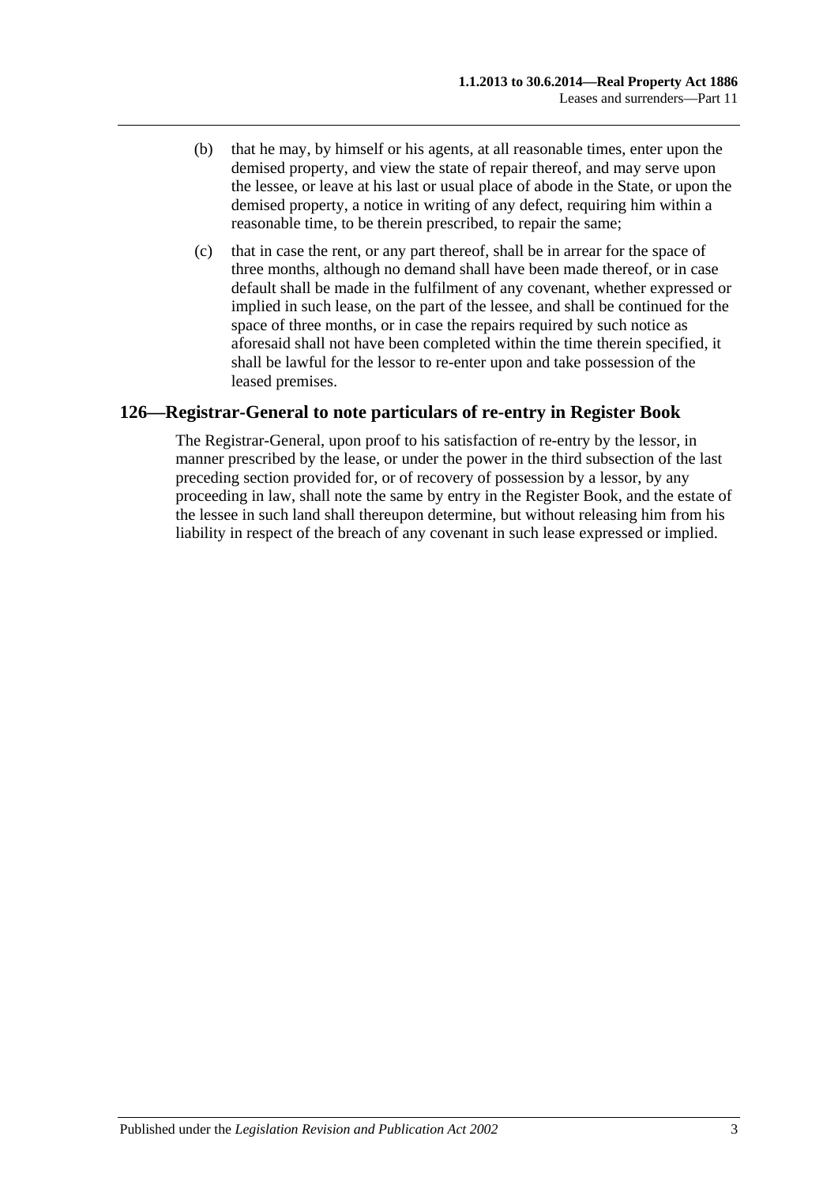(b) that he may, by himself or his agents, at all reasonable times, enter upon the demised property, and view the state of repair thereof, and may serve upon the lessee, or leave at his last or usual place of abode in the State, or upon the demised property, a notice in writing of any defect, requiring him within a reasonable time, to be therein prescribed, to repair the same;

(c) that in case the rent, or any part thereof, shall be in arrear for the space of three months, although no demand shall have been made thereof, or in case default shall be made in the fulfilment of any covenant, whether expressed or implied in such lease, on the part of the lessee, and shall be continued for the space of three months, or in case the repairs required by such notice as aforesaid shall not have been completed within the time therein specified, it shall be lawful for the lessor to re-enter upon and take possession of the leased premises.

## 126—Registrar-General to note particulars of re-entry in Register Book

The Registrar-General, upon proof to his satisfaction of re-entry by the lessor, in manner prescribed by the lease, or under the power in the third subsection of the last preceding section provided for, or of recovery of possession by a lessor, by any proceeding in law, shall note the same by entry in the Register Book, and the estate of the lessee in such land shall thereupon determine, but without releasing him from his liability in respect of the breach of any covenant in such lease expressed or implied.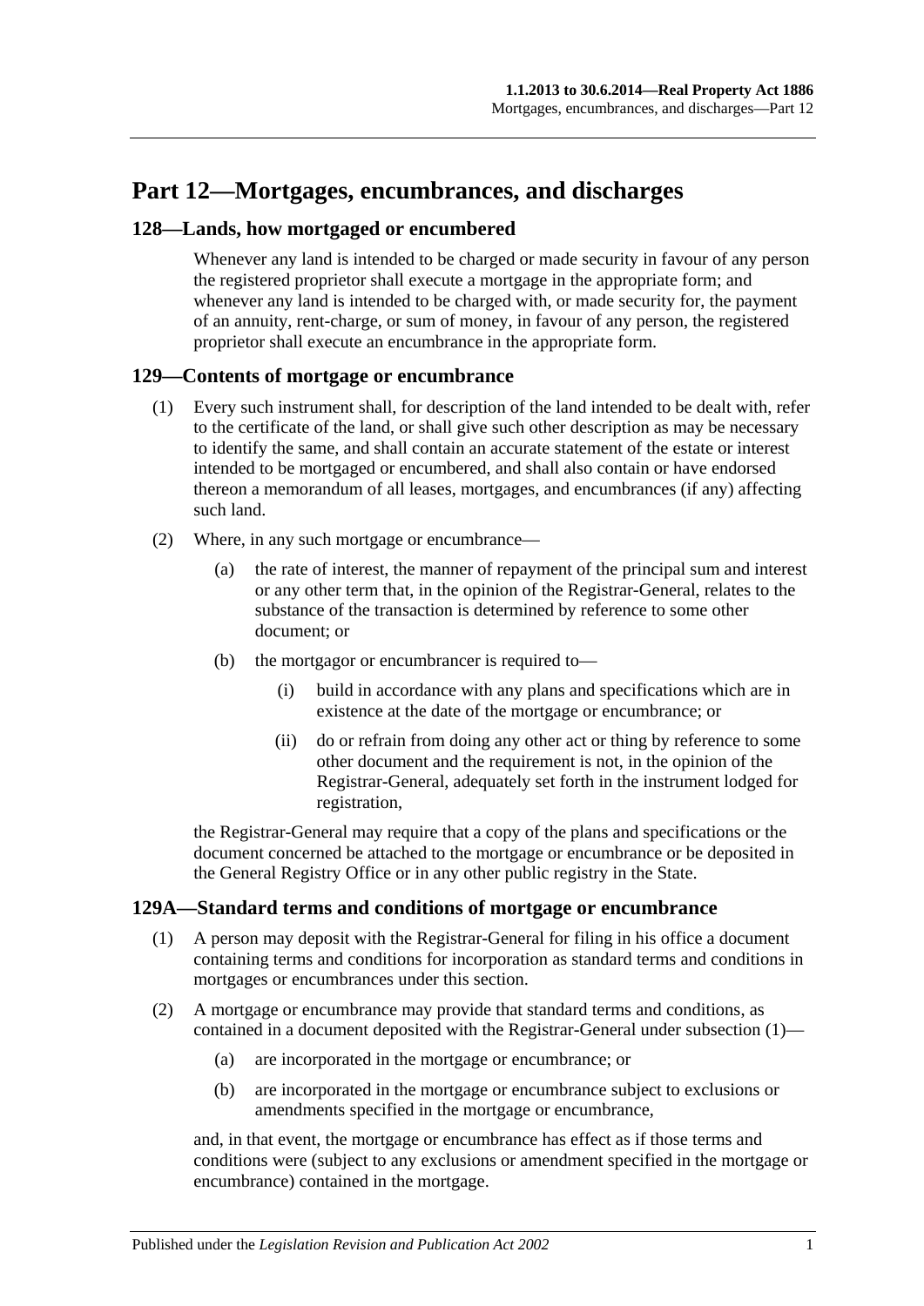# Part 12—Mortgages, encumbrances, and discharges

## 128—Lands, how mortgaged or encumbered

Whenever any land is intended to be charged or made security in favour of any person the registered proprietor shall execute a mortgage in the appropriate form; and whenever any land is intended to be charged with, or made security for, the payment of an annuity, rent-charge, or sum of money, in favour of any person, the registered proprietor shall execute an encumbrance in the appropriate form.

## 129—Contents of mortgage or encumbrance

(1) Every such instrument shall, for description of the land intended to be dealt with, refer to the certificate of the land, or shall give such other description as may be necessary to identify the same, and shall contain an accurate statement of the estate or interest intended to be mortgaged or encumbered, and shall also contain or have endorsed thereon a memorandum of all leases, mortgages, and encumbrances (if any) affecting such land.

(2) Where, in any such mortgage or encumbrance—

(a) the rate of interest, the manner of repayment of the principal sum and interest or any other term that, in the opinion of the Registrar-General, relates to the substance of the transaction is determined by reference to some other document; or

(b) the mortgagor or encumbrancer is required to—

(i) build in accordance with any plans and specifications which are in existence at the date of the mortgage or encumbrance; or

(ii) do or refrain from doing any other act or thing by reference to some other document and the requirement is not, in the opinion of the Registrar-General, adequately set forth in the instrument lodged for registration,

the Registrar-General may require that a copy of the plans and specifications or the document concerned be attached to the mortgage or encumbrance or be deposited in the General Registry Office or in any other public registry in the State.

## 129A—Standard terms and conditions of mortgage or encumbrance

(1) A person may deposit with the Registrar-General for filing in his office a document containing terms and conditions for incorporation as standard terms and conditions in mortgages or encumbrances under this section.

(2) A mortgage or encumbrance may provide that standard terms and conditions, as contained in a document deposited with the Registrar-General under subsection (1)—

(a) are incorporated in the mortgage or encumbrance; or

(b) are incorporated in the mortgage or encumbrance subject to exclusions or amendments specified in the mortgage or encumbrance,

and, in that event, the mortgage or encumbrance has effect as if those terms and conditions were (subject to any exclusions or amendment specified in the mortgage or encumbrance) contained in the mortgage.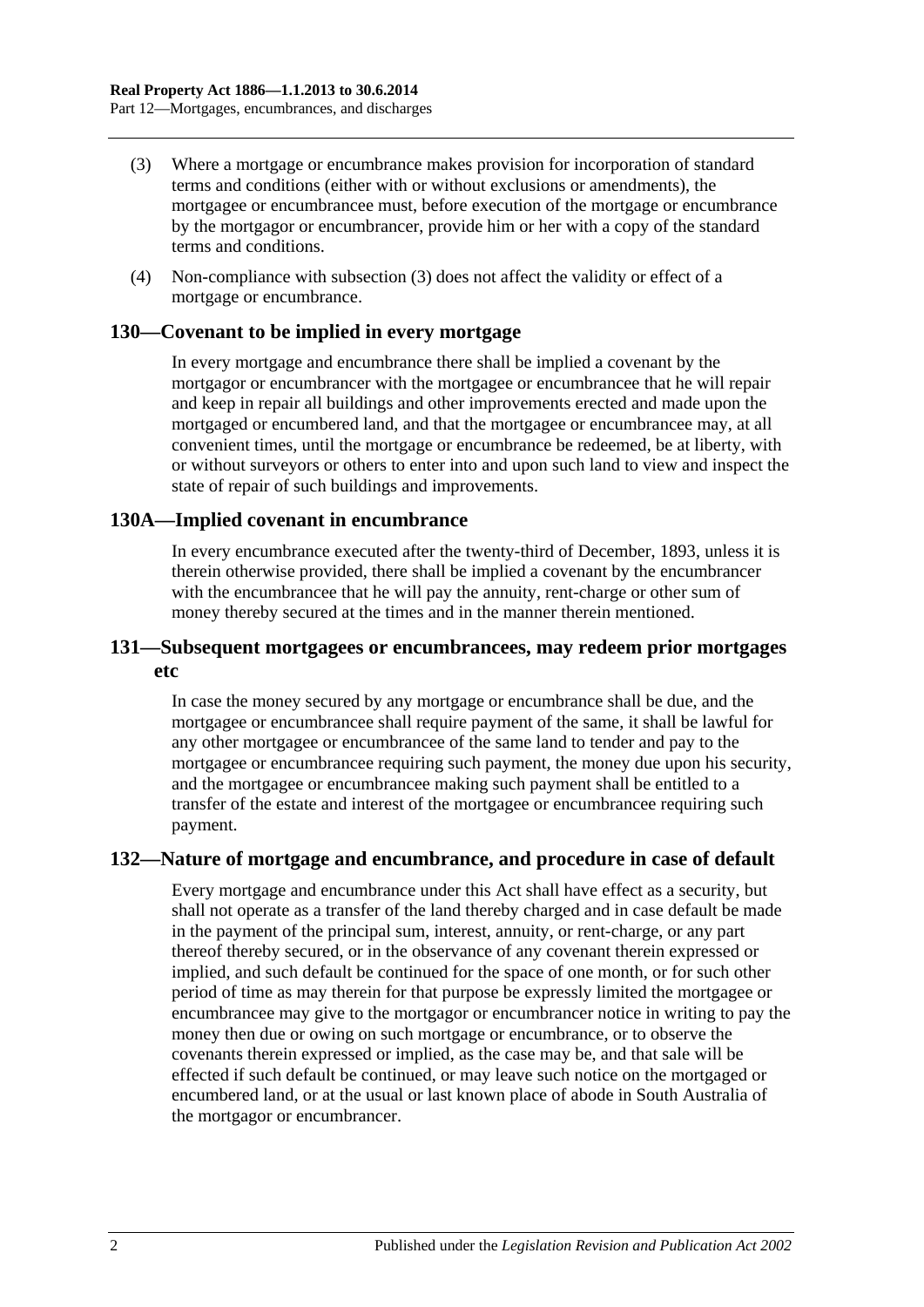(3) Where a mortgage or encumbrance makes provision for incorporation of standard terms and conditions (either with or without exclusions or amendments), the mortgagee or encumbrancee must, before execution of the mortgage or encumbrance by the mortgagor or encumbrancer, provide him or her with a copy of the standard terms and conditions.

(4) Non-compliance with subsection (3) does not affect the validity or effect of a mortgage or encumbrance.

## 130—Covenant to be implied in every mortgage

In every mortgage and encumbrance there shall be implied a covenant by the mortgagor or encumbrancer with the mortgagee or encumbrancee that he will repair and keep in repair all buildings and other improvements erected and made upon the mortgaged or encumbered land, and that the mortgagee or encumbrancee may, at all convenient times, until the mortgage or encumbrance be redeemed, be at liberty, with or without surveyors or others to enter into and upon such land to view and inspect the state of repair of such buildings and improvements.

## 130A—Implied covenant in encumbrance

In every encumbrance executed after the twenty-third of December, 1893, unless it is therein otherwise provided, there shall be implied a covenant by the encumbrancer with the encumbrancee that he will pay the annuity, rent-charge or other sum of money thereby secured at the times and in the manner therein mentioned.

## 131—Subsequent mortgagees or encumbrancees, may redeem prior mortgages etc

In case the money secured by any mortgage or encumbrance shall be due, and the mortgagee or encumbrancee shall require payment of the same, it shall be lawful for any other mortgagee or encumbrancee of the same land to tender and pay to the mortgagee or encumbrancee requiring such payment, the money due upon his security, and the mortgagee or encumbrancee making such payment shall be entitled to a transfer of the estate and interest of the mortgagee or encumbrancee requiring such payment.

## 132—Nature of mortgage and encumbrance, and procedure in case of default

Every mortgage and encumbrance under this Act shall have effect as a security, but shall not operate as a transfer of the land thereby charged and in case default be made in the payment of the principal sum, interest, annuity, or rent-charge, or any part thereof thereby secured, or in the observance of any covenant therein expressed or implied, and such default be continued for the space of one month, or for such other period of time as may therein for that purpose be expressly limited the mortgagee or encumbrancee may give to the mortgagor or encumbrancer notice in writing to pay the money then due or owing on such mortgage or encumbrance, or to observe the covenants therein expressed or implied, as the case may be, and that sale will be effected if such default be continued, or may leave such notice on the mortgaged or encumbered land, or at the usual or last known place of abode in South Australia of the mortgagor or encumbrancer.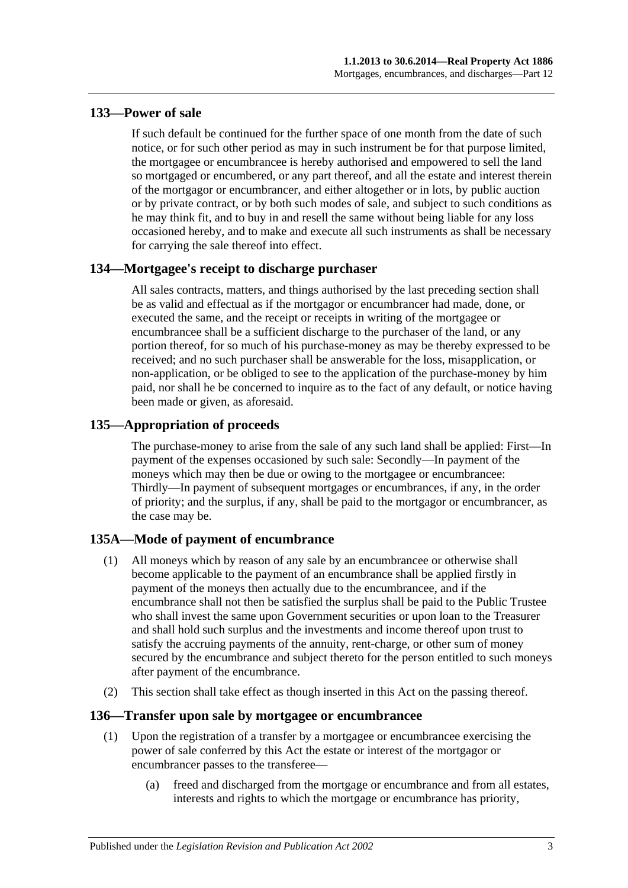## 133—Power of sale

If such default be continued for the further space of one month from the date of such notice, or for such other period as may in such instrument be for that purpose limited, the mortgagee or encumbrancee is hereby authorised and empowered to sell the land so mortgaged or encumbered, or any part thereof, and all the estate and interest therein of the mortgagor or encumbrancer, and either altogether or in lots, by public auction or by private contract, or by both such modes of sale, and subject to such conditions as he may think fit, and to buy in and resell the same without being liable for any loss occasioned hereby, and to make and execute all such instruments as shall be necessary for carrying the sale thereof into effect.

## 134—Mortgagee's receipt to discharge purchaser

All sales contracts, matters, and things authorised by the last preceding section shall be as valid and effectual as if the mortgagor or encumbrancer had made, done, or executed the same, and the receipt or receipts in writing of the mortgagee or encumbrancee shall be a sufficient discharge to the purchaser of the land, or any portion thereof, for so much of his purchase-money as may be thereby expressed to be received; and no such purchaser shall be answerable for the loss, misapplication, or non-application, or be obliged to see to the application of the purchase-money by him paid, nor shall he be concerned to inquire as to the fact of any default, or notice having been made or given, as aforesaid.

## 135—Appropriation of proceeds

The purchase-money to arise from the sale of any such land shall be applied: First—In payment of the expenses occasioned by such sale: Secondly—In payment of the moneys which may then be due or owing to the mortgagee or encumbrancee: Thirdly—In payment of subsequent mortgages or encumbrances, if any, in the order of priority; and the surplus, if any, shall be paid to the mortgagor or encumbrancer, as the case may be.

## 135A—Mode of payment of encumbrance

(1) All moneys which by reason of any sale by an encumbrancee or otherwise shall become applicable to the payment of an encumbrance shall be applied firstly in payment of the moneys then actually due to the encumbrancee, and if the encumbrance shall not then be satisfied the surplus shall be paid to the Public Trustee who shall invest the same upon Government securities or upon loan to the Treasurer and shall hold such surplus and the investments and income thereof upon trust to satisfy the accruing payments of the annuity, rent-charge, or other sum of money secured by the encumbrance and subject thereto for the person entitled to such moneys after payment of the encumbrance.

(2) This section shall take effect as though inserted in this Act on the passing thereof.

## 136—Transfer upon sale by mortgagee or encumbrancee

(1) Upon the registration of a transfer by a mortgagee or encumbrancee exercising the power of sale conferred by this Act the estate or interest of the mortgagor or encumbrancer passes to the transferee—

(a) freed and discharged from the mortgage or encumbrance and from all estates, interests and rights to which the mortgage or encumbrance has priority,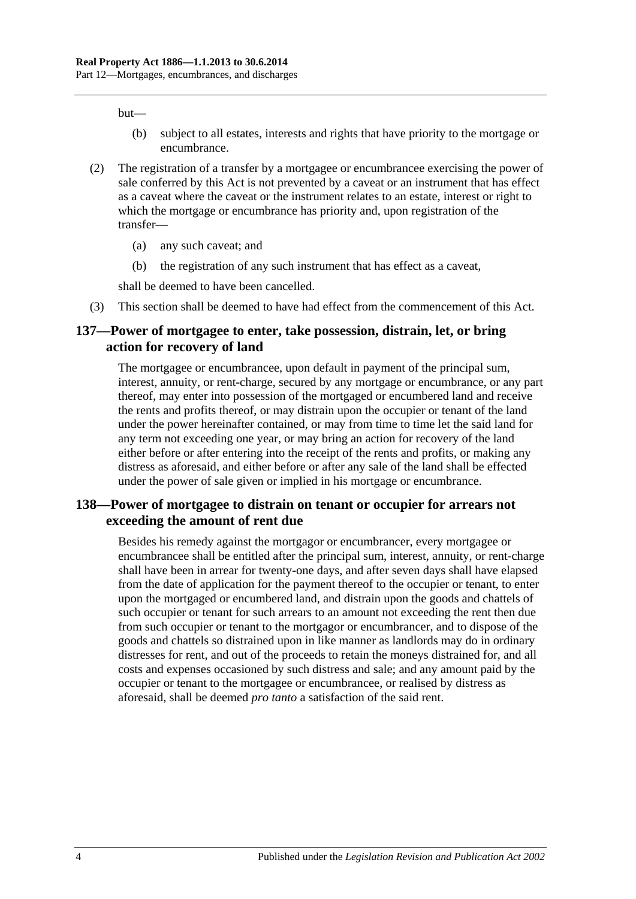but—

(b) subject to all estates, interests and rights that have priority to the mortgage or encumbrance.

(2) The registration of a transfer by a mortgagee or encumbrancee exercising the power of sale conferred by this Act is not prevented by a caveat or an instrument that has effect as a caveat where the caveat or the instrument relates to an estate, interest or right to which the mortgage or encumbrance has priority and, upon registration of the transfer—

(a) any such caveat; and

(b) the registration of any such instrument that has effect as a caveat,

shall be deemed to have been cancelled.

(3) This section shall be deemed to have had effect from the commencement of this Act.

## 137—Power of mortgagee to enter, take possession, distrain, let, or bring action for recovery of land

The mortgagee or encumbrancee, upon default in payment of the principal sum, interest, annuity, or rent-charge, secured by any mortgage or encumbrance, or any part thereof, may enter into possession of the mortgaged or encumbered land and receive the rents and profits thereof, or may distrain upon the occupier or tenant of the land under the power hereinafter contained, or may from time to time let the said land for any term not exceeding one year, or may bring an action for recovery of the land either before or after entering into the receipt of the rents and profits, or making any distress as aforesaid, and either before or after any sale of the land shall be effected under the power of sale given or implied in his mortgage or encumbrance.

## 138—Power of mortgagee to distrain on tenant or occupier for arrears not exceeding the amount of rent due

Besides his remedy against the mortgagor or encumbrancer, every mortgagee or encumbrancee shall be entitled after the principal sum, interest, annuity, or rent-charge shall have been in arrear for twenty-one days, and after seven days shall have elapsed from the date of application for the payment thereof to the occupier or tenant, to enter upon the mortgaged or encumbered land, and distrain upon the goods and chattels of such occupier or tenant for such arrears to an amount not exceeding the rent then due from such occupier or tenant to the mortgagor or encumbrancer, and to dispose of the goods and chattels so distrained upon in like manner as landlords may do in ordinary distresses for rent, and out of the proceeds to retain the moneys distrained for, and all costs and expenses occasioned by such distress and sale; and any amount paid by the occupier or tenant to the mortgagee or encumbrancee, or realised by distress as aforesaid, shall be deemed *pro tanto* a satisfaction of the said rent.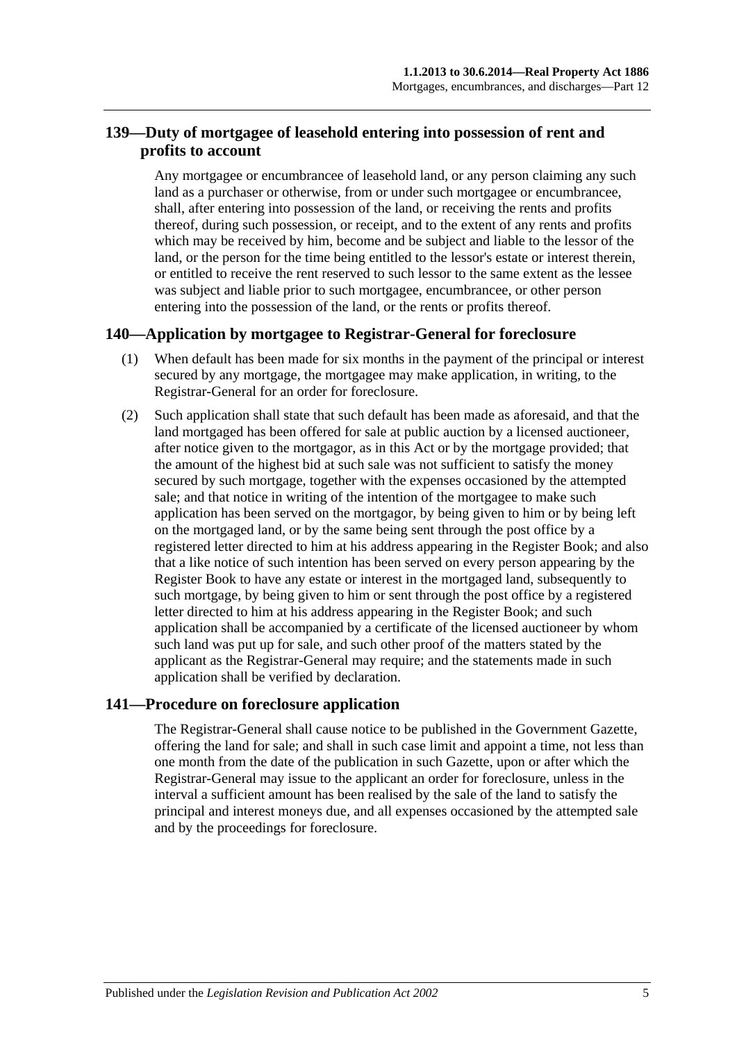## 139—Duty of mortgagee of leasehold entering into possession of rent and profits to account

Any mortgagee or encumbrancee of leasehold land, or any person claiming any such land as a purchaser or otherwise, from or under such mortgagee or encumbrancee, shall, after entering into possession of the land, or receiving the rents and profits thereof, during such possession, or receipt, and to the extent of any rents and profits which may be received by him, become and be subject and liable to the lessor of the land, or the person for the time being entitled to the lessor's estate or interest therein, or entitled to receive the rent reserved to such lessor to the same extent as the lessee was subject and liable prior to such mortgagee, encumbrancee, or other person entering into the possession of the land, or the rents or profits thereof.

## 140—Application by mortgagee to Registrar-General for foreclosure

(1) When default has been made for six months in the payment of the principal or interest secured by any mortgage, the mortgagee may make application, in writing, to the Registrar-General for an order for foreclosure.

(2) Such application shall state that such default has been made as aforesaid, and that the land mortgaged has been offered for sale at public auction by a licensed auctioneer, after notice given to the mortgagor, as in this Act or by the mortgage provided; that the amount of the highest bid at such sale was not sufficient to satisfy the money secured by such mortgage, together with the expenses occasioned by the attempted sale; and that notice in writing of the intention of the mortgagee to make such application has been served on the mortgagor, by being given to him or by being left on the mortgaged land, or by the same being sent through the post office by a registered letter directed to him at his address appearing in the Register Book; and also that a like notice of such intention has been served on every person appearing by the Register Book to have any estate or interest in the mortgaged land, subsequently to such mortgage, by being given to him or sent through the post office by a registered letter directed to him at his address appearing in the Register Book; and such application shall be accompanied by a certificate of the licensed auctioneer by whom such land was put up for sale, and such other proof of the matters stated by the applicant as the Registrar-General may require; and the statements made in such application shall be verified by declaration.

## 141—Procedure on foreclosure application

The Registrar-General shall cause notice to be published in the Government Gazette, offering the land for sale; and shall in such case limit and appoint a time, not less than one month from the date of the publication in such Gazette, upon or after which the Registrar-General may issue to the applicant an order for foreclosure, unless in the interval a sufficient amount has been realised by the sale of the land to satisfy the principal and interest moneys due, and all expenses occasioned by the attempted sale and by the proceedings for foreclosure.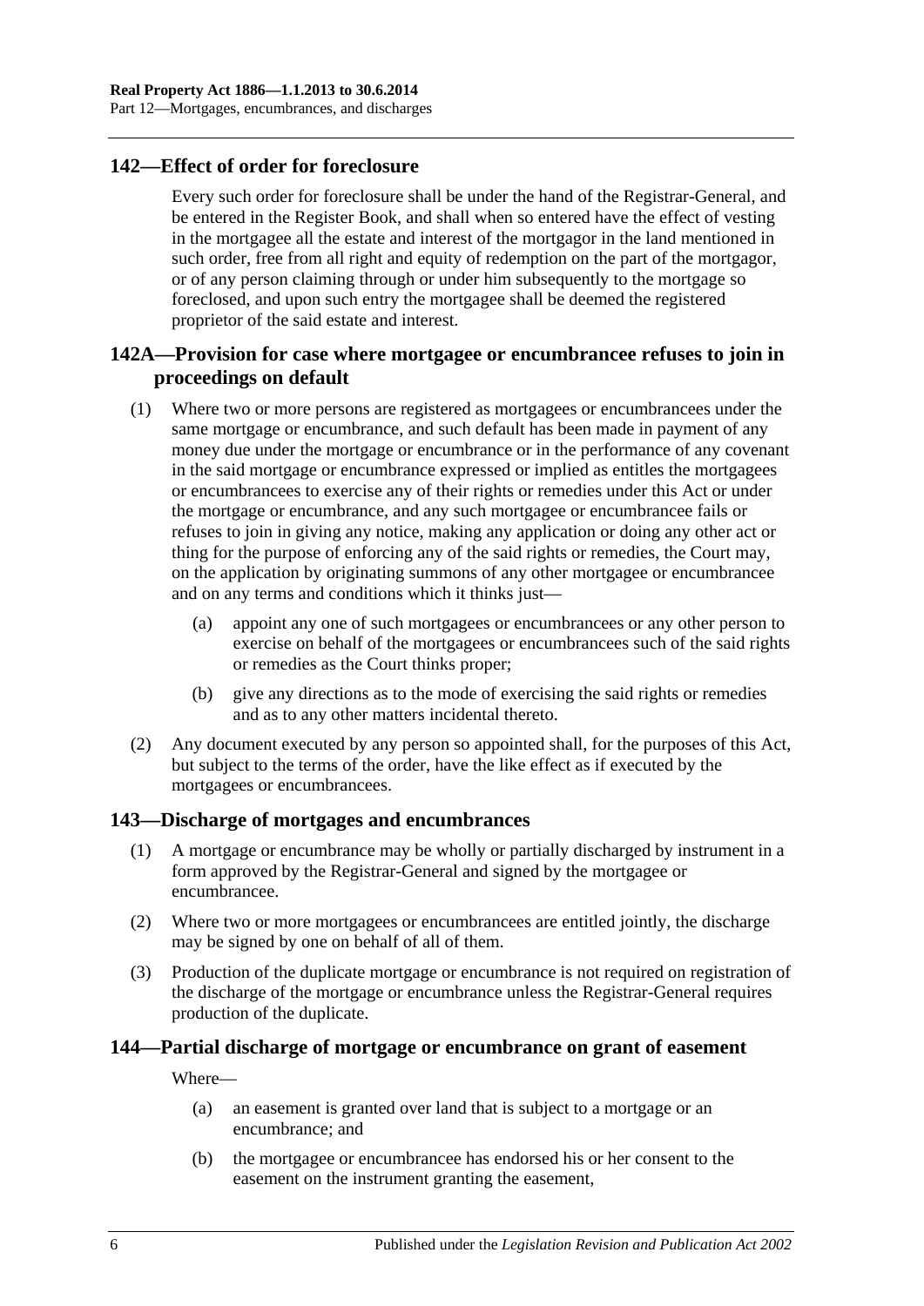## 142—Effect of order for foreclosure

Every such order for foreclosure shall be under the hand of the Registrar-General, and be entered in the Register Book, and shall when so entered have the effect of vesting in the mortgagee all the estate and interest of the mortgagor in the land mentioned in such order, free from all right and equity of redemption on the part of the mortgagor, or of any person claiming through or under him subsequently to the mortgage so foreclosed, and upon such entry the mortgagee shall be deemed the registered proprietor of the said estate and interest.

## 142A—Provision for case where mortgagee or encumbrancee refuses to join in proceedings on default

(1) Where two or more persons are registered as mortgagees or encumbrancees under the same mortgage or encumbrance, and such default has been made in payment of any money due under the mortgage or encumbrance or in the performance of any covenant in the said mortgage or encumbrance expressed or implied as entitles the mortgagees or encumbrancees to exercise any of their rights or remedies under this Act or under the mortgage or encumbrance, and any such mortgagee or encumbrancee fails or refuses to join in giving any notice, making any application or doing any other act or thing for the purpose of enforcing any of the said rights or remedies, the Court may, on the application by originating summons of any other mortgagee or encumbrancee and on any terms and conditions which it thinks just—

(a) appoint any one of such mortgagees or encumbrancees or any other person to exercise on behalf of the mortgagees or encumbrancees such of the said rights or remedies as the Court thinks proper;

(b) give any directions as to the mode of exercising the said rights or remedies and as to any other matters incidental thereto.

(2) Any document executed by any person so appointed shall, for the purposes of this Act, but subject to the terms of the order, have the like effect as if executed by the mortgagees or encumbrancees.

## 143—Discharge of mortgages and encumbrances

(1) A mortgage or encumbrance may be wholly or partially discharged by instrument in a form approved by the Registrar-General and signed by the mortgagee or encumbrancee.

(2) Where two or more mortgagees or encumbrancees are entitled jointly, the discharge may be signed by one on behalf of all of them.

(3) Production of the duplicate mortgage or encumbrance is not required on registration of the discharge of the mortgage or encumbrance unless the Registrar-General requires production of the duplicate.

## 144—Partial discharge of mortgage or encumbrance on grant of easement

Where—

(a) an easement is granted over land that is subject to a mortgage or an encumbrance; and

(b) the mortgagee or encumbrancee has endorsed his or her consent to the easement on the instrument granting the easement,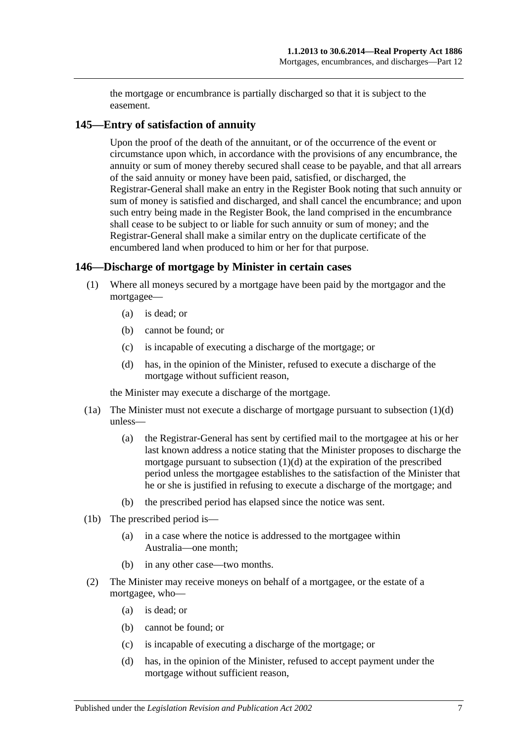the mortgage or encumbrance is partially discharged so that it is subject to the easement.

## 145—Entry of satisfaction of annuity

Upon the proof of the death of the annuitant, or of the occurrence of the event or circumstance upon which, in accordance with the provisions of any encumbrance, the annuity or sum of money thereby secured shall cease to be payable, and that all arrears of the said annuity or money have been paid, satisfied, or discharged, the Registrar-General shall make an entry in the Register Book noting that such annuity or sum of money is satisfied and discharged, and shall cancel the encumbrance; and upon such entry being made in the Register Book, the land comprised in the encumbrance shall cease to be subject to or liable for such annuity or sum of money; and the Registrar-General shall make a similar entry on the duplicate certificate of the encumbered land when produced to him or her for that purpose.

## 146—Discharge of mortgage by Minister in certain cases

(1) Where all moneys secured by a mortgage have been paid by the mortgagor and the mortgagee—

  (a) is dead; or

  (b) cannot be found; or

  (c) is incapable of executing a discharge of the mortgage; or

  (d) has, in the opinion of the Minister, refused to execute a discharge of the mortgage without sufficient reason,

the Minister may execute a discharge of the mortgage.

(1a) The Minister must not execute a discharge of mortgage pursuant to subsection (1)(d) unless—

  (a) the Registrar-General has sent by certified mail to the mortgagee at his or her last known address a notice stating that the Minister proposes to discharge the mortgage pursuant to subsection (1)(d) at the expiration of the prescribed period unless the mortgagee establishes to the satisfaction of the Minister that he or she is justified in refusing to execute a discharge of the mortgage; and

  (b) the prescribed period has elapsed since the notice was sent.

(1b) The prescribed period is—

  (a) in a case where the notice is addressed to the mortgagee within Australia—one month;

  (b) in any other case—two months.

(2) The Minister may receive moneys on behalf of a mortgagee, or the estate of a mortgagee, who—

  (a) is dead; or

  (b) cannot be found; or

  (c) is incapable of executing a discharge of the mortgage; or

  (d) has, in the opinion of the Minister, refused to accept payment under the mortgage without sufficient reason,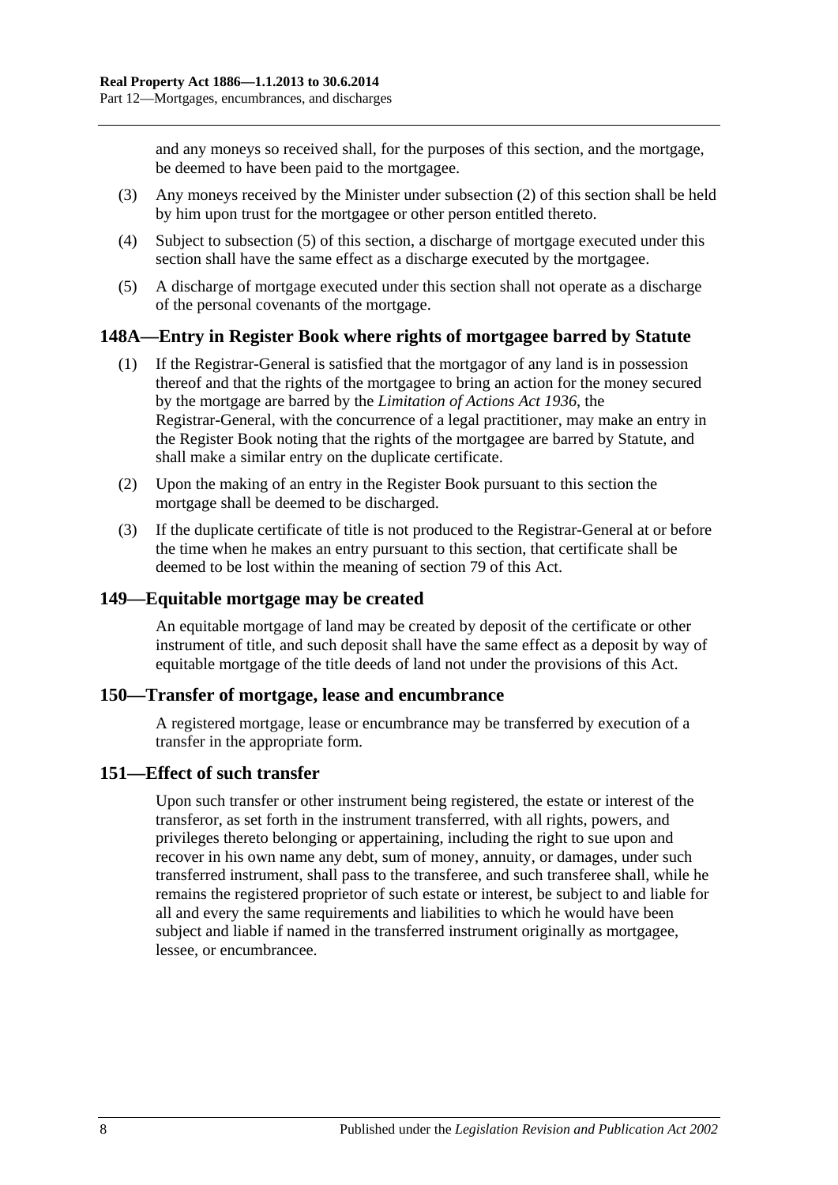and any moneys so received shall, for the purposes of this section, and the mortgage, be deemed to have been paid to the mortgagee.

(3) Any moneys received by the Minister under subsection (2) of this section shall be held by him upon trust for the mortgagee or other person entitled thereto.

(4) Subject to subsection (5) of this section, a discharge of mortgage executed under this section shall have the same effect as a discharge executed by the mortgagee.

(5) A discharge of mortgage executed under this section shall not operate as a discharge of the personal covenants of the mortgage.

## 148A—Entry in Register Book where rights of mortgagee barred by Statute

(1) If the Registrar-General is satisfied that the mortgagor of any land is in possession thereof and that the rights of the mortgagee to bring an action for the money secured by the mortgage are barred by the *Limitation of Actions Act 1936*, the Registrar-General, with the concurrence of a legal practitioner, may make an entry in the Register Book noting that the rights of the mortgagee are barred by Statute, and shall make a similar entry on the duplicate certificate.

(2) Upon the making of an entry in the Register Book pursuant to this section the mortgage shall be deemed to be discharged.

(3) If the duplicate certificate of title is not produced to the Registrar-General at or before the time when he makes an entry pursuant to this section, that certificate shall be deemed to be lost within the meaning of section 79 of this Act.

## 149—Equitable mortgage may be created

An equitable mortgage of land may be created by deposit of the certificate or other instrument of title, and such deposit shall have the same effect as a deposit by way of equitable mortgage of the title deeds of land not under the provisions of this Act.

## 150—Transfer of mortgage, lease and encumbrance

A registered mortgage, lease or encumbrance may be transferred by execution of a transfer in the appropriate form.

## 151—Effect of such transfer

Upon such transfer or other instrument being registered, the estate or interest of the transferor, as set forth in the instrument transferred, with all rights, powers, and privileges thereto belonging or appertaining, including the right to sue upon and recover in his own name any debt, sum of money, annuity, or damages, under such transferred instrument, shall pass to the transferee, and such transferee shall, while he remains the registered proprietor of such estate or interest, be subject to and liable for all and every the same requirements and liabilities to which he would have been subject and liable if named in the transferred instrument originally as mortgagee, lessee, or encumbrancee.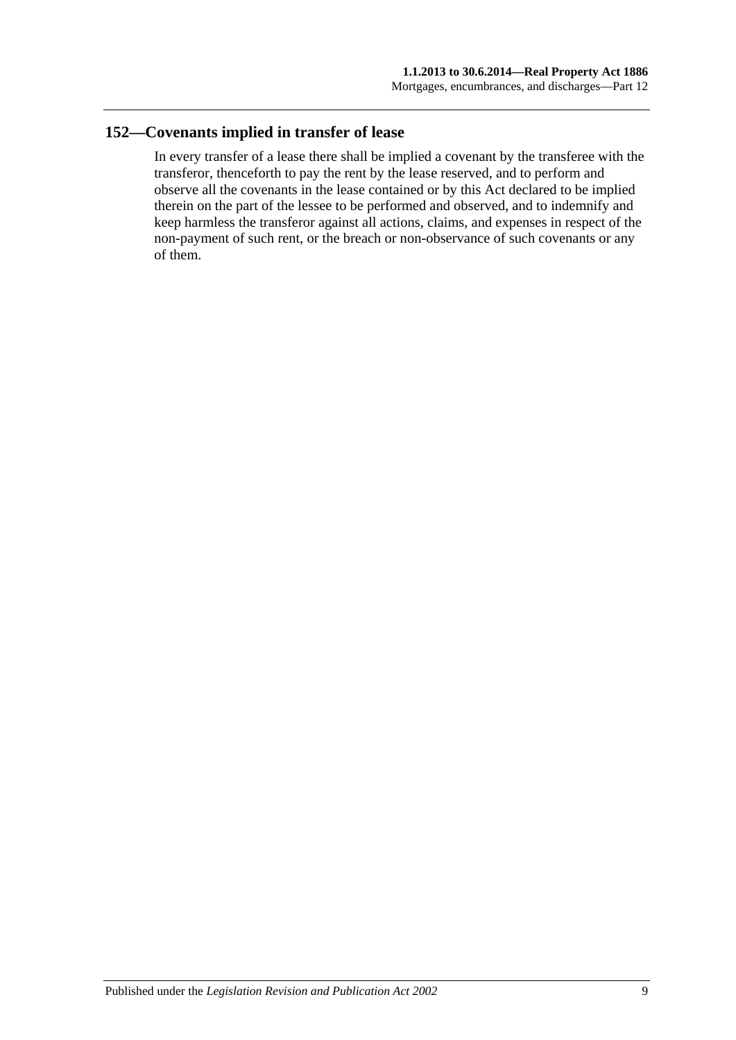## 152—Covenants implied in transfer of lease

In every transfer of a lease there shall be implied a covenant by the transferee with the transferor, thenceforth to pay the rent by the lease reserved, and to perform and observe all the covenants in the lease contained or by this Act declared to be implied therein on the part of the lessee to be performed and observed, and to indemnify and keep harmless the transferor against all actions, claims, and expenses in respect of the non-payment of such rent, or the breach or non-observance of such covenants or any of them.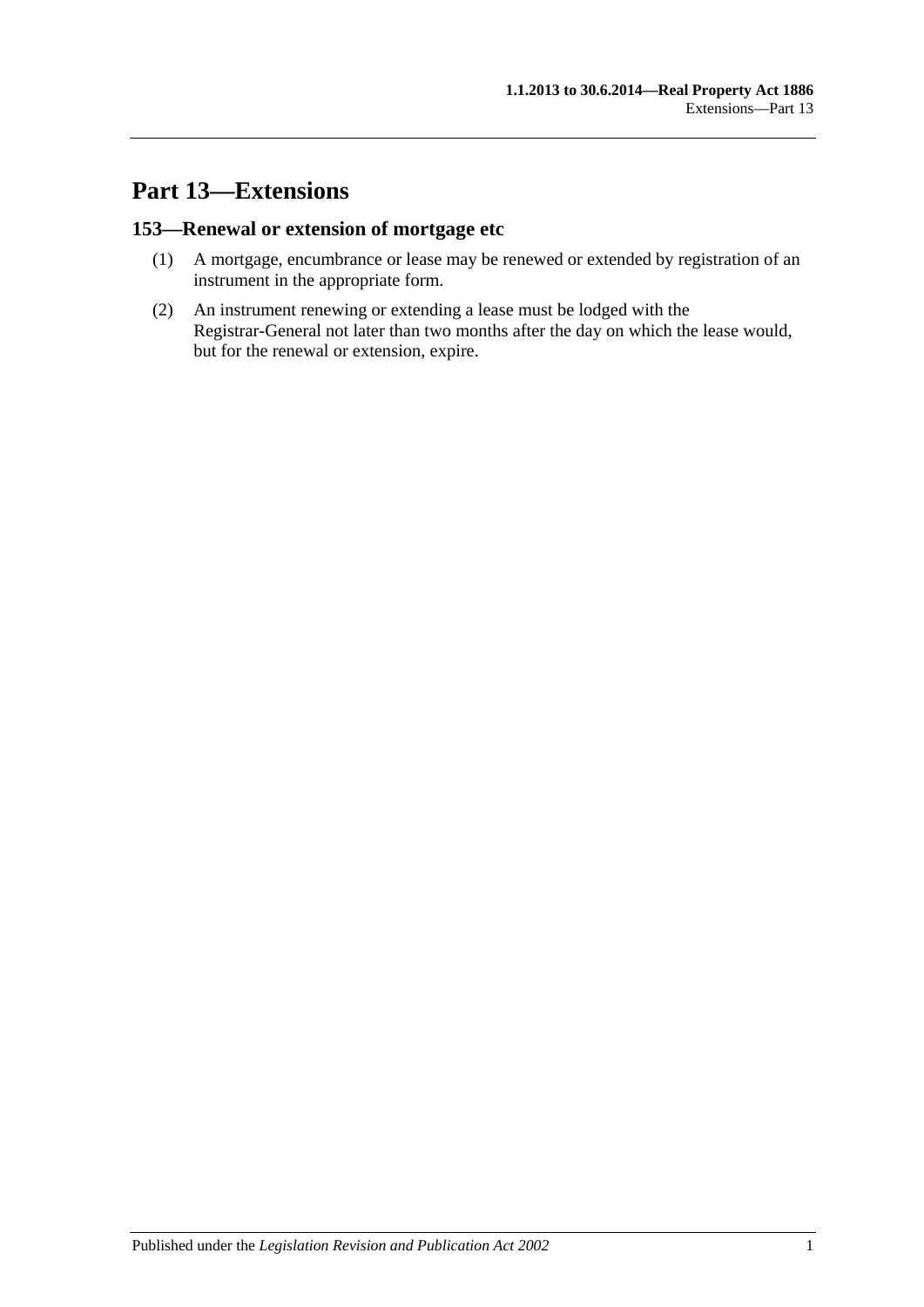# Part 13—Extensions

## 153—Renewal or extension of mortgage etc

(1) A mortgage, encumbrance or lease may be renewed or extended by registration of an instrument in the appropriate form.

(2) An instrument renewing or extending a lease must be lodged with the Registrar-General not later than two months after the day on which the lease would, but for the renewal or extension, expire.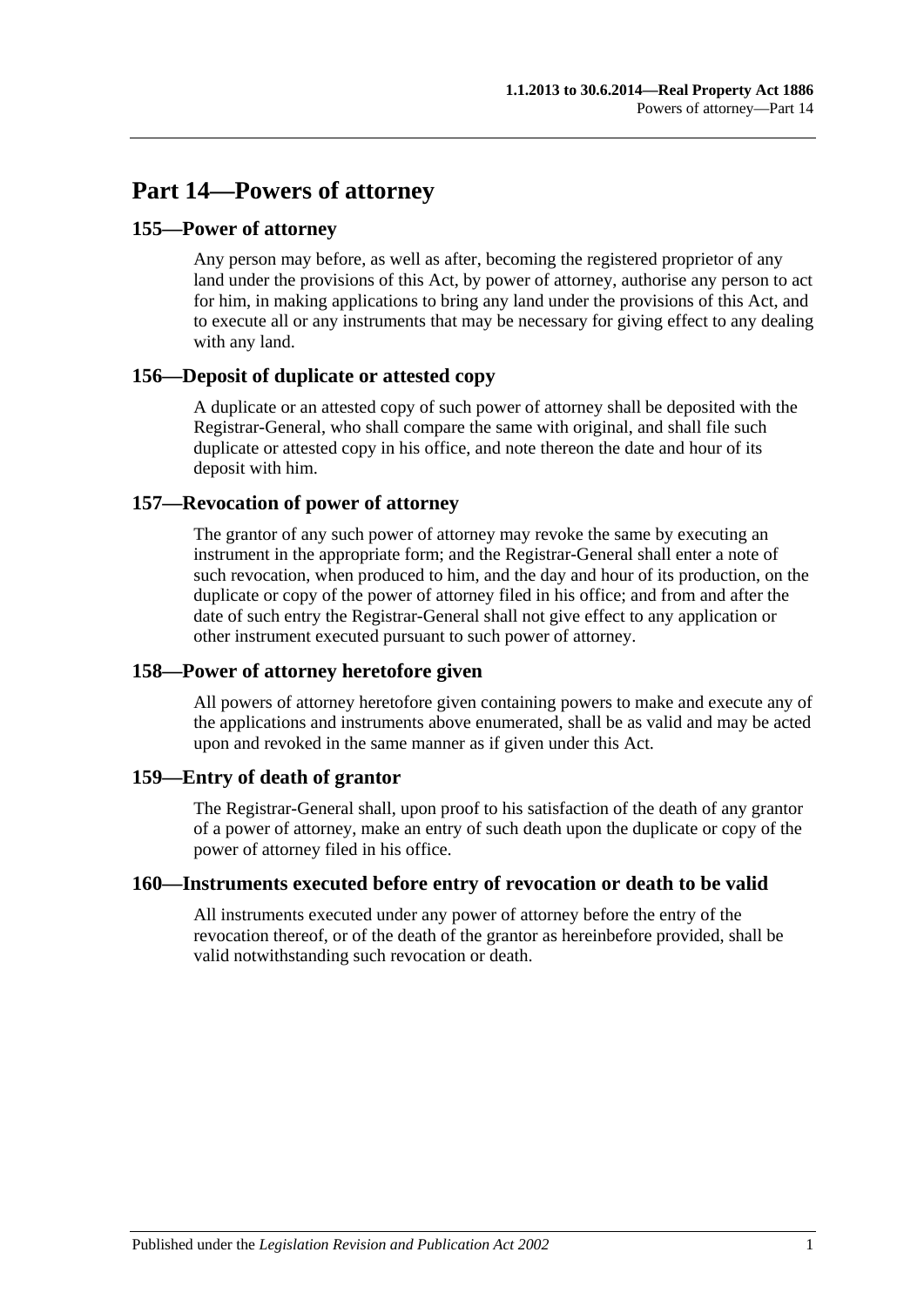# Part 14—Powers of attorney

## 155—Power of attorney

Any person may before, as well as after, becoming the registered proprietor of any land under the provisions of this Act, by power of attorney, authorise any person to act for him, in making applications to bring any land under the provisions of this Act, and to execute all or any instruments that may be necessary for giving effect to any dealing with any land.

## 156—Deposit of duplicate or attested copy

A duplicate or an attested copy of such power of attorney shall be deposited with the Registrar-General, who shall compare the same with original, and shall file such duplicate or attested copy in his office, and note thereon the date and hour of its deposit with him.

## 157—Revocation of power of attorney

The grantor of any such power of attorney may revoke the same by executing an instrument in the appropriate form; and the Registrar-General shall enter a note of such revocation, when produced to him, and the day and hour of its production, on the duplicate or copy of the power of attorney filed in his office; and from and after the date of such entry the Registrar-General shall not give effect to any application or other instrument executed pursuant to such power of attorney.

## 158—Power of attorney heretofore given

All powers of attorney heretofore given containing powers to make and execute any of the applications and instruments above enumerated, shall be as valid and may be acted upon and revoked in the same manner as if given under this Act.

## 159—Entry of death of grantor

The Registrar-General shall, upon proof to his satisfaction of the death of any grantor of a power of attorney, make an entry of such death upon the duplicate or copy of the power of attorney filed in his office.

## 160—Instruments executed before entry of revocation or death to be valid

All instruments executed under any power of attorney before the entry of the revocation thereof, or of the death of the grantor as hereinbefore provided, shall be valid notwithstanding such revocation or death.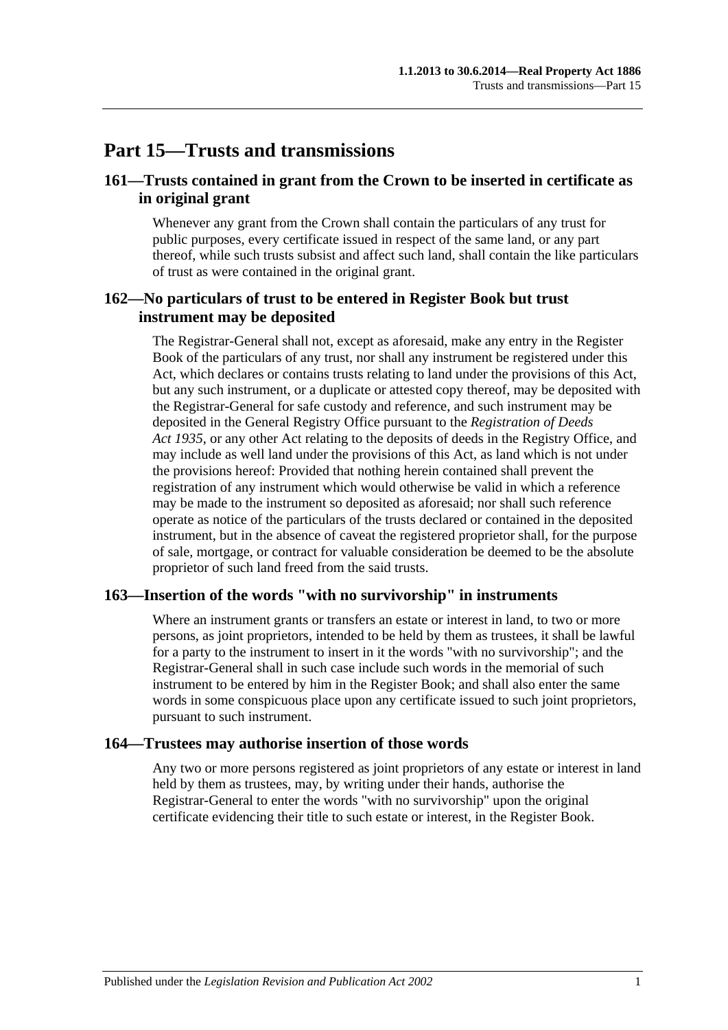# Part 15—Trusts and transmissions

## 161—Trusts contained in grant from the Crown to be inserted in certificate as in original grant

Whenever any grant from the Crown shall contain the particulars of any trust for public purposes, every certificate issued in respect of the same land, or any part thereof, while such trusts subsist and affect such land, shall contain the like particulars of trust as were contained in the original grant.

## 162—No particulars of trust to be entered in Register Book but trust instrument may be deposited

The Registrar-General shall not, except as aforesaid, make any entry in the Register Book of the particulars of any trust, nor shall any instrument be registered under this Act, which declares or contains trusts relating to land under the provisions of this Act, but any such instrument, or a duplicate or attested copy thereof, may be deposited with the Registrar-General for safe custody and reference, and such instrument may be deposited in the General Registry Office pursuant to the *Registration of Deeds Act 1935*, or any other Act relating to the deposits of deeds in the Registry Office, and may include as well land under the provisions of this Act, as land which is not under the provisions hereof: Provided that nothing herein contained shall prevent the registration of any instrument which would otherwise be valid in which a reference may be made to the instrument so deposited as aforesaid; nor shall such reference operate as notice of the particulars of the trusts declared or contained in the deposited instrument, but in the absence of caveat the registered proprietor shall, for the purpose of sale, mortgage, or contract for valuable consideration be deemed to be the absolute proprietor of such land freed from the said trusts.

## 163—Insertion of the words "with no survivorship" in instruments

Where an instrument grants or transfers an estate or interest in land, to two or more persons, as joint proprietors, intended to be held by them as trustees, it shall be lawful for a party to the instrument to insert in it the words "with no survivorship"; and the Registrar-General shall in such case include such words in the memorial of such instrument to be entered by him in the Register Book; and shall also enter the same words in some conspicuous place upon any certificate issued to such joint proprietors, pursuant to such instrument.

## 164—Trustees may authorise insertion of those words

Any two or more persons registered as joint proprietors of any estate or interest in land held by them as trustees, may, by writing under their hands, authorise the Registrar-General to enter the words "with no survivorship" upon the original certificate evidencing their title to such estate or interest, in the Register Book.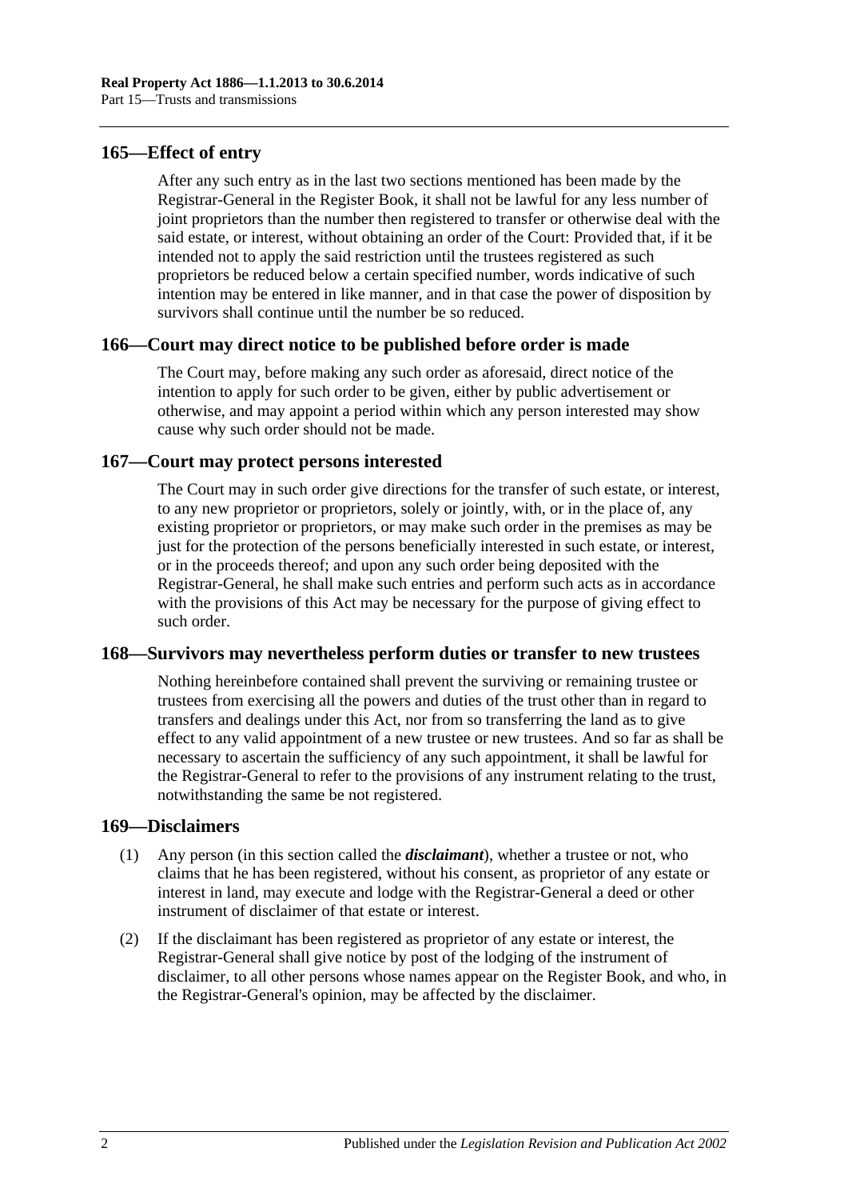## 165—Effect of entry

After any such entry as in the last two sections mentioned has been made by the Registrar-General in the Register Book, it shall not be lawful for any less number of joint proprietors than the number then registered to transfer or otherwise deal with the said estate, or interest, without obtaining an order of the Court: Provided that, if it be intended not to apply the said restriction until the trustees registered as such proprietors be reduced below a certain specified number, words indicative of such intention may be entered in like manner, and in that case the power of disposition by survivors shall continue until the number be so reduced.

## 166—Court may direct notice to be published before order is made

The Court may, before making any such order as aforesaid, direct notice of the intention to apply for such order to be given, either by public advertisement or otherwise, and may appoint a period within which any person interested may show cause why such order should not be made.

## 167—Court may protect persons interested

The Court may in such order give directions for the transfer of such estate, or interest, to any new proprietor or proprietors, solely or jointly, with, or in the place of, any existing proprietor or proprietors, or may make such order in the premises as may be just for the protection of the persons beneficially interested in such estate, or interest, or in the proceeds thereof; and upon any such order being deposited with the Registrar-General, he shall make such entries and perform such acts as in accordance with the provisions of this Act may be necessary for the purpose of giving effect to such order.

## 168—Survivors may nevertheless perform duties or transfer to new trustees

Nothing hereinbefore contained shall prevent the surviving or remaining trustee or trustees from exercising all the powers and duties of the trust other than in regard to transfers and dealings under this Act, nor from so transferring the land as to give effect to any valid appointment of a new trustee or new trustees. And so far as shall be necessary to ascertain the sufficiency of any such appointment, it shall be lawful for the Registrar-General to refer to the provisions of any instrument relating to the trust, notwithstanding the same be not registered.

## 169—Disclaimers

(1) Any person (in this section called the ***disclaimant***), whether a trustee or not, who claims that he has been registered, without his consent, as proprietor of any estate or interest in land, may execute and lodge with the Registrar-General a deed or other instrument of disclaimer of that estate or interest.

(2) If the disclaimant has been registered as proprietor of any estate or interest, the Registrar-General shall give notice by post of the lodging of the instrument of disclaimer, to all other persons whose names appear on the Register Book, and who, in the Registrar-General's opinion, may be affected by the disclaimer.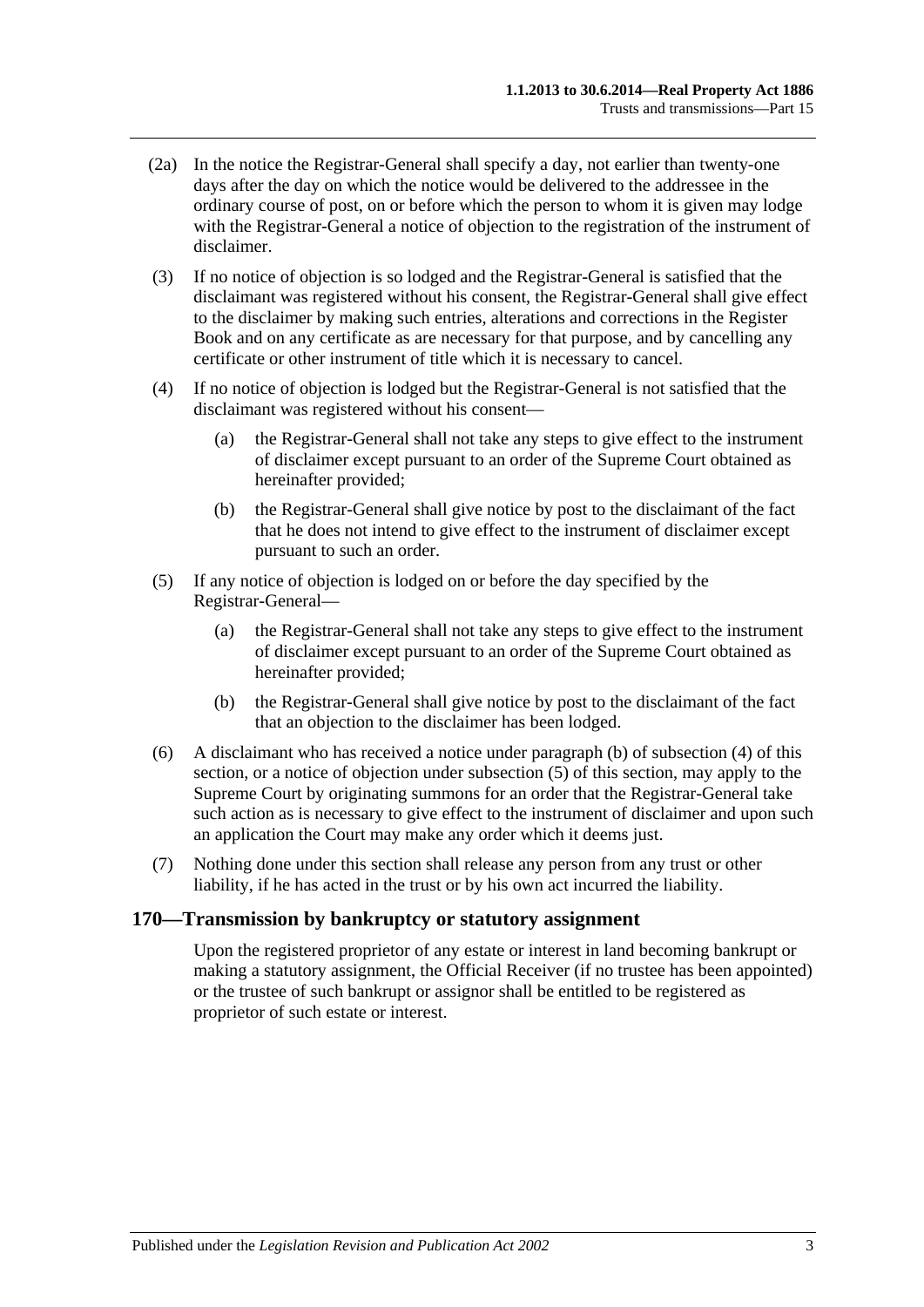(2a) In the notice the Registrar-General shall specify a day, not earlier than twenty-one days after the day on which the notice would be delivered to the addressee in the ordinary course of post, on or before which the person to whom it is given may lodge with the Registrar-General a notice of objection to the registration of the instrument of disclaimer.

(3) If no notice of objection is so lodged and the Registrar-General is satisfied that the disclaimant was registered without his consent, the Registrar-General shall give effect to the disclaimer by making such entries, alterations and corrections in the Register Book and on any certificate as are necessary for that purpose, and by cancelling any certificate or other instrument of title which it is necessary to cancel.

(4) If no notice of objection is lodged but the Registrar-General is not satisfied that the disclaimant was registered without his consent—

(a) the Registrar-General shall not take any steps to give effect to the instrument of disclaimer except pursuant to an order of the Supreme Court obtained as hereinafter provided;

(b) the Registrar-General shall give notice by post to the disclaimant of the fact that he does not intend to give effect to the instrument of disclaimer except pursuant to such an order.

(5) If any notice of objection is lodged on or before the day specified by the Registrar-General—

(a) the Registrar-General shall not take any steps to give effect to the instrument of disclaimer except pursuant to an order of the Supreme Court obtained as hereinafter provided;

(b) the Registrar-General shall give notice by post to the disclaimant of the fact that an objection to the disclaimer has been lodged.

(6) A disclaimant who has received a notice under paragraph (b) of subsection (4) of this section, or a notice of objection under subsection (5) of this section, may apply to the Supreme Court by originating summons for an order that the Registrar-General take such action as is necessary to give effect to the instrument of disclaimer and upon such an application the Court may make any order which it deems just.

(7) Nothing done under this section shall release any person from any trust or other liability, if he has acted in the trust or by his own act incurred the liability.

## 170—Transmission by bankruptcy or statutory assignment

Upon the registered proprietor of any estate or interest in land becoming bankrupt or making a statutory assignment, the Official Receiver (if no trustee has been appointed) or the trustee of such bankrupt or assignor shall be entitled to be registered as proprietor of such estate or interest.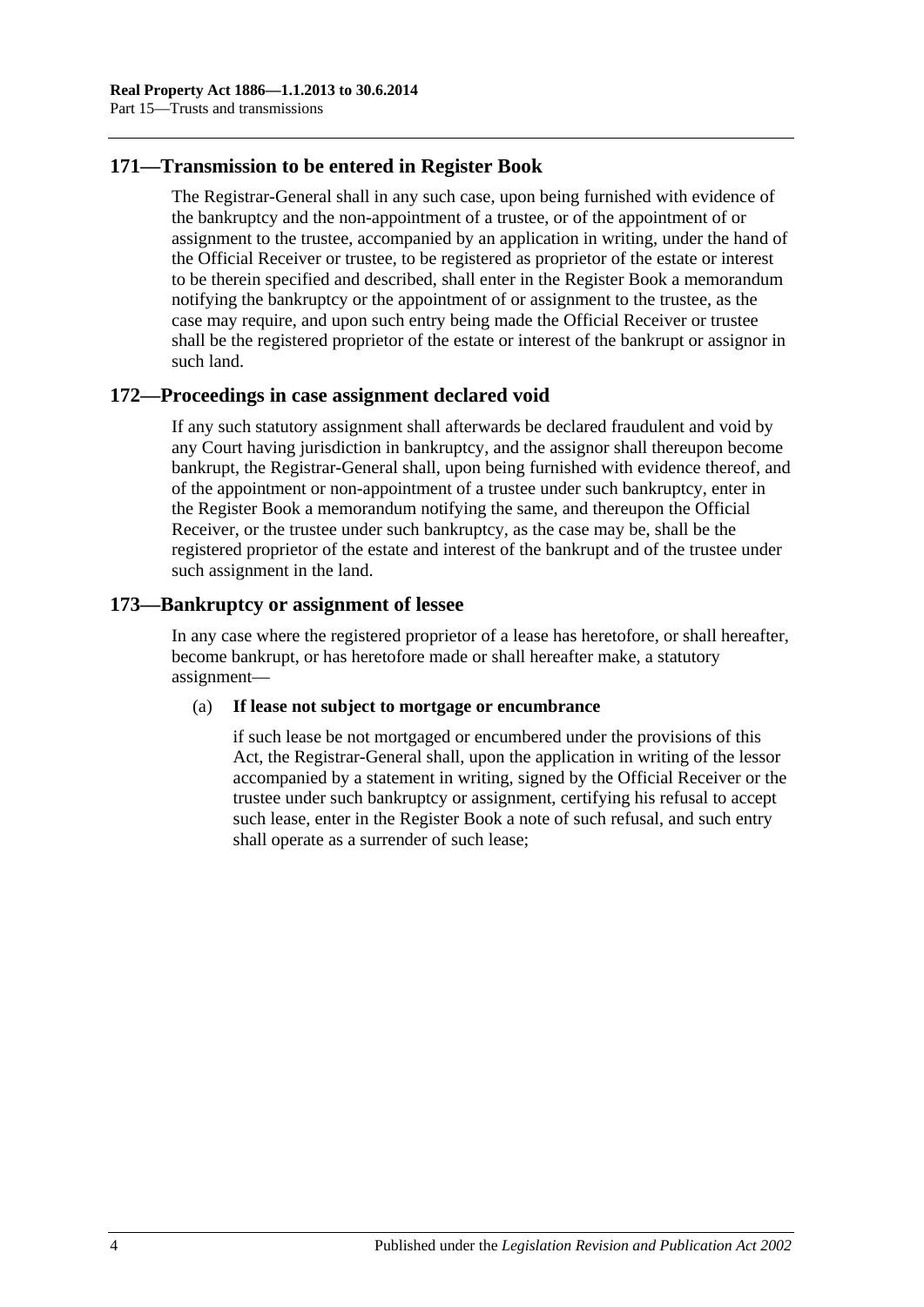## 171—Transmission to be entered in Register Book

The Registrar-General shall in any such case, upon being furnished with evidence of the bankruptcy and the non-appointment of a trustee, or of the appointment of or assignment to the trustee, accompanied by an application in writing, under the hand of the Official Receiver or trustee, to be registered as proprietor of the estate or interest to be therein specified and described, shall enter in the Register Book a memorandum notifying the bankruptcy or the appointment of or assignment to the trustee, as the case may require, and upon such entry being made the Official Receiver or trustee shall be the registered proprietor of the estate or interest of the bankrupt or assignor in such land.

## 172—Proceedings in case assignment declared void

If any such statutory assignment shall afterwards be declared fraudulent and void by any Court having jurisdiction in bankruptcy, and the assignor shall thereupon become bankrupt, the Registrar-General shall, upon being furnished with evidence thereof, and of the appointment or non-appointment of a trustee under such bankruptcy, enter in the Register Book a memorandum notifying the same, and thereupon the Official Receiver, or the trustee under such bankruptcy, as the case may be, shall be the registered proprietor of the estate and interest of the bankrupt and of the trustee under such assignment in the land.

## 173—Bankruptcy or assignment of lessee

In any case where the registered proprietor of a lease has heretofore, or shall hereafter, become bankrupt, or has heretofore made or shall hereafter make, a statutory assignment—

(a) **If lease not subject to mortgage or encumbrance**

if such lease be not mortgaged or encumbered under the provisions of this Act, the Registrar-General shall, upon the application in writing of the lessor accompanied by a statement in writing, signed by the Official Receiver or the trustee under such bankruptcy or assignment, certifying his refusal to accept such lease, enter in the Register Book a note of such refusal, and such entry shall operate as a surrender of such lease;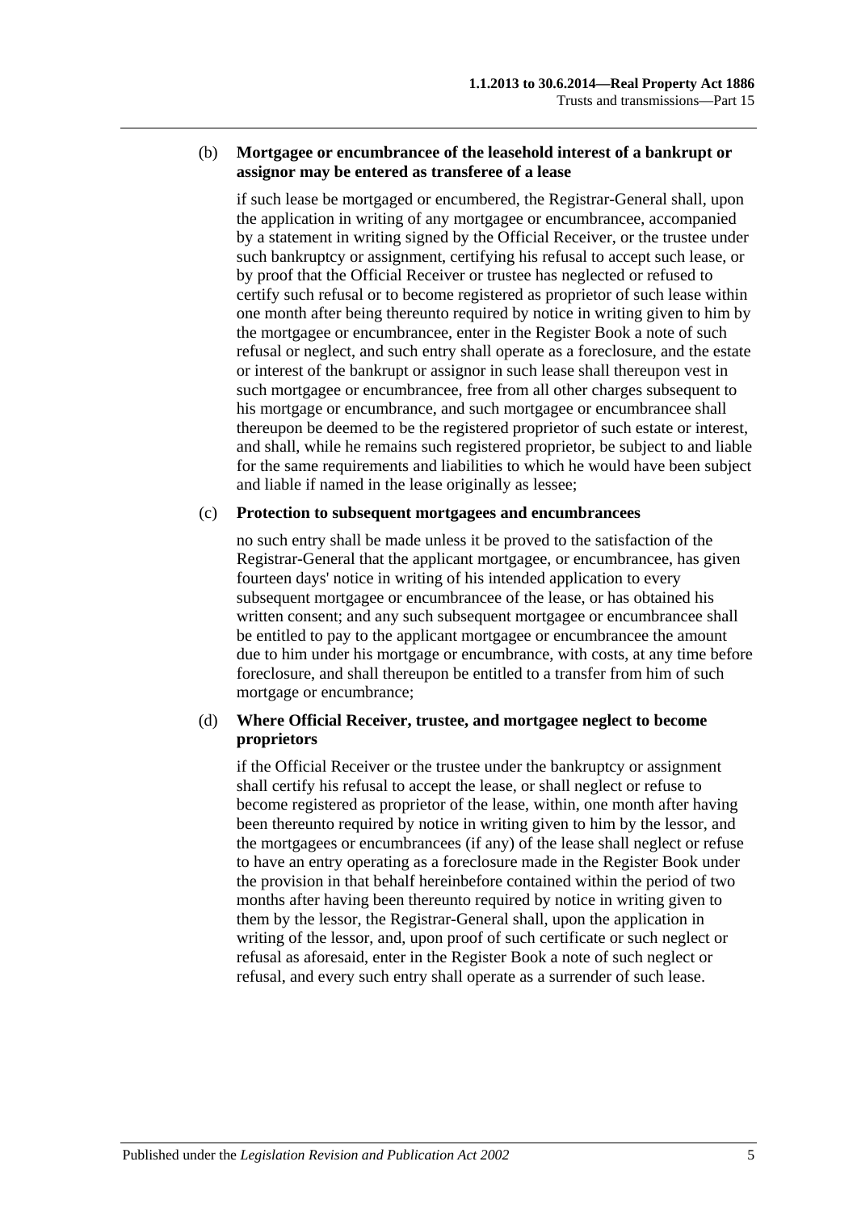(b) **Mortgagee or encumbrancee of the leasehold interest of a bankrupt or assignor may be entered as transferee of a lease**

if such lease be mortgaged or encumbered, the Registrar-General shall, upon the application in writing of any mortgagee or encumbrancee, accompanied by a statement in writing signed by the Official Receiver, or the trustee under such bankruptcy or assignment, certifying his refusal to accept such lease, or by proof that the Official Receiver or trustee has neglected or refused to certify such refusal or to become registered as proprietor of such lease within one month after being thereunto required by notice in writing given to him by the mortgagee or encumbrancee, enter in the Register Book a note of such refusal or neglect, and such entry shall operate as a foreclosure, and the estate or interest of the bankrupt or assignor in such lease shall thereupon vest in such mortgagee or encumbrancee, free from all other charges subsequent to his mortgage or encumbrance, and such mortgagee or encumbrancee shall thereupon be deemed to be the registered proprietor of such estate or interest, and shall, while he remains such registered proprietor, be subject to and liable for the same requirements and liabilities to which he would have been subject and liable if named in the lease originally as lessee;

(c) **Protection to subsequent mortgagees and encumbrancees**

no such entry shall be made unless it be proved to the satisfaction of the Registrar-General that the applicant mortgagee, or encumbrancee, has given fourteen days' notice in writing of his intended application to every subsequent mortgagee or encumbrancee of the lease, or has obtained his written consent; and any such subsequent mortgagee or encumbrancee shall be entitled to pay to the applicant mortgagee or encumbrancee the amount due to him under his mortgage or encumbrance, with costs, at any time before foreclosure, and shall thereupon be entitled to a transfer from him of such mortgage or encumbrance;

(d) **Where Official Receiver, trustee, and mortgagee neglect to become proprietors**

if the Official Receiver or the trustee under the bankruptcy or assignment shall certify his refusal to accept the lease, or shall neglect or refuse to become registered as proprietor of the lease, within, one month after having been thereunto required by notice in writing given to him by the lessor, and the mortgagees or encumbrancees (if any) of the lease shall neglect or refuse to have an entry operating as a foreclosure made in the Register Book under the provision in that behalf hereinbefore contained within the period of two months after having been thereunto required by notice in writing given to them by the lessor, the Registrar-General shall, upon the application in writing of the lessor, and, upon proof of such certificate or such neglect or refusal as aforesaid, enter in the Register Book a note of such neglect or refusal, and every such entry shall operate as a surrender of such lease.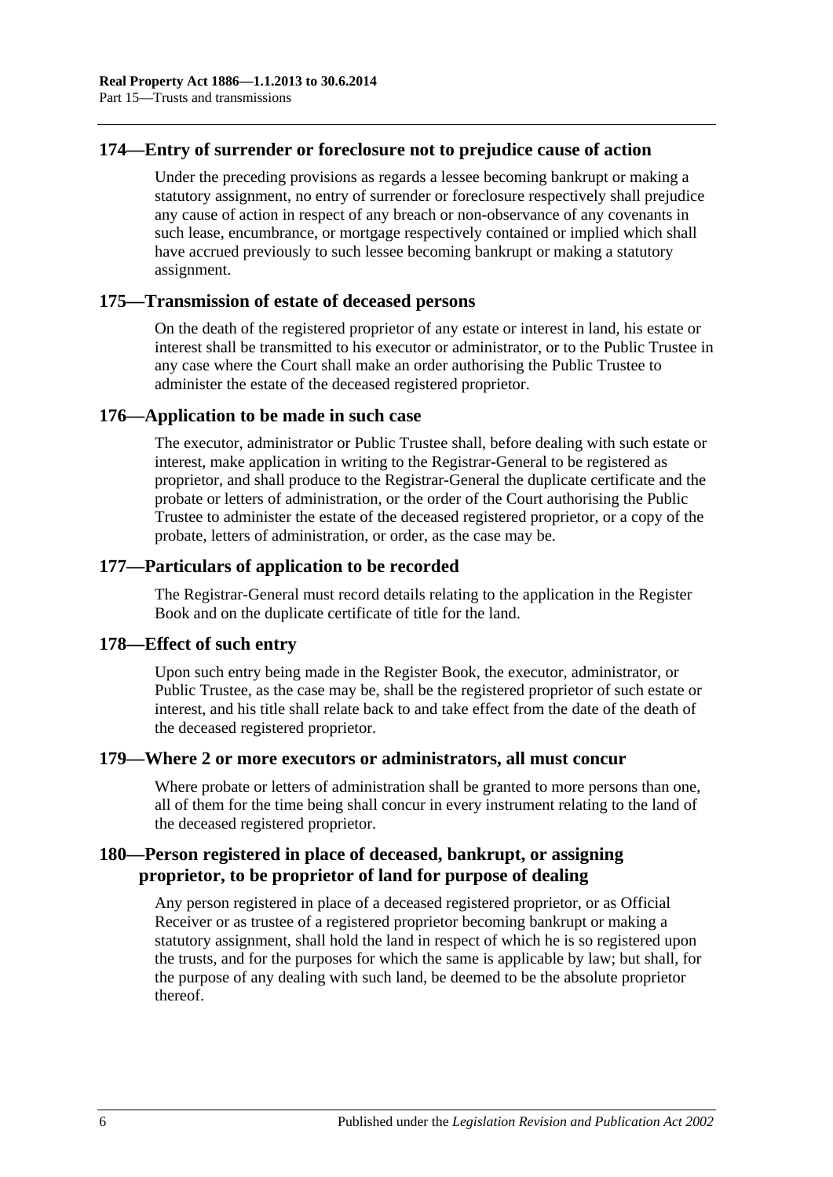## 174—Entry of surrender or foreclosure not to prejudice cause of action

Under the preceding provisions as regards a lessee becoming bankrupt or making a statutory assignment, no entry of surrender or foreclosure respectively shall prejudice any cause of action in respect of any breach or non-observance of any covenants in such lease, encumbrance, or mortgage respectively contained or implied which shall have accrued previously to such lessee becoming bankrupt or making a statutory assignment.

## 175—Transmission of estate of deceased persons

On the death of the registered proprietor of any estate or interest in land, his estate or interest shall be transmitted to his executor or administrator, or to the Public Trustee in any case where the Court shall make an order authorising the Public Trustee to administer the estate of the deceased registered proprietor.

## 176—Application to be made in such case

The executor, administrator or Public Trustee shall, before dealing with such estate or interest, make application in writing to the Registrar-General to be registered as proprietor, and shall produce to the Registrar-General the duplicate certificate and the probate or letters of administration, or the order of the Court authorising the Public Trustee to administer the estate of the deceased registered proprietor, or a copy of the probate, letters of administration, or order, as the case may be.

## 177—Particulars of application to be recorded

The Registrar-General must record details relating to the application in the Register Book and on the duplicate certificate of title for the land.

## 178—Effect of such entry

Upon such entry being made in the Register Book, the executor, administrator, or Public Trustee, as the case may be, shall be the registered proprietor of such estate or interest, and his title shall relate back to and take effect from the date of the death of the deceased registered proprietor.

## 179—Where 2 or more executors or administrators, all must concur

Where probate or letters of administration shall be granted to more persons than one, all of them for the time being shall concur in every instrument relating to the land of the deceased registered proprietor.

## 180—Person registered in place of deceased, bankrupt, or assigning proprietor, to be proprietor of land for purpose of dealing

Any person registered in place of a deceased registered proprietor, or as Official Receiver or as trustee of a registered proprietor becoming bankrupt or making a statutory assignment, shall hold the land in respect of which he is so registered upon the trusts, and for the purposes for which the same is applicable by law; but shall, for the purpose of any dealing with such land, be deemed to be the absolute proprietor thereof.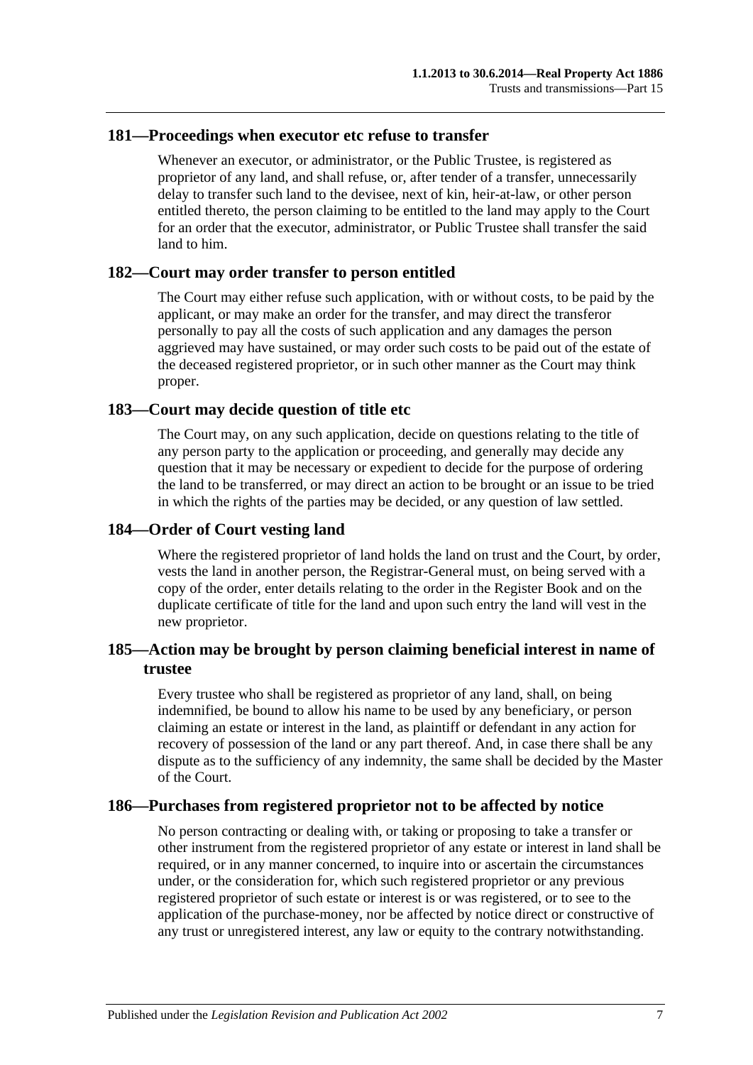## 181—Proceedings when executor etc refuse to transfer

Whenever an executor, or administrator, or the Public Trustee, is registered as proprietor of any land, and shall refuse, or, after tender of a transfer, unnecessarily delay to transfer such land to the devisee, next of kin, heir-at-law, or other person entitled thereto, the person claiming to be entitled to the land may apply to the Court for an order that the executor, administrator, or Public Trustee shall transfer the said land to him.

## 182—Court may order transfer to person entitled

The Court may either refuse such application, with or without costs, to be paid by the applicant, or may make an order for the transfer, and may direct the transferor personally to pay all the costs of such application and any damages the person aggrieved may have sustained, or may order such costs to be paid out of the estate of the deceased registered proprietor, or in such other manner as the Court may think proper.

## 183—Court may decide question of title etc

The Court may, on any such application, decide on questions relating to the title of any person party to the application or proceeding, and generally may decide any question that it may be necessary or expedient to decide for the purpose of ordering the land to be transferred, or may direct an action to be brought or an issue to be tried in which the rights of the parties may be decided, or any question of law settled.

## 184—Order of Court vesting land

Where the registered proprietor of land holds the land on trust and the Court, by order, vests the land in another person, the Registrar-General must, on being served with a copy of the order, enter details relating to the order in the Register Book and on the duplicate certificate of title for the land and upon such entry the land will vest in the new proprietor.

## 185—Action may be brought by person claiming beneficial interest in name of trustee

Every trustee who shall be registered as proprietor of any land, shall, on being indemnified, be bound to allow his name to be used by any beneficiary, or person claiming an estate or interest in the land, as plaintiff or defendant in any action for recovery of possession of the land or any part thereof. And, in case there shall be any dispute as to the sufficiency of any indemnity, the same shall be decided by the Master of the Court.

## 186—Purchases from registered proprietor not to be affected by notice

No person contracting or dealing with, or taking or proposing to take a transfer or other instrument from the registered proprietor of any estate or interest in land shall be required, or in any manner concerned, to inquire into or ascertain the circumstances under, or the consideration for, which such registered proprietor or any previous registered proprietor of such estate or interest is or was registered, or to see to the application of the purchase-money, nor be affected by notice direct or constructive of any trust or unregistered interest, any law or equity to the contrary notwithstanding.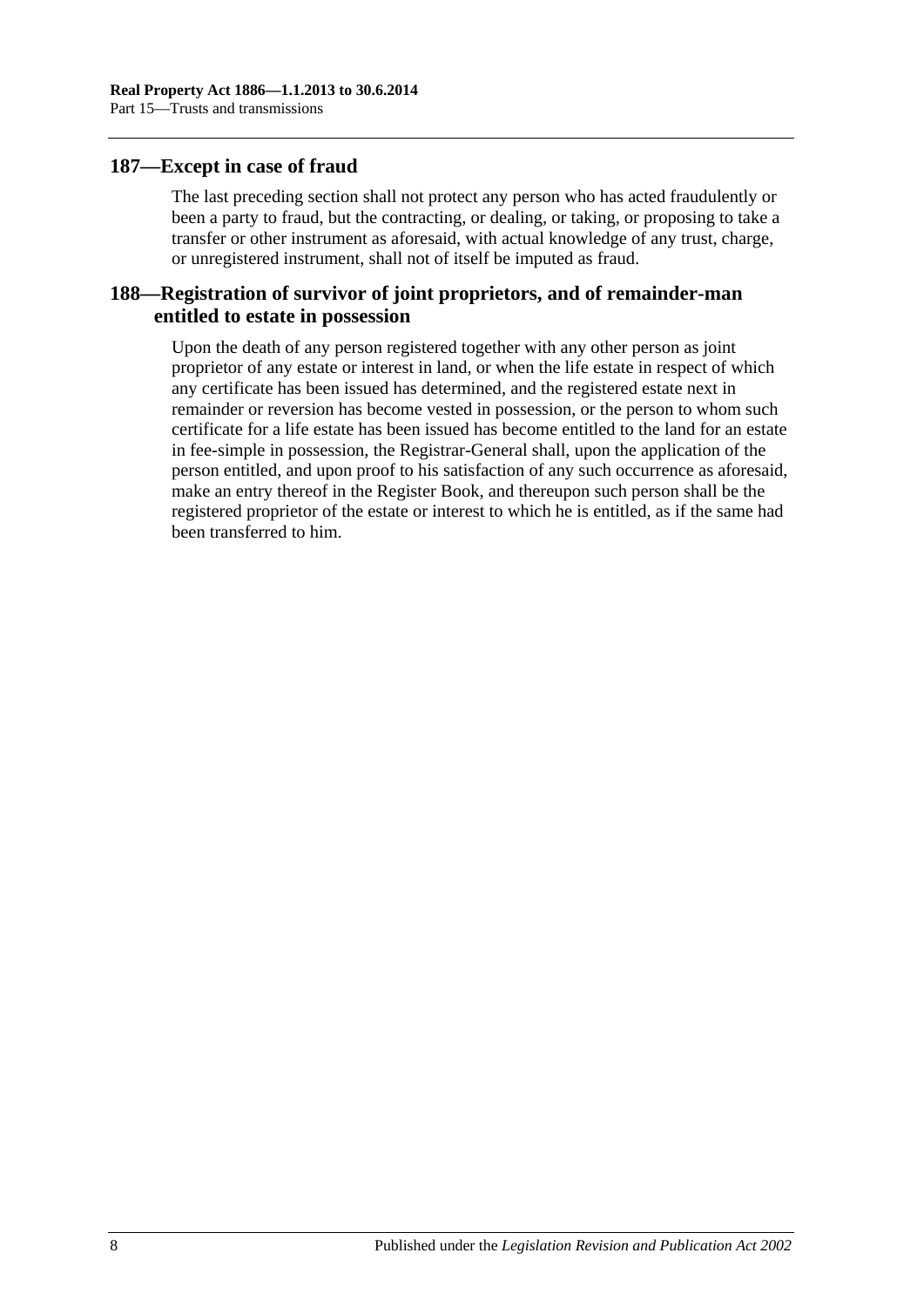## 187—Except in case of fraud

The last preceding section shall not protect any person who has acted fraudulently or been a party to fraud, but the contracting, or dealing, or taking, or proposing to take a transfer or other instrument as aforesaid, with actual knowledge of any trust, charge, or unregistered instrument, shall not of itself be imputed as fraud.

## 188—Registration of survivor of joint proprietors, and of remainder-man entitled to estate in possession

Upon the death of any person registered together with any other person as joint proprietor of any estate or interest in land, or when the life estate in respect of which any certificate has been issued has determined, and the registered estate next in remainder or reversion has become vested in possession, or the person to whom such certificate for a life estate has been issued has become entitled to the land for an estate in fee-simple in possession, the Registrar-General shall, upon the application of the person entitled, and upon proof to his satisfaction of any such occurrence as aforesaid, make an entry thereof in the Register Book, and thereupon such person shall be the registered proprietor of the estate or interest to which he is entitled, as if the same had been transferred to him.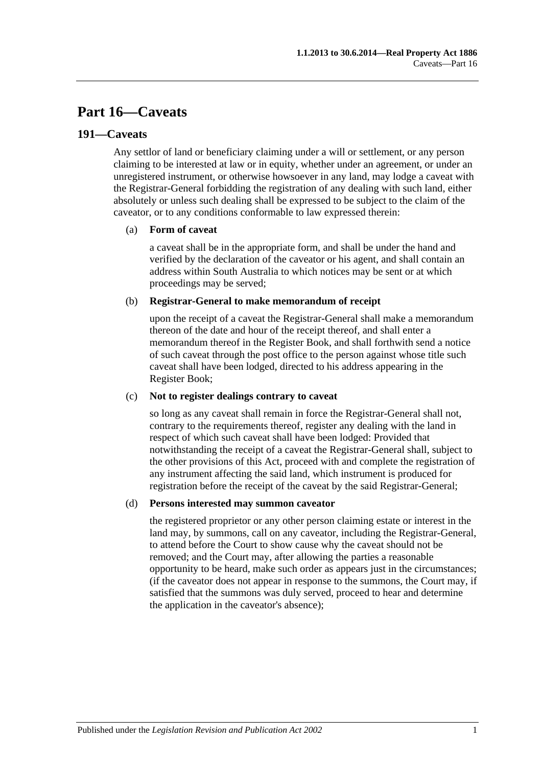# Part 16—Caveats

## 191—Caveats

Any settlor of land or beneficiary claiming under a will or settlement, or any person claiming to be interested at law or in equity, whether under an agreement, or under an unregistered instrument, or otherwise howsoever in any land, may lodge a caveat with the Registrar-General forbidding the registration of any dealing with such land, either absolutely or unless such dealing shall be expressed to be subject to the claim of the caveator, or to any conditions conformable to law expressed therein:

(a) **Form of caveat**

a caveat shall be in the appropriate form, and shall be under the hand and verified by the declaration of the caveator or his agent, and shall contain an address within South Australia to which notices may be sent or at which proceedings may be served;

(b) **Registrar-General to make memorandum of receipt**

upon the receipt of a caveat the Registrar-General shall make a memorandum thereon of the date and hour of the receipt thereof, and shall enter a memorandum thereof in the Register Book, and shall forthwith send a notice of such caveat through the post office to the person against whose title such caveat shall have been lodged, directed to his address appearing in the Register Book;

(c) **Not to register dealings contrary to caveat**

so long as any caveat shall remain in force the Registrar-General shall not, contrary to the requirements thereof, register any dealing with the land in respect of which such caveat shall have been lodged: Provided that notwithstanding the receipt of a caveat the Registrar-General shall, subject to the other provisions of this Act, proceed with and complete the registration of any instrument affecting the said land, which instrument is produced for registration before the receipt of the caveat by the said Registrar-General;

(d) **Persons interested may summon caveator**

the registered proprietor or any other person claiming estate or interest in the land may, by summons, call on any caveator, including the Registrar-General, to attend before the Court to show cause why the caveat should not be removed; and the Court may, after allowing the parties a reasonable opportunity to be heard, make such order as appears just in the circumstances; (if the caveator does not appear in response to the summons, the Court may, if satisfied that the summons was duly served, proceed to hear and determine the application in the caveator's absence);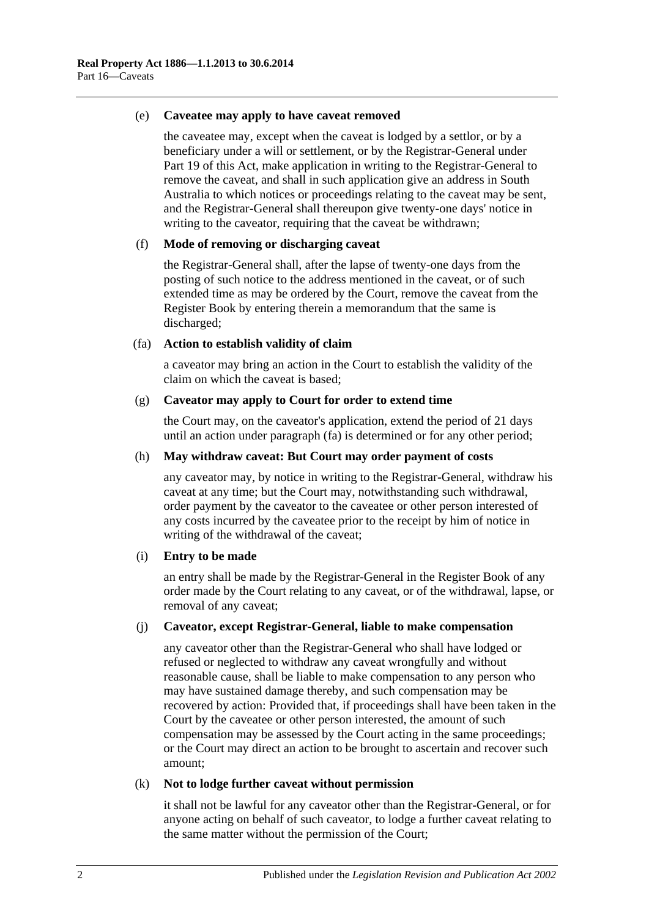(e) **Caveatee may apply to have caveat removed**

the caveatee may, except when the caveat is lodged by a settlor, or by a beneficiary under a will or settlement, or by the Registrar-General under Part 19 of this Act, make application in writing to the Registrar-General to remove the caveat, and shall in such application give an address in South Australia to which notices or proceedings relating to the caveat may be sent, and the Registrar-General shall thereupon give twenty-one days' notice in writing to the caveator, requiring that the caveat be withdrawn;

(f) **Mode of removing or discharging caveat**

the Registrar-General shall, after the lapse of twenty-one days from the posting of such notice to the address mentioned in the caveat, or of such extended time as may be ordered by the Court, remove the caveat from the Register Book by entering therein a memorandum that the same is discharged;

(fa) **Action to establish validity of claim**

a caveator may bring an action in the Court to establish the validity of the claim on which the caveat is based;

(g) **Caveator may apply to Court for order to extend time**

the Court may, on the caveator's application, extend the period of 21 days until an action under paragraph (fa) is determined or for any other period;

(h) **May withdraw caveat: But Court may order payment of costs**

any caveator may, by notice in writing to the Registrar-General, withdraw his caveat at any time; but the Court may, notwithstanding such withdrawal, order payment by the caveator to the caveatee or other person interested of any costs incurred by the caveatee prior to the receipt by him of notice in writing of the withdrawal of the caveat;

(i) **Entry to be made**

an entry shall be made by the Registrar-General in the Register Book of any order made by the Court relating to any caveat, or of the withdrawal, lapse, or removal of any caveat;

(j) **Caveator, except Registrar-General, liable to make compensation**

any caveator other than the Registrar-General who shall have lodged or refused or neglected to withdraw any caveat wrongfully and without reasonable cause, shall be liable to make compensation to any person who may have sustained damage thereby, and such compensation may be recovered by action: Provided that, if proceedings shall have been taken in the Court by the caveatee or other person interested, the amount of such compensation may be assessed by the Court acting in the same proceedings; or the Court may direct an action to be brought to ascertain and recover such amount;

(k) **Not to lodge further caveat without permission**

it shall not be lawful for any caveator other than the Registrar-General, or for anyone acting on behalf of such caveator, to lodge a further caveat relating to the same matter without the permission of the Court;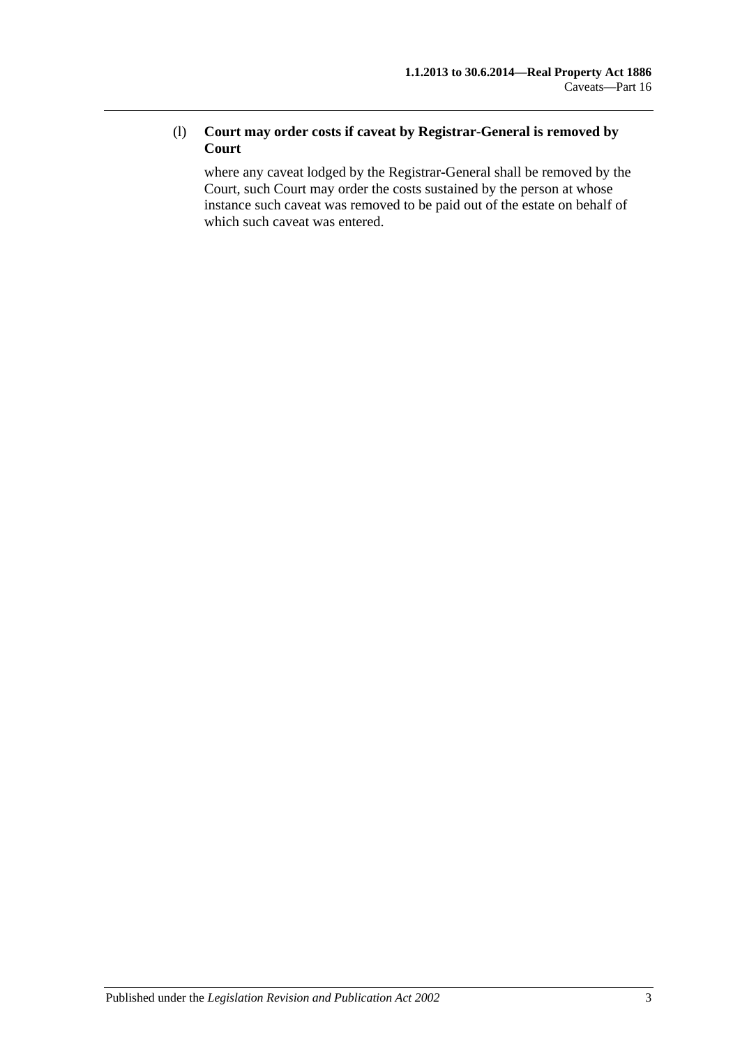(l) **Court may order costs if caveat by Registrar-General is removed by Court**

where any caveat lodged by the Registrar-General shall be removed by the Court, such Court may order the costs sustained by the person at whose instance such caveat was removed to be paid out of the estate on behalf of which such caveat was entered.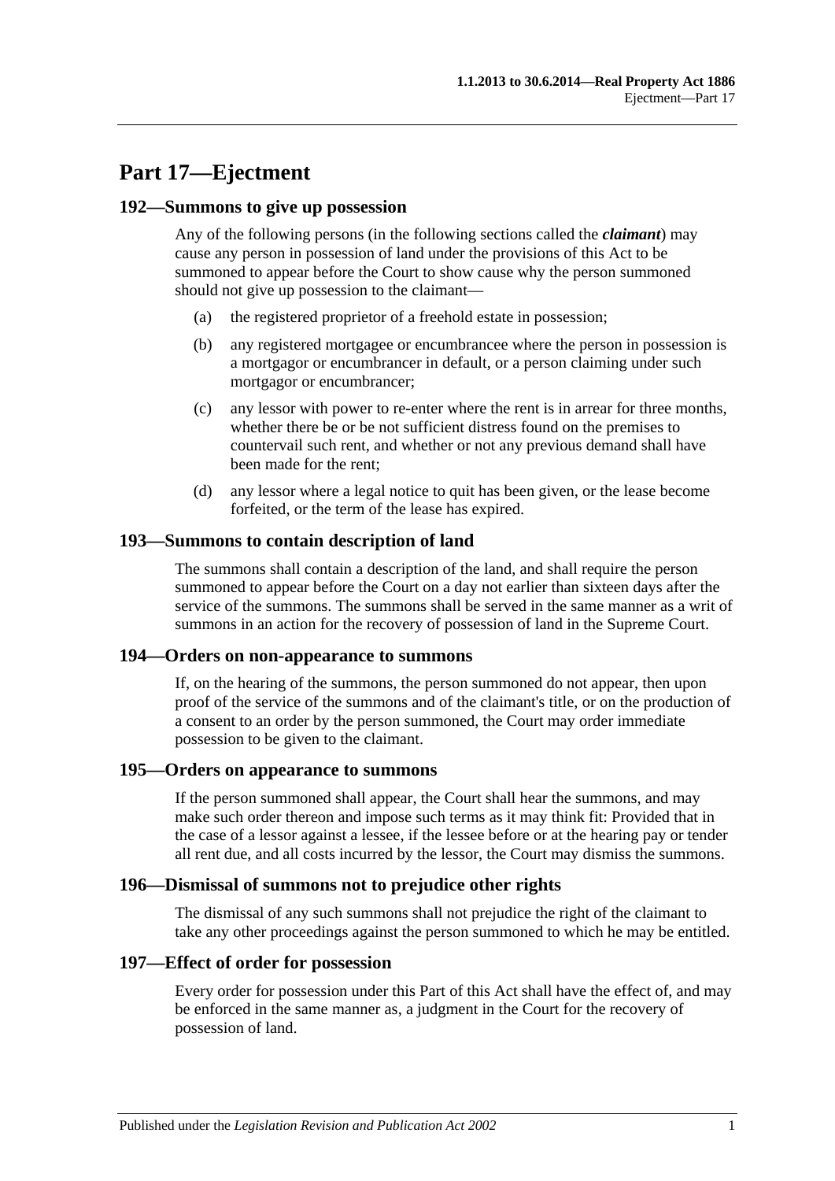# Part 17—Ejectment

## 192—Summons to give up possession

Any of the following persons (in the following sections called the ***claimant***) may cause any person in possession of land under the provisions of this Act to be summoned to appear before the Court to show cause why the person summoned should not give up possession to the claimant—

(a) the registered proprietor of a freehold estate in possession;

(b) any registered mortgagee or encumbrancee where the person in possession is a mortgagor or encumbrancer in default, or a person claiming under such mortgagor or encumbrancer;

(c) any lessor with power to re-enter where the rent is in arrear for three months, whether there be or be not sufficient distress found on the premises to countervail such rent, and whether or not any previous demand shall have been made for the rent;

(d) any lessor where a legal notice to quit has been given, or the lease become forfeited, or the term of the lease has expired.

## 193—Summons to contain description of land

The summons shall contain a description of the land, and shall require the person summoned to appear before the Court on a day not earlier than sixteen days after the service of the summons. The summons shall be served in the same manner as a writ of summons in an action for the recovery of possession of land in the Supreme Court.

## 194—Orders on non-appearance to summons

If, on the hearing of the summons, the person summoned do not appear, then upon proof of the service of the summons and of the claimant's title, or on the production of a consent to an order by the person summoned, the Court may order immediate possession to be given to the claimant.

## 195—Orders on appearance to summons

If the person summoned shall appear, the Court shall hear the summons, and may make such order thereon and impose such terms as it may think fit: Provided that in the case of a lessor against a lessee, if the lessee before or at the hearing pay or tender all rent due, and all costs incurred by the lessor, the Court may dismiss the summons.

## 196—Dismissal of summons not to prejudice other rights

The dismissal of any such summons shall not prejudice the right of the claimant to take any other proceedings against the person summoned to which he may be entitled.

## 197—Effect of order for possession

Every order for possession under this Part of this Act shall have the effect of, and may be enforced in the same manner as, a judgment in the Court for the recovery of possession of land.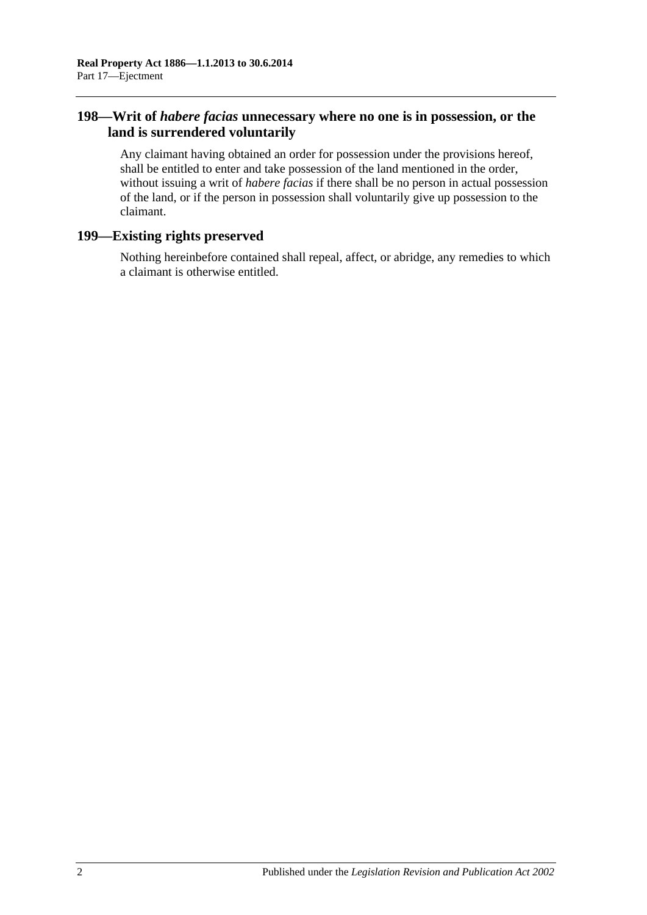## 198—Writ of *habere facias* unnecessary where no one is in possession, or the land is surrendered voluntarily

Any claimant having obtained an order for possession under the provisions hereof, shall be entitled to enter and take possession of the land mentioned in the order, without issuing a writ of *habere facias* if there shall be no person in actual possession of the land, or if the person in possession shall voluntarily give up possession to the claimant.

## 199—Existing rights preserved

Nothing hereinbefore contained shall repeal, affect, or abridge, any remedies to which a claimant is otherwise entitled.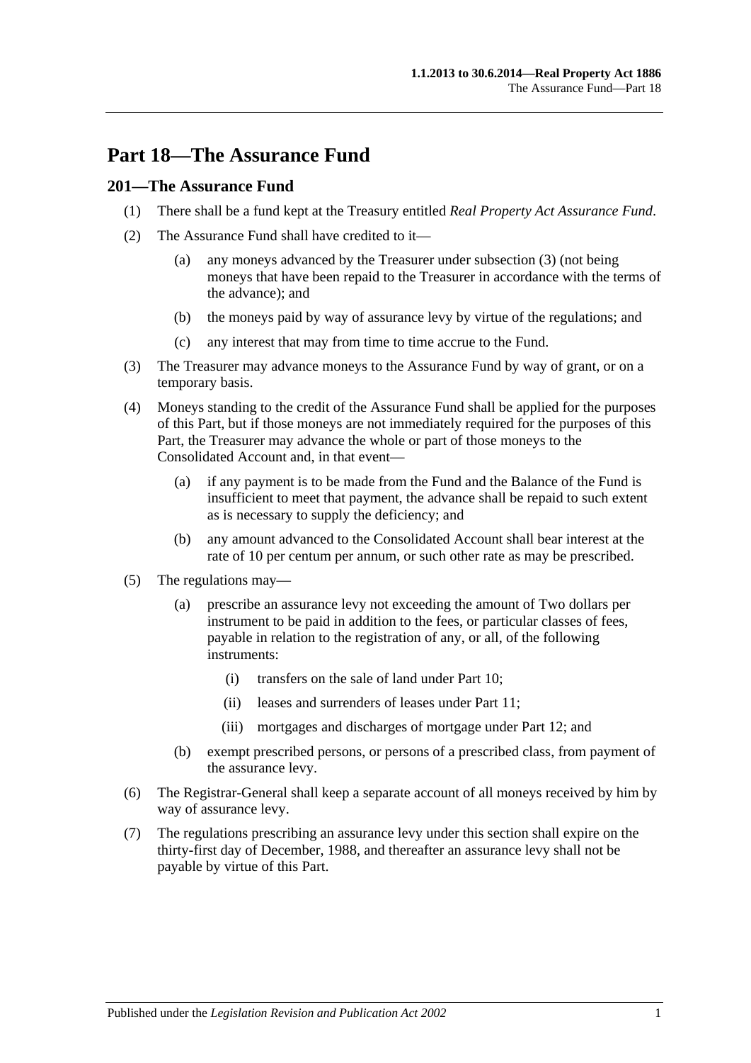# Part 18—The Assurance Fund

## 201—The Assurance Fund

(1) There shall be a fund kept at the Treasury entitled *Real Property Act Assurance Fund*.

(2) The Assurance Fund shall have credited to it—

(a) any moneys advanced by the Treasurer under subsection (3) (not being moneys that have been repaid to the Treasurer in accordance with the terms of the advance); and

(b) the moneys paid by way of assurance levy by virtue of the regulations; and

(c) any interest that may from time to time accrue to the Fund.

(3) The Treasurer may advance moneys to the Assurance Fund by way of grant, or on a temporary basis.

(4) Moneys standing to the credit of the Assurance Fund shall be applied for the purposes of this Part, but if those moneys are not immediately required for the purposes of this Part, the Treasurer may advance the whole or part of those moneys to the Consolidated Account and, in that event—

(a) if any payment is to be made from the Fund and the Balance of the Fund is insufficient to meet that payment, the advance shall be repaid to such extent as is necessary to supply the deficiency; and

(b) any amount advanced to the Consolidated Account shall bear interest at the rate of 10 per centum per annum, or such other rate as may be prescribed.

(5) The regulations may—

(a) prescribe an assurance levy not exceeding the amount of Two dollars per instrument to be paid in addition to the fees, or particular classes of fees, payable in relation to the registration of any, or all, of the following instruments:

(i) transfers on the sale of land under Part 10;

(ii) leases and surrenders of leases under Part 11;

(iii) mortgages and discharges of mortgage under Part 12; and

(b) exempt prescribed persons, or persons of a prescribed class, from payment of the assurance levy.

(6) The Registrar-General shall keep a separate account of all moneys received by him by way of assurance levy.

(7) The regulations prescribing an assurance levy under this section shall expire on the thirty-first day of December, 1988, and thereafter an assurance levy shall not be payable by virtue of this Part.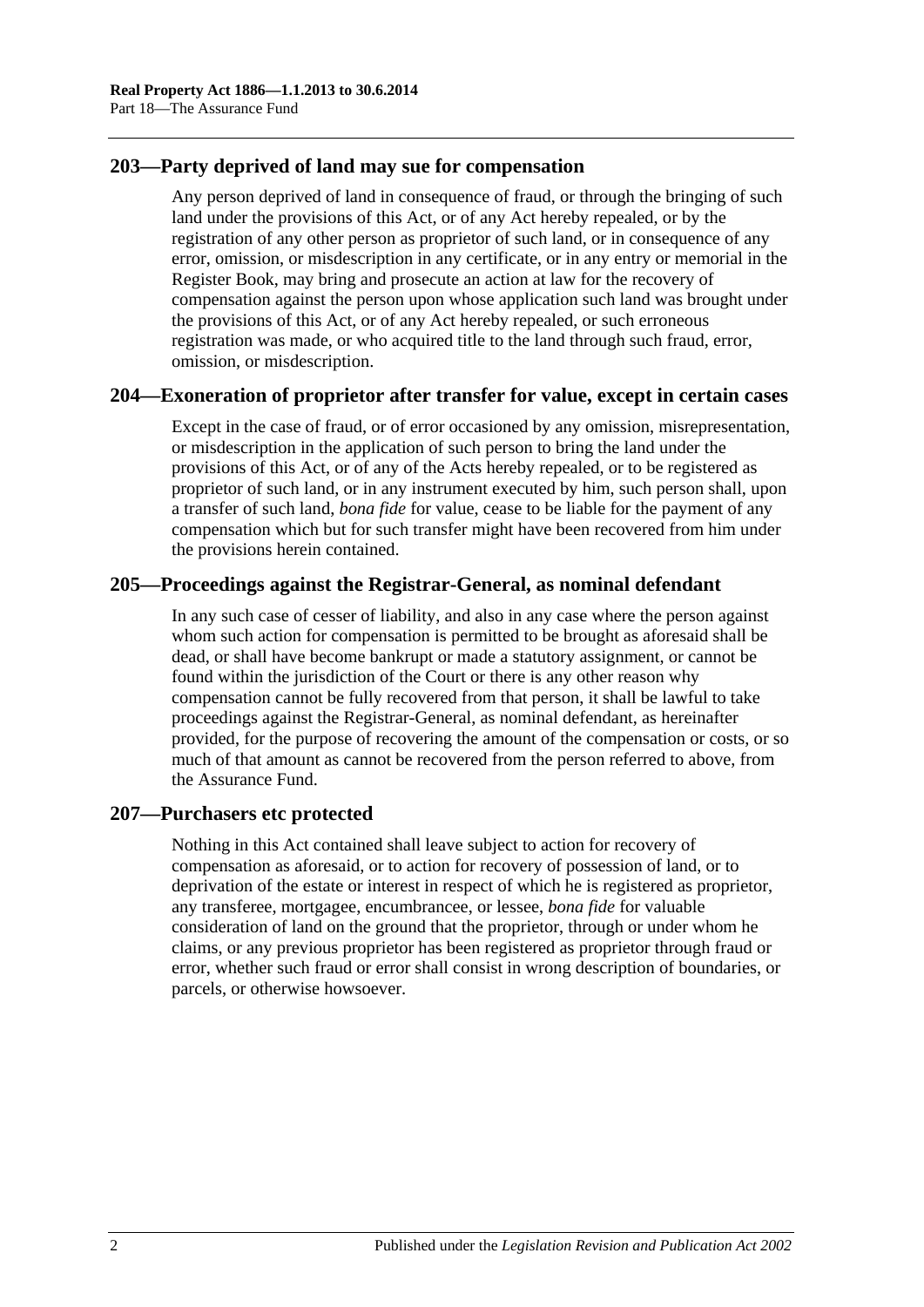## 203—Party deprived of land may sue for compensation

Any person deprived of land in consequence of fraud, or through the bringing of such land under the provisions of this Act, or of any Act hereby repealed, or by the registration of any other person as proprietor of such land, or in consequence of any error, omission, or misdescription in any certificate, or in any entry or memorial in the Register Book, may bring and prosecute an action at law for the recovery of compensation against the person upon whose application such land was brought under the provisions of this Act, or of any Act hereby repealed, or such erroneous registration was made, or who acquired title to the land through such fraud, error, omission, or misdescription.

## 204—Exoneration of proprietor after transfer for value, except in certain cases

Except in the case of fraud, or of error occasioned by any omission, misrepresentation, or misdescription in the application of such person to bring the land under the provisions of this Act, or of any of the Acts hereby repealed, or to be registered as proprietor of such land, or in any instrument executed by him, such person shall, upon a transfer of such land, *bona fide* for value, cease to be liable for the payment of any compensation which but for such transfer might have been recovered from him under the provisions herein contained.

## 205—Proceedings against the Registrar-General, as nominal defendant

In any such case of cesser of liability, and also in any case where the person against whom such action for compensation is permitted to be brought as aforesaid shall be dead, or shall have become bankrupt or made a statutory assignment, or cannot be found within the jurisdiction of the Court or there is any other reason why compensation cannot be fully recovered from that person, it shall be lawful to take proceedings against the Registrar-General, as nominal defendant, as hereinafter provided, for the purpose of recovering the amount of the compensation or costs, or so much of that amount as cannot be recovered from the person referred to above, from the Assurance Fund.

## 207—Purchasers etc protected

Nothing in this Act contained shall leave subject to action for recovery of compensation as aforesaid, or to action for recovery of possession of land, or to deprivation of the estate or interest in respect of which he is registered as proprietor, any transferee, mortgagee, encumbrancee, or lessee, *bona fide* for valuable consideration of land on the ground that the proprietor, through or under whom he claims, or any previous proprietor has been registered as proprietor through fraud or error, whether such fraud or error shall consist in wrong description of boundaries, or parcels, or otherwise howsoever.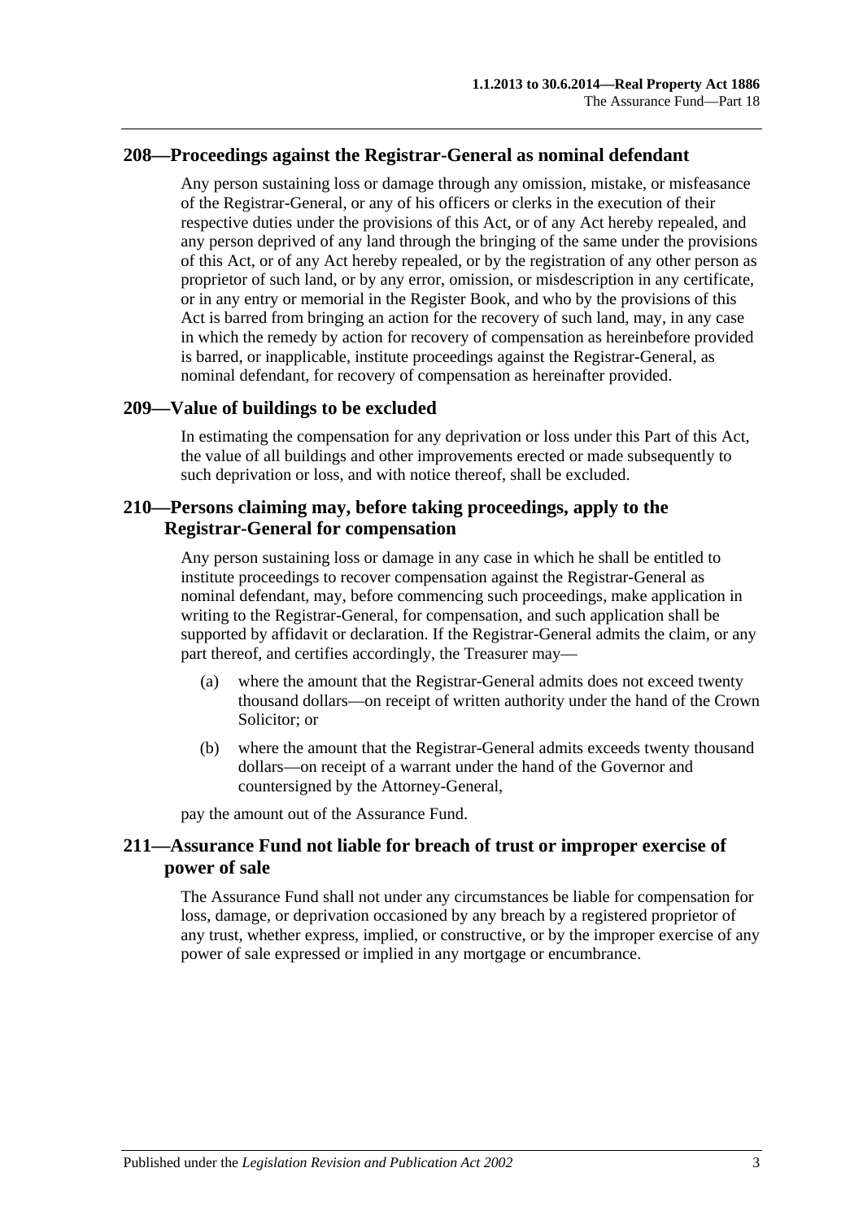## 208—Proceedings against the Registrar-General as nominal defendant

Any person sustaining loss or damage through any omission, mistake, or misfeasance of the Registrar-General, or any of his officers or clerks in the execution of their respective duties under the provisions of this Act, or of any Act hereby repealed, and any person deprived of any land through the bringing of the same under the provisions of this Act, or of any Act hereby repealed, or by the registration of any other person as proprietor of such land, or by any error, omission, or misdescription in any certificate, or in any entry or memorial in the Register Book, and who by the provisions of this Act is barred from bringing an action for the recovery of such land, may, in any case in which the remedy by action for recovery of compensation as hereinbefore provided is barred, or inapplicable, institute proceedings against the Registrar-General, as nominal defendant, for recovery of compensation as hereinafter provided.

## 209—Value of buildings to be excluded

In estimating the compensation for any deprivation or loss under this Part of this Act, the value of all buildings and other improvements erected or made subsequently to such deprivation or loss, and with notice thereof, shall be excluded.

## 210—Persons claiming may, before taking proceedings, apply to the Registrar-General for compensation

Any person sustaining loss or damage in any case in which he shall be entitled to institute proceedings to recover compensation against the Registrar-General as nominal defendant, may, before commencing such proceedings, make application in writing to the Registrar-General, for compensation, and such application shall be supported by affidavit or declaration. If the Registrar-General admits the claim, or any part thereof, and certifies accordingly, the Treasurer may—

(a) where the amount that the Registrar-General admits does not exceed twenty thousand dollars—on receipt of written authority under the hand of the Crown Solicitor; or

(b) where the amount that the Registrar-General admits exceeds twenty thousand dollars—on receipt of a warrant under the hand of the Governor and countersigned by the Attorney-General,

pay the amount out of the Assurance Fund.

## 211—Assurance Fund not liable for breach of trust or improper exercise of power of sale

The Assurance Fund shall not under any circumstances be liable for compensation for loss, damage, or deprivation occasioned by any breach by a registered proprietor of any trust, whether express, implied, or constructive, or by the improper exercise of any power of sale expressed or implied in any mortgage or encumbrance.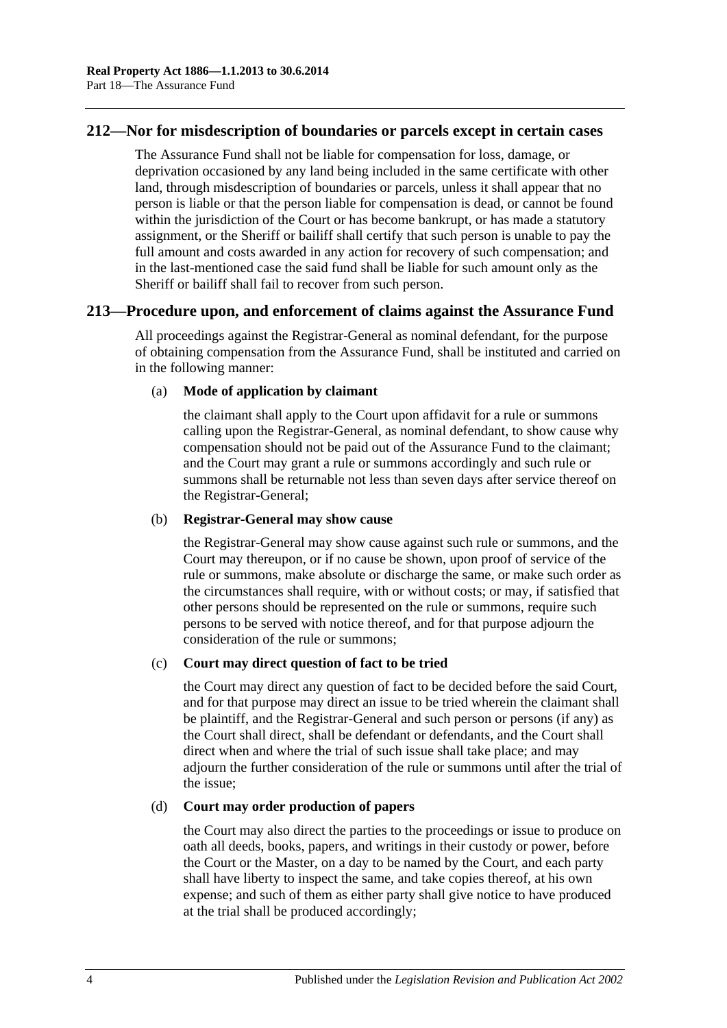## 212—Nor for misdescription of boundaries or parcels except in certain cases

The Assurance Fund shall not be liable for compensation for loss, damage, or deprivation occasioned by any land being included in the same certificate with other land, through misdescription of boundaries or parcels, unless it shall appear that no person is liable or that the person liable for compensation is dead, or cannot be found within the jurisdiction of the Court or has become bankrupt, or has made a statutory assignment, or the Sheriff or bailiff shall certify that such person is unable to pay the full amount and costs awarded in any action for recovery of such compensation; and in the last-mentioned case the said fund shall be liable for such amount only as the Sheriff or bailiff shall fail to recover from such person.

## 213—Procedure upon, and enforcement of claims against the Assurance Fund

All proceedings against the Registrar-General as nominal defendant, for the purpose of obtaining compensation from the Assurance Fund, shall be instituted and carried on in the following manner:

(a) **Mode of application by claimant**

the claimant shall apply to the Court upon affidavit for a rule or summons calling upon the Registrar-General, as nominal defendant, to show cause why compensation should not be paid out of the Assurance Fund to the claimant; and the Court may grant a rule or summons accordingly and such rule or summons shall be returnable not less than seven days after service thereof on the Registrar-General;

(b) **Registrar-General may show cause**

the Registrar-General may show cause against such rule or summons, and the Court may thereupon, or if no cause be shown, upon proof of service of the rule or summons, make absolute or discharge the same, or make such order as the circumstances shall require, with or without costs; or may, if satisfied that other persons should be represented on the rule or summons, require such persons to be served with notice thereof, and for that purpose adjourn the consideration of the rule or summons;

(c) **Court may direct question of fact to be tried**

the Court may direct any question of fact to be decided before the said Court, and for that purpose may direct an issue to be tried wherein the claimant shall be plaintiff, and the Registrar-General and such person or persons (if any) as the Court shall direct, shall be defendant or defendants, and the Court shall direct when and where the trial of such issue shall take place; and may adjourn the further consideration of the rule or summons until after the trial of the issue;

(d) **Court may order production of papers**

the Court may also direct the parties to the proceedings or issue to produce on oath all deeds, books, papers, and writings in their custody or power, before the Court or the Master, on a day to be named by the Court, and each party shall have liberty to inspect the same, and take copies thereof, at his own expense; and such of them as either party shall give notice to have produced at the trial shall be produced accordingly;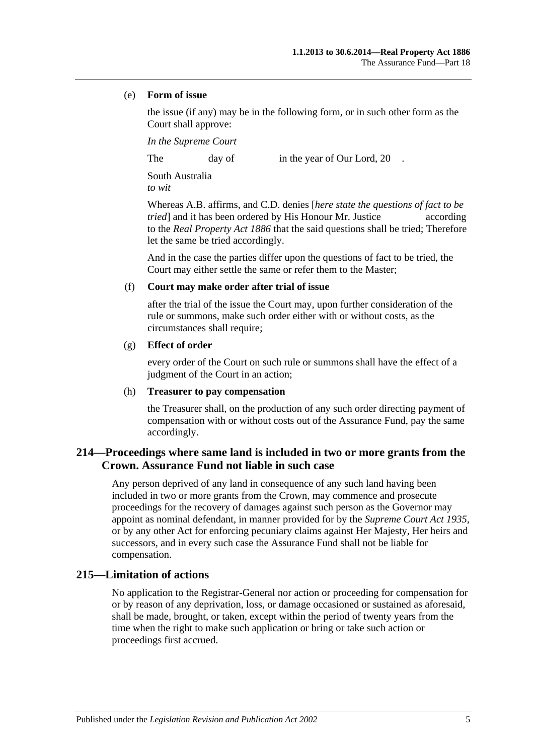(e) **Form of issue**

the issue (if any) may be in the following form, or in such other form as the Court shall approve:

*In the Supreme Court*

The day of in the year of Our Lord, 20 .

South Australia
*to wit*

Whereas A.B. affirms, and C.D. denies [*here state the questions of fact to be tried*] and it has been ordered by His Honour Mr. Justice according to the *Real Property Act 1886* that the said questions shall be tried; Therefore let the same be tried accordingly.

And in the case the parties differ upon the questions of fact to be tried, the Court may either settle the same or refer them to the Master;

(f) **Court may make order after trial of issue**

after the trial of the issue the Court may, upon further consideration of the rule or summons, make such order either with or without costs, as the circumstances shall require;

(g) **Effect of order**

every order of the Court on such rule or summons shall have the effect of a judgment of the Court in an action;

(h) **Treasurer to pay compensation**

the Treasurer shall, on the production of any such order directing payment of compensation with or without costs out of the Assurance Fund, pay the same accordingly.

## 214—Proceedings where same land is included in two or more grants from the Crown. Assurance Fund not liable in such case

Any person deprived of any land in consequence of any such land having been included in two or more grants from the Crown, may commence and prosecute proceedings for the recovery of damages against such person as the Governor may appoint as nominal defendant, in manner provided for by the *Supreme Court Act 1935*, or by any other Act for enforcing pecuniary claims against Her Majesty, Her heirs and successors, and in every such case the Assurance Fund shall not be liable for compensation.

## 215—Limitation of actions

No application to the Registrar-General nor action or proceeding for compensation for or by reason of any deprivation, loss, or damage occasioned or sustained as aforesaid, shall be made, brought, or taken, except within the period of twenty years from the time when the right to make such application or bring or take such action or proceedings first accrued.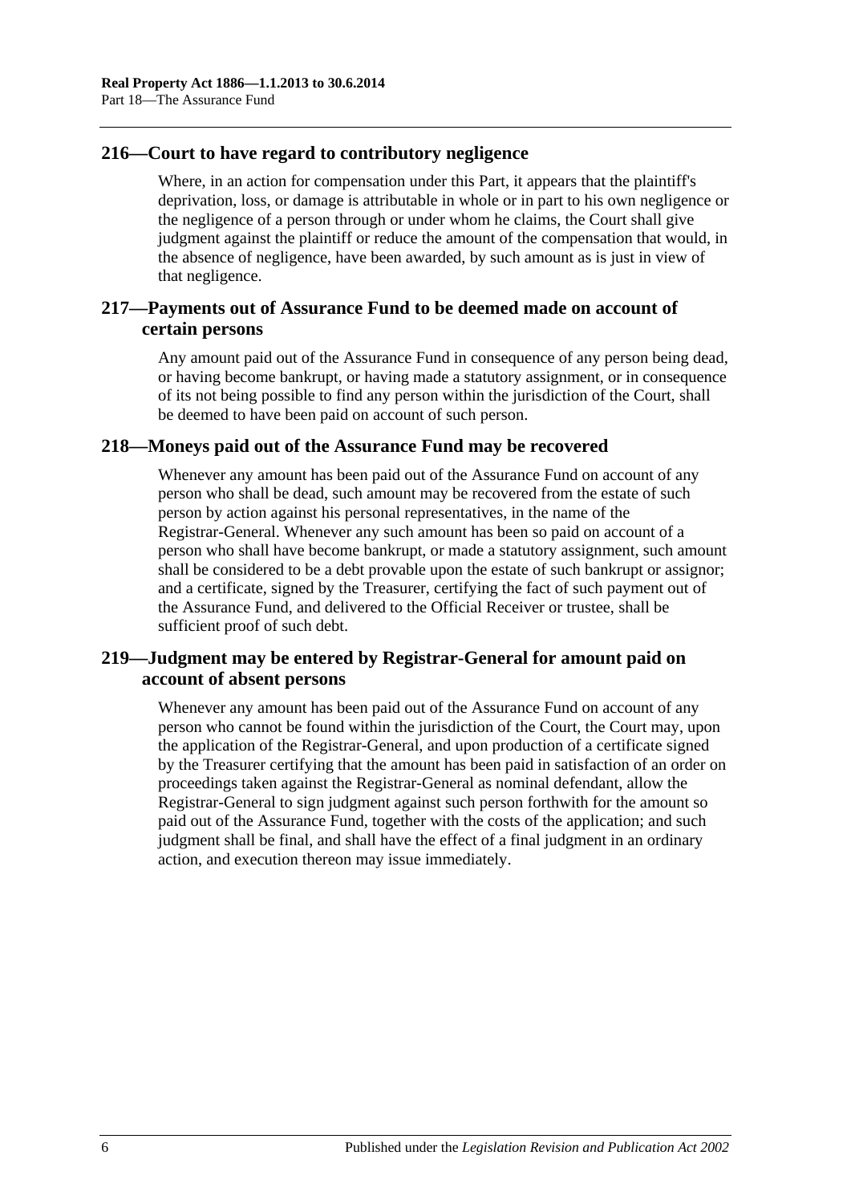## 216—Court to have regard to contributory negligence

Where, in an action for compensation under this Part, it appears that the plaintiff's deprivation, loss, or damage is attributable in whole or in part to his own negligence or the negligence of a person through or under whom he claims, the Court shall give judgment against the plaintiff or reduce the amount of the compensation that would, in the absence of negligence, have been awarded, by such amount as is just in view of that negligence.

## 217—Payments out of Assurance Fund to be deemed made on account of certain persons

Any amount paid out of the Assurance Fund in consequence of any person being dead, or having become bankrupt, or having made a statutory assignment, or in consequence of its not being possible to find any person within the jurisdiction of the Court, shall be deemed to have been paid on account of such person.

## 218—Moneys paid out of the Assurance Fund may be recovered

Whenever any amount has been paid out of the Assurance Fund on account of any person who shall be dead, such amount may be recovered from the estate of such person by action against his personal representatives, in the name of the Registrar-General. Whenever any such amount has been so paid on account of a person who shall have become bankrupt, or made a statutory assignment, such amount shall be considered to be a debt provable upon the estate of such bankrupt or assignor; and a certificate, signed by the Treasurer, certifying the fact of such payment out of the Assurance Fund, and delivered to the Official Receiver or trustee, shall be sufficient proof of such debt.

## 219—Judgment may be entered by Registrar-General for amount paid on account of absent persons

Whenever any amount has been paid out of the Assurance Fund on account of any person who cannot be found within the jurisdiction of the Court, the Court may, upon the application of the Registrar-General, and upon production of a certificate signed by the Treasurer certifying that the amount has been paid in satisfaction of an order on proceedings taken against the Registrar-General as nominal defendant, allow the Registrar-General to sign judgment against such person forthwith for the amount so paid out of the Assurance Fund, together with the costs of the application; and such judgment shall be final, and shall have the effect of a final judgment in an ordinary action, and execution thereon may issue immediately.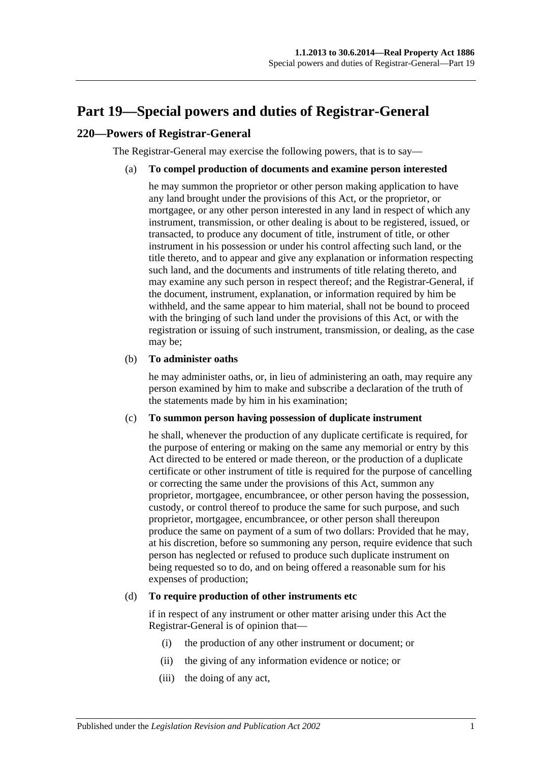# Part 19—Special powers and duties of Registrar-General

## 220—Powers of Registrar-General

The Registrar-General may exercise the following powers, that is to say—

(a) **To compel production of documents and examine person interested**

he may summon the proprietor or other person making application to have any land brought under the provisions of this Act, or the proprietor, or mortgagee, or any other person interested in any land in respect of which any instrument, transmission, or other dealing is about to be registered, issued, or transacted, to produce any document of title, instrument of title, or other instrument in his possession or under his control affecting such land, or the title thereto, and to appear and give any explanation or information respecting such land, and the documents and instruments of title relating thereto, and may examine any such person in respect thereof; and the Registrar-General, if the document, instrument, explanation, or information required by him be withheld, and the same appear to him material, shall not be bound to proceed with the bringing of such land under the provisions of this Act, or with the registration or issuing of such instrument, transmission, or dealing, as the case may be;

(b) **To administer oaths**

he may administer oaths, or, in lieu of administering an oath, may require any person examined by him to make and subscribe a declaration of the truth of the statements made by him in his examination;

(c) **To summon person having possession of duplicate instrument**

he shall, whenever the production of any duplicate certificate is required, for the purpose of entering or making on the same any memorial or entry by this Act directed to be entered or made thereon, or the production of a duplicate certificate or other instrument of title is required for the purpose of cancelling or correcting the same under the provisions of this Act, summon any proprietor, mortgagee, encumbrancee, or other person having the possession, custody, or control thereof to produce the same for such purpose, and such proprietor, mortgagee, encumbrancee, or other person shall thereupon produce the same on payment of a sum of two dollars: Provided that he may, at his discretion, before so summoning any person, require evidence that such person has neglected or refused to produce such duplicate instrument on being requested so to do, and on being offered a reasonable sum for his expenses of production;

(d) **To require production of other instruments etc**

if in respect of any instrument or other matter arising under this Act the Registrar-General is of opinion that—

(i) the production of any other instrument or document; or

(ii) the giving of any information evidence or notice; or

(iii) the doing of any act,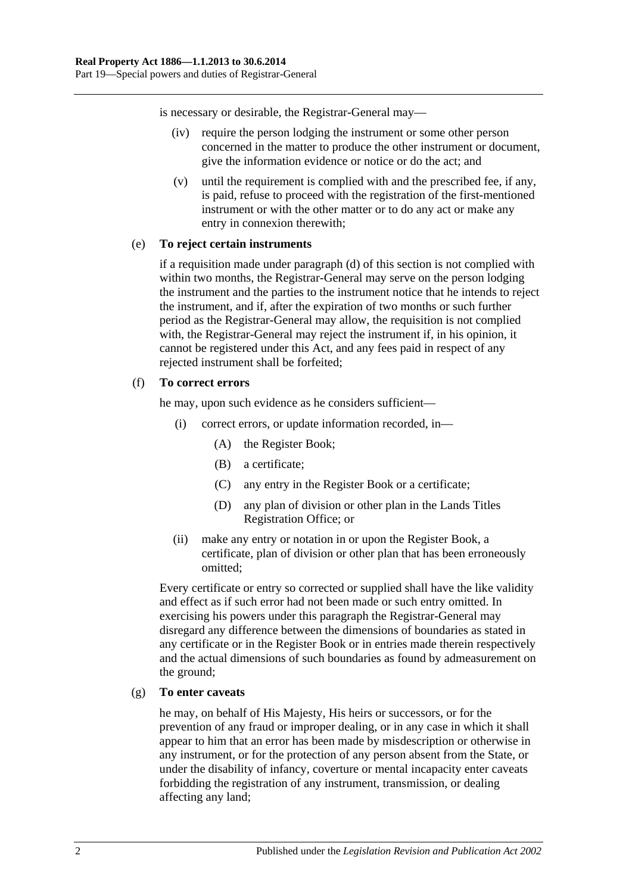is necessary or desirable, the Registrar-General may—

(iv) require the person lodging the instrument or some other person concerned in the matter to produce the other instrument or document, give the information evidence or notice or do the act; and

(v) until the requirement is complied with and the prescribed fee, if any, is paid, refuse to proceed with the registration of the first-mentioned instrument or with the other matter or to do any act or make any entry in connexion therewith;

(e) **To reject certain instruments**

if a requisition made under paragraph (d) of this section is not complied with within two months, the Registrar-General may serve on the person lodging the instrument and the parties to the instrument notice that he intends to reject the instrument, and if, after the expiration of two months or such further period as the Registrar-General may allow, the requisition is not complied with, the Registrar-General may reject the instrument if, in his opinion, it cannot be registered under this Act, and any fees paid in respect of any rejected instrument shall be forfeited;

(f) **To correct errors**

he may, upon such evidence as he considers sufficient—

(i) correct errors, or update information recorded, in—

(A) the Register Book;

(B) a certificate;

(C) any entry in the Register Book or a certificate;

(D) any plan of division or other plan in the Lands Titles Registration Office; or

(ii) make any entry or notation in or upon the Register Book, a certificate, plan of division or other plan that has been erroneously omitted;

Every certificate or entry so corrected or supplied shall have the like validity and effect as if such error had not been made or such entry omitted. In exercising his powers under this paragraph the Registrar-General may disregard any difference between the dimensions of boundaries as stated in any certificate or in the Register Book or in entries made therein respectively and the actual dimensions of such boundaries as found by admeasurement on the ground;

(g) **To enter caveats**

he may, on behalf of His Majesty, His heirs or successors, or for the prevention of any fraud or improper dealing, or in any case in which it shall appear to him that an error has been made by misdescription or otherwise in any instrument, or for the protection of any person absent from the State, or under the disability of infancy, coverture or mental incapacity enter caveats forbidding the registration of any instrument, transmission, or dealing affecting any land;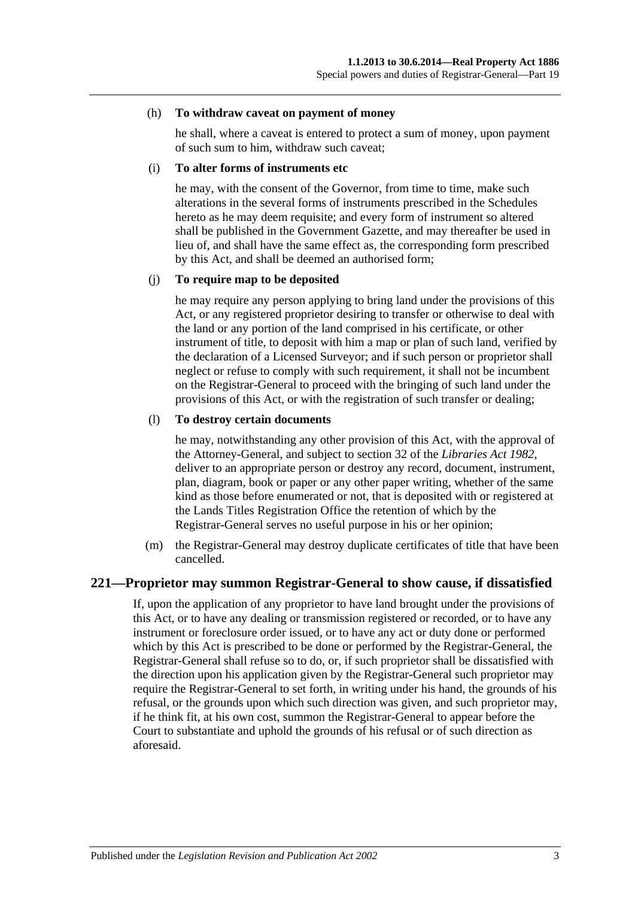(h) **To withdraw caveat on payment of money**

he shall, where a caveat is entered to protect a sum of money, upon payment of such sum to him, withdraw such caveat;

(i) **To alter forms of instruments etc**

he may, with the consent of the Governor, from time to time, make such alterations in the several forms of instruments prescribed in the Schedules hereto as he may deem requisite; and every form of instrument so altered shall be published in the Government Gazette, and may thereafter be used in lieu of, and shall have the same effect as, the corresponding form prescribed by this Act, and shall be deemed an authorised form;

(j) **To require map to be deposited**

he may require any person applying to bring land under the provisions of this Act, or any registered proprietor desiring to transfer or otherwise to deal with the land or any portion of the land comprised in his certificate, or other instrument of title, to deposit with him a map or plan of such land, verified by the declaration of a Licensed Surveyor; and if such person or proprietor shall neglect or refuse to comply with such requirement, it shall not be incumbent on the Registrar-General to proceed with the bringing of such land under the provisions of this Act, or with the registration of such transfer or dealing;

(l) **To destroy certain documents**

he may, notwithstanding any other provision of this Act, with the approval of the Attorney-General, and subject to section 32 of the *Libraries Act 1982*, deliver to an appropriate person or destroy any record, document, instrument, plan, diagram, book or paper or any other paper writing, whether of the same kind as those before enumerated or not, that is deposited with or registered at the Lands Titles Registration Office the retention of which by the Registrar-General serves no useful purpose in his or her opinion;

(m) the Registrar-General may destroy duplicate certificates of title that have been cancelled.

## 221—Proprietor may summon Registrar-General to show cause, if dissatisfied

If, upon the application of any proprietor to have land brought under the provisions of this Act, or to have any dealing or transmission registered or recorded, or to have any instrument or foreclosure order issued, or to have any act or duty done or performed which by this Act is prescribed to be done or performed by the Registrar-General, the Registrar-General shall refuse so to do, or, if such proprietor shall be dissatisfied with the direction upon his application given by the Registrar-General such proprietor may require the Registrar-General to set forth, in writing under his hand, the grounds of his refusal, or the grounds upon which such direction was given, and such proprietor may, if he think fit, at his own cost, summon the Registrar-General to appear before the Court to substantiate and uphold the grounds of his refusal or of such direction as aforesaid.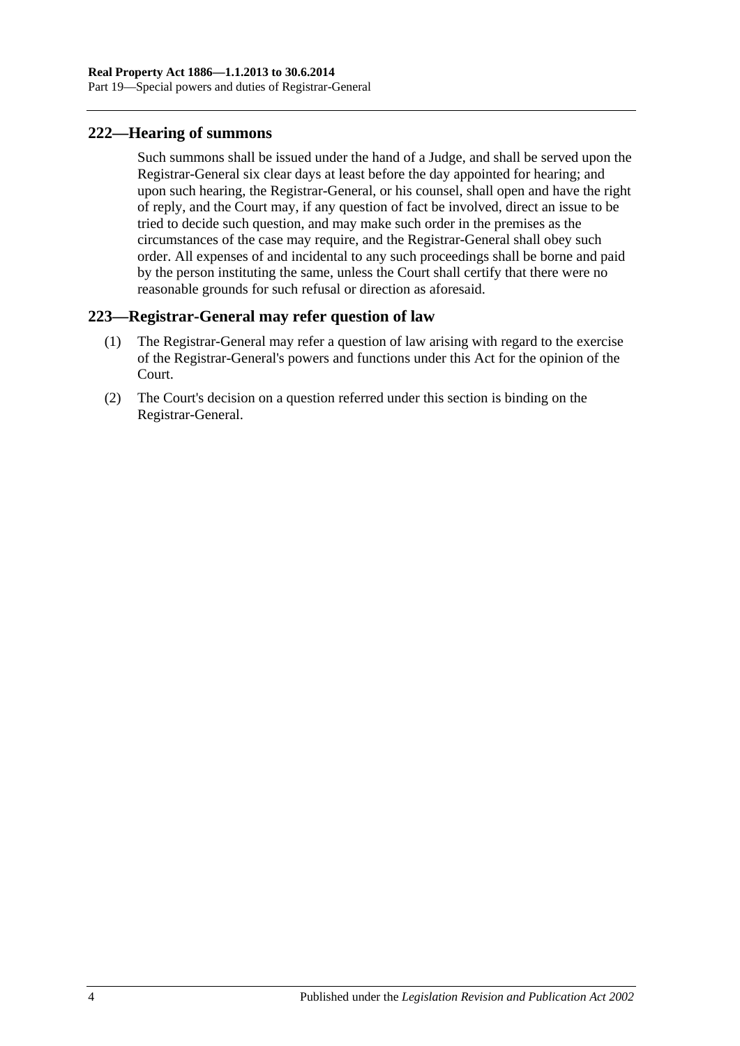## 222—Hearing of summons

Such summons shall be issued under the hand of a Judge, and shall be served upon the Registrar-General six clear days at least before the day appointed for hearing; and upon such hearing, the Registrar-General, or his counsel, shall open and have the right of reply, and the Court may, if any question of fact be involved, direct an issue to be tried to decide such question, and may make such order in the premises as the circumstances of the case may require, and the Registrar-General shall obey such order. All expenses of and incidental to any such proceedings shall be borne and paid by the person instituting the same, unless the Court shall certify that there were no reasonable grounds for such refusal or direction as aforesaid.

## 223—Registrar-General may refer question of law

(1) The Registrar-General may refer a question of law arising with regard to the exercise of the Registrar-General's powers and functions under this Act for the opinion of the Court.

(2) The Court's decision on a question referred under this section is binding on the Registrar-General.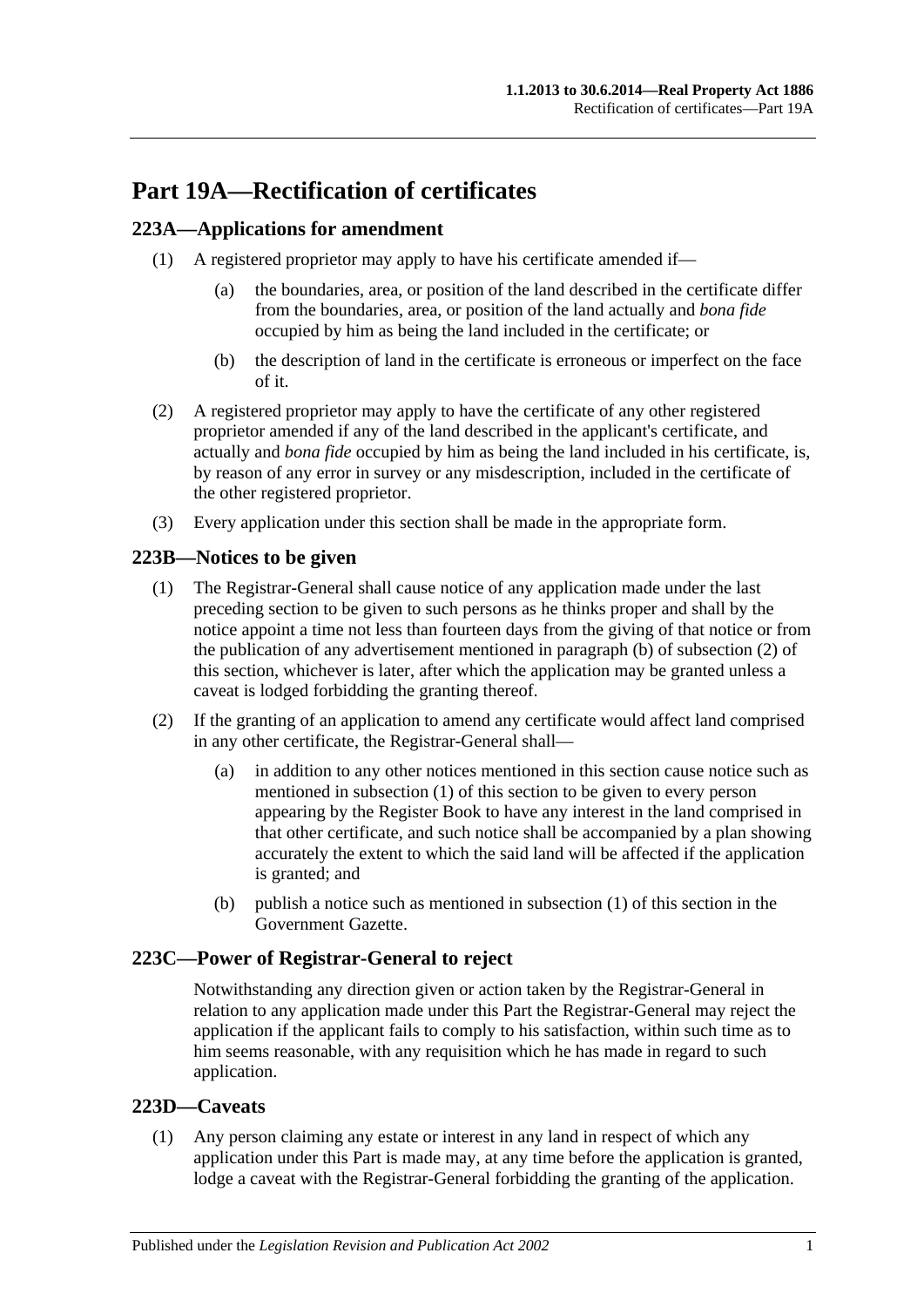# Part 19A—Rectification of certificates

## 223A—Applications for amendment

(1) A registered proprietor may apply to have his certificate amended if—

(a) the boundaries, area, or position of the land described in the certificate differ from the boundaries, area, or position of the land actually and *bona fide* occupied by him as being the land included in the certificate; or

(b) the description of land in the certificate is erroneous or imperfect on the face of it.

(2) A registered proprietor may apply to have the certificate of any other registered proprietor amended if any of the land described in the applicant's certificate, and actually and *bona fide* occupied by him as being the land included in his certificate, is, by reason of any error in survey or any misdescription, included in the certificate of the other registered proprietor.

(3) Every application under this section shall be made in the appropriate form.

## 223B—Notices to be given

(1) The Registrar-General shall cause notice of any application made under the last preceding section to be given to such persons as he thinks proper and shall by the notice appoint a time not less than fourteen days from the giving of that notice or from the publication of any advertisement mentioned in paragraph (b) of subsection (2) of this section, whichever is later, after which the application may be granted unless a caveat is lodged forbidding the granting thereof.

(2) If the granting of an application to amend any certificate would affect land comprised in any other certificate, the Registrar-General shall—

(a) in addition to any other notices mentioned in this section cause notice such as mentioned in subsection (1) of this section to be given to every person appearing by the Register Book to have any interest in the land comprised in that other certificate, and such notice shall be accompanied by a plan showing accurately the extent to which the said land will be affected if the application is granted; and

(b) publish a notice such as mentioned in subsection (1) of this section in the Government Gazette.

## 223C—Power of Registrar-General to reject

Notwithstanding any direction given or action taken by the Registrar-General in relation to any application made under this Part the Registrar-General may reject the application if the applicant fails to comply to his satisfaction, within such time as to him seems reasonable, with any requisition which he has made in regard to such application.

## 223D—Caveats

(1) Any person claiming any estate or interest in any land in respect of which any application under this Part is made may, at any time before the application is granted, lodge a caveat with the Registrar-General forbidding the granting of the application.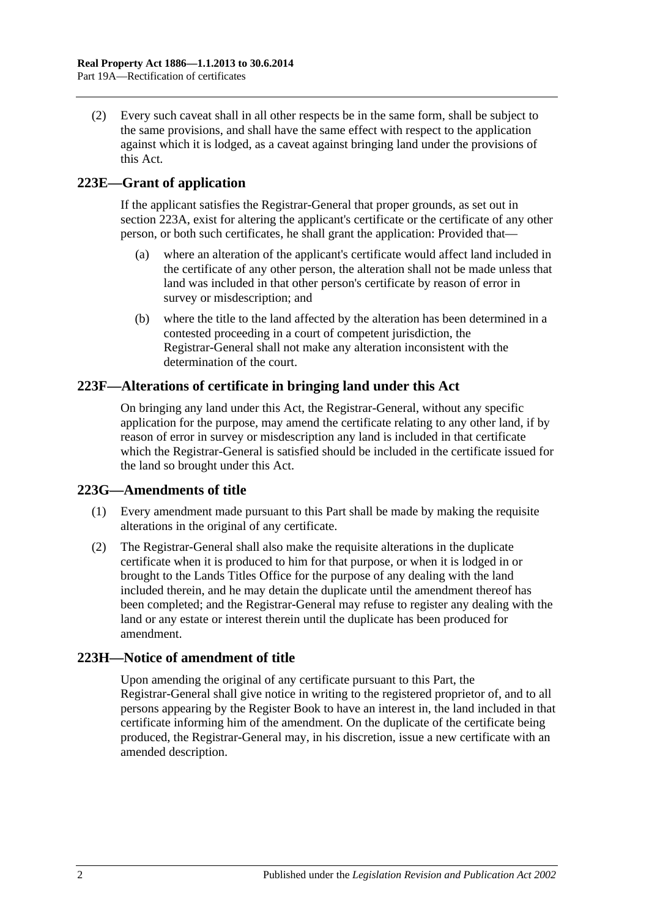(2) Every such caveat shall in all other respects be in the same form, shall be subject to the same provisions, and shall have the same effect with respect to the application against which it is lodged, as a caveat against bringing land under the provisions of this Act.

## 223E—Grant of application

If the applicant satisfies the Registrar-General that proper grounds, as set out in section 223A, exist for altering the applicant's certificate or the certificate of any other person, or both such certificates, he shall grant the application: Provided that—

(a) where an alteration of the applicant's certificate would affect land included in the certificate of any other person, the alteration shall not be made unless that land was included in that other person's certificate by reason of error in survey or misdescription; and

(b) where the title to the land affected by the alteration has been determined in a contested proceeding in a court of competent jurisdiction, the Registrar-General shall not make any alteration inconsistent with the determination of the court.

## 223F—Alterations of certificate in bringing land under this Act

On bringing any land under this Act, the Registrar-General, without any specific application for the purpose, may amend the certificate relating to any other land, if by reason of error in survey or misdescription any land is included in that certificate which the Registrar-General is satisfied should be included in the certificate issued for the land so brought under this Act.

## 223G—Amendments of title

(1) Every amendment made pursuant to this Part shall be made by making the requisite alterations in the original of any certificate.

(2) The Registrar-General shall also make the requisite alterations in the duplicate certificate when it is produced to him for that purpose, or when it is lodged in or brought to the Lands Titles Office for the purpose of any dealing with the land included therein, and he may detain the duplicate until the amendment thereof has been completed; and the Registrar-General may refuse to register any dealing with the land or any estate or interest therein until the duplicate has been produced for amendment.

## 223H—Notice of amendment of title

Upon amending the original of any certificate pursuant to this Part, the Registrar-General shall give notice in writing to the registered proprietor of, and to all persons appearing by the Register Book to have an interest in, the land included in that certificate informing him of the amendment. On the duplicate of the certificate being produced, the Registrar-General may, in his discretion, issue a new certificate with an amended description.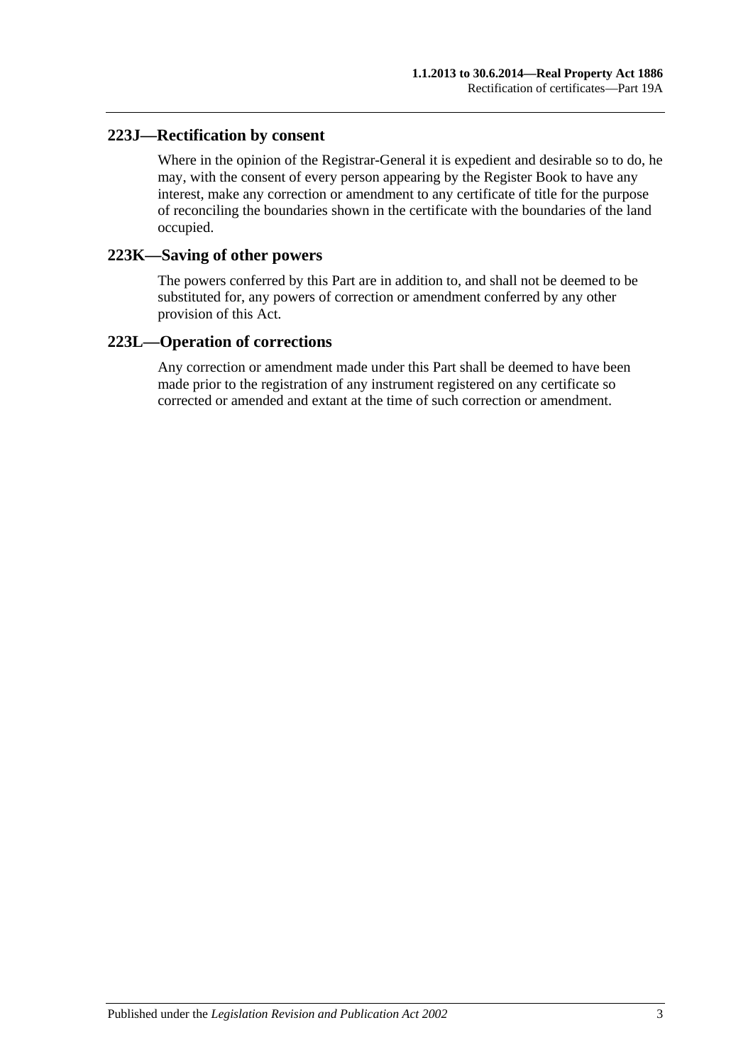## 223J—Rectification by consent

Where in the opinion of the Registrar-General it is expedient and desirable so to do, he may, with the consent of every person appearing by the Register Book to have any interest, make any correction or amendment to any certificate of title for the purpose of reconciling the boundaries shown in the certificate with the boundaries of the land occupied.

## 223K—Saving of other powers

The powers conferred by this Part are in addition to, and shall not be deemed to be substituted for, any powers of correction or amendment conferred by any other provision of this Act.

## 223L—Operation of corrections

Any correction or amendment made under this Part shall be deemed to have been made prior to the registration of any instrument registered on any certificate so corrected or amended and extant at the time of such correction or amendment.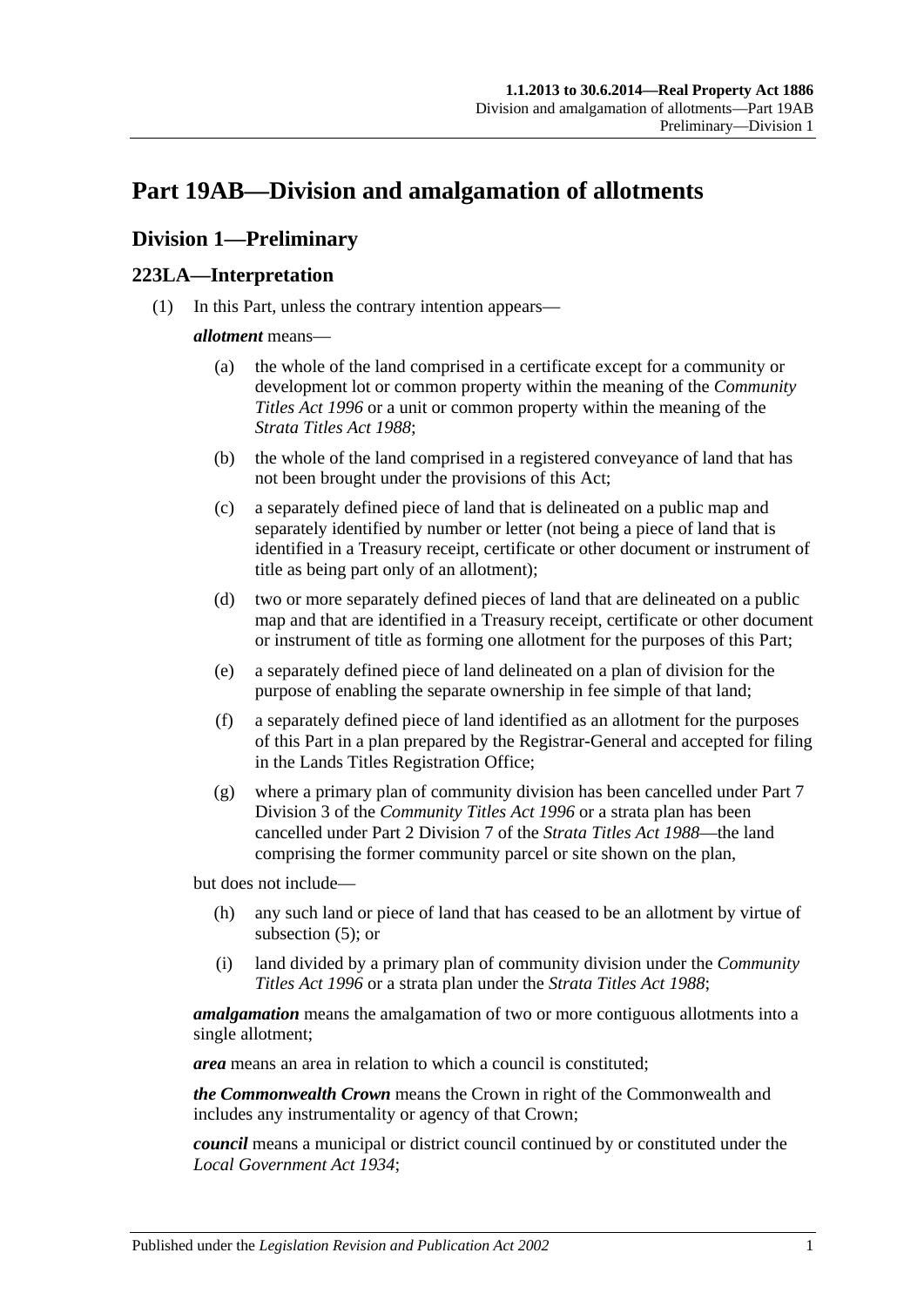# Part 19AB—Division and amalgamation of allotments

## Division 1—Preliminary

### 223LA—Interpretation

(1) In this Part, unless the contrary intention appears—

***allotment*** means—

(a) the whole of the land comprised in a certificate except for a community or development lot or common property within the meaning of the *Community Titles Act 1996* or a unit or common property within the meaning of the *Strata Titles Act 1988*;

(b) the whole of the land comprised in a registered conveyance of land that has not been brought under the provisions of this Act;

(c) a separately defined piece of land that is delineated on a public map and separately identified by number or letter (not being a piece of land that is identified in a Treasury receipt, certificate or other document or instrument of title as being part only of an allotment);

(d) two or more separately defined pieces of land that are delineated on a public map and that are identified in a Treasury receipt, certificate or other document or instrument of title as forming one allotment for the purposes of this Part;

(e) a separately defined piece of land delineated on a plan of division for the purpose of enabling the separate ownership in fee simple of that land;

(f) a separately defined piece of land identified as an allotment for the purposes of this Part in a plan prepared by the Registrar-General and accepted for filing in the Lands Titles Registration Office;

(g) where a primary plan of community division has been cancelled under Part 7 Division 3 of the *Community Titles Act 1996* or a strata plan has been cancelled under Part 2 Division 7 of the *Strata Titles Act 1988*—the land comprising the former community parcel or site shown on the plan,

but does not include—

(h) any such land or piece of land that has ceased to be an allotment by virtue of subsection (5); or

(i) land divided by a primary plan of community division under the *Community Titles Act 1996* or a strata plan under the *Strata Titles Act 1988*;

***amalgamation*** means the amalgamation of two or more contiguous allotments into a single allotment;

***area*** means an area in relation to which a council is constituted;

***the Commonwealth Crown*** means the Crown in right of the Commonwealth and includes any instrumentality or agency of that Crown;

***council*** means a municipal or district council continued by or constituted under the *Local Government Act 1934*;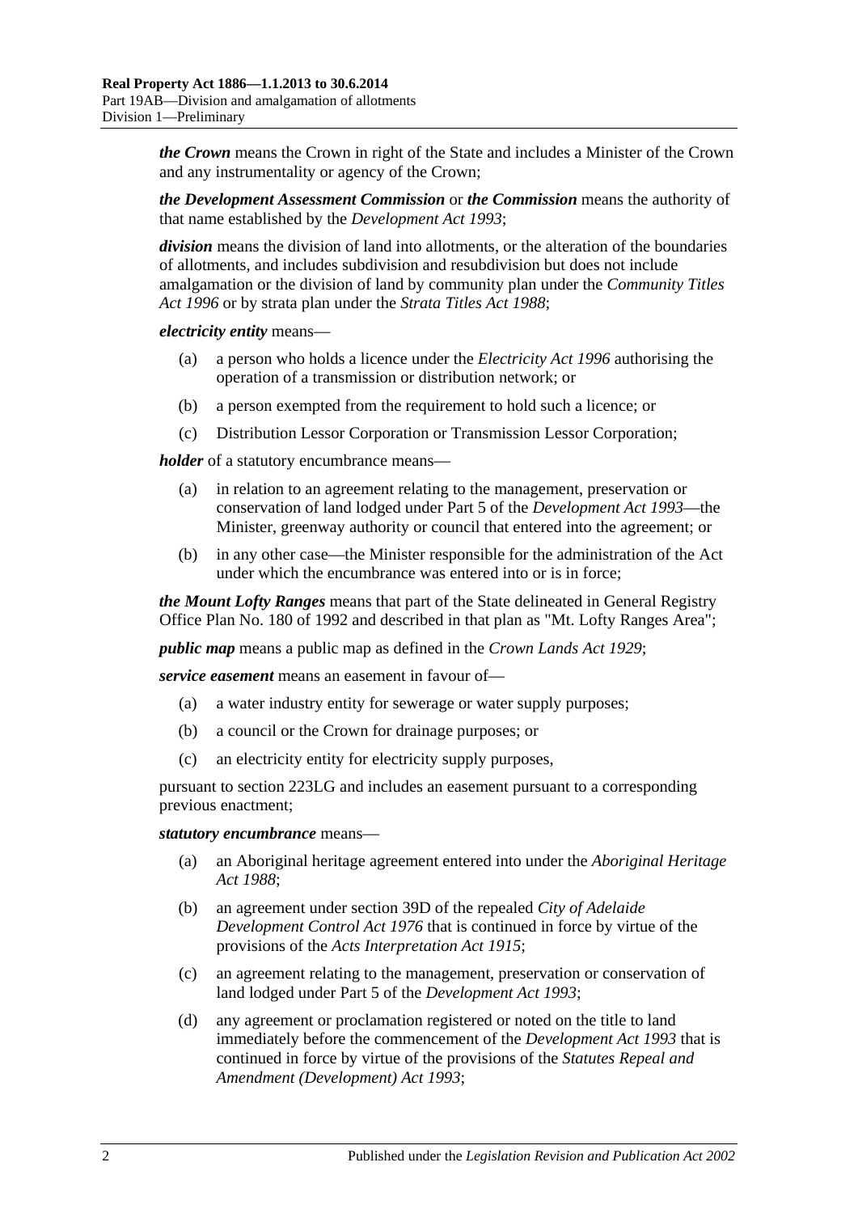***the Crown*** means the Crown in right of the State and includes a Minister of the Crown and any instrumentality or agency of the Crown;

***the Development Assessment Commission*** or ***the Commission*** means the authority of that name established by the *Development Act 1993*;

***division*** means the division of land into allotments, or the alteration of the boundaries of allotments, and includes subdivision and resubdivision but does not include amalgamation or the division of land by community plan under the *Community Titles Act 1996* or by strata plan under the *Strata Titles Act 1988*;

***electricity entity*** means—

(a) a person who holds a licence under the *Electricity Act 1996* authorising the operation of a transmission or distribution network; or

(b) a person exempted from the requirement to hold such a licence; or

(c) Distribution Lessor Corporation or Transmission Lessor Corporation;

***holder*** of a statutory encumbrance means—

(a) in relation to an agreement relating to the management, preservation or conservation of land lodged under Part 5 of the *Development Act 1993*—the Minister, greenway authority or council that entered into the agreement; or

(b) in any other case—the Minister responsible for the administration of the Act under which the encumbrance was entered into or is in force;

***the Mount Lofty Ranges*** means that part of the State delineated in General Registry Office Plan No. 180 of 1992 and described in that plan as "Mt. Lofty Ranges Area";

***public map*** means a public map as defined in the *Crown Lands Act 1929*;

***service easement*** means an easement in favour of—

(a) a water industry entity for sewerage or water supply purposes;

(b) a council or the Crown for drainage purposes; or

(c) an electricity entity for electricity supply purposes,

pursuant to section 223LG and includes an easement pursuant to a corresponding previous enactment;

***statutory encumbrance*** means—

(a) an Aboriginal heritage agreement entered into under the *Aboriginal Heritage Act 1988*;

(b) an agreement under section 39D of the repealed *City of Adelaide Development Control Act 1976* that is continued in force by virtue of the provisions of the *Acts Interpretation Act 1915*;

(c) an agreement relating to the management, preservation or conservation of land lodged under Part 5 of the *Development Act 1993*;

(d) any agreement or proclamation registered or noted on the title to land immediately before the commencement of the *Development Act 1993* that is continued in force by virtue of the provisions of the *Statutes Repeal and Amendment (Development) Act 1993*;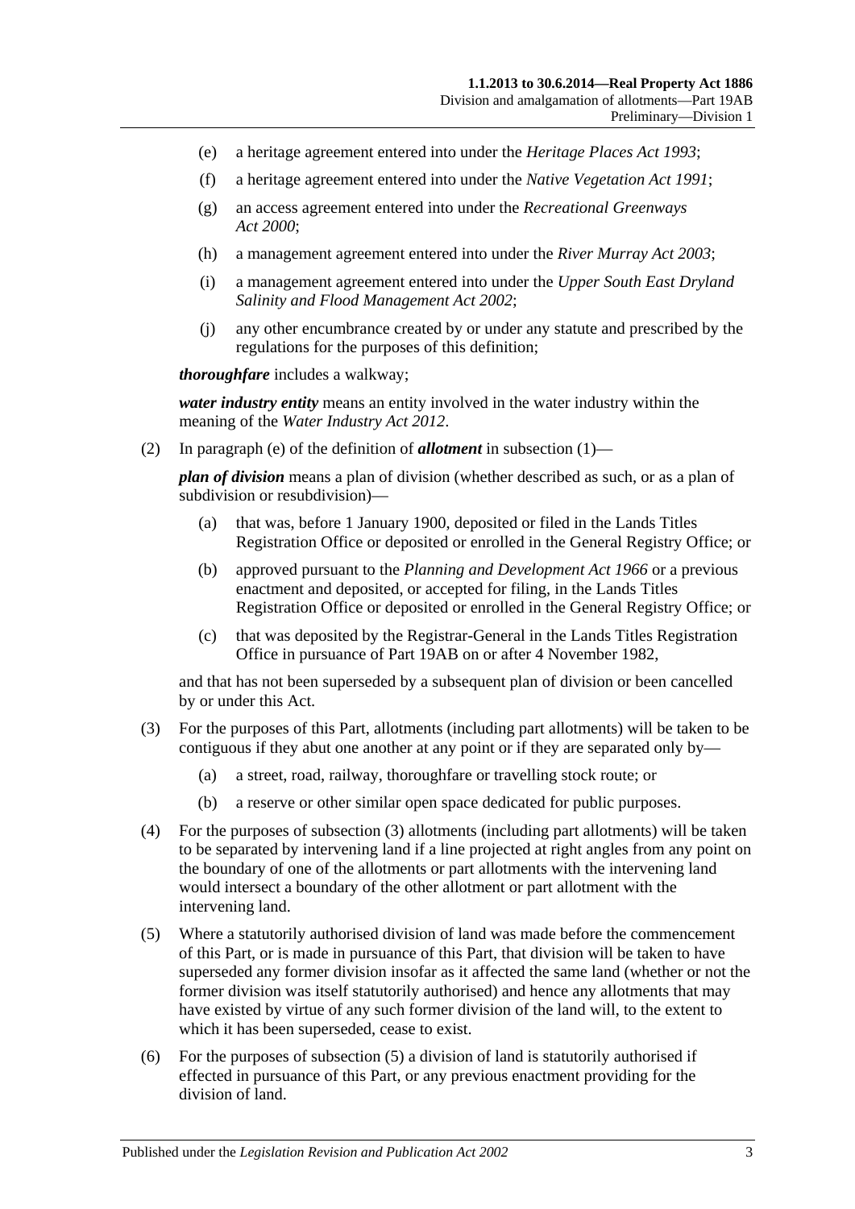- (e) a heritage agreement entered into under the *Heritage Places Act 1993*;
- (f) a heritage agreement entered into under the *Native Vegetation Act 1991*;
- (g) an access agreement entered into under the *Recreational Greenways Act 2000*;
- (h) a management agreement entered into under the *River Murray Act 2003*;
- (i) a management agreement entered into under the *Upper South East Dryland Salinity and Flood Management Act 2002*;
- (j) any other encumbrance created by or under any statute and prescribed by the regulations for the purposes of this definition;

***thoroughfare*** includes a walkway;

***water industry entity*** means an entity involved in the water industry within the meaning of the *Water Industry Act 2012*.

(2) In paragraph (e) of the definition of ***allotment*** in subsection (1)—

***plan of division*** means a plan of division (whether described as such, or as a plan of subdivision or resubdivision)—

- (a) that was, before 1 January 1900, deposited or filed in the Lands Titles Registration Office or deposited or enrolled in the General Registry Office; or
- (b) approved pursuant to the *Planning and Development Act 1966* or a previous enactment and deposited, or accepted for filing, in the Lands Titles Registration Office or deposited or enrolled in the General Registry Office; or
- (c) that was deposited by the Registrar-General in the Lands Titles Registration Office in pursuance of Part 19AB on or after 4 November 1982,

and that has not been superseded by a subsequent plan of division or been cancelled by or under this Act.

(3) For the purposes of this Part, allotments (including part allotments) will be taken to be contiguous if they abut one another at any point or if they are separated only by—

- (a) a street, road, railway, thoroughfare or travelling stock route; or
- (b) a reserve or other similar open space dedicated for public purposes.

(4) For the purposes of subsection (3) allotments (including part allotments) will be taken to be separated by intervening land if a line projected at right angles from any point on the boundary of one of the allotments or part allotments with the intervening land would intersect a boundary of the other allotment or part allotment with the intervening land.

(5) Where a statutorily authorised division of land was made before the commencement of this Part, or is made in pursuance of this Part, that division will be taken to have superseded any former division insofar as it affected the same land (whether or not the former division was itself statutorily authorised) and hence any allotments that may have existed by virtue of any such former division of the land will, to the extent to which it has been superseded, cease to exist.

(6) For the purposes of subsection (5) a division of land is statutorily authorised if effected in pursuance of this Part, or any previous enactment providing for the division of land.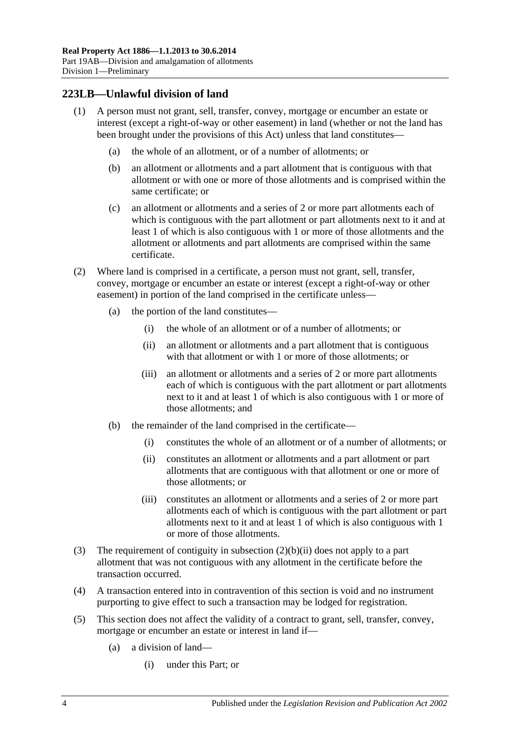## 223LB—Unlawful division of land

(1) A person must not grant, sell, transfer, convey, mortgage or encumber an estate or interest (except a right-of-way or other easement) in land (whether or not the land has been brought under the provisions of this Act) unless that land constitutes—

(a) the whole of an allotment, or of a number of allotments; or

(b) an allotment or allotments and a part allotment that is contiguous with that allotment or with one or more of those allotments and is comprised within the same certificate; or

(c) an allotment or allotments and a series of 2 or more part allotments each of which is contiguous with the part allotment or part allotments next to it and at least 1 of which is also contiguous with 1 or more of those allotments and the allotment or allotments and part allotments are comprised within the same certificate.

(2) Where land is comprised in a certificate, a person must not grant, sell, transfer, convey, mortgage or encumber an estate or interest (except a right-of-way or other easement) in portion of the land comprised in the certificate unless—

(a) the portion of the land constitutes—

(i) the whole of an allotment or of a number of allotments; or

(ii) an allotment or allotments and a part allotment that is contiguous with that allotment or with 1 or more of those allotments; or

(iii) an allotment or allotments and a series of 2 or more part allotments each of which is contiguous with the part allotment or part allotments next to it and at least 1 of which is also contiguous with 1 or more of those allotments; and

(b) the remainder of the land comprised in the certificate—

(i) constitutes the whole of an allotment or of a number of allotments; or

(ii) constitutes an allotment or allotments and a part allotment or part allotments that are contiguous with that allotment or one or more of those allotments; or

(iii) constitutes an allotment or allotments and a series of 2 or more part allotments each of which is contiguous with the part allotment or part allotments next to it and at least 1 of which is also contiguous with 1 or more of those allotments.

(3) The requirement of contiguity in subsection (2)(b)(ii) does not apply to a part allotment that was not contiguous with any allotment in the certificate before the transaction occurred.

(4) A transaction entered into in contravention of this section is void and no instrument purporting to give effect to such a transaction may be lodged for registration.

(5) This section does not affect the validity of a contract to grant, sell, transfer, convey, mortgage or encumber an estate or interest in land if—

(a) a division of land—

(i) under this Part; or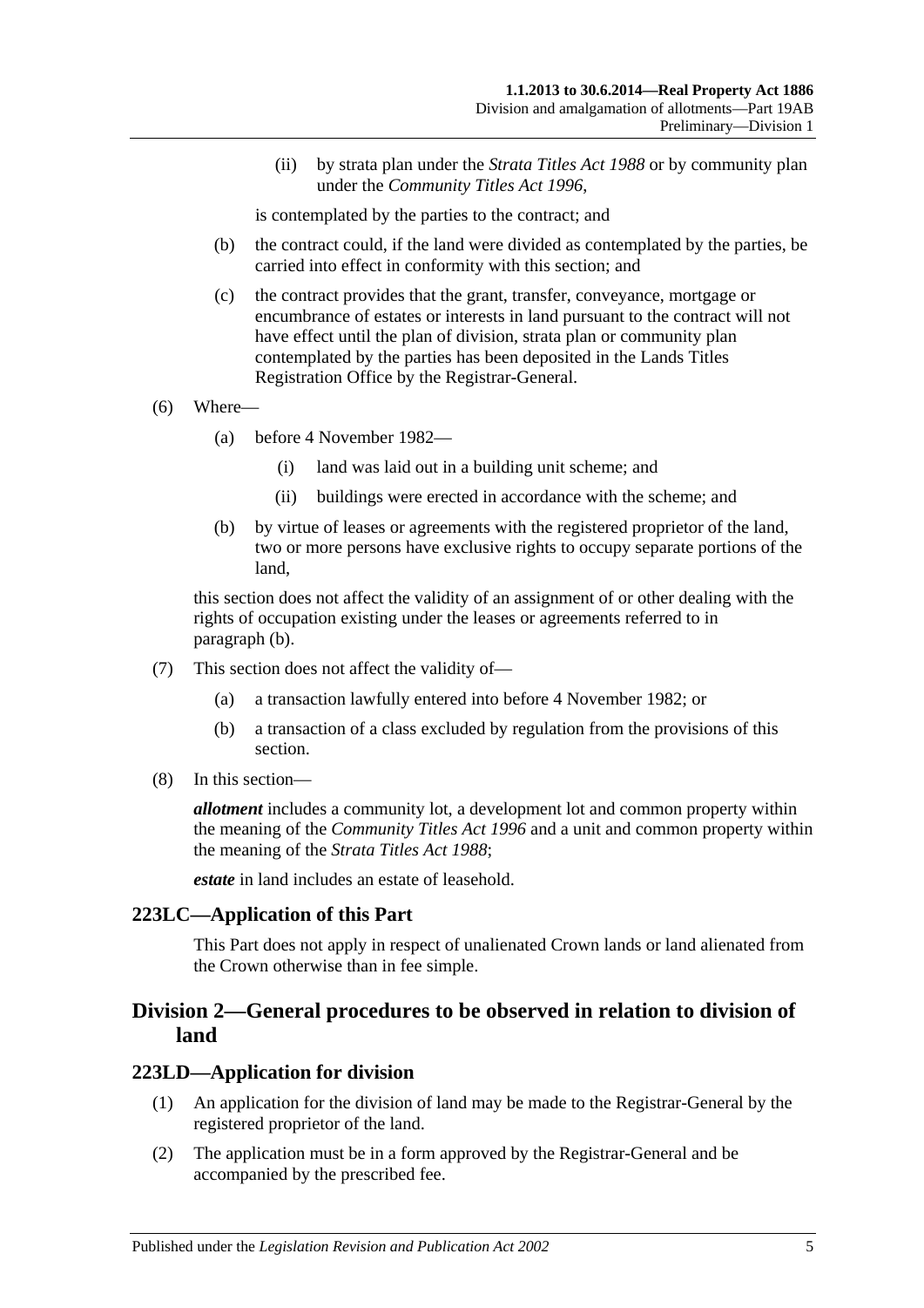(ii) by strata plan under the *Strata Titles Act 1988* or by community plan under the *Community Titles Act 1996*,

is contemplated by the parties to the contract; and

(b) the contract could, if the land were divided as contemplated by the parties, be carried into effect in conformity with this section; and

(c) the contract provides that the grant, transfer, conveyance, mortgage or encumbrance of estates or interests in land pursuant to the contract will not have effect until the plan of division, strata plan or community plan contemplated by the parties has been deposited in the Lands Titles Registration Office by the Registrar-General.

(6) Where—

(a) before 4 November 1982—

(i) land was laid out in a building unit scheme; and

(ii) buildings were erected in accordance with the scheme; and

(b) by virtue of leases or agreements with the registered proprietor of the land, two or more persons have exclusive rights to occupy separate portions of the land,

this section does not affect the validity of an assignment of or other dealing with the rights of occupation existing under the leases or agreements referred to in paragraph (b).

(7) This section does not affect the validity of—

(a) a transaction lawfully entered into before 4 November 1982; or

(b) a transaction of a class excluded by regulation from the provisions of this section.

(8) In this section—

***allotment*** includes a community lot, a development lot and common property within the meaning of the *Community Titles Act 1996* and a unit and common property within the meaning of the *Strata Titles Act 1988*;

***estate*** in land includes an estate of leasehold.

### 223LC—Application of this Part

This Part does not apply in respect of unalienated Crown lands or land alienated from the Crown otherwise than in fee simple.

## Division 2—General procedures to be observed in relation to division of land

### 223LD—Application for division

(1) An application for the division of land may be made to the Registrar-General by the registered proprietor of the land.

(2) The application must be in a form approved by the Registrar-General and be accompanied by the prescribed fee.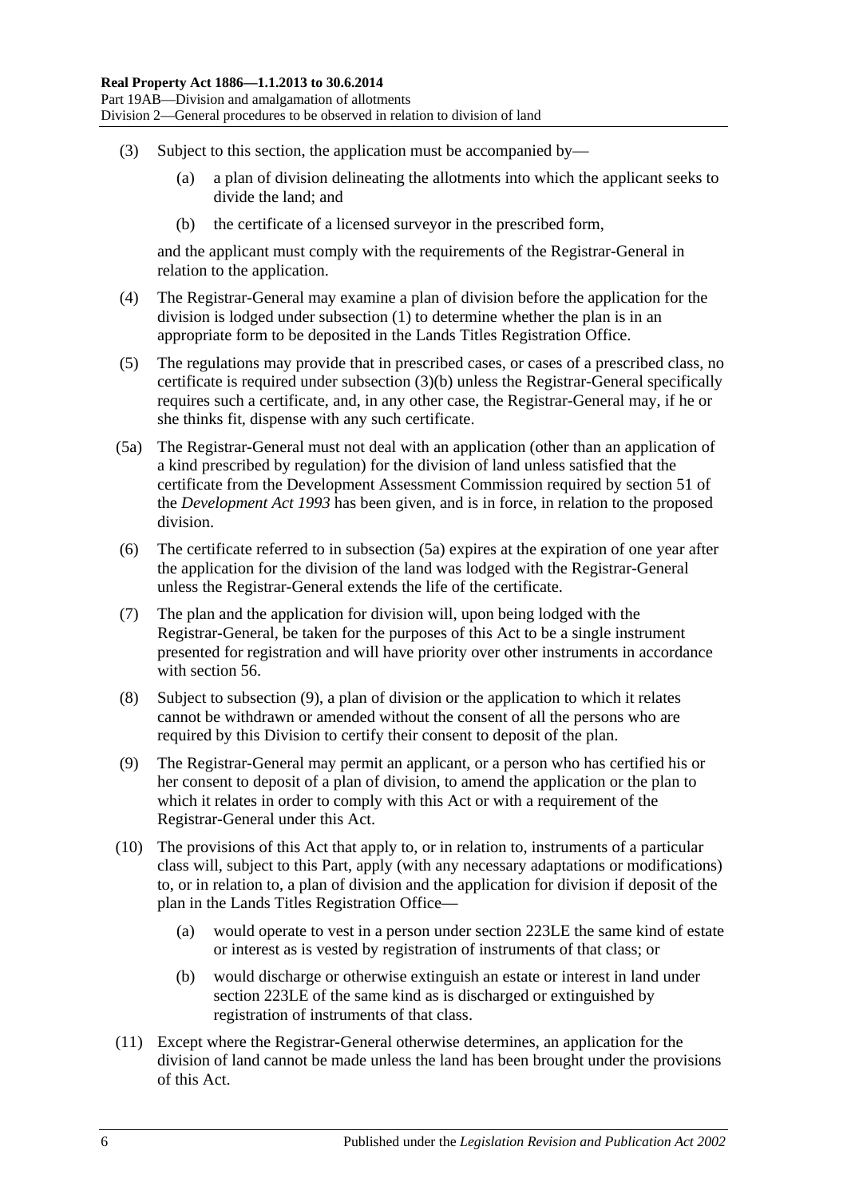(3) Subject to this section, the application must be accompanied by—

(a) a plan of division delineating the allotments into which the applicant seeks to divide the land; and

(b) the certificate of a licensed surveyor in the prescribed form,

and the applicant must comply with the requirements of the Registrar-General in relation to the application.

(4) The Registrar-General may examine a plan of division before the application for the division is lodged under subsection (1) to determine whether the plan is in an appropriate form to be deposited in the Lands Titles Registration Office.

(5) The regulations may provide that in prescribed cases, or cases of a prescribed class, no certificate is required under subsection (3)(b) unless the Registrar-General specifically requires such a certificate, and, in any other case, the Registrar-General may, if he or she thinks fit, dispense with any such certificate.

(5a) The Registrar-General must not deal with an application (other than an application of a kind prescribed by regulation) for the division of land unless satisfied that the certificate from the Development Assessment Commission required by section 51 of the *Development Act 1993* has been given, and is in force, in relation to the proposed division.

(6) The certificate referred to in subsection (5a) expires at the expiration of one year after the application for the division of the land was lodged with the Registrar-General unless the Registrar-General extends the life of the certificate.

(7) The plan and the application for division will, upon being lodged with the Registrar-General, be taken for the purposes of this Act to be a single instrument presented for registration and will have priority over other instruments in accordance with section 56.

(8) Subject to subsection (9), a plan of division or the application to which it relates cannot be withdrawn or amended without the consent of all the persons who are required by this Division to certify their consent to deposit of the plan.

(9) The Registrar-General may permit an applicant, or a person who has certified his or her consent to deposit of a plan of division, to amend the application or the plan to which it relates in order to comply with this Act or with a requirement of the Registrar-General under this Act.

(10) The provisions of this Act that apply to, or in relation to, instruments of a particular class will, subject to this Part, apply (with any necessary adaptations or modifications) to, or in relation to, a plan of division and the application for division if deposit of the plan in the Lands Titles Registration Office—

(a) would operate to vest in a person under section 223LE the same kind of estate or interest as is vested by registration of instruments of that class; or

(b) would discharge or otherwise extinguish an estate or interest in land under section 223LE of the same kind as is discharged or extinguished by registration of instruments of that class.

(11) Except where the Registrar-General otherwise determines, an application for the division of land cannot be made unless the land has been brought under the provisions of this Act.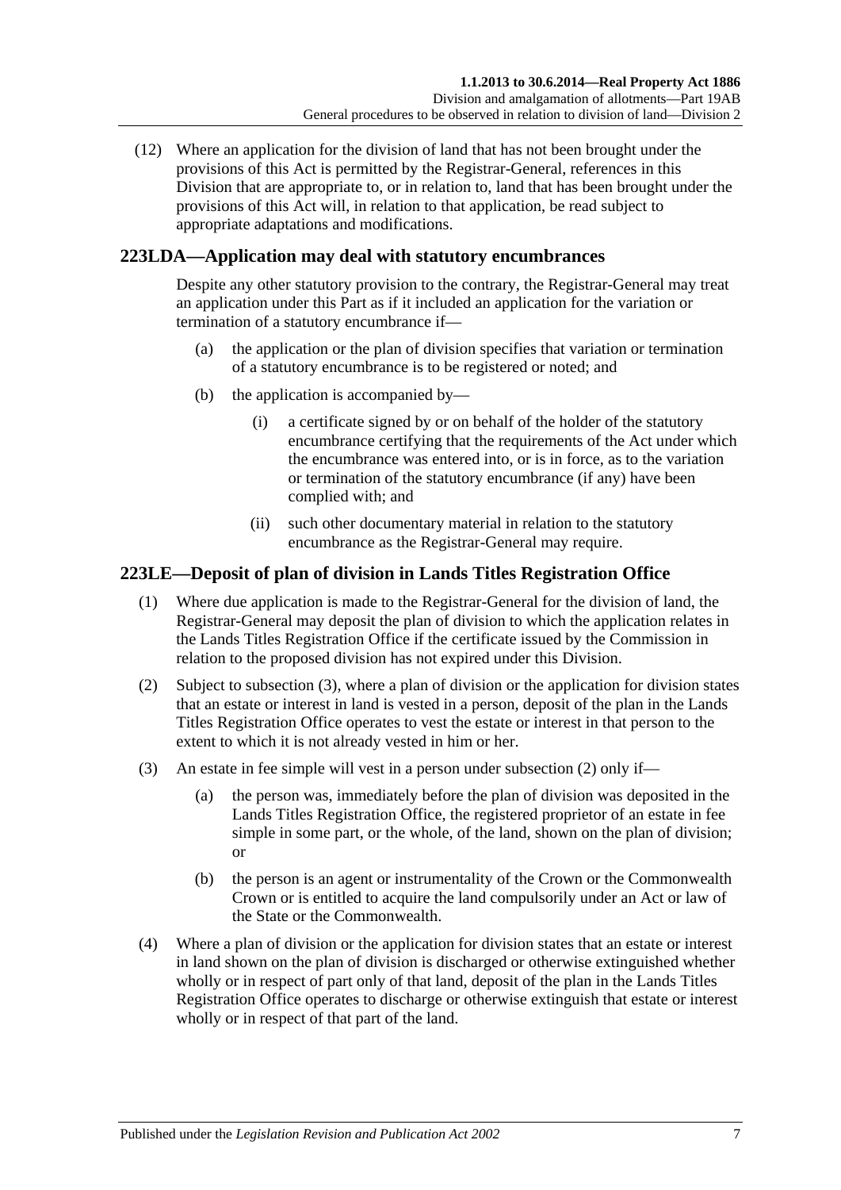(12) Where an application for the division of land that has not been brought under the provisions of this Act is permitted by the Registrar-General, references in this Division that are appropriate to, or in relation to, land that has been brought under the provisions of this Act will, in relation to that application, be read subject to appropriate adaptations and modifications.

## 223LDA—Application may deal with statutory encumbrances

Despite any other statutory provision to the contrary, the Registrar-General may treat an application under this Part as if it included an application for the variation or termination of a statutory encumbrance if—

(a) the application or the plan of division specifies that variation or termination of a statutory encumbrance is to be registered or noted; and

(b) the application is accompanied by—

(i) a certificate signed by or on behalf of the holder of the statutory encumbrance certifying that the requirements of the Act under which the encumbrance was entered into, or is in force, as to the variation or termination of the statutory encumbrance (if any) have been complied with; and

(ii) such other documentary material in relation to the statutory encumbrance as the Registrar-General may require.

## 223LE—Deposit of plan of division in Lands Titles Registration Office

(1) Where due application is made to the Registrar-General for the division of land, the Registrar-General may deposit the plan of division to which the application relates in the Lands Titles Registration Office if the certificate issued by the Commission in relation to the proposed division has not expired under this Division.

(2) Subject to subsection (3), where a plan of division or the application for division states that an estate or interest in land is vested in a person, deposit of the plan in the Lands Titles Registration Office operates to vest the estate or interest in that person to the extent to which it is not already vested in him or her.

(3) An estate in fee simple will vest in a person under subsection (2) only if—

(a) the person was, immediately before the plan of division was deposited in the Lands Titles Registration Office, the registered proprietor of an estate in fee simple in some part, or the whole, of the land, shown on the plan of division; or

(b) the person is an agent or instrumentality of the Crown or the Commonwealth Crown or is entitled to acquire the land compulsorily under an Act or law of the State or the Commonwealth.

(4) Where a plan of division or the application for division states that an estate or interest in land shown on the plan of division is discharged or otherwise extinguished whether wholly or in respect of part only of that land, deposit of the plan in the Lands Titles Registration Office operates to discharge or otherwise extinguish that estate or interest wholly or in respect of that part of the land.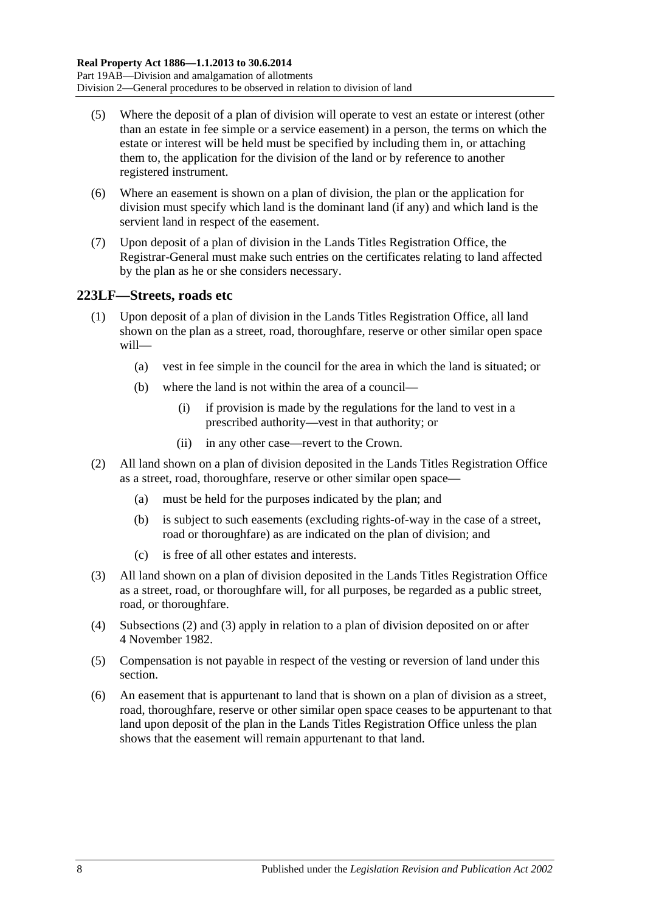(5) Where the deposit of a plan of division will operate to vest an estate or interest (other than an estate in fee simple or a service easement) in a person, the terms on which the estate or interest will be held must be specified by including them in, or attaching them to, the application for the division of the land or by reference to another registered instrument.

(6) Where an easement is shown on a plan of division, the plan or the application for division must specify which land is the dominant land (if any) and which land is the servient land in respect of the easement.

(7) Upon deposit of a plan of division in the Lands Titles Registration Office, the Registrar-General must make such entries on the certificates relating to land affected by the plan as he or she considers necessary.

## 223LF—Streets, roads etc

(1) Upon deposit of a plan of division in the Lands Titles Registration Office, all land shown on the plan as a street, road, thoroughfare, reserve or other similar open space will—

(a) vest in fee simple in the council for the area in which the land is situated; or

(b) where the land is not within the area of a council—

(i) if provision is made by the regulations for the land to vest in a prescribed authority—vest in that authority; or

(ii) in any other case—revert to the Crown.

(2) All land shown on a plan of division deposited in the Lands Titles Registration Office as a street, road, thoroughfare, reserve or other similar open space—

(a) must be held for the purposes indicated by the plan; and

(b) is subject to such easements (excluding rights-of-way in the case of a street, road or thoroughfare) as are indicated on the plan of division; and

(c) is free of all other estates and interests.

(3) All land shown on a plan of division deposited in the Lands Titles Registration Office as a street, road, or thoroughfare will, for all purposes, be regarded as a public street, road, or thoroughfare.

(4) Subsections (2) and (3) apply in relation to a plan of division deposited on or after 4 November 1982.

(5) Compensation is not payable in respect of the vesting or reversion of land under this section.

(6) An easement that is appurtenant to land that is shown on a plan of division as a street, road, thoroughfare, reserve or other similar open space ceases to be appurtenant to that land upon deposit of the plan in the Lands Titles Registration Office unless the plan shows that the easement will remain appurtenant to that land.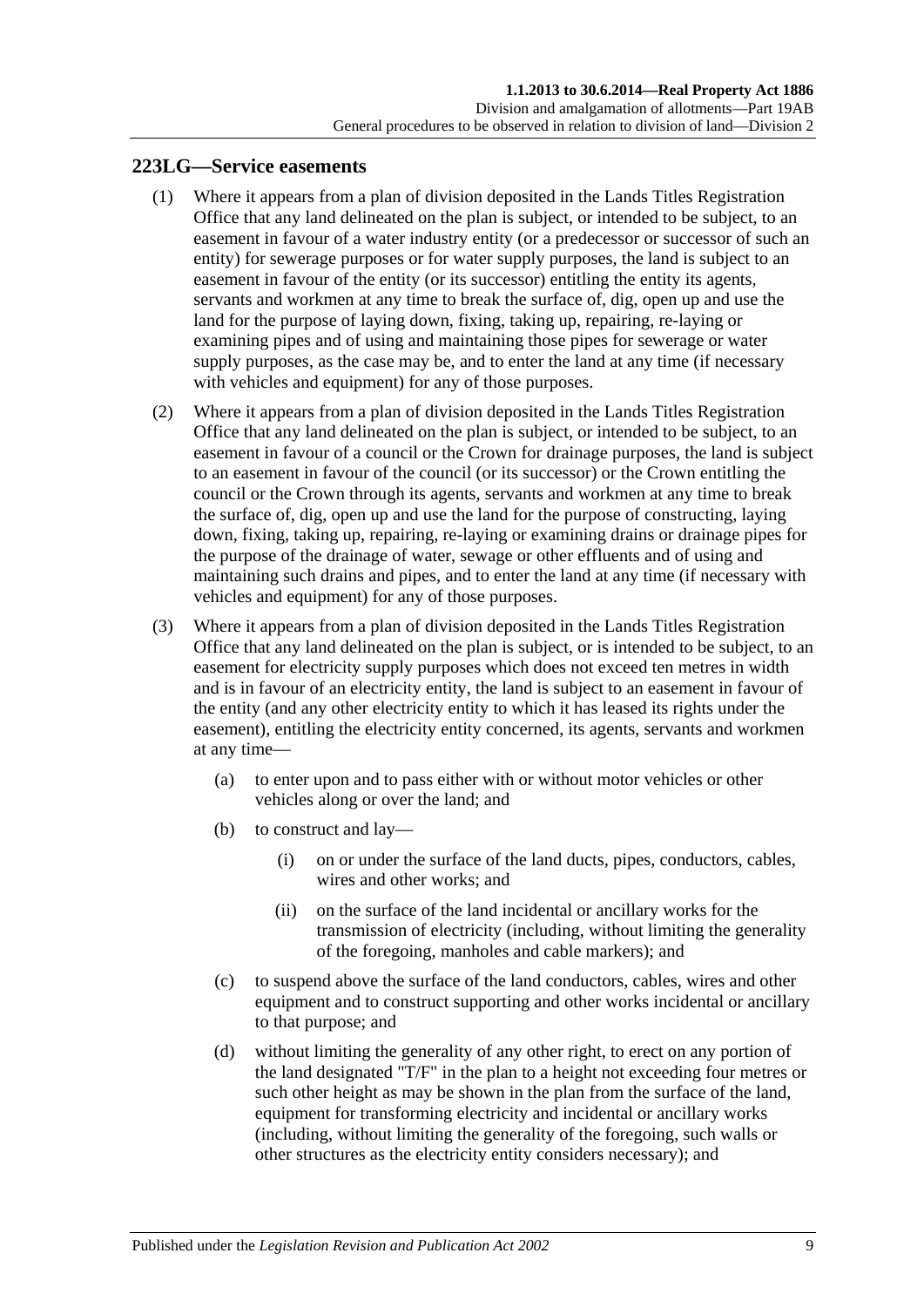## 223LG—Service easements

(1) Where it appears from a plan of division deposited in the Lands Titles Registration Office that any land delineated on the plan is subject, or intended to be subject, to an easement in favour of a water industry entity (or a predecessor or successor of such an entity) for sewerage purposes or for water supply purposes, the land is subject to an easement in favour of the entity (or its successor) entitling the entity its agents, servants and workmen at any time to break the surface of, dig, open up and use the land for the purpose of laying down, fixing, taking up, repairing, re-laying or examining pipes and of using and maintaining those pipes for sewerage or water supply purposes, as the case may be, and to enter the land at any time (if necessary with vehicles and equipment) for any of those purposes.

(2) Where it appears from a plan of division deposited in the Lands Titles Registration Office that any land delineated on the plan is subject, or intended to be subject, to an easement in favour of a council or the Crown for drainage purposes, the land is subject to an easement in favour of the council (or its successor) or the Crown entitling the council or the Crown through its agents, servants and workmen at any time to break the surface of, dig, open up and use the land for the purpose of constructing, laying down, fixing, taking up, repairing, re-laying or examining drains or drainage pipes for the purpose of the drainage of water, sewage or other effluents and of using and maintaining such drains and pipes, and to enter the land at any time (if necessary with vehicles and equipment) for any of those purposes.

(3) Where it appears from a plan of division deposited in the Lands Titles Registration Office that any land delineated on the plan is subject, or is intended to be subject, to an easement for electricity supply purposes which does not exceed ten metres in width and is in favour of an electricity entity, the land is subject to an easement in favour of the entity (and any other electricity entity to which it has leased its rights under the easement), entitling the electricity entity concerned, its agents, servants and workmen at any time—

(a) to enter upon and to pass either with or without motor vehicles or other vehicles along or over the land; and

(b) to construct and lay—

(i) on or under the surface of the land ducts, pipes, conductors, cables, wires and other works; and

(ii) on the surface of the land incidental or ancillary works for the transmission of electricity (including, without limiting the generality of the foregoing, manholes and cable markers); and

(c) to suspend above the surface of the land conductors, cables, wires and other equipment and to construct supporting and other works incidental or ancillary to that purpose; and

(d) without limiting the generality of any other right, to erect on any portion of the land designated "T/F" in the plan to a height not exceeding four metres or such other height as may be shown in the plan from the surface of the land, equipment for transforming electricity and incidental or ancillary works (including, without limiting the generality of the foregoing, such walls or other structures as the electricity entity considers necessary); and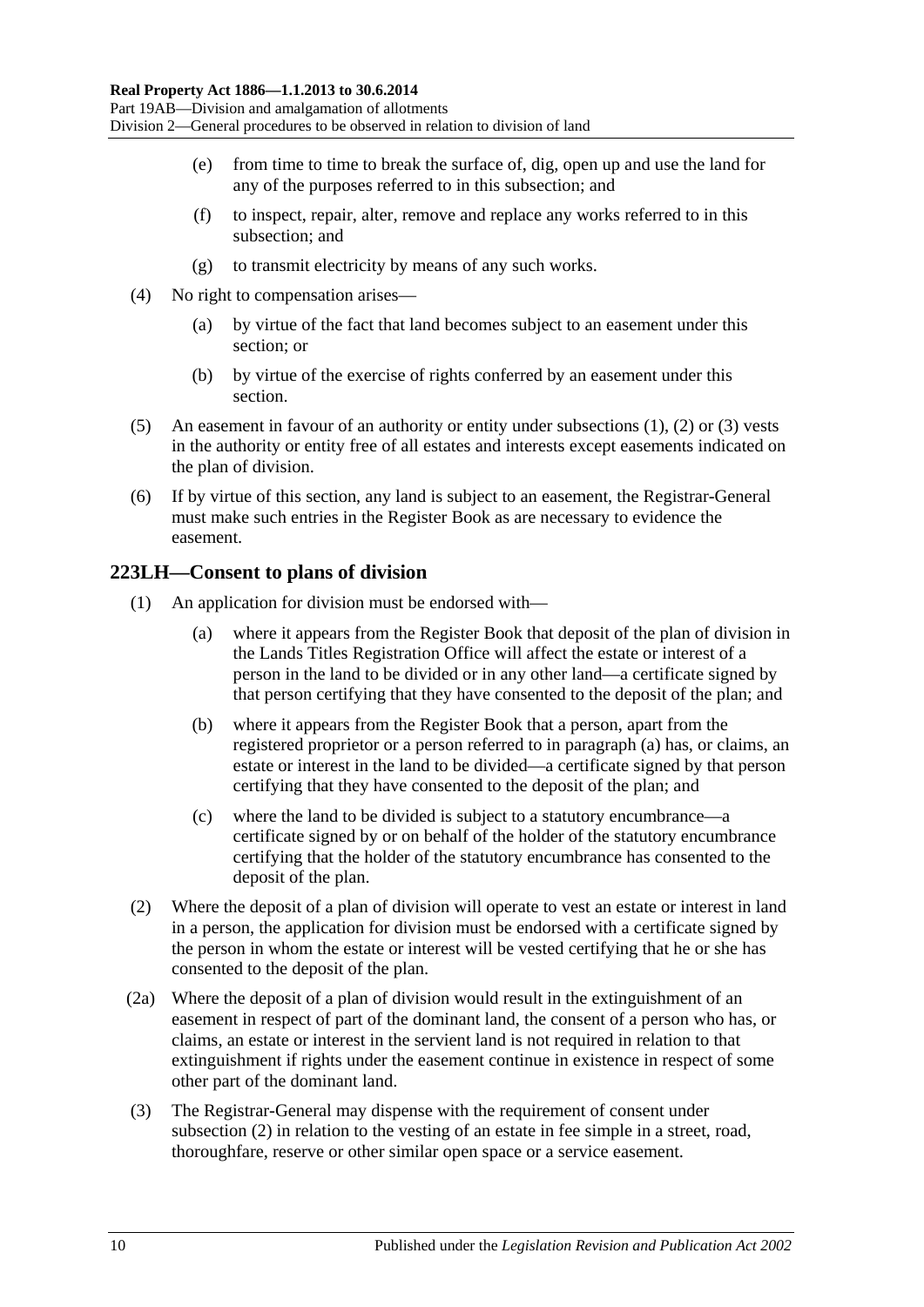(e) from time to time to break the surface of, dig, open up and use the land for any of the purposes referred to in this subsection; and

(f) to inspect, repair, alter, remove and replace any works referred to in this subsection; and

(g) to transmit electricity by means of any such works.

(4) No right to compensation arises—

(a) by virtue of the fact that land becomes subject to an easement under this section; or

(b) by virtue of the exercise of rights conferred by an easement under this section.

(5) An easement in favour of an authority or entity under subsections (1), (2) or (3) vests in the authority or entity free of all estates and interests except easements indicated on the plan of division.

(6) If by virtue of this section, any land is subject to an easement, the Registrar-General must make such entries in the Register Book as are necessary to evidence the easement.

## 223LH—Consent to plans of division

(1) An application for division must be endorsed with—

(a) where it appears from the Register Book that deposit of the plan of division in the Lands Titles Registration Office will affect the estate or interest of a person in the land to be divided or in any other land—a certificate signed by that person certifying that they have consented to the deposit of the plan; and

(b) where it appears from the Register Book that a person, apart from the registered proprietor or a person referred to in paragraph (a) has, or claims, an estate or interest in the land to be divided—a certificate signed by that person certifying that they have consented to the deposit of the plan; and

(c) where the land to be divided is subject to a statutory encumbrance—a certificate signed by or on behalf of the holder of the statutory encumbrance certifying that the holder of the statutory encumbrance has consented to the deposit of the plan.

(2) Where the deposit of a plan of division will operate to vest an estate or interest in land in a person, the application for division must be endorsed with a certificate signed by the person in whom the estate or interest will be vested certifying that he or she has consented to the deposit of the plan.

(2a) Where the deposit of a plan of division would result in the extinguishment of an easement in respect of part of the dominant land, the consent of a person who has, or claims, an estate or interest in the servient land is not required in relation to that extinguishment if rights under the easement continue in existence in respect of some other part of the dominant land.

(3) The Registrar-General may dispense with the requirement of consent under subsection (2) in relation to the vesting of an estate in fee simple in a street, road, thoroughfare, reserve or other similar open space or a service easement.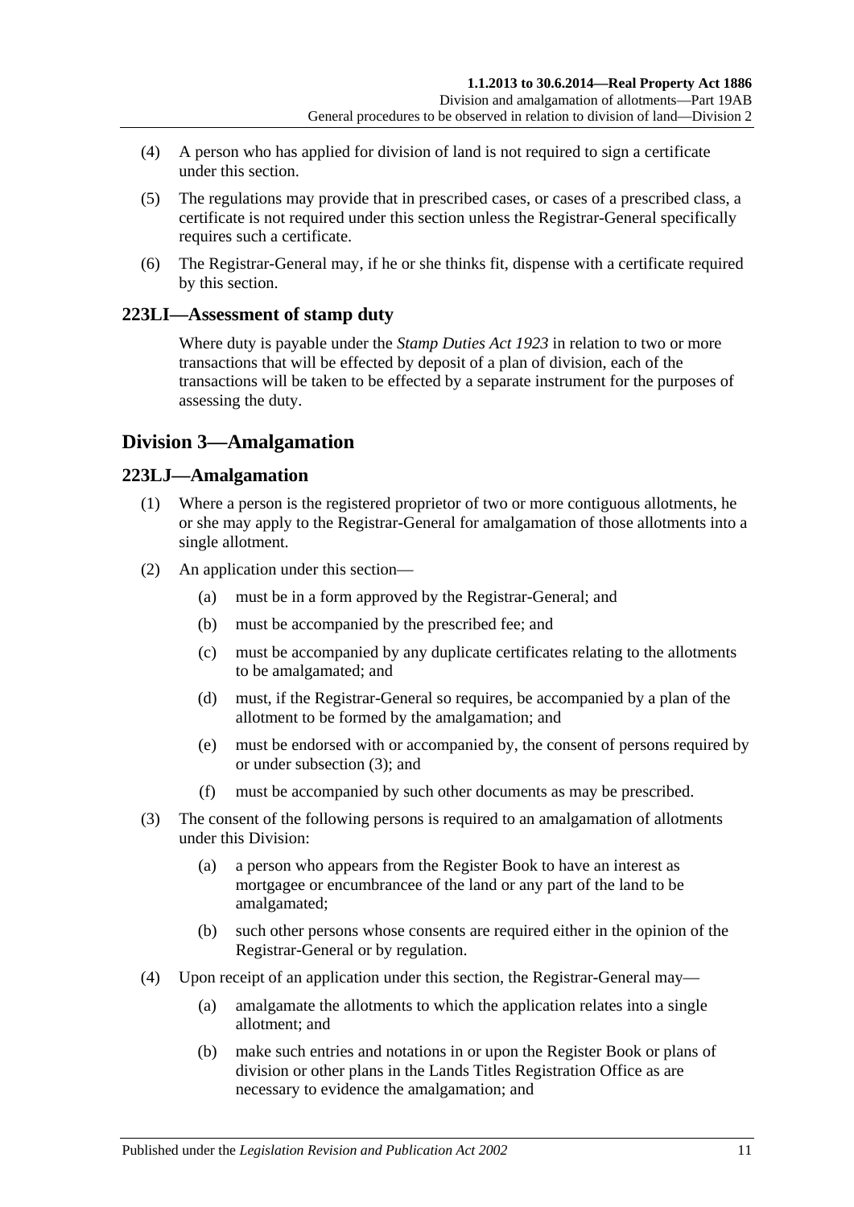(4) A person who has applied for division of land is not required to sign a certificate under this section.

(5) The regulations may provide that in prescribed cases, or cases of a prescribed class, a certificate is not required under this section unless the Registrar-General specifically requires such a certificate.

(6) The Registrar-General may, if he or she thinks fit, dispense with a certificate required by this section.

### 223LI—Assessment of stamp duty

Where duty is payable under the *Stamp Duties Act 1923* in relation to two or more transactions that will be effected by deposit of a plan of division, each of the transactions will be taken to be effected by a separate instrument for the purposes of assessing the duty.

## Division 3—Amalgamation

### 223LJ—Amalgamation

(1) Where a person is the registered proprietor of two or more contiguous allotments, he or she may apply to the Registrar-General for amalgamation of those allotments into a single allotment.

(2) An application under this section—

(a) must be in a form approved by the Registrar-General; and

(b) must be accompanied by the prescribed fee; and

(c) must be accompanied by any duplicate certificates relating to the allotments to be amalgamated; and

(d) must, if the Registrar-General so requires, be accompanied by a plan of the allotment to be formed by the amalgamation; and

(e) must be endorsed with or accompanied by, the consent of persons required by or under subsection (3); and

(f) must be accompanied by such other documents as may be prescribed.

(3) The consent of the following persons is required to an amalgamation of allotments under this Division:

(a) a person who appears from the Register Book to have an interest as mortgagee or encumbrancee of the land or any part of the land to be amalgamated;

(b) such other persons whose consents are required either in the opinion of the Registrar-General or by regulation.

(4) Upon receipt of an application under this section, the Registrar-General may—

(a) amalgamate the allotments to which the application relates into a single allotment; and

(b) make such entries and notations in or upon the Register Book or plans of division or other plans in the Lands Titles Registration Office as are necessary to evidence the amalgamation; and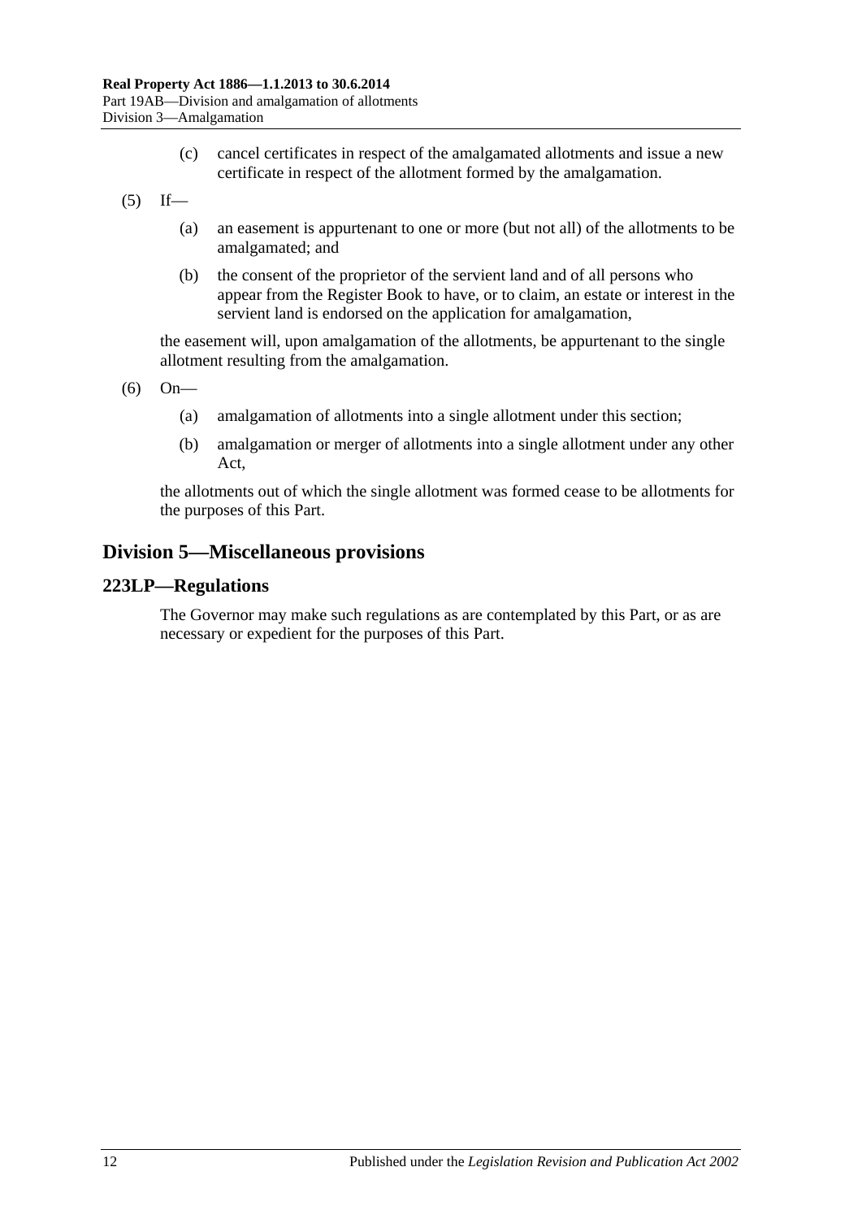(c) cancel certificates in respect of the amalgamated allotments and issue a new certificate in respect of the allotment formed by the amalgamation.

(5) If—

(a) an easement is appurtenant to one or more (but not all) of the allotments to be amalgamated; and

(b) the consent of the proprietor of the servient land and of all persons who appear from the Register Book to have, or to claim, an estate or interest in the servient land is endorsed on the application for amalgamation,

the easement will, upon amalgamation of the allotments, be appurtenant to the single allotment resulting from the amalgamation.

(6) On—

(a) amalgamation of allotments into a single allotment under this section;

(b) amalgamation or merger of allotments into a single allotment under any other Act,

the allotments out of which the single allotment was formed cease to be allotments for the purposes of this Part.

## Division 5—Miscellaneous provisions

### 223LP—Regulations

The Governor may make such regulations as are contemplated by this Part, or as are necessary or expedient for the purposes of this Part.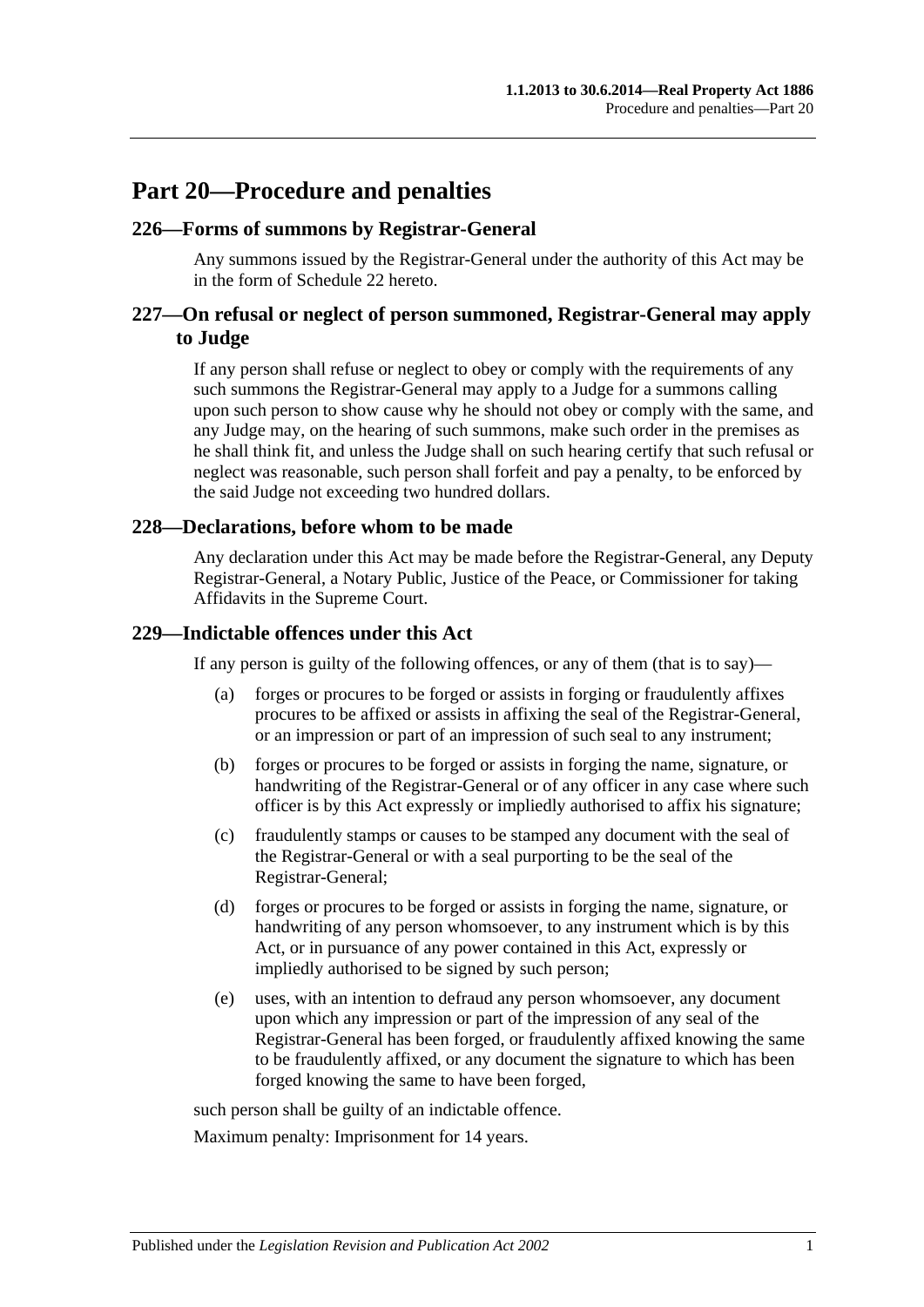# Part 20—Procedure and penalties

## 226—Forms of summons by Registrar-General

Any summons issued by the Registrar-General under the authority of this Act may be in the form of Schedule 22 hereto.

## 227—On refusal or neglect of person summoned, Registrar-General may apply to Judge

If any person shall refuse or neglect to obey or comply with the requirements of any such summons the Registrar-General may apply to a Judge for a summons calling upon such person to show cause why he should not obey or comply with the same, and any Judge may, on the hearing of such summons, make such order in the premises as he shall think fit, and unless the Judge shall on such hearing certify that such refusal or neglect was reasonable, such person shall forfeit and pay a penalty, to be enforced by the said Judge not exceeding two hundred dollars.

## 228—Declarations, before whom to be made

Any declaration under this Act may be made before the Registrar-General, any Deputy Registrar-General, a Notary Public, Justice of the Peace, or Commissioner for taking Affidavits in the Supreme Court.

## 229—Indictable offences under this Act

If any person is guilty of the following offences, or any of them (that is to say)—

(a) forges or procures to be forged or assists in forging or fraudulently affixes procures to be affixed or assists in affixing the seal of the Registrar-General, or an impression or part of an impression of such seal to any instrument;

(b) forges or procures to be forged or assists in forging the name, signature, or handwriting of the Registrar-General or of any officer in any case where such officer is by this Act expressly or impliedly authorised to affix his signature;

(c) fraudulently stamps or causes to be stamped any document with the seal of the Registrar-General or with a seal purporting to be the seal of the Registrar-General;

(d) forges or procures to be forged or assists in forging the name, signature, or handwriting of any person whomsoever, to any instrument which is by this Act, or in pursuance of any power contained in this Act, expressly or impliedly authorised to be signed by such person;

(e) uses, with an intention to defraud any person whomsoever, any document upon which any impression or part of the impression of any seal of the Registrar-General has been forged, or fraudulently affixed knowing the same to be fraudulently affixed, or any document the signature to which has been forged knowing the same to have been forged,

such person shall be guilty of an indictable offence.

Maximum penalty: Imprisonment for 14 years.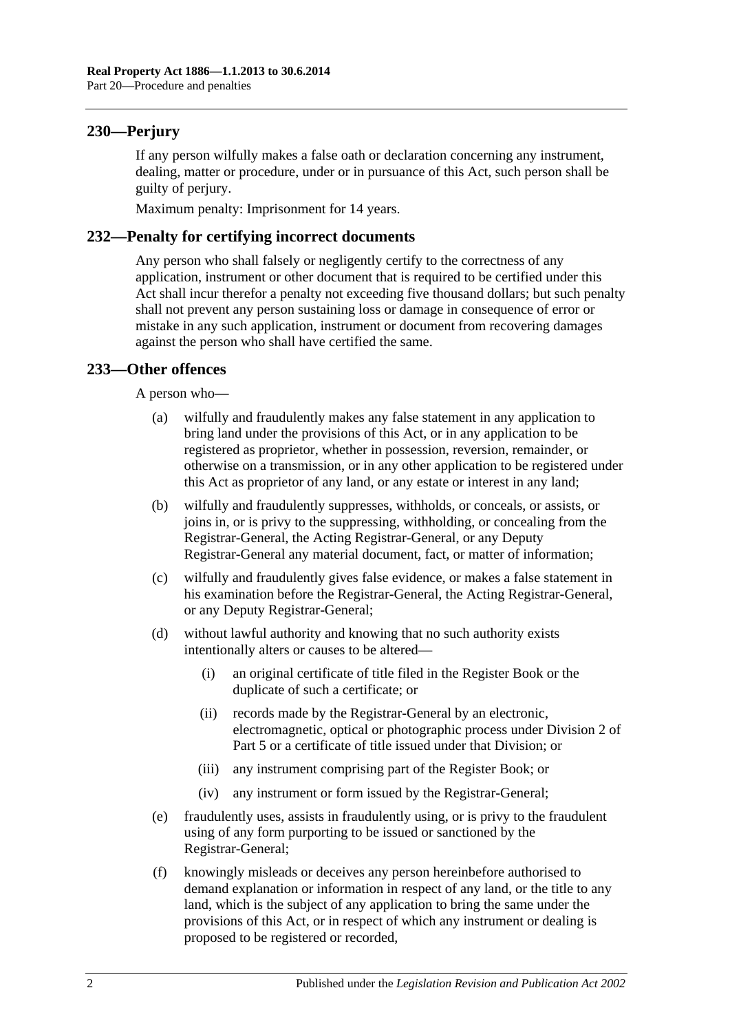## 230—Perjury

If any person wilfully makes a false oath or declaration concerning any instrument, dealing, matter or procedure, under or in pursuance of this Act, such person shall be guilty of perjury.

Maximum penalty: Imprisonment for 14 years.

## 232—Penalty for certifying incorrect documents

Any person who shall falsely or negligently certify to the correctness of any application, instrument or other document that is required to be certified under this Act shall incur therefor a penalty not exceeding five thousand dollars; but such penalty shall not prevent any person sustaining loss or damage in consequence of error or mistake in any such application, instrument or document from recovering damages against the person who shall have certified the same.

## 233—Other offences

A person who—

(a) wilfully and fraudulently makes any false statement in any application to bring land under the provisions of this Act, or in any application to be registered as proprietor, whether in possession, reversion, remainder, or otherwise on a transmission, or in any other application to be registered under this Act as proprietor of any land, or any estate or interest in any land;

(b) wilfully and fraudulently suppresses, withholds, or conceals, or assists, or joins in, or is privy to the suppressing, withholding, or concealing from the Registrar-General, the Acting Registrar-General, or any Deputy Registrar-General any material document, fact, or matter of information;

(c) wilfully and fraudulently gives false evidence, or makes a false statement in his examination before the Registrar-General, the Acting Registrar-General, or any Deputy Registrar-General;

(d) without lawful authority and knowing that no such authority exists intentionally alters or causes to be altered—

  (i) an original certificate of title filed in the Register Book or the duplicate of such a certificate; or

  (ii) records made by the Registrar-General by an electronic, electromagnetic, optical or photographic process under Division 2 of Part 5 or a certificate of title issued under that Division; or

  (iii) any instrument comprising part of the Register Book; or

  (iv) any instrument or form issued by the Registrar-General;

(e) fraudulently uses, assists in fraudulently using, or is privy to the fraudulent using of any form purporting to be issued or sanctioned by the Registrar-General;

(f) knowingly misleads or deceives any person hereinbefore authorised to demand explanation or information in respect of any land, or the title to any land, which is the subject of any application to bring the same under the provisions of this Act, or in respect of which any instrument or dealing is proposed to be registered or recorded,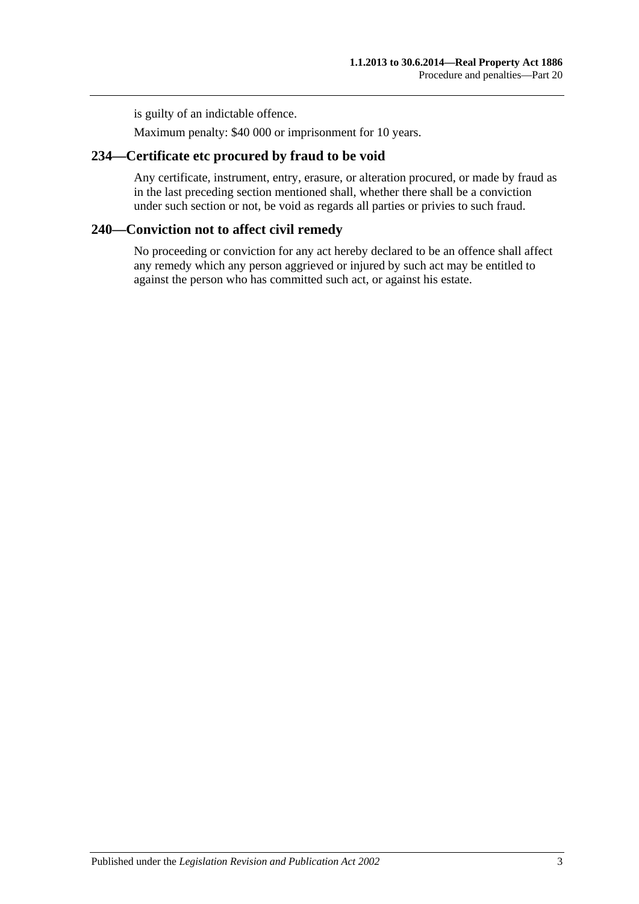is guilty of an indictable offence.

Maximum penalty: $40 000 or imprisonment for 10 years.

## 234—Certificate etc procured by fraud to be void

Any certificate, instrument, entry, erasure, or alteration procured, or made by fraud as in the last preceding section mentioned shall, whether there shall be a conviction under such section or not, be void as regards all parties or privies to such fraud.

## 240—Conviction not to affect civil remedy

No proceeding or conviction for any act hereby declared to be an offence shall affect any remedy which any person aggrieved or injured by such act may be entitled to against the person who has committed such act, or against his estate.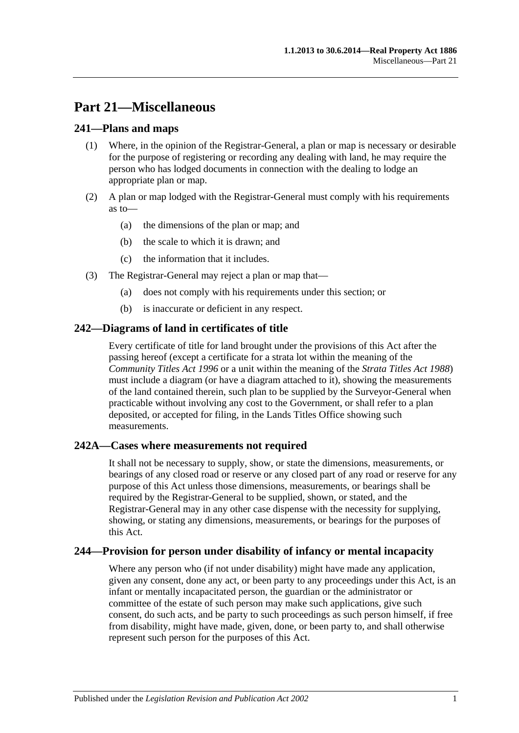# Part 21—Miscellaneous

## 241—Plans and maps

(1) Where, in the opinion of the Registrar-General, a plan or map is necessary or desirable for the purpose of registering or recording any dealing with land, he may require the person who has lodged documents in connection with the dealing to lodge an appropriate plan or map.

(2) A plan or map lodged with the Registrar-General must comply with his requirements as to—

(a) the dimensions of the plan or map; and

(b) the scale to which it is drawn; and

(c) the information that it includes.

(3) The Registrar-General may reject a plan or map that—

(a) does not comply with his requirements under this section; or

(b) is inaccurate or deficient in any respect.

## 242—Diagrams of land in certificates of title

Every certificate of title for land brought under the provisions of this Act after the passing hereof (except a certificate for a strata lot within the meaning of the *Community Titles Act 1996* or a unit within the meaning of the *Strata Titles Act 1988*) must include a diagram (or have a diagram attached to it), showing the measurements of the land contained therein, such plan to be supplied by the Surveyor-General when practicable without involving any cost to the Government, or shall refer to a plan deposited, or accepted for filing, in the Lands Titles Office showing such measurements.

## 242A—Cases where measurements not required

It shall not be necessary to supply, show, or state the dimensions, measurements, or bearings of any closed road or reserve or any closed part of any road or reserve for any purpose of this Act unless those dimensions, measurements, or bearings shall be required by the Registrar-General to be supplied, shown, or stated, and the Registrar-General may in any other case dispense with the necessity for supplying, showing, or stating any dimensions, measurements, or bearings for the purposes of this Act.

## 244—Provision for person under disability of infancy or mental incapacity

Where any person who (if not under disability) might have made any application, given any consent, done any act, or been party to any proceedings under this Act, is an infant or mentally incapacitated person, the guardian or the administrator or committee of the estate of such person may make such applications, give such consent, do such acts, and be party to such proceedings as such person himself, if free from disability, might have made, given, done, or been party to, and shall otherwise represent such person for the purposes of this Act.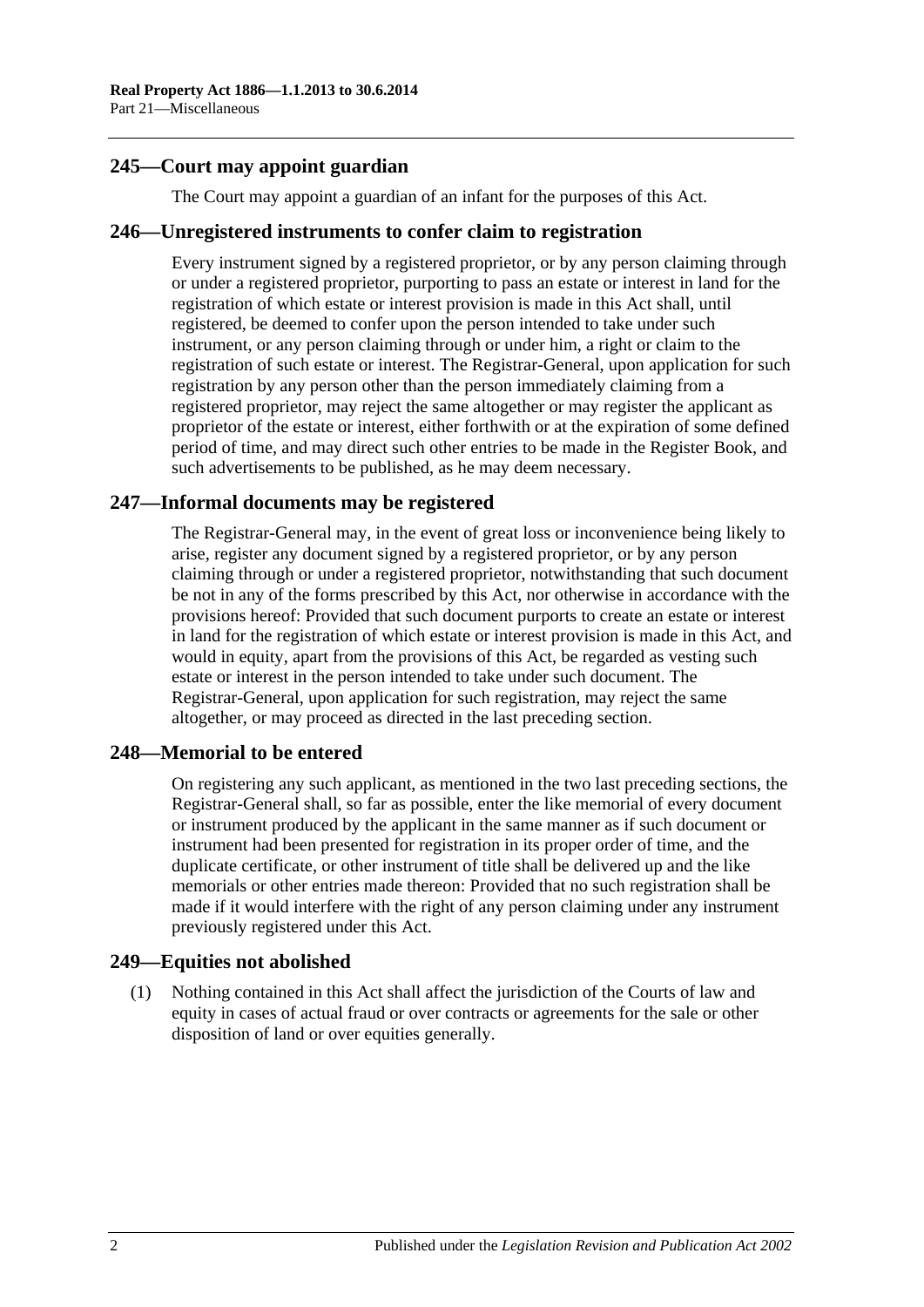## 245—Court may appoint guardian

The Court may appoint a guardian of an infant for the purposes of this Act.

## 246—Unregistered instruments to confer claim to registration

Every instrument signed by a registered proprietor, or by any person claiming through or under a registered proprietor, purporting to pass an estate or interest in land for the registration of which estate or interest provision is made in this Act shall, until registered, be deemed to confer upon the person intended to take under such instrument, or any person claiming through or under him, a right or claim to the registration of such estate or interest. The Registrar-General, upon application for such registration by any person other than the person immediately claiming from a registered proprietor, may reject the same altogether or may register the applicant as proprietor of the estate or interest, either forthwith or at the expiration of some defined period of time, and may direct such other entries to be made in the Register Book, and such advertisements to be published, as he may deem necessary.

## 247—Informal documents may be registered

The Registrar-General may, in the event of great loss or inconvenience being likely to arise, register any document signed by a registered proprietor, or by any person claiming through or under a registered proprietor, notwithstanding that such document be not in any of the forms prescribed by this Act, nor otherwise in accordance with the provisions hereof: Provided that such document purports to create an estate or interest in land for the registration of which estate or interest provision is made in this Act, and would in equity, apart from the provisions of this Act, be regarded as vesting such estate or interest in the person intended to take under such document. The Registrar-General, upon application for such registration, may reject the same altogether, or may proceed as directed in the last preceding section.

## 248—Memorial to be entered

On registering any such applicant, as mentioned in the two last preceding sections, the Registrar-General shall, so far as possible, enter the like memorial of every document or instrument produced by the applicant in the same manner as if such document or instrument had been presented for registration in its proper order of time, and the duplicate certificate, or other instrument of title shall be delivered up and the like memorials or other entries made thereon: Provided that no such registration shall be made if it would interfere with the right of any person claiming under any instrument previously registered under this Act.

## 249—Equities not abolished

(1) Nothing contained in this Act shall affect the jurisdiction of the Courts of law and equity in cases of actual fraud or over contracts or agreements for the sale or other disposition of land or over equities generally.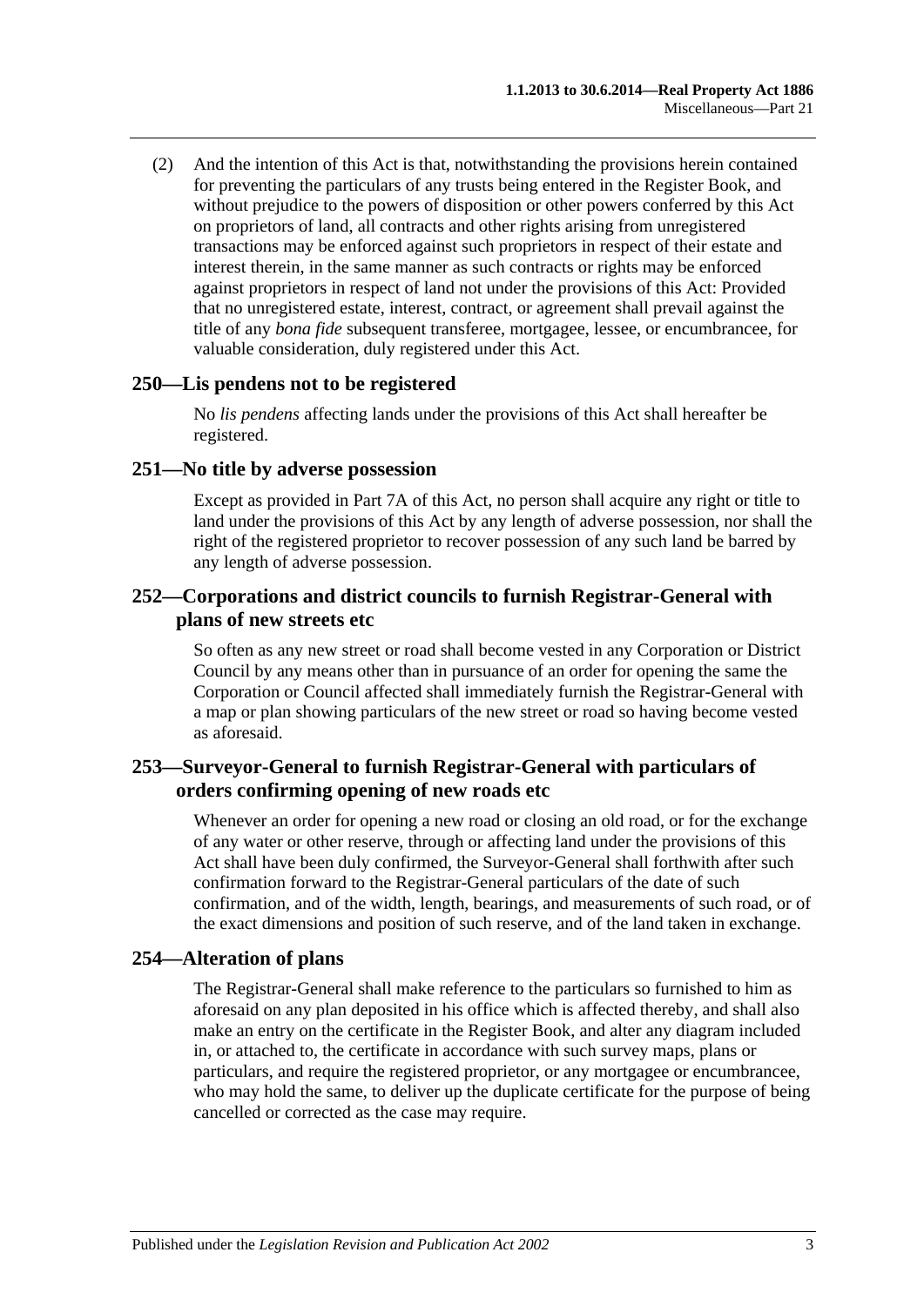(2) And the intention of this Act is that, notwithstanding the provisions herein contained for preventing the particulars of any trusts being entered in the Register Book, and without prejudice to the powers of disposition or other powers conferred by this Act on proprietors of land, all contracts and other rights arising from unregistered transactions may be enforced against such proprietors in respect of their estate and interest therein, in the same manner as such contracts or rights may be enforced against proprietors in respect of land not under the provisions of this Act: Provided that no unregistered estate, interest, contract, or agreement shall prevail against the title of any *bona fide* subsequent transferee, mortgagee, lessee, or encumbrancee, for valuable consideration, duly registered under this Act.

## 250—Lis pendens not to be registered

No *lis pendens* affecting lands under the provisions of this Act shall hereafter be registered.

## 251—No title by adverse possession

Except as provided in Part 7A of this Act, no person shall acquire any right or title to land under the provisions of this Act by any length of adverse possession, nor shall the right of the registered proprietor to recover possession of any such land be barred by any length of adverse possession.

## 252—Corporations and district councils to furnish Registrar-General with plans of new streets etc

So often as any new street or road shall become vested in any Corporation or District Council by any means other than in pursuance of an order for opening the same the Corporation or Council affected shall immediately furnish the Registrar-General with a map or plan showing particulars of the new street or road so having become vested as aforesaid.

## 253—Surveyor-General to furnish Registrar-General with particulars of orders confirming opening of new roads etc

Whenever an order for opening a new road or closing an old road, or for the exchange of any water or other reserve, through or affecting land under the provisions of this Act shall have been duly confirmed, the Surveyor-General shall forthwith after such confirmation forward to the Registrar-General particulars of the date of such confirmation, and of the width, length, bearings, and measurements of such road, or of the exact dimensions and position of such reserve, and of the land taken in exchange.

## 254—Alteration of plans

The Registrar-General shall make reference to the particulars so furnished to him as aforesaid on any plan deposited in his office which is affected thereby, and shall also make an entry on the certificate in the Register Book, and alter any diagram included in, or attached to, the certificate in accordance with such survey maps, plans or particulars, and require the registered proprietor, or any mortgagee or encumbrancee, who may hold the same, to deliver up the duplicate certificate for the purpose of being cancelled or corrected as the case may require.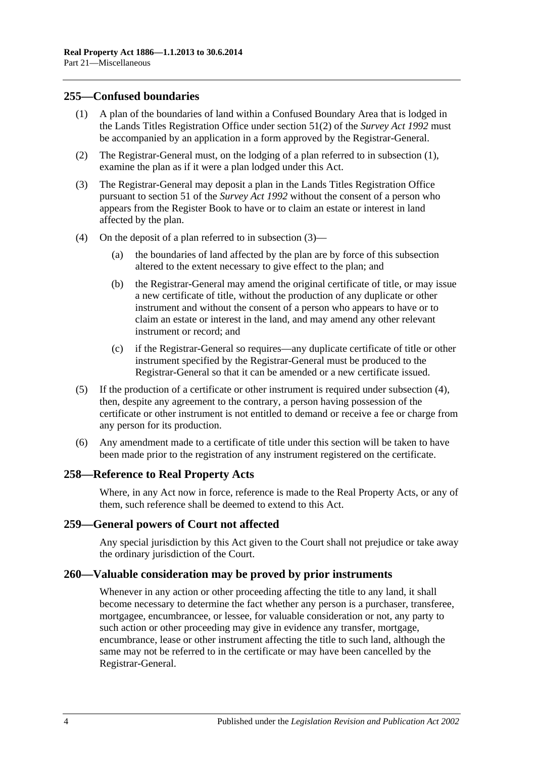## 255—Confused boundaries

(1) A plan of the boundaries of land within a Confused Boundary Area that is lodged in the Lands Titles Registration Office under section 51(2) of the *Survey Act 1992* must be accompanied by an application in a form approved by the Registrar-General.

(2) The Registrar-General must, on the lodging of a plan referred to in subsection (1), examine the plan as if it were a plan lodged under this Act.

(3) The Registrar-General may deposit a plan in the Lands Titles Registration Office pursuant to section 51 of the *Survey Act 1992* without the consent of a person who appears from the Register Book to have or to claim an estate or interest in land affected by the plan.

(4) On the deposit of a plan referred to in subsection (3)—

(a) the boundaries of land affected by the plan are by force of this subsection altered to the extent necessary to give effect to the plan; and

(b) the Registrar-General may amend the original certificate of title, or may issue a new certificate of title, without the production of any duplicate or other instrument and without the consent of a person who appears to have or to claim an estate or interest in the land, and may amend any other relevant instrument or record; and

(c) if the Registrar-General so requires—any duplicate certificate of title or other instrument specified by the Registrar-General must be produced to the Registrar-General so that it can be amended or a new certificate issued.

(5) If the production of a certificate or other instrument is required under subsection (4), then, despite any agreement to the contrary, a person having possession of the certificate or other instrument is not entitled to demand or receive a fee or charge from any person for its production.

(6) Any amendment made to a certificate of title under this section will be taken to have been made prior to the registration of any instrument registered on the certificate.

## 258—Reference to Real Property Acts

Where, in any Act now in force, reference is made to the Real Property Acts, or any of them, such reference shall be deemed to extend to this Act.

## 259—General powers of Court not affected

Any special jurisdiction by this Act given to the Court shall not prejudice or take away the ordinary jurisdiction of the Court.

## 260—Valuable consideration may be proved by prior instruments

Whenever in any action or other proceeding affecting the title to any land, it shall become necessary to determine the fact whether any person is a purchaser, transferee, mortgagee, encumbrancee, or lessee, for valuable consideration or not, any party to such action or other proceeding may give in evidence any transfer, mortgage, encumbrance, lease or other instrument affecting the title to such land, although the same may not be referred to in the certificate or may have been cancelled by the Registrar-General.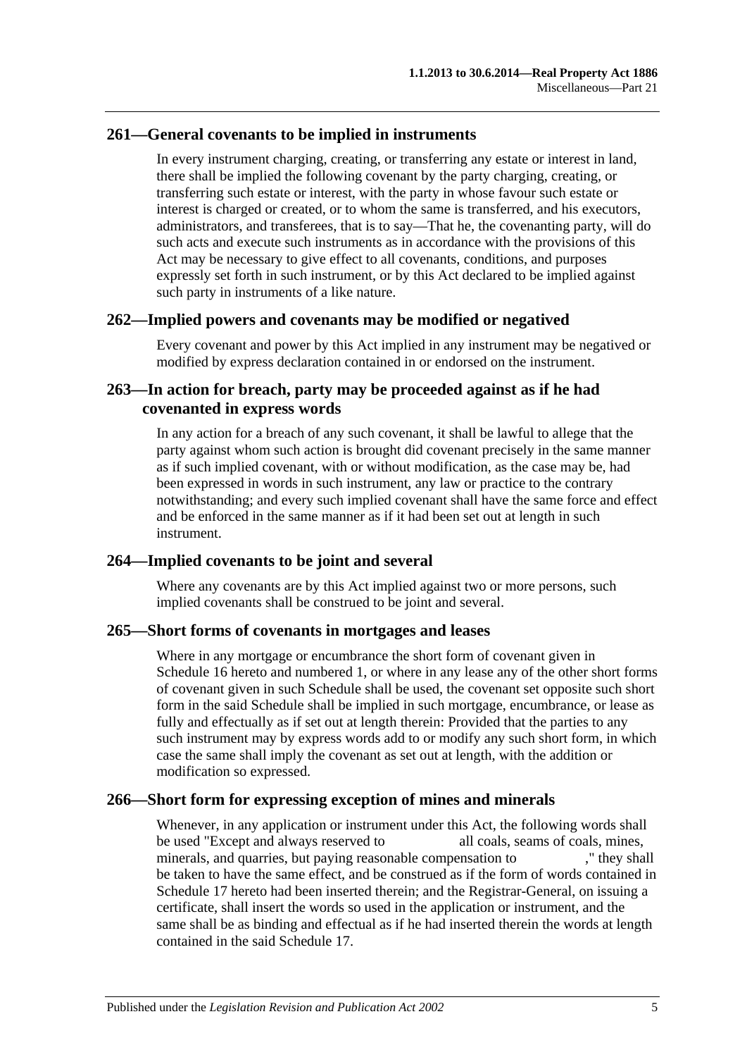## 261—General covenants to be implied in instruments

In every instrument charging, creating, or transferring any estate or interest in land, there shall be implied the following covenant by the party charging, creating, or transferring such estate or interest, with the party in whose favour such estate or interest is charged or created, or to whom the same is transferred, and his executors, administrators, and transferees, that is to say—That he, the covenanting party, will do such acts and execute such instruments as in accordance with the provisions of this Act may be necessary to give effect to all covenants, conditions, and purposes expressly set forth in such instrument, or by this Act declared to be implied against such party in instruments of a like nature.

## 262—Implied powers and covenants may be modified or negatived

Every covenant and power by this Act implied in any instrument may be negatived or modified by express declaration contained in or endorsed on the instrument.

## 263—In action for breach, party may be proceeded against as if he had covenanted in express words

In any action for a breach of any such covenant, it shall be lawful to allege that the party against whom such action is brought did covenant precisely in the same manner as if such implied covenant, with or without modification, as the case may be, had been expressed in words in such instrument, any law or practice to the contrary notwithstanding; and every such implied covenant shall have the same force and effect and be enforced in the same manner as if it had been set out at length in such instrument.

## 264—Implied covenants to be joint and several

Where any covenants are by this Act implied against two or more persons, such implied covenants shall be construed to be joint and several.

## 265—Short forms of covenants in mortgages and leases

Where in any mortgage or encumbrance the short form of covenant given in Schedule 16 hereto and numbered 1, or where in any lease any of the other short forms of covenant given in such Schedule shall be used, the covenant set opposite such short form in the said Schedule shall be implied in such mortgage, encumbrance, or lease as fully and effectually as if set out at length therein: Provided that the parties to any such instrument may by express words add to or modify any such short form, in which case the same shall imply the covenant as set out at length, with the addition or modification so expressed.

## 266—Short form for expressing exception of mines and minerals

Whenever, in any application or instrument under this Act, the following words shall be used "Except and always reserved to all coals, seams of coals, mines, minerals, and quarries, but paying reasonable compensation to ," they shall be taken to have the same effect, and be construed as if the form of words contained in Schedule 17 hereto had been inserted therein; and the Registrar-General, on issuing a certificate, shall insert the words so used in the application or instrument, and the same shall be as binding and effectual as if he had inserted therein the words at length contained in the said Schedule 17.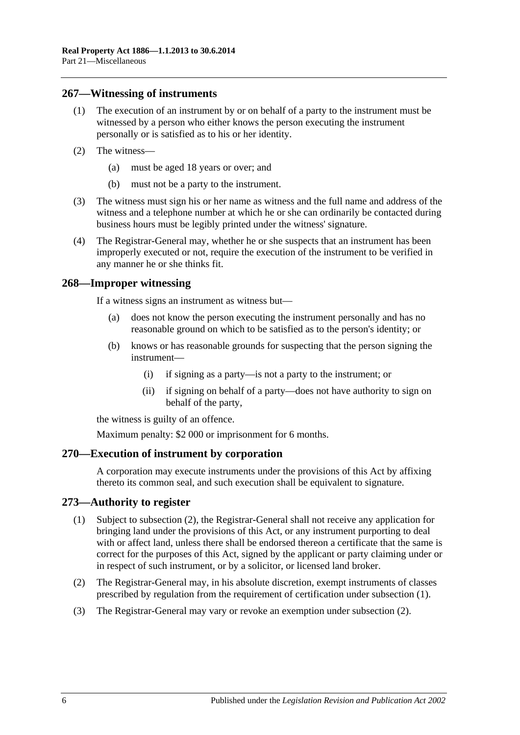## 267—Witnessing of instruments

(1) The execution of an instrument by or on behalf of a party to the instrument must be witnessed by a person who either knows the person executing the instrument personally or is satisfied as to his or her identity.

(2) The witness—

(a) must be aged 18 years or over; and

(b) must not be a party to the instrument.

(3) The witness must sign his or her name as witness and the full name and address of the witness and a telephone number at which he or she can ordinarily be contacted during business hours must be legibly printed under the witness' signature.

(4) The Registrar-General may, whether he or she suspects that an instrument has been improperly executed or not, require the execution of the instrument to be verified in any manner he or she thinks fit.

## 268—Improper witnessing

If a witness signs an instrument as witness but—

(a) does not know the person executing the instrument personally and has no reasonable ground on which to be satisfied as to the person's identity; or

(b) knows or has reasonable grounds for suspecting that the person signing the instrument—

(i) if signing as a party—is not a party to the instrument; or

(ii) if signing on behalf of a party—does not have authority to sign on behalf of the party,

the witness is guilty of an offence.

Maximum penalty: $2 000 or imprisonment for 6 months.

## 270—Execution of instrument by corporation

A corporation may execute instruments under the provisions of this Act by affixing thereto its common seal, and such execution shall be equivalent to signature.

## 273—Authority to register

(1) Subject to subsection (2), the Registrar-General shall not receive any application for bringing land under the provisions of this Act, or any instrument purporting to deal with or affect land, unless there shall be endorsed thereon a certificate that the same is correct for the purposes of this Act, signed by the applicant or party claiming under or in respect of such instrument, or by a solicitor, or licensed land broker.

(2) The Registrar-General may, in his absolute discretion, exempt instruments of classes prescribed by regulation from the requirement of certification under subsection (1).

(3) The Registrar-General may vary or revoke an exemption under subsection (2).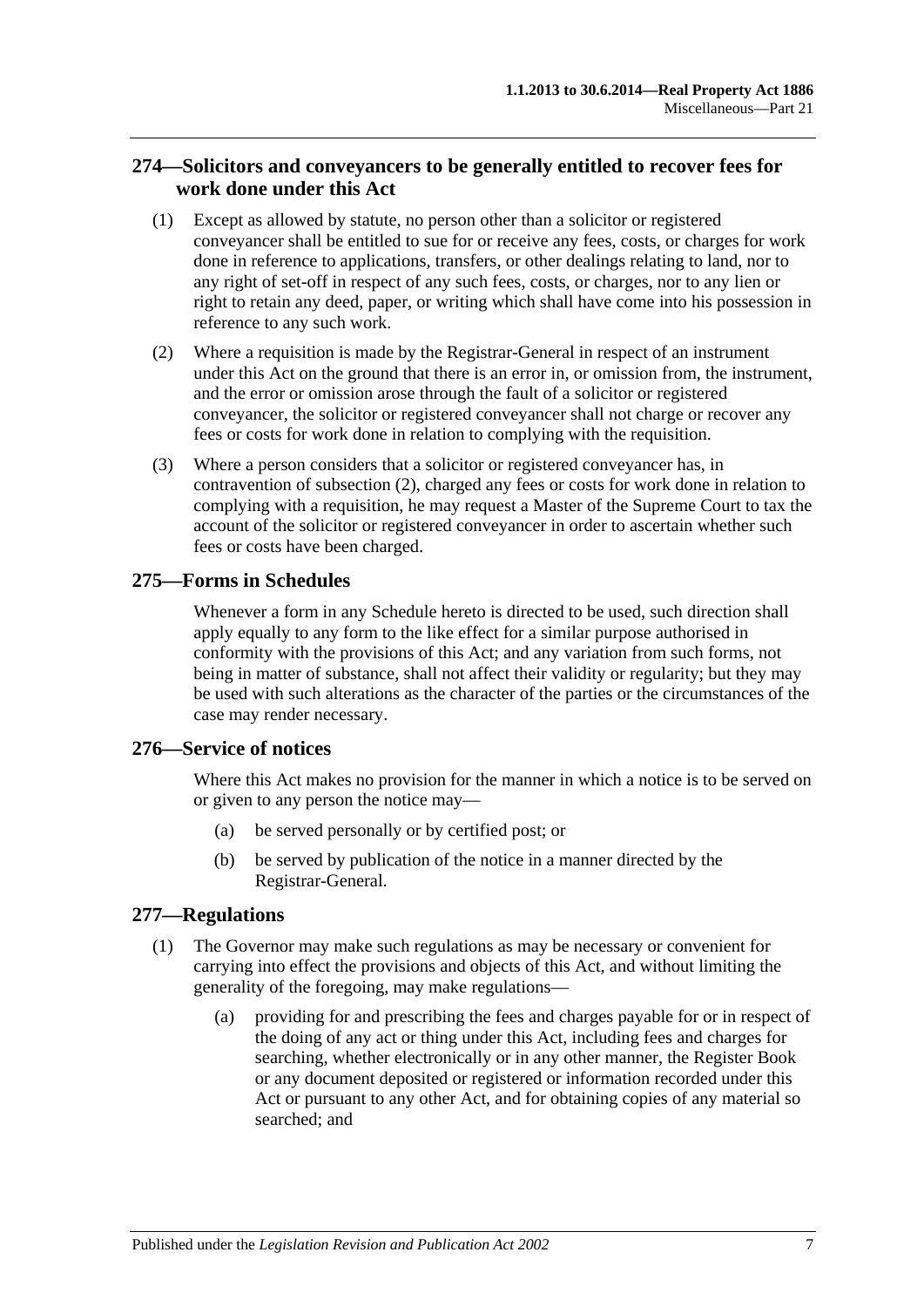## 274—Solicitors and conveyancers to be generally entitled to recover fees for work done under this Act

(1) Except as allowed by statute, no person other than a solicitor or registered conveyancer shall be entitled to sue for or receive any fees, costs, or charges for work done in reference to applications, transfers, or other dealings relating to land, nor to any right of set-off in respect of any such fees, costs, or charges, nor to any lien or right to retain any deed, paper, or writing which shall have come into his possession in reference to any such work.

(2) Where a requisition is made by the Registrar-General in respect of an instrument under this Act on the ground that there is an error in, or omission from, the instrument, and the error or omission arose through the fault of a solicitor or registered conveyancer, the solicitor or registered conveyancer shall not charge or recover any fees or costs for work done in relation to complying with the requisition.

(3) Where a person considers that a solicitor or registered conveyancer has, in contravention of subsection (2), charged any fees or costs for work done in relation to complying with a requisition, he may request a Master of the Supreme Court to tax the account of the solicitor or registered conveyancer in order to ascertain whether such fees or costs have been charged.

## 275—Forms in Schedules

Whenever a form in any Schedule hereto is directed to be used, such direction shall apply equally to any form to the like effect for a similar purpose authorised in conformity with the provisions of this Act; and any variation from such forms, not being in matter of substance, shall not affect their validity or regularity; but they may be used with such alterations as the character of the parties or the circumstances of the case may render necessary.

## 276—Service of notices

Where this Act makes no provision for the manner in which a notice is to be served on or given to any person the notice may—

(a) be served personally or by certified post; or

(b) be served by publication of the notice in a manner directed by the Registrar-General.

## 277—Regulations

(1) The Governor may make such regulations as may be necessary or convenient for carrying into effect the provisions and objects of this Act, and without limiting the generality of the foregoing, may make regulations—

(a) providing for and prescribing the fees and charges payable for or in respect of the doing of any act or thing under this Act, including fees and charges for searching, whether electronically or in any other manner, the Register Book or any document deposited or registered or information recorded under this Act or pursuant to any other Act, and for obtaining copies of any material so searched; and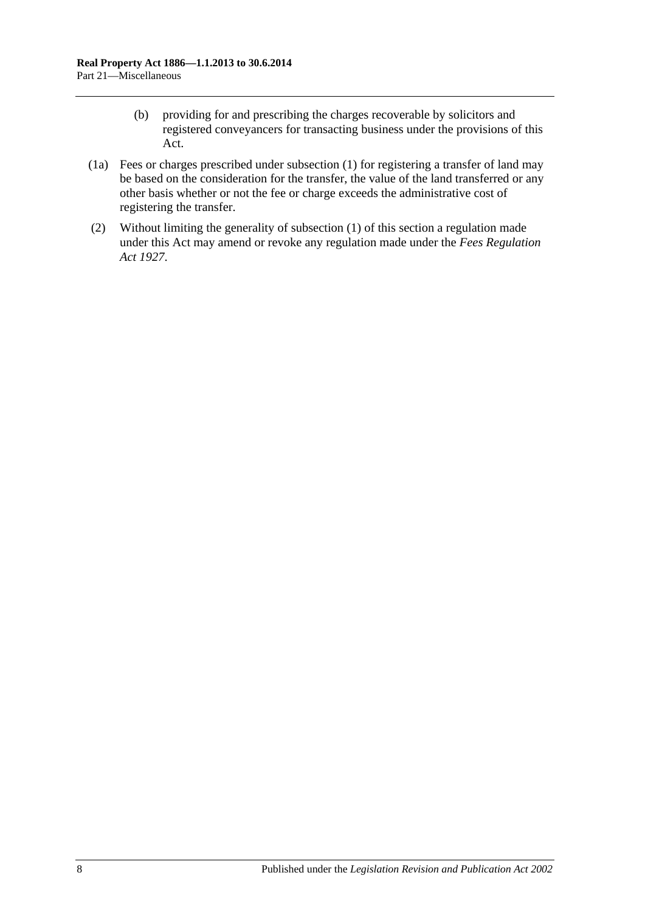(b) providing for and prescribing the charges recoverable by solicitors and registered conveyancers for transacting business under the provisions of this Act.

(1a) Fees or charges prescribed under subsection (1) for registering a transfer of land may be based on the consideration for the transfer, the value of the land transferred or any other basis whether or not the fee or charge exceeds the administrative cost of registering the transfer.

(2) Without limiting the generality of subsection (1) of this section a regulation made under this Act may amend or revoke any regulation made under the *Fees Regulation Act 1927*.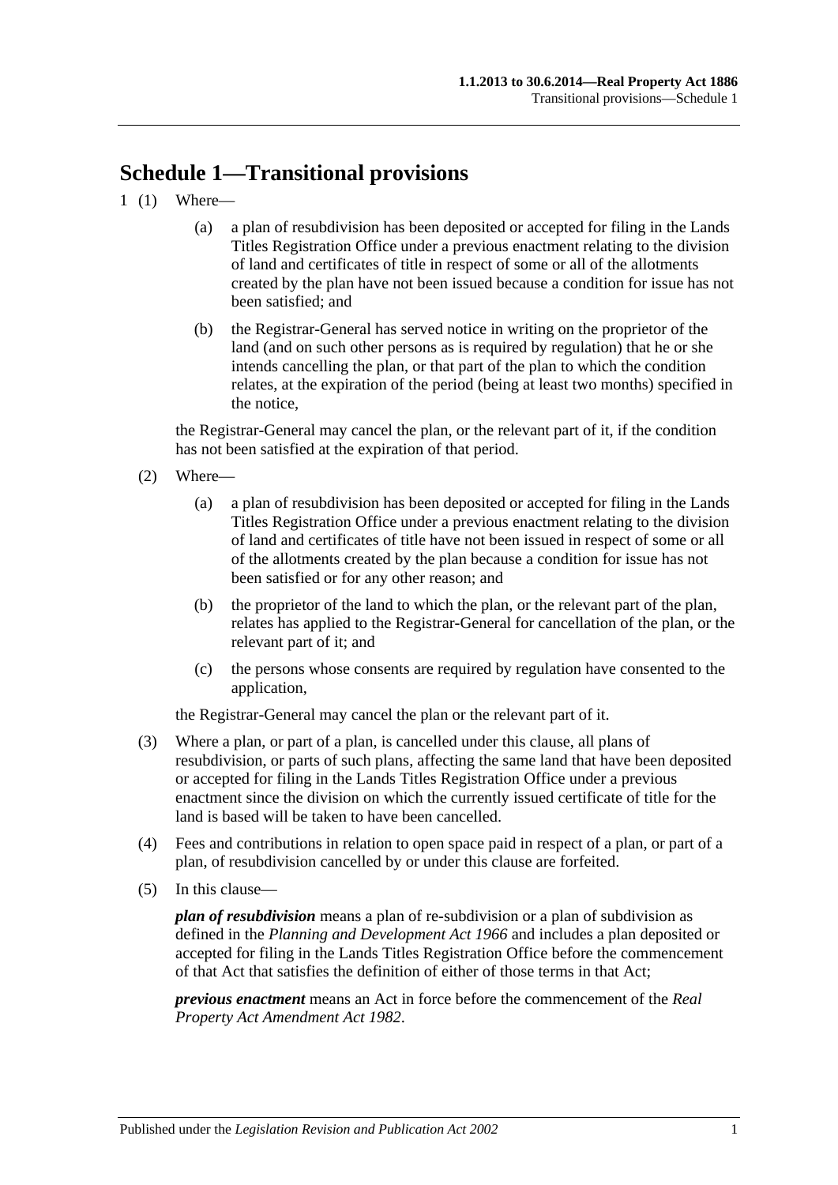## Schedule 1—Transitional provisions

1 (1) Where—

(a) a plan of resubdivision has been deposited or accepted for filing in the Lands Titles Registration Office under a previous enactment relating to the division of land and certificates of title in respect of some or all of the allotments created by the plan have not been issued because a condition for issue has not been satisfied; and

(b) the Registrar-General has served notice in writing on the proprietor of the land (and on such other persons as is required by regulation) that he or she intends cancelling the plan, or that part of the plan to which the condition relates, at the expiration of the period (being at least two months) specified in the notice,

the Registrar-General may cancel the plan, or the relevant part of it, if the condition has not been satisfied at the expiration of that period.

(2) Where—

(a) a plan of resubdivision has been deposited or accepted for filing in the Lands Titles Registration Office under a previous enactment relating to the division of land and certificates of title have not been issued in respect of some or all of the allotments created by the plan because a condition for issue has not been satisfied or for any other reason; and

(b) the proprietor of the land to which the plan, or the relevant part of the plan, relates has applied to the Registrar-General for cancellation of the plan, or the relevant part of it; and

(c) the persons whose consents are required by regulation have consented to the application,

the Registrar-General may cancel the plan or the relevant part of it.

(3) Where a plan, or part of a plan, is cancelled under this clause, all plans of resubdivision, or parts of such plans, affecting the same land that have been deposited or accepted for filing in the Lands Titles Registration Office under a previous enactment since the division on which the currently issued certificate of title for the land is based will be taken to have been cancelled.

(4) Fees and contributions in relation to open space paid in respect of a plan, or part of a plan, of resubdivision cancelled by or under this clause are forfeited.

(5) In this clause—

***plan of resubdivision*** means a plan of re-subdivision or a plan of subdivision as defined in the *Planning and Development Act 1966* and includes a plan deposited or accepted for filing in the Lands Titles Registration Office before the commencement of that Act that satisfies the definition of either of those terms in that Act;

***previous enactment*** means an Act in force before the commencement of the *Real Property Act Amendment Act 1982*.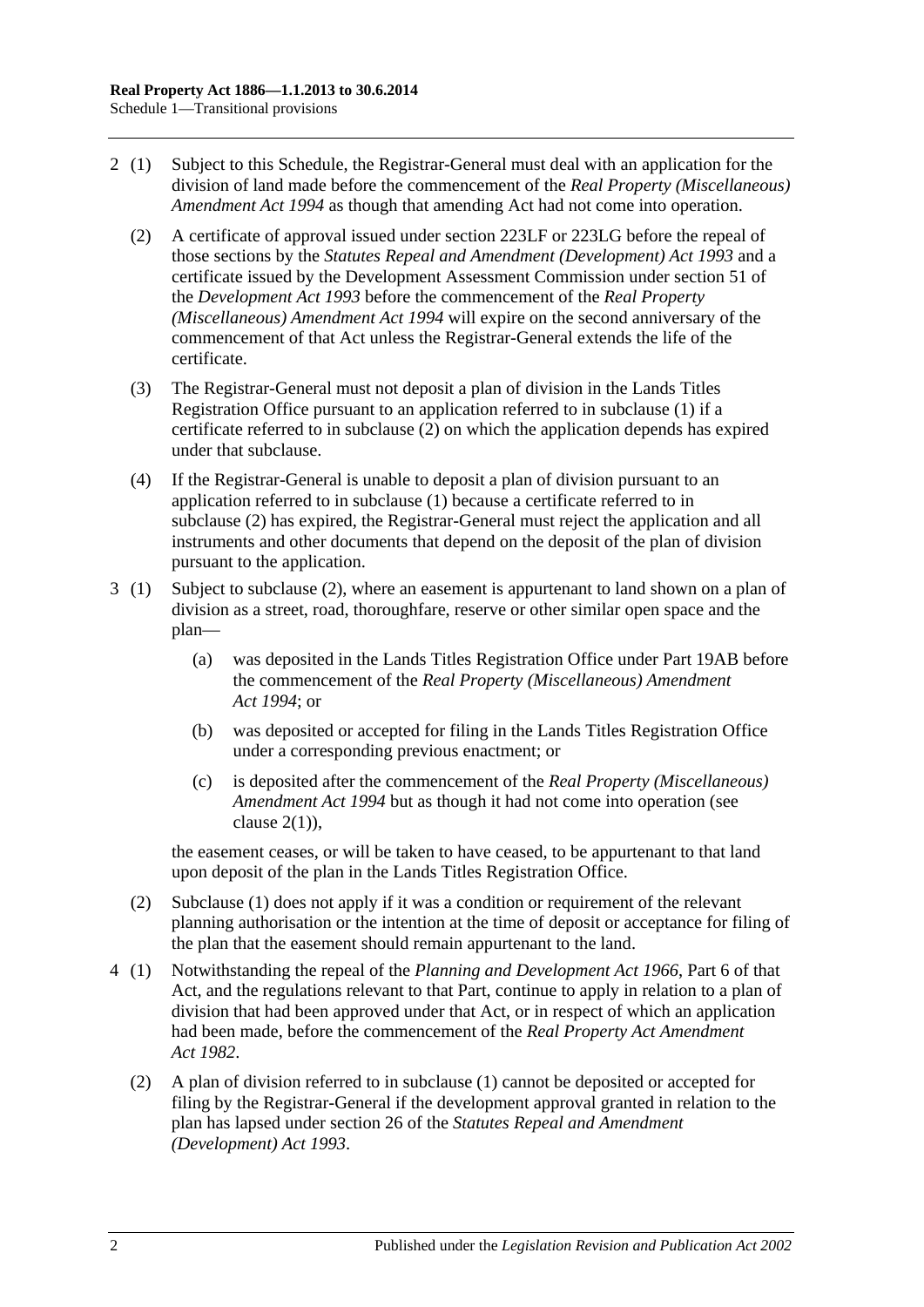2 (1) Subject to this Schedule, the Registrar-General must deal with an application for the division of land made before the commencement of the *Real Property (Miscellaneous) Amendment Act 1994* as though that amending Act had not come into operation.

(2) A certificate of approval issued under section 223LF or 223LG before the repeal of those sections by the *Statutes Repeal and Amendment (Development) Act 1993* and a certificate issued by the Development Assessment Commission under section 51 of the *Development Act 1993* before the commencement of the *Real Property (Miscellaneous) Amendment Act 1994* will expire on the second anniversary of the commencement of that Act unless the Registrar-General extends the life of the certificate.

(3) The Registrar-General must not deposit a plan of division in the Lands Titles Registration Office pursuant to an application referred to in subclause (1) if a certificate referred to in subclause (2) on which the application depends has expired under that subclause.

(4) If the Registrar-General is unable to deposit a plan of division pursuant to an application referred to in subclause (1) because a certificate referred to in subclause (2) has expired, the Registrar-General must reject the application and all instruments and other documents that depend on the deposit of the plan of division pursuant to the application.

3 (1) Subject to subclause (2), where an easement is appurtenant to land shown on a plan of division as a street, road, thoroughfare, reserve or other similar open space and the plan—

(a) was deposited in the Lands Titles Registration Office under Part 19AB before the commencement of the *Real Property (Miscellaneous) Amendment Act 1994*; or

(b) was deposited or accepted for filing in the Lands Titles Registration Office under a corresponding previous enactment; or

(c) is deposited after the commencement of the *Real Property (Miscellaneous) Amendment Act 1994* but as though it had not come into operation (see clause 2(1)),

the easement ceases, or will be taken to have ceased, to be appurtenant to that land upon deposit of the plan in the Lands Titles Registration Office.

(2) Subclause (1) does not apply if it was a condition or requirement of the relevant planning authorisation or the intention at the time of deposit or acceptance for filing of the plan that the easement should remain appurtenant to the land.

4 (1) Notwithstanding the repeal of the *Planning and Development Act 1966*, Part 6 of that Act, and the regulations relevant to that Part, continue to apply in relation to a plan of division that had been approved under that Act, or in respect of which an application had been made, before the commencement of the *Real Property Act Amendment Act 1982*.

(2) A plan of division referred to in subclause (1) cannot be deposited or accepted for filing by the Registrar-General if the development approval granted in relation to the plan has lapsed under section 26 of the *Statutes Repeal and Amendment (Development) Act 1993*.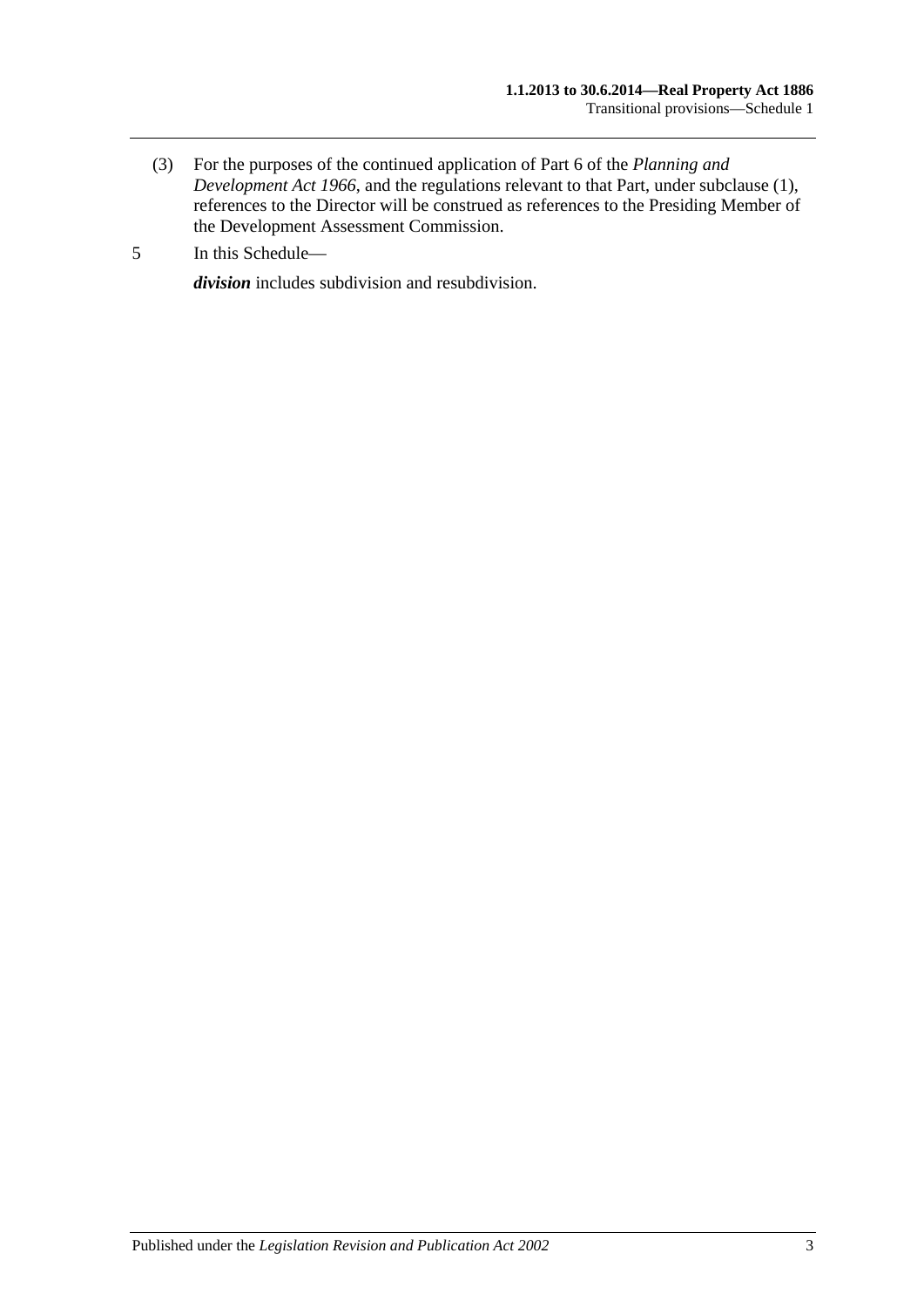(3) For the purposes of the continued application of Part 6 of the *Planning and Development Act 1966*, and the regulations relevant to that Part, under subclause (1), references to the Director will be construed as references to the Presiding Member of the Development Assessment Commission.

5 In this Schedule—

***division*** includes subdivision and resubdivision.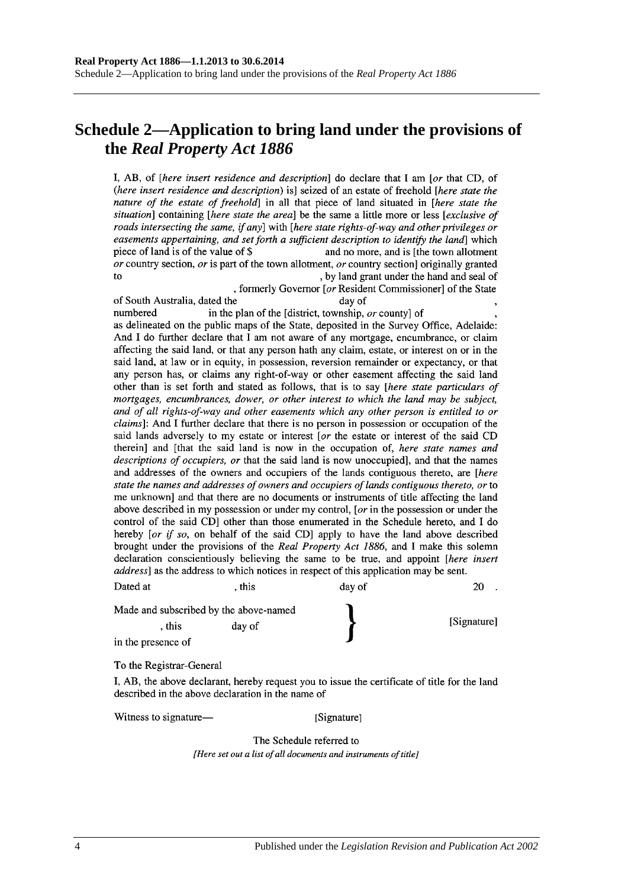# Schedule 2—Application to bring land under the provisions of the *Real Property Act 1886*

I, AB, of [*here insert residence and description*] do declare that I am [*or* that CD, of (*here insert residence and description*) is] seized of an estate of freehold [*here state the nature of the estate of freehold*] in all that piece of land situated in [*here state the situation*] containing [*here state the area*] be the same a little more or less [*exclusive of roads intersecting the same, if any*] with [*here state rights-of-way and other privileges or easements appertaining, and set forth a sufficient description to identify the land*] which piece of land is of the value of $ and no more, and is [the town allotment *or* country section, *or* is part of the town allotment, *or* country section] originally granted to , by land grant under the hand and seal of , formerly Governor [*or* Resident Commissioner] of the State of South Australia, dated the day of , numbered in the plan of the [district, township, *or* county] of , as delineated on the public maps of the State, deposited in the Survey Office, Adelaide: And I do further declare that I am not aware of any mortgage, encumbrance, or claim affecting the said land, or that any person hath any claim, estate, or interest on or in the said land, at law or in equity, in possession, reversion remainder or expectancy, or that any person has, or claims any right-of-way or other easement affecting the said land other than is set forth and stated as follows, that is to say [*here state particulars of mortgages, encumbrances, dower, or other interest to which the land may be subject, and of all rights-of-way and other easements which any other person is entitled to or claims*]: And I further declare that there is no person in possession or occupation of the said lands adversely to my estate or interest [*or* the estate or interest of the said CD therein] and [that the said land is now in the occupation of, *here state names and descriptions of occupiers, or* that the said land is now unoccupied], and that the names and addresses of the owners and occupiers of the lands contiguous thereto, are [*here state the names and addresses of owners and occupiers of lands contiguous thereto, or* to me unknown] and that there are no documents or instruments of title affecting the land above described in my possession or under my control, [*or* in the possession or under the control of the said CD] other than those enumerated in the Schedule hereto, and I do hereby [*or if so*, on behalf of the said CD] apply to have the land above described brought under the provisions of the *Real Property Act 1886*, and I make this solemn declaration conscientiously believing the same to be true, and appoint [*here insert address*] as the address to which notices in respect of this application may be sent.

Dated at , this day of 20 .

Made and subscribed by the above-named , this day of in the presence of } [Signature]

To the Registrar-General

I, AB, the above declarant, hereby request you to issue the certificate of title for the land described in the above declaration in the name of

Witness to signature— [Signature]

The Schedule referred to

*[Here set out a list of all documents and instruments of title]*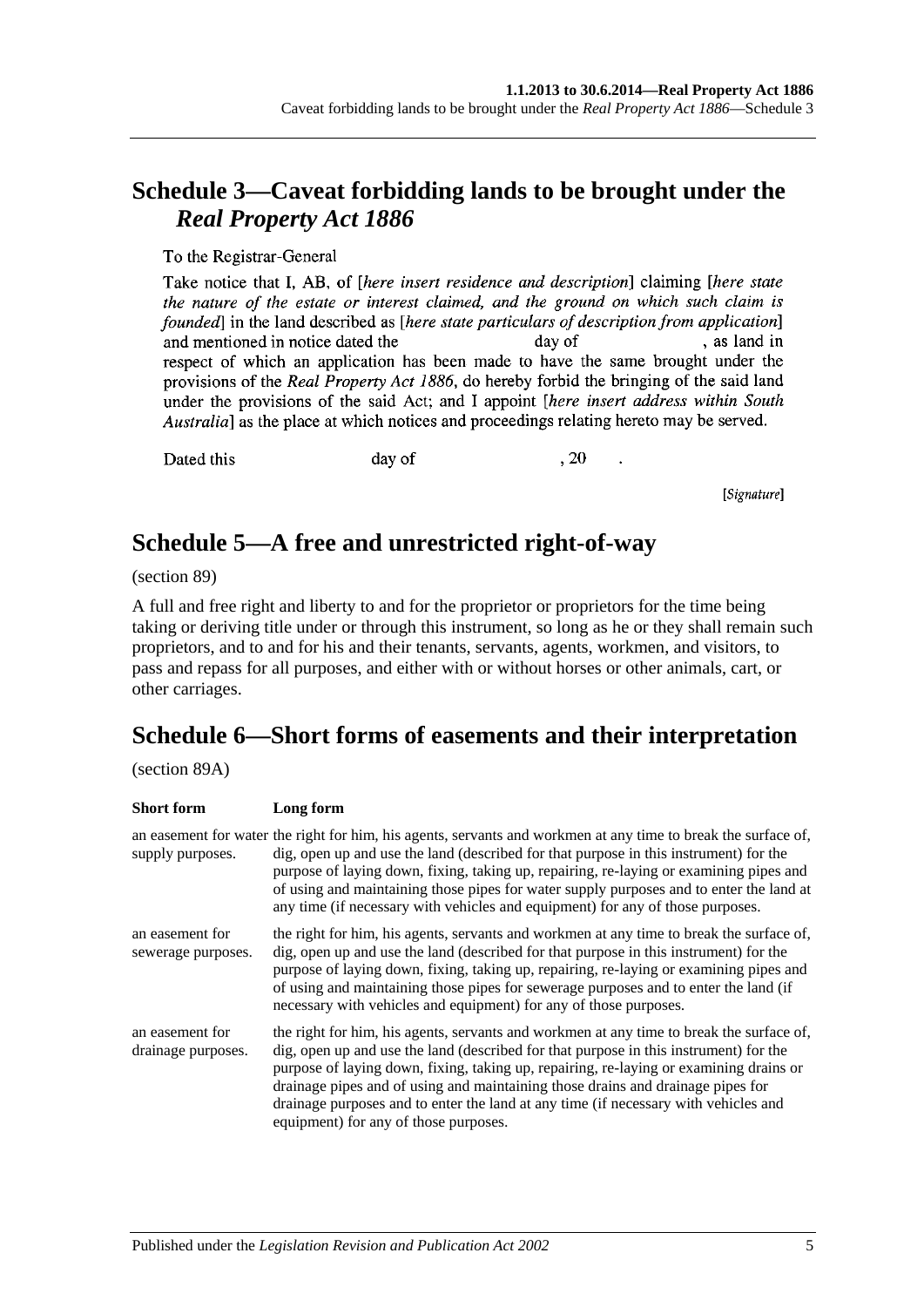## Schedule 3—Caveat forbidding lands to be brought under the *Real Property Act 1886*

To the Registrar-General

Take notice that I, AB, of [*here insert residence and description*] claiming [*here state the nature of the estate or interest claimed, and the ground on which such claim is founded*] in the land described as [*here state particulars of description from application*] and mentioned in notice dated the day of , as land in respect of which an application has been made to have the same brought under the provisions of the *Real Property Act 1886*, do hereby forbid the bringing of the said land under the provisions of the said Act; and I appoint [*here insert address within South Australia*] as the place at which notices and proceedings relating hereto may be served.

Dated this day of , 20 .

[*Signature*]

## Schedule 5—A free and unrestricted right-of-way

(section 89)

A full and free right and liberty to and for the proprietor or proprietors for the time being taking or deriving title under or through this instrument, so long as he or they shall remain such proprietors, and to and for his and their tenants, servants, agents, workmen, and visitors, to pass and repass for all purposes, and either with or without horses or other animals, cart, or other carriages.

## Schedule 6—Short forms of easements and their interpretation

(section 89A)

| Short form | Long form |
|---|---|
| an easement for water supply purposes. | the right for him, his agents, servants and workmen at any time to break the surface of, dig, open up and use the land (described for that purpose in this instrument) for the purpose of laying down, fixing, taking up, repairing, re-laying or examining pipes and of using and maintaining those pipes for water supply purposes and to enter the land at any time (if necessary with vehicles and equipment) for any of those purposes. |
| an easement for sewerage purposes. | the right for him, his agents, servants and workmen at any time to break the surface of, dig, open up and use the land (described for that purpose in this instrument) for the purpose of laying down, fixing, taking up, repairing, re-laying or examining pipes and of using and maintaining those pipes for sewerage purposes and to enter the land (if necessary with vehicles and equipment) for any of those purposes. |
| an easement for drainage purposes. | the right for him, his agents, servants and workmen at any time to break the surface of, dig, open up and use the land (described for that purpose in this instrument) for the purpose of laying down, fixing, taking up, repairing, re-laying or examining drains or drainage pipes and of using and maintaining those drains and drainage pipes for drainage purposes and to enter the land at any time (if necessary with vehicles and equipment) for any of those purposes. |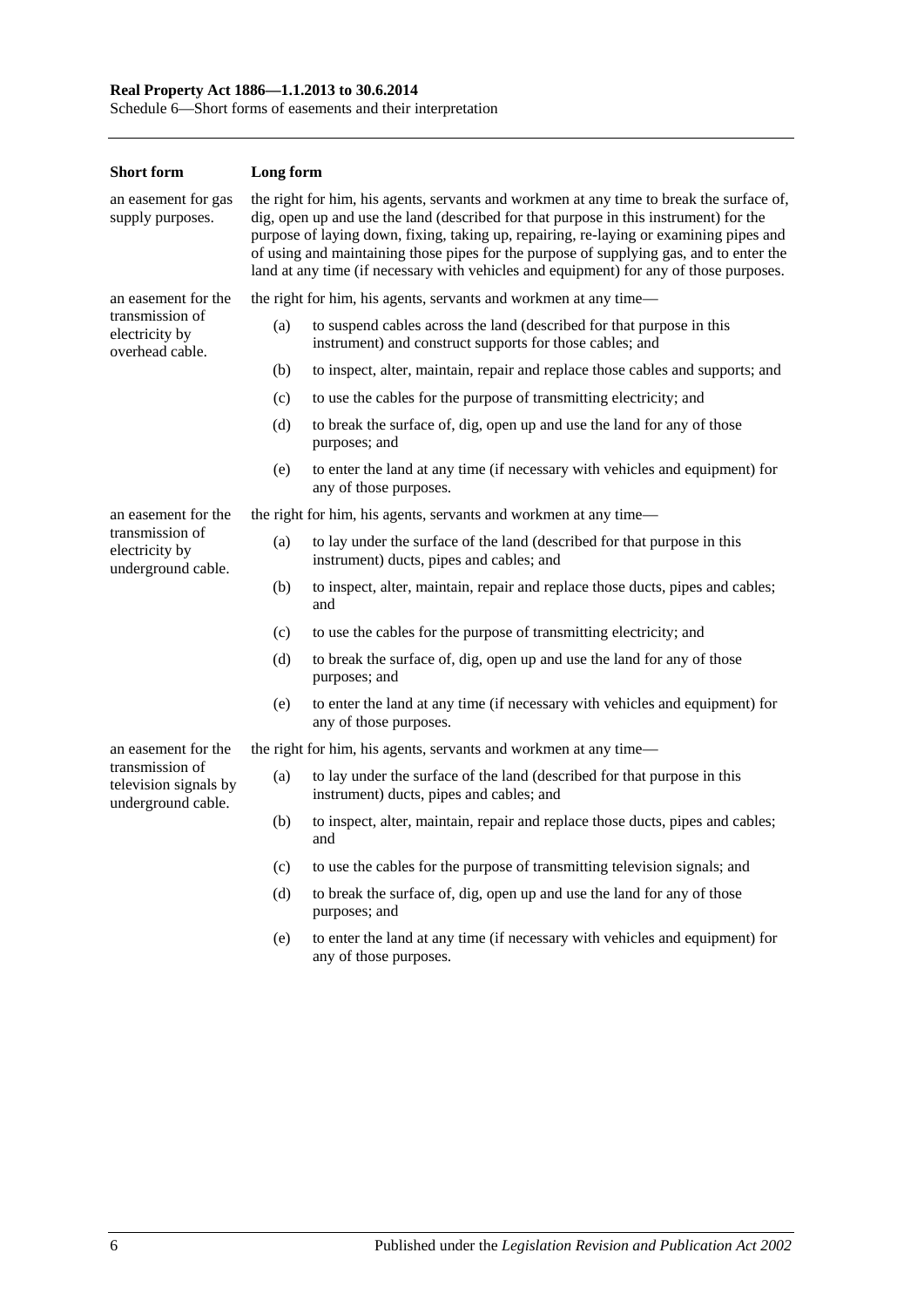| Short form | Long form |
|---|---|
| an easement for gas supply purposes. | the right for him, his agents, servants and workmen at any time to break the surface of, dig, open up and use the land (described for that purpose in this instrument) for the purpose of laying down, fixing, taking up, repairing, re-laying or examining pipes and of using and maintaining those pipes for the purpose of supplying gas, and to enter the land at any time (if necessary with vehicles and equipment) for any of those purposes. |
| an easement for the transmission of electricity by overhead cable. | the right for him, his agents, servants and workmen at any time—<br>(a) to suspend cables across the land (described for that purpose in this instrument) and construct supports for those cables; and<br>(b) to inspect, alter, maintain, repair and replace those cables and supports; and<br>(c) to use the cables for the purpose of transmitting electricity; and<br>(d) to break the surface of, dig, open up and use the land for any of those purposes; and<br>(e) to enter the land at any time (if necessary with vehicles and equipment) for any of those purposes. |
| an easement for the transmission of electricity by underground cable. | the right for him, his agents, servants and workmen at any time—<br>(a) to lay under the surface of the land (described for that purpose in this instrument) ducts, pipes and cables; and<br>(b) to inspect, alter, maintain, repair and replace those ducts, pipes and cables; and<br>(c) to use the cables for the purpose of transmitting electricity; and<br>(d) to break the surface of, dig, open up and use the land for any of those purposes; and<br>(e) to enter the land at any time (if necessary with vehicles and equipment) for any of those purposes. |
| an easement for the transmission of television signals by underground cable. | the right for him, his agents, servants and workmen at any time—<br>(a) to lay under the surface of the land (described for that purpose in this instrument) ducts, pipes and cables; and<br>(b) to inspect, alter, maintain, repair and replace those ducts, pipes and cables; and<br>(c) to use the cables for the purpose of transmitting television signals; and<br>(d) to break the surface of, dig, open up and use the land for any of those purposes; and<br>(e) to enter the land at any time (if necessary with vehicles and equipment) for any of those purposes. |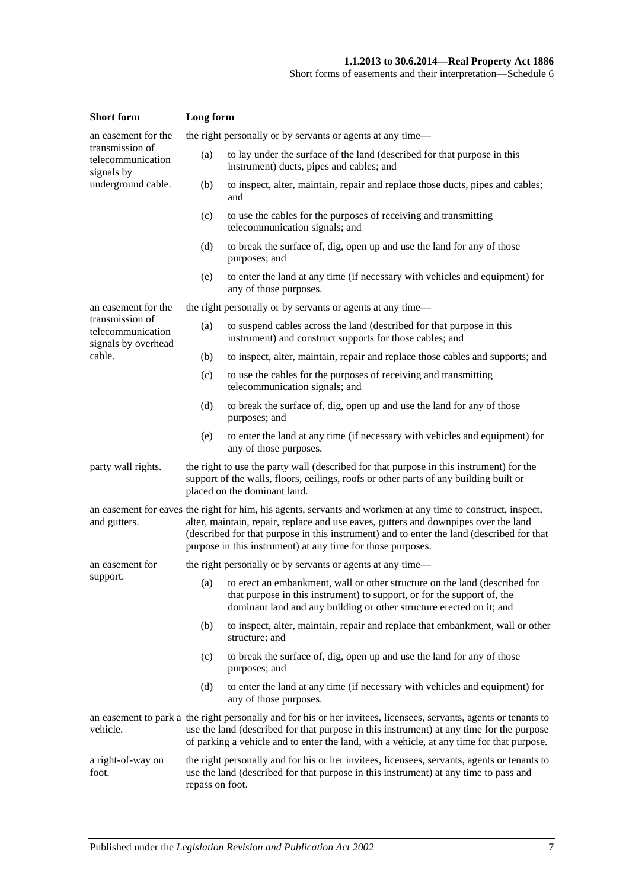| Short form | Long form |
| --- | --- |
| an easement for the transmission of telecommunication signals by underground cable. | the right personally or by servants or agents at any time—<br>(a) to lay under the surface of the land (described for that purpose in this instrument) ducts, pipes and cables; and<br>(b) to inspect, alter, maintain, repair and replace those ducts, pipes and cables; and<br>(c) to use the cables for the purposes of receiving and transmitting telecommunication signals; and<br>(d) to break the surface of, dig, open up and use the land for any of those purposes; and<br>(e) to enter the land at any time (if necessary with vehicles and equipment) for any of those purposes. |
| an easement for the transmission of telecommunication signals by overhead cable. | the right personally or by servants or agents at any time—<br>(a) to suspend cables across the land (described for that purpose in this instrument) and construct supports for those cables; and<br>(b) to inspect, alter, maintain, repair and replace those cables and supports; and<br>(c) to use the cables for the purposes of receiving and transmitting telecommunication signals; and<br>(d) to break the surface of, dig, open up and use the land for any of those purposes; and<br>(e) to enter the land at any time (if necessary with vehicles and equipment) for any of those purposes. |
| party wall rights. | the right to use the party wall (described for that purpose in this instrument) for the support of the walls, floors, ceilings, roofs or other parts of any building built or placed on the dominant land. |
| an easement for eaves and gutters. | the right for him, his agents, servants and workmen at any time to construct, inspect, alter, maintain, repair, replace and use eaves, gutters and downpipes over the land (described for that purpose in this instrument) and to enter the land (described for that purpose in this instrument) at any time for those purposes. |
| an easement for support. | the right personally or by servants or agents at any time—<br>(a) to erect an embankment, wall or other structure on the land (described for that purpose in this instrument) to support, or for the support of, the dominant land and any building or other structure erected on it; and<br>(b) to inspect, alter, maintain, repair and replace that embankment, wall or other structure; and<br>(c) to break the surface of, dig, open up and use the land for any of those purposes; and<br>(d) to enter the land at any time (if necessary with vehicles and equipment) for any of those purposes. |
| an easement to park a vehicle. | the right personally and for his or her invitees, licensees, servants, agents or tenants to use the land (described for that purpose in this instrument) at any time for the purpose of parking a vehicle and to enter the land, with a vehicle, at any time for that purpose. |
| a right-of-way on foot. | the right personally and for his or her invitees, licensees, servants, agents or tenants to use the land (described for that purpose in this instrument) at any time to pass and repass on foot. |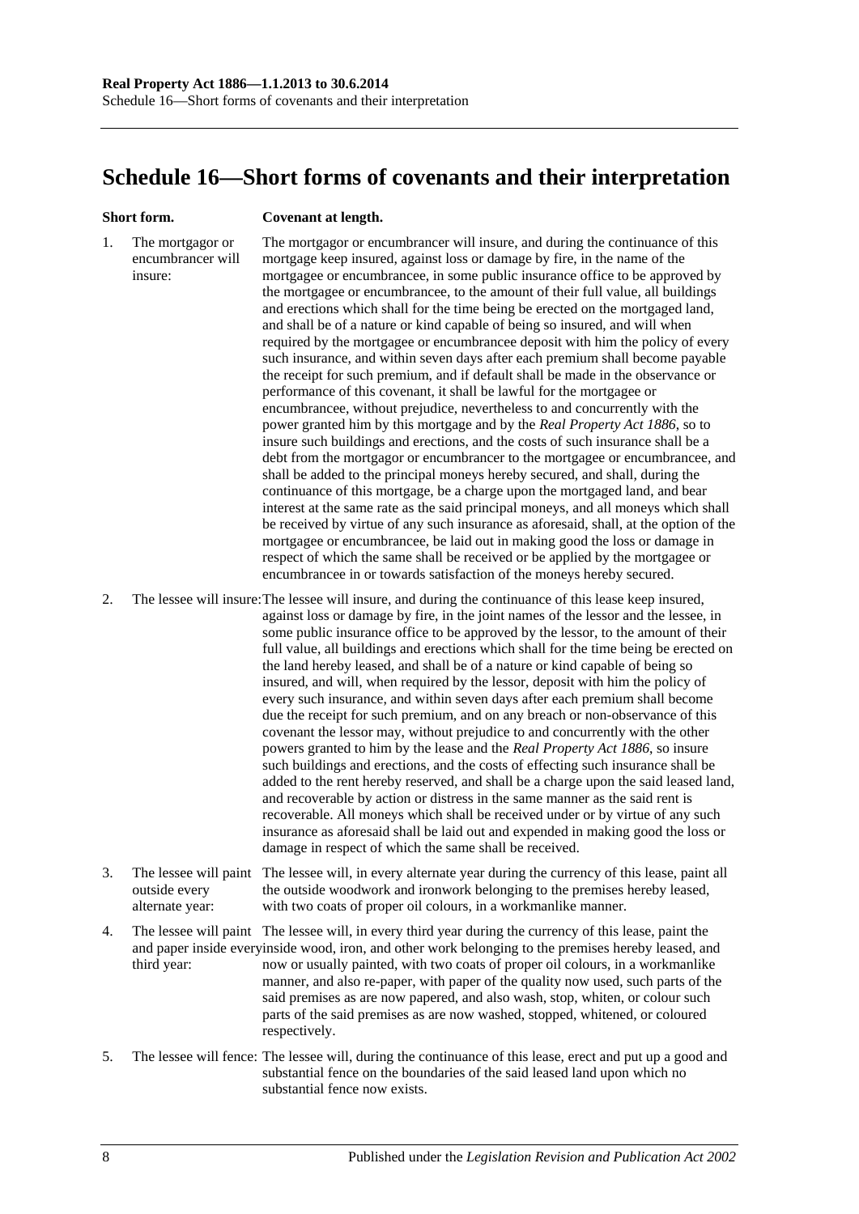# Schedule 16—Short forms of covenants and their interpretation

| Short form. | Covenant at length. |
|---|---|
| 1. The mortgagor or encumbrancer will insure: | The mortgagor or encumbrancer will insure, and during the continuance of this mortgage keep insured, against loss or damage by fire, in the name of the mortgagee or encumbrancee, in some public insurance office to be approved by the mortgagee or encumbrancee, to the amount of their full value, all buildings and erections which shall for the time being be erected on the mortgaged land, and shall be of a nature or kind capable of being so insured, and will when required by the mortgagee or encumbrancee deposit with him the policy of every such insurance, and within seven days after each premium shall become payable the receipt for such premium, and if default shall be made in the observance or performance of this covenant, it shall be lawful for the mortgagee or encumbrancee, without prejudice, nevertheless to and concurrently with the power granted him by this mortgage and by the *Real Property Act 1886*, so to insure such buildings and erections, and the costs of such insurance shall be a debt from the mortgagor or encumbrancer to the mortgagee or encumbrancee, and shall be added to the principal moneys hereby secured, and shall, during the continuance of this mortgage, be a charge upon the mortgaged land, and bear interest at the same rate as the said principal moneys, and all moneys which shall be received by virtue of any such insurance as aforesaid, shall, at the option of the mortgagee or encumbrancee, be laid out in making good the loss or damage in respect of which the same shall be received or be applied by the mortgagee or encumbrancee in or towards satisfaction of the moneys hereby secured. |
| 2. The lessee will insure: | The lessee will insure, and during the continuance of this lease keep insured, against loss or damage by fire, in the joint names of the lessor and the lessee, in some public insurance office to be approved by the lessor, to the amount of their full value, all buildings and erections which shall for the time being be erected on the land hereby leased, and shall be of a nature or kind capable of being so insured, and will, when required by the lessor, deposit with him the policy of every such insurance, and within seven days after each premium shall become due the receipt for such premium, and on any breach or non-observance of this covenant the lessor may, without prejudice to and concurrently with the other powers granted to him by the lease and the *Real Property Act 1886*, so insure such buildings and erections, and the costs of effecting such insurance shall be added to the rent hereby reserved, and shall be a charge upon the said leased land, and recoverable by action or distress in the same manner as the said rent is recoverable. All moneys which shall be received under or by virtue of any such insurance as aforesaid shall be laid out and expended in making good the loss or damage in respect of which the same shall be received. |
| 3. The lessee will paint outside every alternate year: | The lessee will, in every alternate year during the currency of this lease, paint all the outside woodwork and ironwork belonging to the premises hereby leased, with two coats of proper oil colours, in a workmanlike manner. |
| 4. The lessee will paint and paper inside every third year: | The lessee will, in every third year during the currency of this lease, paint the inside wood, iron, and other work belonging to the premises hereby leased, and now or usually painted, with two coats of proper oil colours, in a workmanlike manner, and also re-paper, with paper of the quality now used, such parts of the said premises as are now papered, and also wash, stop, whiten, or colour such parts of the said premises as are now washed, stopped, whitened, or coloured respectively. |
| 5. The lessee will fence: | The lessee will, during the continuance of this lease, erect and put up a good and substantial fence on the boundaries of the said leased land upon which no substantial fence now exists. |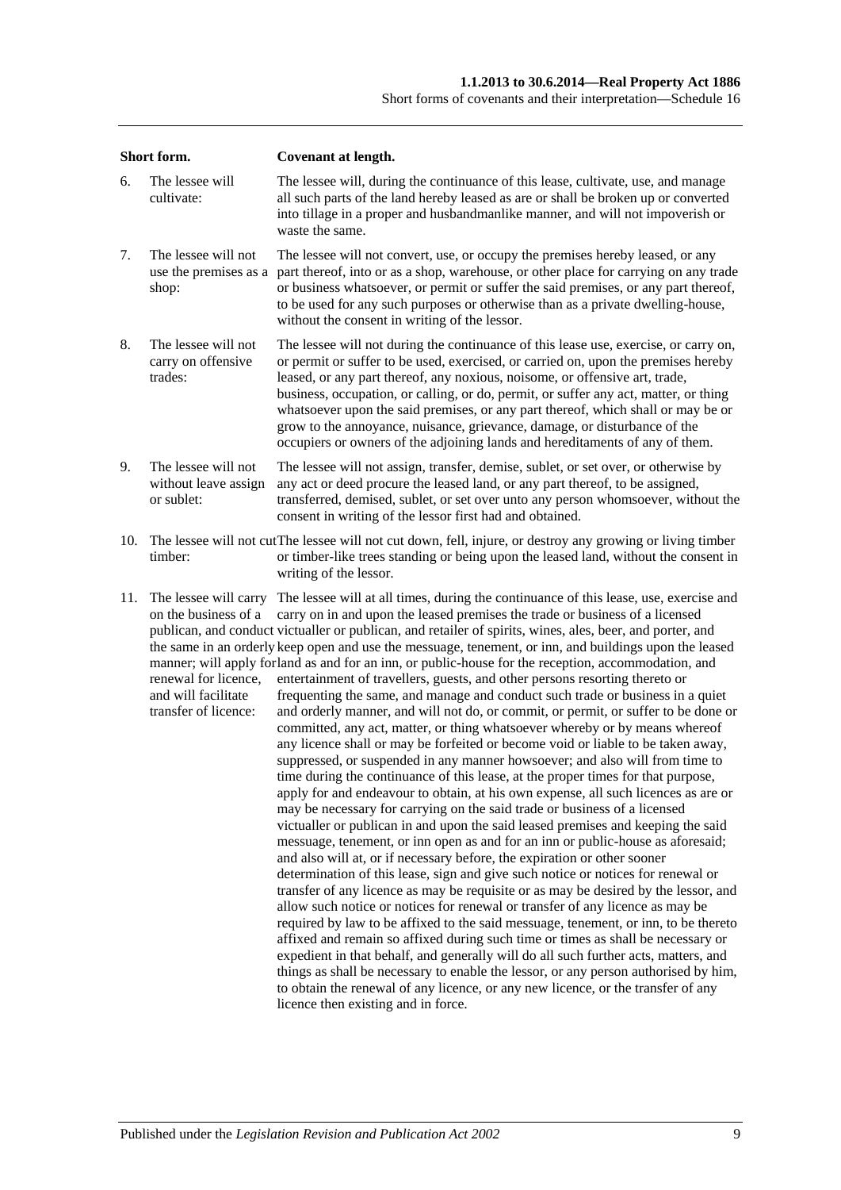| Short form. | | Covenant at length. |
|---|---|---|
| 6. | The lessee will cultivate: | The lessee will, during the continuance of this lease, cultivate, use, and manage all such parts of the land hereby leased as are or shall be broken up or converted into tillage in a proper and husbandmanlike manner, and will not impoverish or waste the same. |
| 7. | The lessee will not use the premises as a shop: | The lessee will not convert, use, or occupy the premises hereby leased, or any part thereof, into or as a shop, warehouse, or other place for carrying on any trade or business whatsoever, or permit or suffer the said premises, or any part thereof, to be used for any such purposes or otherwise than as a private dwelling-house, without the consent in writing of the lessor. |
| 8. | The lessee will not carry on offensive trades: | The lessee will not during the continuance of this lease use, exercise, or carry on, or permit or suffer to be used, exercised, or carried on, upon the premises hereby leased, or any part thereof, any noxious, noisome, or offensive art, trade, business, occupation, or calling, or do, permit, or suffer any act, matter, or thing whatsoever upon the said premises, or any part thereof, which shall or may be or grow to the annoyance, nuisance, grievance, damage, or disturbance of the occupiers or owners of the adjoining lands and hereditaments of any of them. |
| 9. | The lessee will not without leave assign or sublet: | The lessee will not assign, transfer, demise, sublet, or set over, or otherwise by any act or deed procure the leased land, or any part thereof, to be assigned, transferred, demised, sublet, or set over unto any person whomsoever, without the consent in writing of the lessor first had and obtained. |
| 10. | The lessee will not cut timber: | The lessee will not cut down, fell, injure, or destroy any growing or living timber or timber-like trees standing or being upon the leased land, without the consent in writing of the lessor. |
| 11. | The lessee will carry on the business of a publican, and conduct the same in an orderly manner; will apply for renewal for licence, and will facilitate transfer of licence: | The lessee will at all times, during the continuance of this lease, use, exercise and carry on in and upon the leased premises the trade or business of a licensed victualler or publican, and retailer of spirits, wines, ales, beer, and porter, and keep open and use the messuage, tenement, or inn, and buildings upon the leased land as and for an inn, or public-house for the reception, accommodation, and entertainment of travellers, guests, and other persons resorting thereto or frequenting the same, and manage and conduct such trade or business in a quiet and orderly manner, and will not do, or commit, or permit, or suffer to be done or committed, any act, matter, or thing whatsoever whereby or by means whereof any licence shall or may be forfeited or become void or liable to be taken away, suppressed, or suspended in any manner howsoever; and also will from time to time during the continuance of this lease, at the proper times for that purpose, apply for and endeavour to obtain, at his own expense, all such licences as are or may be necessary for carrying on the said trade or business of a licensed victualler or publican in and upon the said leased premises and keeping the said messuage, tenement, or inn open as and for an inn or public-house as aforesaid; and also will at, or if necessary before, the expiration or other sooner determination of this lease, sign and give such notice or notices for renewal or transfer of any licence as may be requisite or as may be desired by the lessor, and allow such notice or notices for renewal or transfer of any licence as may be required by law to be affixed to the said messuage, tenement, or inn, to be thereto affixed and remain so affixed during such time or times as shall be necessary or expedient in that behalf, and generally will do all such further acts, matters, and things as shall be necessary to enable the lessor, or any person authorised by him, to obtain the renewal of any licence, or any new licence, or the transfer of any licence then existing and in force. |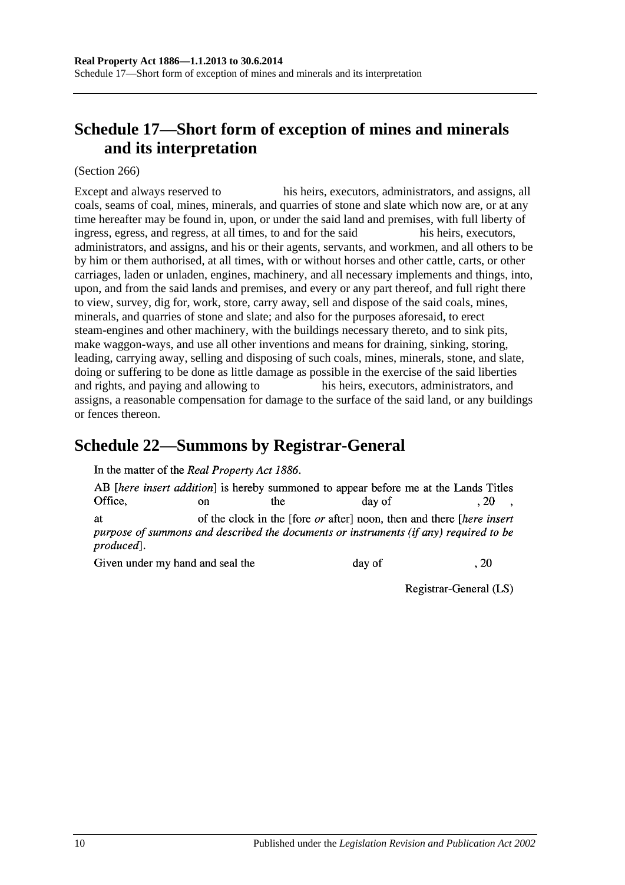## Schedule 17—Short form of exception of mines and minerals and its interpretation

(Section 266)

Except and always reserved to his heirs, executors, administrators, and assigns, all coals, seams of coal, mines, minerals, and quarries of stone and slate which now are, or at any time hereafter may be found in, upon, or under the said land and premises, with full liberty of ingress, egress, and regress, at all times, to and for the said his heirs, executors, administrators, and assigns, and his or their agents, servants, and workmen, and all others to be by him or them authorised, at all times, with or without horses and other cattle, carts, or other carriages, laden or unladen, engines, machinery, and all necessary implements and things, into, upon, and from the said lands and premises, and every or any part thereof, and full right there to view, survey, dig for, work, store, carry away, sell and dispose of the said coals, mines, minerals, and quarries of stone and slate; and also for the purposes aforesaid, to erect steam-engines and other machinery, with the buildings necessary thereto, and to sink pits, make waggon-ways, and use all other inventions and means for draining, sinking, storing, leading, carrying away, selling and disposing of such coals, mines, minerals, stone, and slate, doing or suffering to be done as little damage as possible in the exercise of the said liberties and rights, and paying and allowing to his heirs, executors, administrators, and assigns, a reasonable compensation for damage to the surface of the said land, or any buildings or fences thereon.

## Schedule 22—Summons by Registrar-General

In the matter of the *Real Property Act 1886*.

AB [*here insert addition*] is hereby summoned to appear before me at the Lands Titles Office, on the day of , 20 , at of the clock in the [fore *or* after] noon, then and there [*here insert purpose of summons and described the documents or instruments (if any) required to be produced*].

Given under my hand and seal the day of , 20

Registrar-General (LS)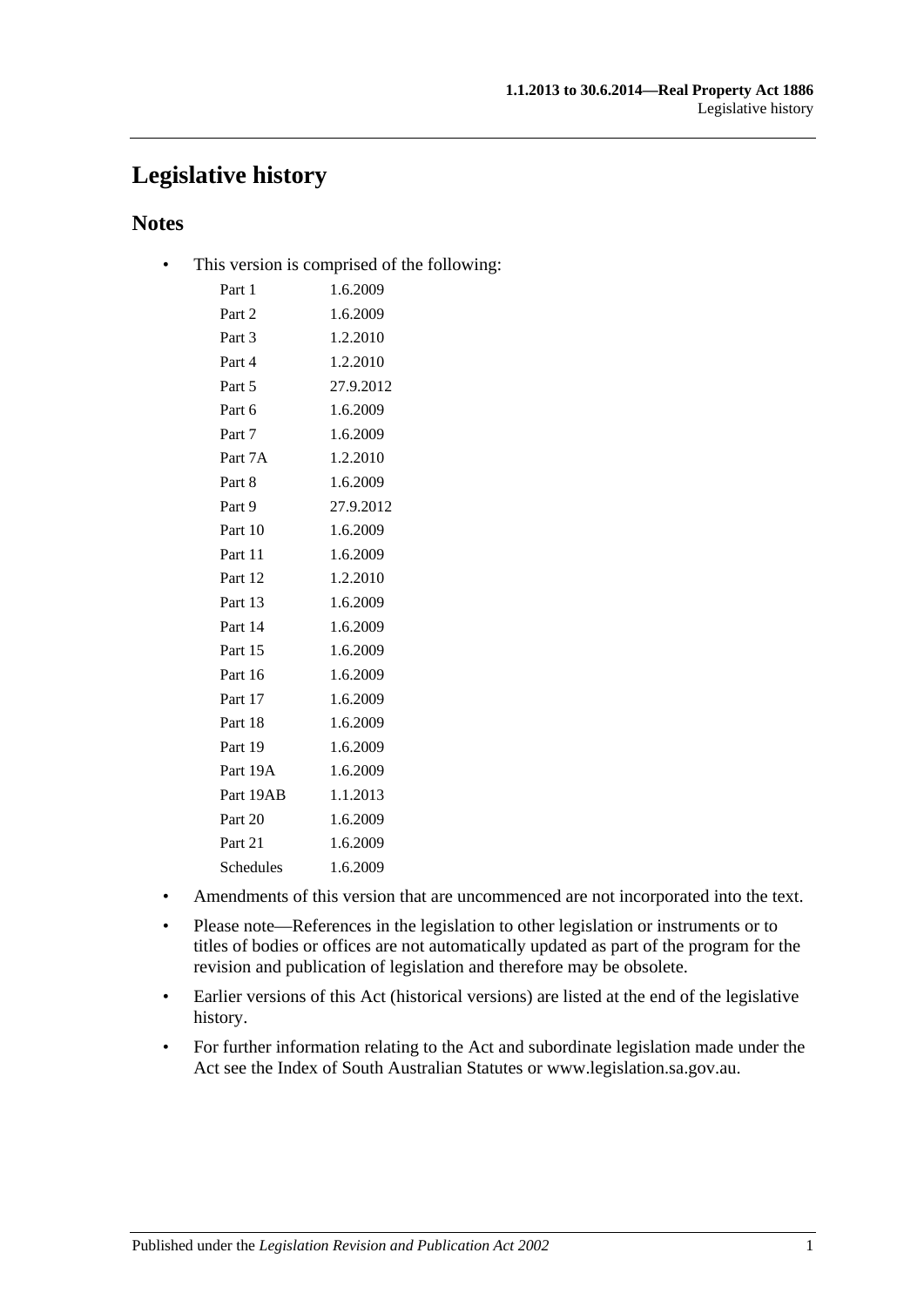# Legislative history

## Notes

- This version is comprised of the following:

| | |
|---|---|
| Part 1 | 1.6.2009 |
| Part 2 | 1.6.2009 |
| Part 3 | 1.2.2010 |
| Part 4 | 1.2.2010 |
| Part 5 | 27.9.2012 |
| Part 6 | 1.6.2009 |
| Part 7 | 1.6.2009 |
| Part 7A | 1.2.2010 |
| Part 8 | 1.6.2009 |
| Part 9 | 27.9.2012 |
| Part 10 | 1.6.2009 |
| Part 11 | 1.6.2009 |
| Part 12 | 1.2.2010 |
| Part 13 | 1.6.2009 |
| Part 14 | 1.6.2009 |
| Part 15 | 1.6.2009 |
| Part 16 | 1.6.2009 |
| Part 17 | 1.6.2009 |
| Part 18 | 1.6.2009 |
| Part 19 | 1.6.2009 |
| Part 19A | 1.6.2009 |
| Part 19AB | 1.1.2013 |
| Part 20 | 1.6.2009 |
| Part 21 | 1.6.2009 |
| Schedules | 1.6.2009 |

- Amendments of this version that are uncommenced are not incorporated into the text.
- Please note—References in the legislation to other legislation or instruments or to titles of bodies or offices are not automatically updated as part of the program for the revision and publication of legislation and therefore may be obsolete.
- Earlier versions of this Act (historical versions) are listed at the end of the legislative history.
- For further information relating to the Act and subordinate legislation made under the Act see the Index of South Australian Statutes or www.legislation.sa.gov.au.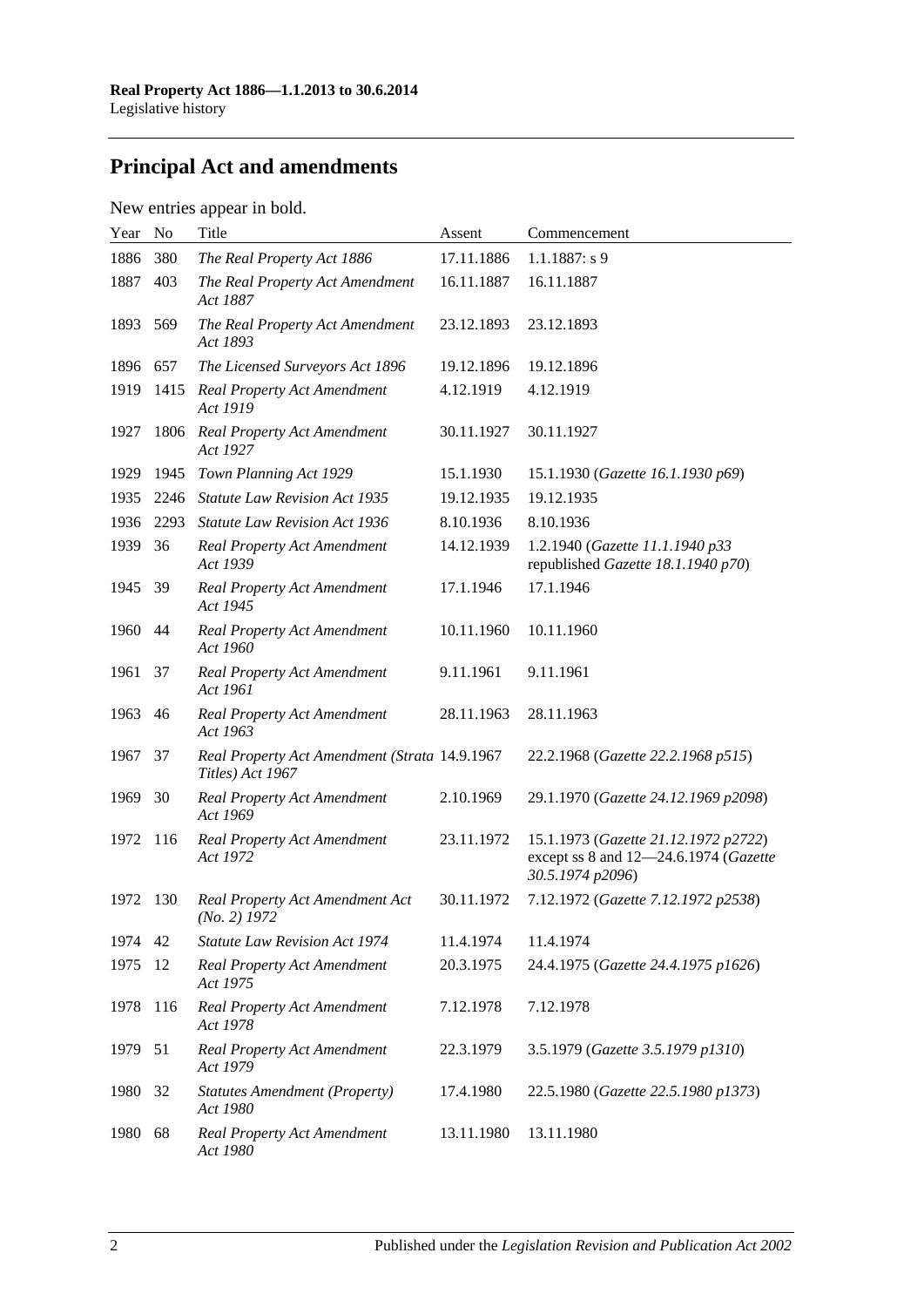## Principal Act and amendments

New entries appear in bold.

| Year | No | Title | Assent | Commencement |
|---|---|---|---|---|
| 1886 | 380 | *The Real Property Act 1886* | 17.11.1886 | 1.1.1887: s 9 |
| 1887 | 403 | *The Real Property Act Amendment Act 1887* | 16.11.1887 | 16.11.1887 |
| 1893 | 569 | *The Real Property Act Amendment Act 1893* | 23.12.1893 | 23.12.1893 |
| 1896 | 657 | *The Licensed Surveyors Act 1896* | 19.12.1896 | 19.12.1896 |
| 1919 | 1415 | *Real Property Act Amendment Act 1919* | 4.12.1919 | 4.12.1919 |
| 1927 | 1806 | *Real Property Act Amendment Act 1927* | 30.11.1927 | 30.11.1927 |
| 1929 | 1945 | *Town Planning Act 1929* | 15.1.1930 | 15.1.1930 (*Gazette 16.1.1930 p69*) |
| 1935 | 2246 | *Statute Law Revision Act 1935* | 19.12.1935 | 19.12.1935 |
| 1936 | 2293 | *Statute Law Revision Act 1936* | 8.10.1936 | 8.10.1936 |
| 1939 | 36 | *Real Property Act Amendment Act 1939* | 14.12.1939 | 1.2.1940 (*Gazette 11.1.1940 p33* republished *Gazette 18.1.1940 p70*) |
| 1945 | 39 | *Real Property Act Amendment Act 1945* | 17.1.1946 | 17.1.1946 |
| 1960 | 44 | *Real Property Act Amendment Act 1960* | 10.11.1960 | 10.11.1960 |
| 1961 | 37 | *Real Property Act Amendment Act 1961* | 9.11.1961 | 9.11.1961 |
| 1963 | 46 | *Real Property Act Amendment Act 1963* | 28.11.1963 | 28.11.1963 |
| 1967 | 37 | *Real Property Act Amendment (Strata Titles) Act 1967* | 14.9.1967 | 22.2.1968 (*Gazette 22.2.1968 p515*) |
| 1969 | 30 | *Real Property Act Amendment Act 1969* | 2.10.1969 | 29.1.1970 (*Gazette 24.12.1969 p2098*) |
| 1972 | 116 | *Real Property Act Amendment Act 1972* | 23.11.1972 | 15.1.1973 (*Gazette 21.12.1972 p2722*) except ss 8 and 12—24.6.1974 (*Gazette 30.5.1974 p2096*) |
| 1972 | 130 | *Real Property Act Amendment Act (No. 2) 1972* | 30.11.1972 | 7.12.1972 (*Gazette 7.12.1972 p2538*) |
| 1974 | 42 | *Statute Law Revision Act 1974* | 11.4.1974 | 11.4.1974 |
| 1975 | 12 | *Real Property Act Amendment Act 1975* | 20.3.1975 | 24.4.1975 (*Gazette 24.4.1975 p1626*) |
| 1978 | 116 | *Real Property Act Amendment Act 1978* | 7.12.1978 | 7.12.1978 |
| 1979 | 51 | *Real Property Act Amendment Act 1979* | 22.3.1979 | 3.5.1979 (*Gazette 3.5.1979 p1310*) |
| 1980 | 32 | *Statutes Amendment (Property) Act 1980* | 17.4.1980 | 22.5.1980 (*Gazette 22.5.1980 p1373*) |
| 1980 | 68 | *Real Property Act Amendment Act 1980* | 13.11.1980 | 13.11.1980 |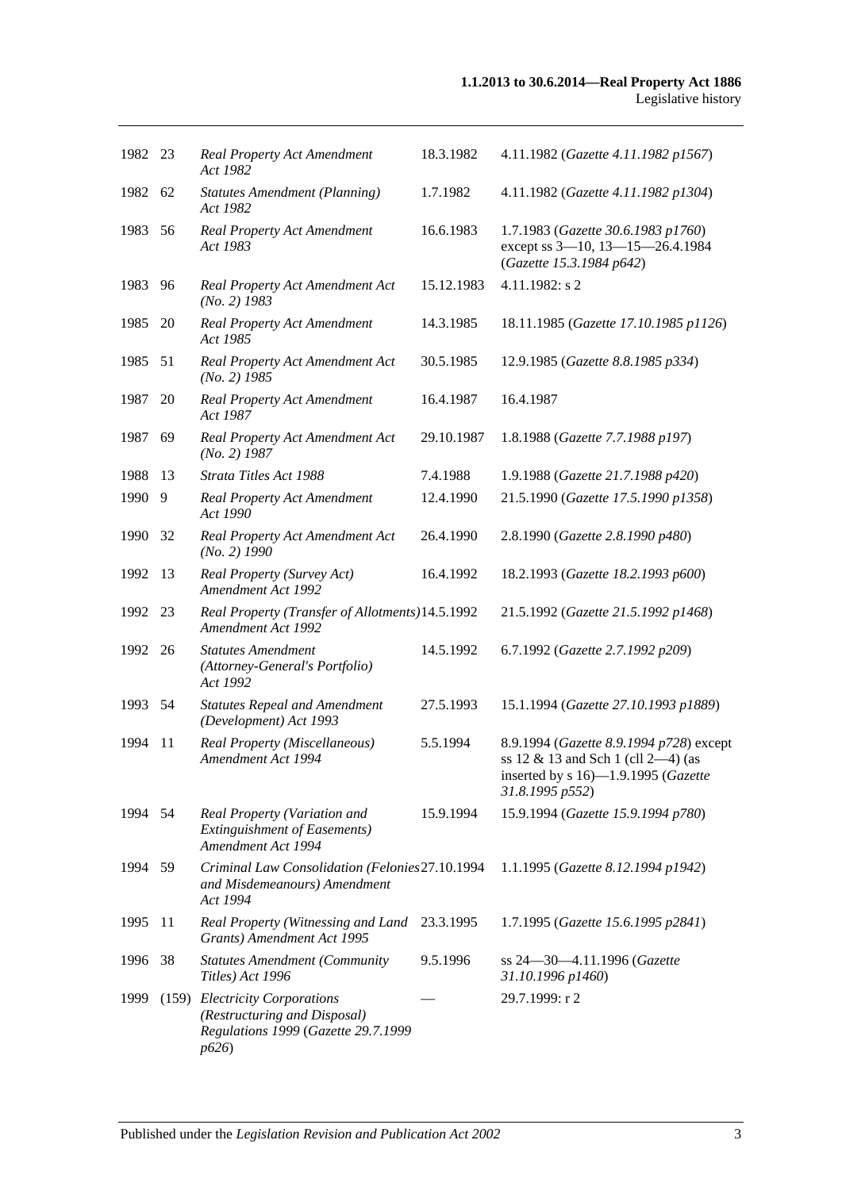| | | | | |
|---|---|---|---|---|
| 1982 | 23 | *Real Property Act Amendment Act 1982* | 18.3.1982 | 4.11.1982 (*Gazette 4.11.1982 p1567*) |
| 1982 | 62 | *Statutes Amendment (Planning) Act 1982* | 1.7.1982 | 4.11.1982 (*Gazette 4.11.1982 p1304*) |
| 1983 | 56 | *Real Property Act Amendment Act 1983* | 16.6.1983 | 1.7.1983 (*Gazette 30.6.1983 p1760*) except ss 3—10, 13—15—26.4.1984 (*Gazette 15.3.1984 p642*) |
| 1983 | 96 | *Real Property Act Amendment Act (No. 2) 1983* | 15.12.1983 | 4.11.1982: s 2 |
| 1985 | 20 | *Real Property Act Amendment Act 1985* | 14.3.1985 | 18.11.1985 (*Gazette 17.10.1985 p1126*) |
| 1985 | 51 | *Real Property Act Amendment Act (No. 2) 1985* | 30.5.1985 | 12.9.1985 (*Gazette 8.8.1985 p334*) |
| 1987 | 20 | *Real Property Act Amendment Act 1987* | 16.4.1987 | 16.4.1987 |
| 1987 | 69 | *Real Property Act Amendment Act (No. 2) 1987* | 29.10.1987 | 1.8.1988 (*Gazette 7.7.1988 p197*) |
| 1988 | 13 | *Strata Titles Act 1988* | 7.4.1988 | 1.9.1988 (*Gazette 21.7.1988 p420*) |
| 1990 | 9 | *Real Property Act Amendment Act 1990* | 12.4.1990 | 21.5.1990 (*Gazette 17.5.1990 p1358*) |
| 1990 | 32 | *Real Property Act Amendment Act (No. 2) 1990* | 26.4.1990 | 2.8.1990 (*Gazette 2.8.1990 p480*) |
| 1992 | 13 | *Real Property (Survey Act) Amendment Act 1992* | 16.4.1992 | 18.2.1993 (*Gazette 18.2.1993 p600*) |
| 1992 | 23 | *Real Property (Transfer of Allotments) Amendment Act 1992* | 14.5.1992 | 21.5.1992 (*Gazette 21.5.1992 p1468*) |
| 1992 | 26 | *Statutes Amendment (Attorney-General's Portfolio) Act 1992* | 14.5.1992 | 6.7.1992 (*Gazette 2.7.1992 p209*) |
| 1993 | 54 | *Statutes Repeal and Amendment (Development) Act 1993* | 27.5.1993 | 15.1.1994 (*Gazette 27.10.1993 p1889*) |
| 1994 | 11 | *Real Property (Miscellaneous) Amendment Act 1994* | 5.5.1994 | 8.9.1994 (*Gazette 8.9.1994 p728*) except ss 12 & 13 and Sch 1 (cll 2—4) (as inserted by s 16)—1.9.1995 (*Gazette 31.8.1995 p552*) |
| 1994 | 54 | *Real Property (Variation and Extinguishment of Easements) Amendment Act 1994* | 15.9.1994 | 15.9.1994 (*Gazette 15.9.1994 p780*) |
| 1994 | 59 | *Criminal Law Consolidation (Felonies and Misdemeanours) Amendment Act 1994* | 27.10.1994 | 1.1.1995 (*Gazette 8.12.1994 p1942*) |
| 1995 | 11 | *Real Property (Witnessing and Land Grants) Amendment Act 1995* | 23.3.1995 | 1.7.1995 (*Gazette 15.6.1995 p2841*) |
| 1996 | 38 | *Statutes Amendment (Community Titles) Act 1996* | 9.5.1996 | ss 24—30—4.11.1996 (*Gazette 31.10.1996 p1460*) |
| 1999 | (159) | *Electricity Corporations (Restructuring and Disposal) Regulations 1999* (*Gazette 29.7.1999 p626*) | — | 29.7.1999: r 2 |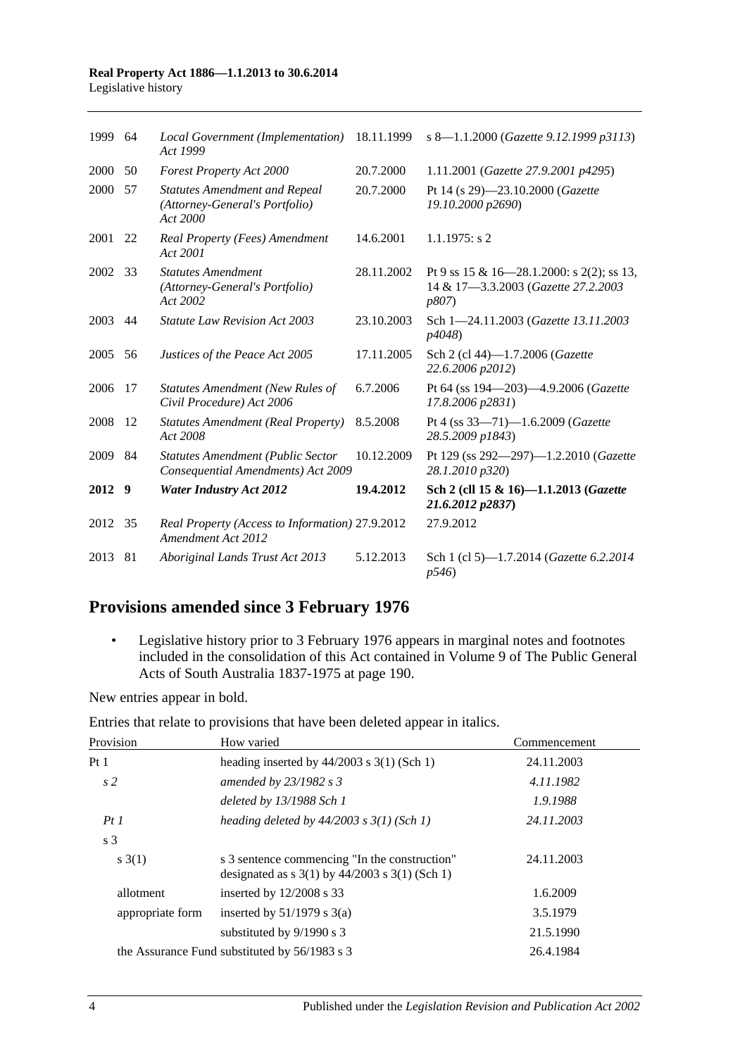| | | | | |
|---|---|---|---|---|
| 1999 | 64 | *Local Government (Implementation) Act 1999* | 18.11.1999 | s 8—1.1.2000 (*Gazette 9.12.1999 p3113*) |
| 2000 | 50 | *Forest Property Act 2000* | 20.7.2000 | 1.11.2001 (*Gazette 27.9.2001 p4295*) |
| 2000 | 57 | *Statutes Amendment and Repeal (Attorney-General's Portfolio) Act 2000* | 20.7.2000 | Pt 14 (s 29)—23.10.2000 (*Gazette 19.10.2000 p2690*) |
| 2001 | 22 | *Real Property (Fees) Amendment Act 2001* | 14.6.2001 | 1.1.1975: s 2 |
| 2002 | 33 | *Statutes Amendment (Attorney-General's Portfolio) Act 2002* | 28.11.2002 | Pt 9 ss 15 & 16—28.1.2000: s 2(2); ss 13, 14 & 17—3.3.2003 (*Gazette 27.2.2003 p807*) |
| 2003 | 44 | *Statute Law Revision Act 2003* | 23.10.2003 | Sch 1—24.11.2003 (*Gazette 13.11.2003 p4048*) |
| 2005 | 56 | *Justices of the Peace Act 2005* | 17.11.2005 | Sch 2 (cl 44)—1.7.2006 (*Gazette 22.6.2006 p2012*) |
| 2006 | 17 | *Statutes Amendment (New Rules of Civil Procedure) Act 2006* | 6.7.2006 | Pt 64 (ss 194—203)—4.9.2006 (*Gazette 17.8.2006 p2831*) |
| 2008 | 12 | *Statutes Amendment (Real Property) Act 2008* | 8.5.2008 | Pt 4 (ss 33—71)—1.6.2009 (*Gazette 28.5.2009 p1843*) |
| 2009 | 84 | *Statutes Amendment (Public Sector Consequential Amendments) Act 2009* | 10.12.2009 | Pt 129 (ss 292—297)—1.2.2010 (*Gazette 28.1.2010 p320*) |
| **2012** | **9** | ***Water Industry Act 2012*** | **19.4.2012** | **Sch 2 (cll 15 & 16)—1.1.2013 (*Gazette 21.6.2012 p2837*)** |
| 2012 | 35 | *Real Property (Access to Information) Amendment Act 2012* | 27.9.2012 | 27.9.2012 |
| 2013 | 81 | *Aboriginal Lands Trust Act 2013* | 5.12.2013 | Sch 1 (cl 5)—1.7.2014 (*Gazette 6.2.2014 p546*) |

## Provisions amended since 3 February 1976

- Legislative history prior to 3 February 1976 appears in marginal notes and footnotes included in the consolidation of this Act contained in Volume 9 of The Public General Acts of South Australia 1837-1975 at page 190.

New entries appear in bold.

Entries that relate to provisions that have been deleted appear in italics.

| Provision | How varied | Commencement |
|---|---|---|
| Pt 1 | heading inserted by 44/2003 s 3(1) (Sch 1) | 24.11.2003 |
| *s 2* | *amended by 23/1982 s 3* | *4.11.1982* |
| | *deleted by 13/1988 Sch 1* | *1.9.1988* |
| *Pt 1* | *heading deleted by 44/2003 s 3(1) (Sch 1)* | *24.11.2003* |
| s 3 | | |
| s 3(1) | s 3 sentence commencing "In the construction" designated as s 3(1) by 44/2003 s 3(1) (Sch 1) | 24.11.2003 |
| allotment | inserted by 12/2008 s 33 | 1.6.2009 |
| appropriate form | inserted by 51/1979 s 3(a) | 3.5.1979 |
| | substituted by 9/1990 s 3 | 21.5.1990 |
| the Assurance Fund | substituted by 56/1983 s 3 | 26.4.1984 |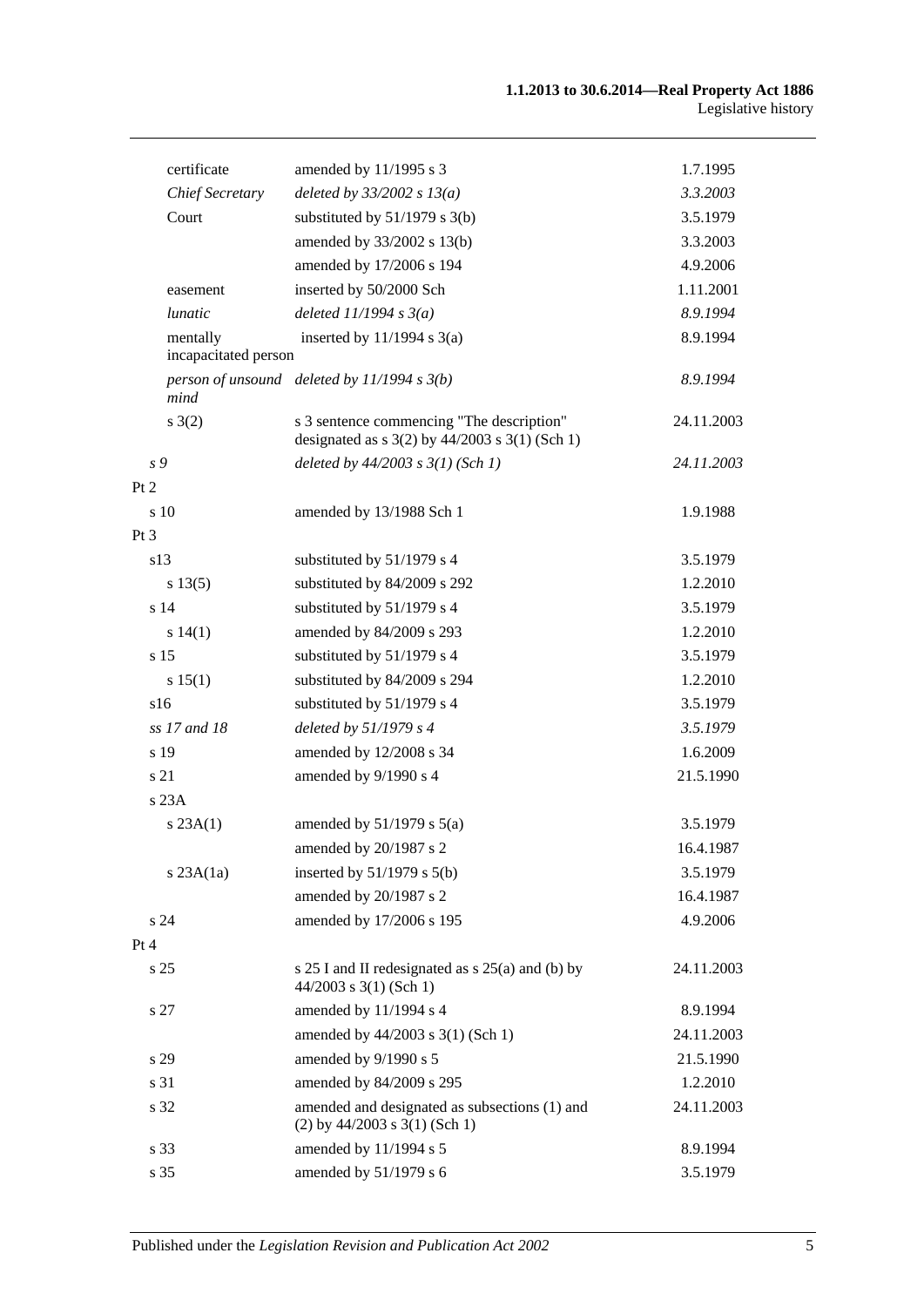| | | |
|---|---|---|
| certificate | amended by 11/1995 s 3 | 1.7.1995 |
| *Chief Secretary* | *deleted by 33/2002 s 13(a)* | *3.3.2003* |
| Court | substituted by 51/1979 s 3(b) | 3.5.1979 |
| | amended by 33/2002 s 13(b) | 3.3.2003 |
| | amended by 17/2006 s 194 | 4.9.2006 |
| easement | inserted by 50/2000 Sch | 1.11.2001 |
| *lunatic* | *deleted 11/1994 s 3(a)* | *8.9.1994* |
| mentally incapacitated person | inserted by 11/1994 s 3(a) | 8.9.1994 |
| *person of unsound mind* | *deleted by 11/1994 s 3(b)* | *8.9.1994* |
| s 3(2) | s 3 sentence commencing "The description" designated as s 3(2) by 44/2003 s 3(1) (Sch 1) | 24.11.2003 |
| *s 9* | *deleted by 44/2003 s 3(1) (Sch 1)* | *24.11.2003* |
| Pt 2 | | |
| s 10 | amended by 13/1988 Sch 1 | 1.9.1988 |
| Pt 3 | | |
| s13 | substituted by 51/1979 s 4 | 3.5.1979 |
| s 13(5) | substituted by 84/2009 s 292 | 1.2.2010 |
| s 14 | substituted by 51/1979 s 4 | 3.5.1979 |
| s 14(1) | amended by 84/2009 s 293 | 1.2.2010 |
| s 15 | substituted by 51/1979 s 4 | 3.5.1979 |
| s 15(1) | substituted by 84/2009 s 294 | 1.2.2010 |
| s16 | substituted by 51/1979 s 4 | 3.5.1979 |
| *ss 17 and 18* | *deleted by 51/1979 s 4* | *3.5.1979* |
| s 19 | amended by 12/2008 s 34 | 1.6.2009 |
| s 21 | amended by 9/1990 s 4 | 21.5.1990 |
| s 23A | | |
| s 23A(1) | amended by 51/1979 s 5(a) | 3.5.1979 |
| | amended by 20/1987 s 2 | 16.4.1987 |
| s 23A(1a) | inserted by 51/1979 s 5(b) | 3.5.1979 |
| | amended by 20/1987 s 2 | 16.4.1987 |
| s 24 | amended by 17/2006 s 195 | 4.9.2006 |
| Pt 4 | | |
| s 25 | s 25 I and II redesignated as s 25(a) and (b) by 44/2003 s 3(1) (Sch 1) | 24.11.2003 |
| s 27 | amended by 11/1994 s 4 | 8.9.1994 |
| | amended by 44/2003 s 3(1) (Sch 1) | 24.11.2003 |
| s 29 | amended by 9/1990 s 5 | 21.5.1990 |
| s 31 | amended by 84/2009 s 295 | 1.2.2010 |
| s 32 | amended and designated as subsections (1) and (2) by 44/2003 s 3(1) (Sch 1) | 24.11.2003 |
| s 33 | amended by 11/1994 s 5 | 8.9.1994 |
| s 35 | amended by 51/1979 s 6 | 3.5.1979 |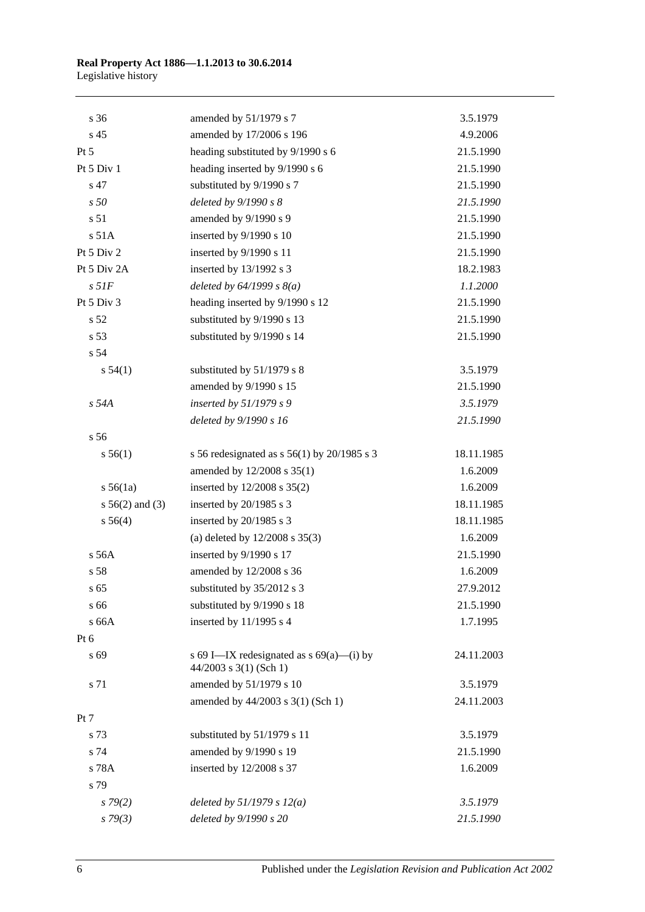| | | |
|---|---|---|
| s 36 | amended by 51/1979 s 7 | 3.5.1979 |
| s 45 | amended by 17/2006 s 196 | 4.9.2006 |
| Pt 5 | heading substituted by 9/1990 s 6 | 21.5.1990 |
| Pt 5 Div 1 | heading inserted by 9/1990 s 6 | 21.5.1990 |
| s 47 | substituted by 9/1990 s 7 | 21.5.1990 |
| *s 50* | *deleted by 9/1990 s 8* | *21.5.1990* |
| s 51 | amended by 9/1990 s 9 | 21.5.1990 |
| s 51A | inserted by 9/1990 s 10 | 21.5.1990 |
| Pt 5 Div 2 | inserted by 9/1990 s 11 | 21.5.1990 |
| Pt 5 Div 2A | inserted by 13/1992 s 3 | 18.2.1983 |
| *s 51F* | *deleted by 64/1999 s 8(a)* | *1.1.2000* |
| Pt 5 Div 3 | heading inserted by 9/1990 s 12 | 21.5.1990 |
| s 52 | substituted by 9/1990 s 13 | 21.5.1990 |
| s 53 | substituted by 9/1990 s 14 | 21.5.1990 |
| s 54 | | |
| s 54(1) | substituted by 51/1979 s 8 | 3.5.1979 |
| | amended by 9/1990 s 15 | 21.5.1990 |
| *s 54A* | *inserted by 51/1979 s 9* | *3.5.1979* |
| | *deleted by 9/1990 s 16* | *21.5.1990* |
| s 56 | | |
| s 56(1) | s 56 redesignated as s 56(1) by 20/1985 s 3 | 18.11.1985 |
| | amended by 12/2008 s 35(1) | 1.6.2009 |
| s 56(1a) | inserted by 12/2008 s 35(2) | 1.6.2009 |
| s 56(2) and (3) | inserted by 20/1985 s 3 | 18.11.1985 |
| s 56(4) | inserted by 20/1985 s 3 | 18.11.1985 |
| | (a) deleted by 12/2008 s 35(3) | 1.6.2009 |
| s 56A | inserted by 9/1990 s 17 | 21.5.1990 |
| s 58 | amended by 12/2008 s 36 | 1.6.2009 |
| s 65 | substituted by 35/2012 s 3 | 27.9.2012 |
| s 66 | substituted by 9/1990 s 18 | 21.5.1990 |
| s 66A | inserted by 11/1995 s 4 | 1.7.1995 |
| Pt 6 | | |
| s 69 | s 69 I—IX redesignated as s 69(a)—(i) by 44/2003 s 3(1) (Sch 1) | 24.11.2003 |
| s 71 | amended by 51/1979 s 10 | 3.5.1979 |
| | amended by 44/2003 s 3(1) (Sch 1) | 24.11.2003 |
| Pt 7 | | |
| s 73 | substituted by 51/1979 s 11 | 3.5.1979 |
| s 74 | amended by 9/1990 s 19 | 21.5.1990 |
| s 78A | inserted by 12/2008 s 37 | 1.6.2009 |
| s 79 | | |
| *s 79(2)* | *deleted by 51/1979 s 12(a)* | *3.5.1979* |
| *s 79(3)* | *deleted by 9/1990 s 20* | *21.5.1990* |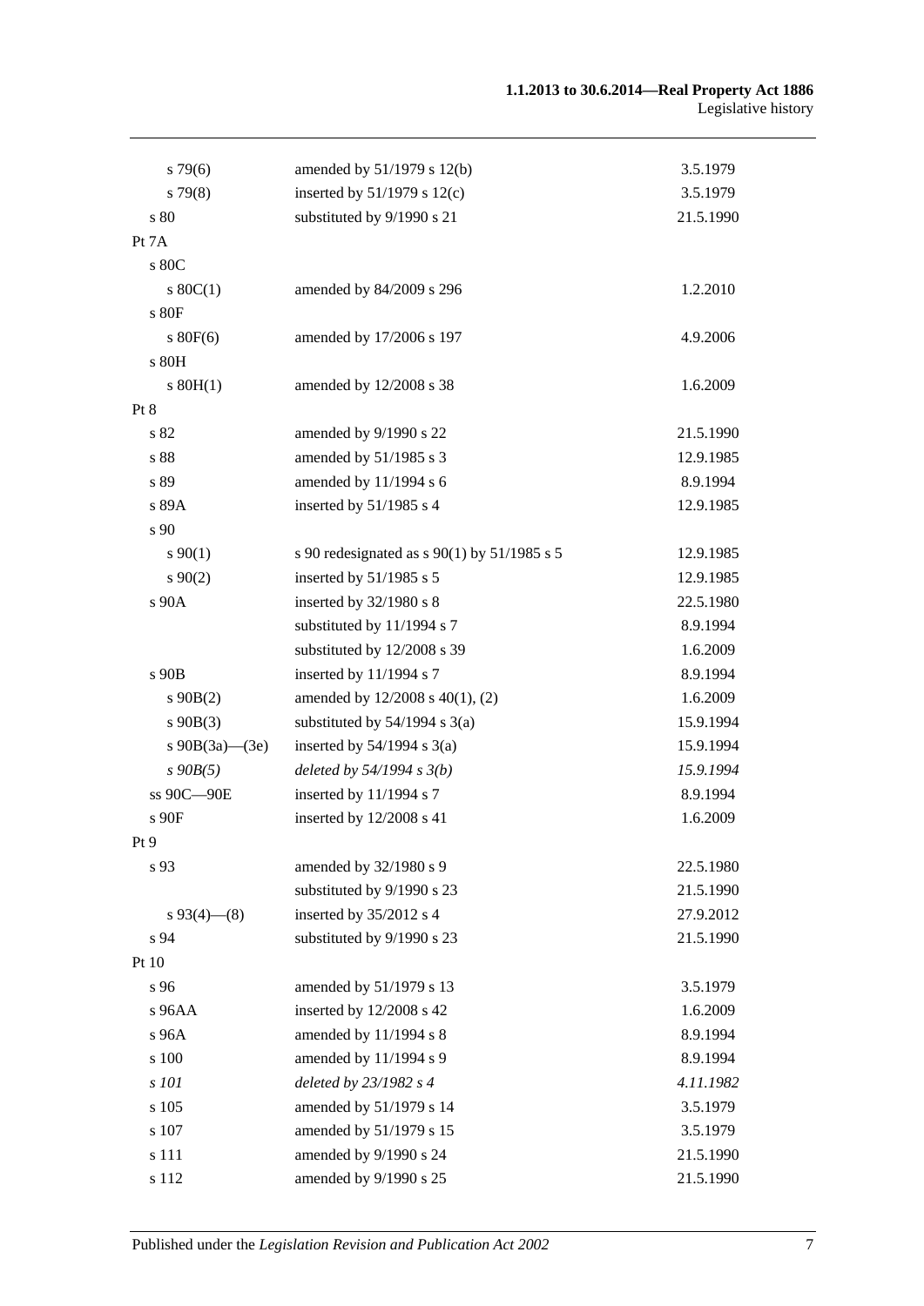| | | |
|---|---|---|
| s 79(6) | amended by 51/1979 s 12(b) | 3.5.1979 |
| s 79(8) | inserted by 51/1979 s 12(c) | 3.5.1979 |
| s 80 | substituted by 9/1990 s 21 | 21.5.1990 |
| Pt 7A | | |
| s 80C | | |
| s 80C(1) | amended by 84/2009 s 296 | 1.2.2010 |
| s 80F | | |
| s 80F(6) | amended by 17/2006 s 197 | 4.9.2006 |
| s 80H | | |
| s 80H(1) | amended by 12/2008 s 38 | 1.6.2009 |
| Pt 8 | | |
| s 82 | amended by 9/1990 s 22 | 21.5.1990 |
| s 88 | amended by 51/1985 s 3 | 12.9.1985 |
| s 89 | amended by 11/1994 s 6 | 8.9.1994 |
| s 89A | inserted by 51/1985 s 4 | 12.9.1985 |
| s 90 | | |
| s 90(1) | s 90 redesignated as s 90(1) by 51/1985 s 5 | 12.9.1985 |
| s 90(2) | inserted by 51/1985 s 5 | 12.9.1985 |
| s 90A | inserted by 32/1980 s 8 | 22.5.1980 |
| | substituted by 11/1994 s 7 | 8.9.1994 |
| | substituted by 12/2008 s 39 | 1.6.2009 |
| s 90B | inserted by 11/1994 s 7 | 8.9.1994 |
| s 90B(2) | amended by 12/2008 s 40(1), (2) | 1.6.2009 |
| s 90B(3) | substituted by 54/1994 s 3(a) | 15.9.1994 |
| s 90B(3a)—(3e) | inserted by 54/1994 s 3(a) | 15.9.1994 |
| *s 90B(5)* | *deleted by 54/1994 s 3(b)* | *15.9.1994* |
| ss 90C—90E | inserted by 11/1994 s 7 | 8.9.1994 |
| s 90F | inserted by 12/2008 s 41 | 1.6.2009 |
| Pt 9 | | |
| s 93 | amended by 32/1980 s 9 | 22.5.1980 |
| | substituted by 9/1990 s 23 | 21.5.1990 |
| s 93(4)—(8) | inserted by 35/2012 s 4 | 27.9.2012 |
| s 94 | substituted by 9/1990 s 23 | 21.5.1990 |
| Pt 10 | | |
| s 96 | amended by 51/1979 s 13 | 3.5.1979 |
| s 96AA | inserted by 12/2008 s 42 | 1.6.2009 |
| s 96A | amended by 11/1994 s 8 | 8.9.1994 |
| s 100 | amended by 11/1994 s 9 | 8.9.1994 |
| *s 101* | *deleted by 23/1982 s 4* | *4.11.1982* |
| s 105 | amended by 51/1979 s 14 | 3.5.1979 |
| s 107 | amended by 51/1979 s 15 | 3.5.1979 |
| s 111 | amended by 9/1990 s 24 | 21.5.1990 |
| s 112 | amended by 9/1990 s 25 | 21.5.1990 |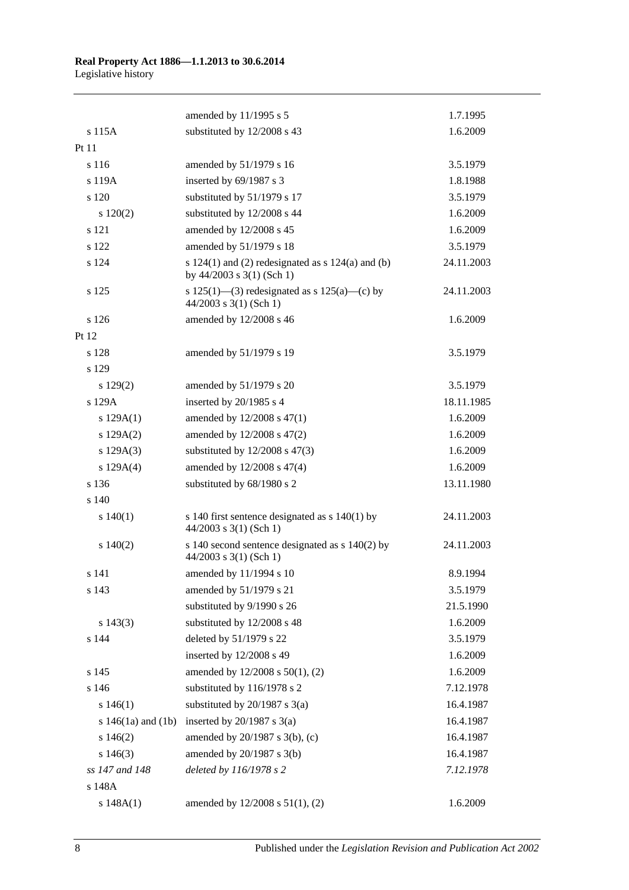| | | |
|---|---|---|
| | amended by 11/1995 s 5 | 1.7.1995 |
| s 115A | substituted by 12/2008 s 43 | 1.6.2009 |
| Pt 11 | | |
| s 116 | amended by 51/1979 s 16 | 3.5.1979 |
| s 119A | inserted by 69/1987 s 3 | 1.8.1988 |
| s 120 | substituted by 51/1979 s 17 | 3.5.1979 |
| s 120(2) | substituted by 12/2008 s 44 | 1.6.2009 |
| s 121 | amended by 12/2008 s 45 | 1.6.2009 |
| s 122 | amended by 51/1979 s 18 | 3.5.1979 |
| s 124 | s 124(1) and (2) redesignated as s 124(a) and (b) by 44/2003 s 3(1) (Sch 1) | 24.11.2003 |
| s 125 | s 125(1)—(3) redesignated as s 125(a)—(c) by 44/2003 s 3(1) (Sch 1) | 24.11.2003 |
| s 126 | amended by 12/2008 s 46 | 1.6.2009 |
| Pt 12 | | |
| s 128 | amended by 51/1979 s 19 | 3.5.1979 |
| s 129 | | |
| s 129(2) | amended by 51/1979 s 20 | 3.5.1979 |
| s 129A | inserted by 20/1985 s 4 | 18.11.1985 |
| s 129A(1) | amended by 12/2008 s 47(1) | 1.6.2009 |
| s 129A(2) | amended by 12/2008 s 47(2) | 1.6.2009 |
| s 129A(3) | substituted by 12/2008 s 47(3) | 1.6.2009 |
| s 129A(4) | amended by 12/2008 s 47(4) | 1.6.2009 |
| s 136 | substituted by 68/1980 s 2 | 13.11.1980 |
| s 140 | | |
| s 140(1) | s 140 first sentence designated as s 140(1) by 44/2003 s 3(1) (Sch 1) | 24.11.2003 |
| s 140(2) | s 140 second sentence designated as s 140(2) by 44/2003 s 3(1) (Sch 1) | 24.11.2003 |
| s 141 | amended by 11/1994 s 10 | 8.9.1994 |
| s 143 | amended by 51/1979 s 21 | 3.5.1979 |
| | substituted by 9/1990 s 26 | 21.5.1990 |
| s 143(3) | substituted by 12/2008 s 48 | 1.6.2009 |
| s 144 | deleted by 51/1979 s 22 | 3.5.1979 |
| | inserted by 12/2008 s 49 | 1.6.2009 |
| s 145 | amended by 12/2008 s 50(1), (2) | 1.6.2009 |
| s 146 | substituted by 116/1978 s 2 | 7.12.1978 |
| s 146(1) | substituted by 20/1987 s 3(a) | 16.4.1987 |
| s 146(1a) and (1b) | inserted by 20/1987 s 3(a) | 16.4.1987 |
| s 146(2) | amended by 20/1987 s 3(b), (c) | 16.4.1987 |
| s 146(3) | amended by 20/1987 s 3(b) | 16.4.1987 |
| *ss 147 and 148* | *deleted by 116/1978 s 2* | *7.12.1978* |
| s 148A | | |
| s 148A(1) | amended by 12/2008 s 51(1), (2) | 1.6.2009 |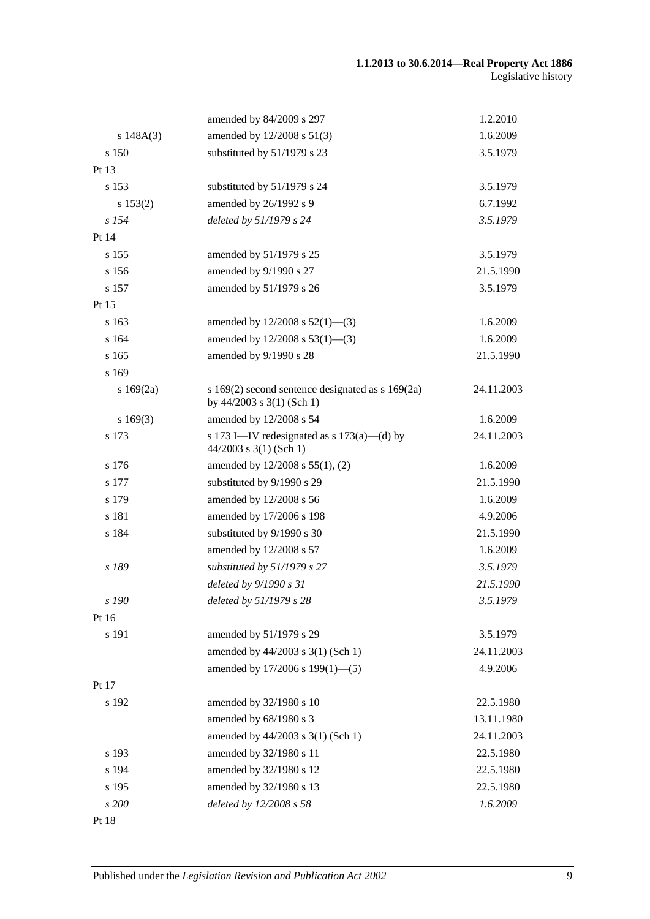| | | |
|---|---|---|
| | amended by 84/2009 s 297 | 1.2.2010 |
| s 148A(3) | amended by 12/2008 s 51(3) | 1.6.2009 |
| s 150 | substituted by 51/1979 s 23 | 3.5.1979 |
| Pt 13 | | |
| s 153 | substituted by 51/1979 s 24 | 3.5.1979 |
| s 153(2) | amended by 26/1992 s 9 | 6.7.1992 |
| *s 154* | *deleted by 51/1979 s 24* | *3.5.1979* |
| Pt 14 | | |
| s 155 | amended by 51/1979 s 25 | 3.5.1979 |
| s 156 | amended by 9/1990 s 27 | 21.5.1990 |
| s 157 | amended by 51/1979 s 26 | 3.5.1979 |
| Pt 15 | | |
| s 163 | amended by 12/2008 s 52(1)—(3) | 1.6.2009 |
| s 164 | amended by 12/2008 s 53(1)—(3) | 1.6.2009 |
| s 165 | amended by 9/1990 s 28 | 21.5.1990 |
| s 169 | | |
| s 169(2a) | s 169(2) second sentence designated as s 169(2a) by 44/2003 s 3(1) (Sch 1) | 24.11.2003 |
| s 169(3) | amended by 12/2008 s 54 | 1.6.2009 |
| s 173 | s 173 I—IV redesignated as s 173(a)—(d) by 44/2003 s 3(1) (Sch 1) | 24.11.2003 |
| s 176 | amended by 12/2008 s 55(1), (2) | 1.6.2009 |
| s 177 | substituted by 9/1990 s 29 | 21.5.1990 |
| s 179 | amended by 12/2008 s 56 | 1.6.2009 |
| s 181 | amended by 17/2006 s 198 | 4.9.2006 |
| s 184 | substituted by 9/1990 s 30 | 21.5.1990 |
| | amended by 12/2008 s 57 | 1.6.2009 |
| *s 189* | *substituted by 51/1979 s 27* | *3.5.1979* |
| | *deleted by 9/1990 s 31* | *21.5.1990* |
| *s 190* | *deleted by 51/1979 s 28* | *3.5.1979* |
| Pt 16 | | |
| s 191 | amended by 51/1979 s 29 | 3.5.1979 |
| | amended by 44/2003 s 3(1) (Sch 1) | 24.11.2003 |
| | amended by 17/2006 s 199(1)—(5) | 4.9.2006 |
| Pt 17 | | |
| s 192 | amended by 32/1980 s 10 | 22.5.1980 |
| | amended by 68/1980 s 3 | 13.11.1980 |
| | amended by 44/2003 s 3(1) (Sch 1) | 24.11.2003 |
| s 193 | amended by 32/1980 s 11 | 22.5.1980 |
| s 194 | amended by 32/1980 s 12 | 22.5.1980 |
| s 195 | amended by 32/1980 s 13 | 22.5.1980 |
| *s 200* | *deleted by 12/2008 s 58* | *1.6.2009* |
| Pt 18 | | |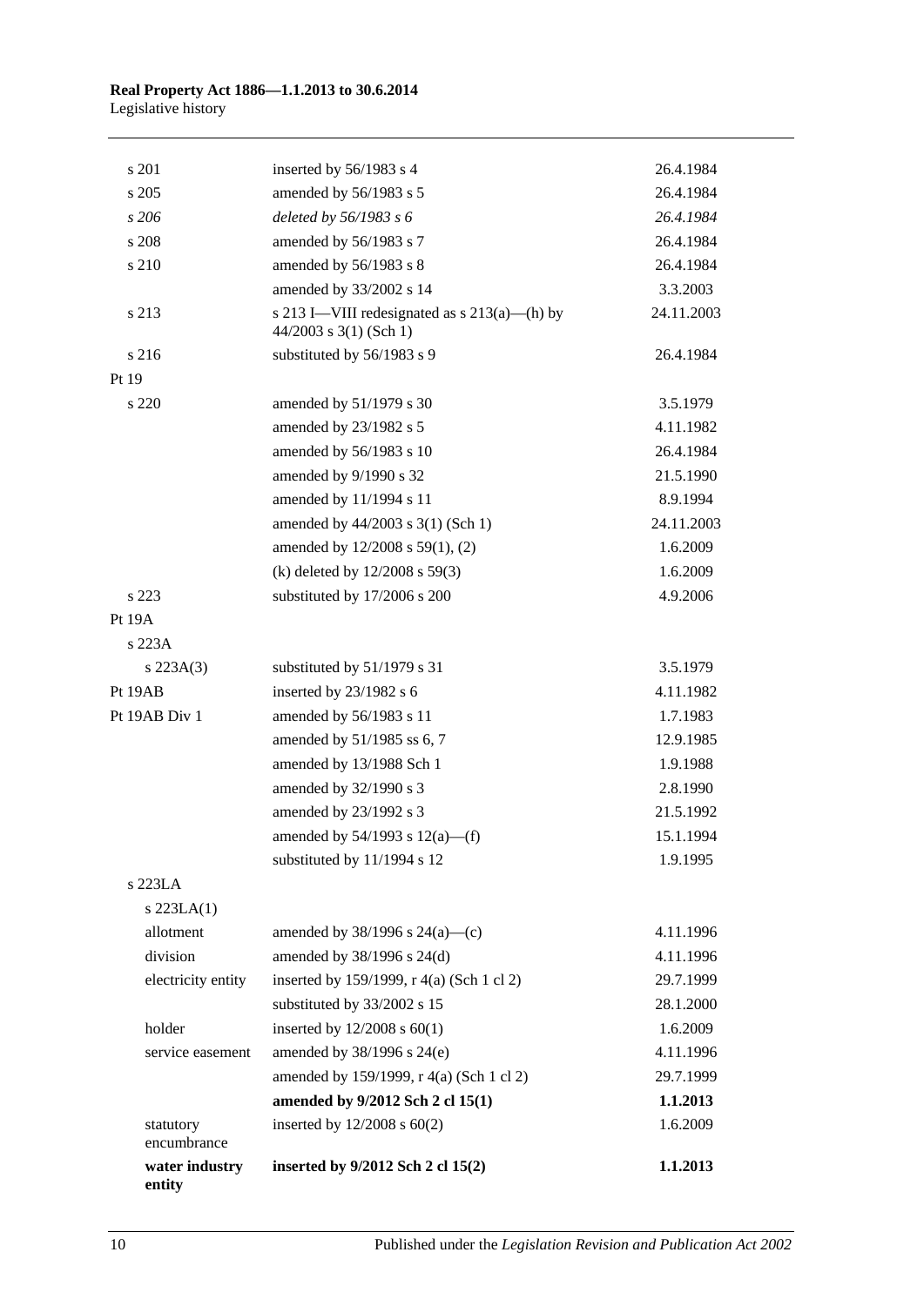| | | |
|---|---|---|
| s 201 | inserted by 56/1983 s 4 | 26.4.1984 |
| s 205 | amended by 56/1983 s 5 | 26.4.1984 |
| *s 206* | *deleted by 56/1983 s 6* | *26.4.1984* |
| s 208 | amended by 56/1983 s 7 | 26.4.1984 |
| s 210 | amended by 56/1983 s 8 | 26.4.1984 |
| | amended by 33/2002 s 14 | 3.3.2003 |
| s 213 | s 213 I—VIII redesignated as s 213(a)—(h) by 44/2003 s 3(1) (Sch 1) | 24.11.2003 |
| s 216 | substituted by 56/1983 s 9 | 26.4.1984 |
| Pt 19 | | |
| s 220 | amended by 51/1979 s 30 | 3.5.1979 |
| | amended by 23/1982 s 5 | 4.11.1982 |
| | amended by 56/1983 s 10 | 26.4.1984 |
| | amended by 9/1990 s 32 | 21.5.1990 |
| | amended by 11/1994 s 11 | 8.9.1994 |
| | amended by 44/2003 s 3(1) (Sch 1) | 24.11.2003 |
| | amended by 12/2008 s 59(1), (2) | 1.6.2009 |
| | (k) deleted by 12/2008 s 59(3) | 1.6.2009 |
| s 223 | substituted by 17/2006 s 200 | 4.9.2006 |
| Pt 19A | | |
| s 223A | | |
| s 223A(3) | substituted by 51/1979 s 31 | 3.5.1979 |
| Pt 19AB | inserted by 23/1982 s 6 | 4.11.1982 |
| Pt 19AB Div 1 | amended by 56/1983 s 11 | 1.7.1983 |
| | amended by 51/1985 ss 6, 7 | 12.9.1985 |
| | amended by 13/1988 Sch 1 | 1.9.1988 |
| | amended by 32/1990 s 3 | 2.8.1990 |
| | amended by 23/1992 s 3 | 21.5.1992 |
| | amended by 54/1993 s 12(a)—(f) | 15.1.1994 |
| | substituted by 11/1994 s 12 | 1.9.1995 |
| s 223LA | | |
| s 223LA(1) | | |
| allotment | amended by 38/1996 s 24(a)—(c) | 4.11.1996 |
| division | amended by 38/1996 s 24(d) | 4.11.1996 |
| electricity entity | inserted by 159/1999, r 4(a) (Sch 1 cl 2) | 29.7.1999 |
| | substituted by 33/2002 s 15 | 28.1.2000 |
| holder | inserted by 12/2008 s 60(1) | 1.6.2009 |
| service easement | amended by 38/1996 s 24(e) | 4.11.1996 |
| | amended by 159/1999, r 4(a) (Sch 1 cl 2) | 29.7.1999 |
| | **amended by 9/2012 Sch 2 cl 15(1)** | **1.1.2013** |
| statutory encumbrance | inserted by 12/2008 s 60(2) | 1.6.2009 |
| **water industry entity** | **inserted by 9/2012 Sch 2 cl 15(2)** | **1.1.2013** |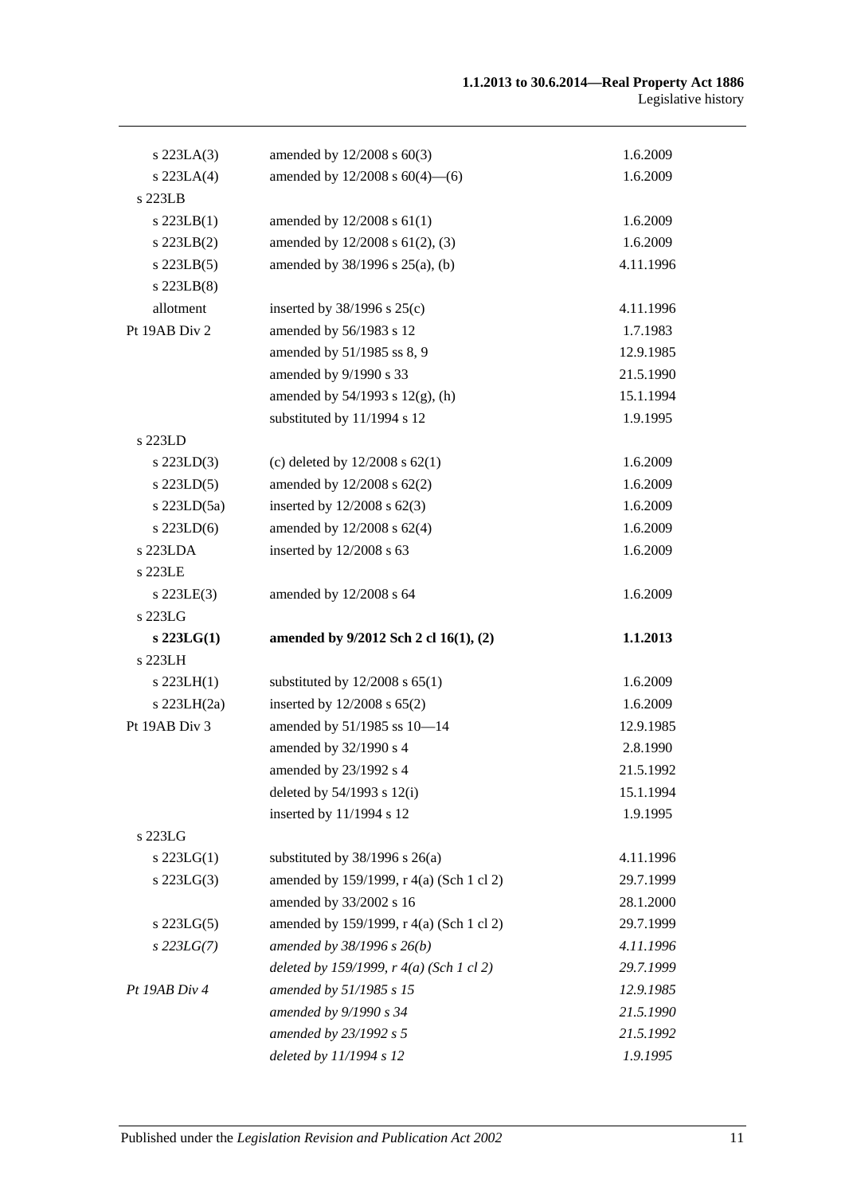| | | |
|---|---|---|
| s 223LA(3) | amended by 12/2008 s 60(3) | 1.6.2009 |
| s 223LA(4) | amended by 12/2008 s 60(4)—(6) | 1.6.2009 |
| s 223LB | | |
| s 223LB(1) | amended by 12/2008 s 61(1) | 1.6.2009 |
| s 223LB(2) | amended by 12/2008 s 61(2), (3) | 1.6.2009 |
| s 223LB(5) | amended by 38/1996 s 25(a), (b) | 4.11.1996 |
| s 223LB(8) | | |
| allotment | inserted by 38/1996 s 25(c) | 4.11.1996 |
| Pt 19AB Div 2 | amended by 56/1983 s 12 | 1.7.1983 |
| | amended by 51/1985 ss 8, 9 | 12.9.1985 |
| | amended by 9/1990 s 33 | 21.5.1990 |
| | amended by 54/1993 s 12(g), (h) | 15.1.1994 |
| | substituted by 11/1994 s 12 | 1.9.1995 |
| s 223LD | | |
| s 223LD(3) | (c) deleted by 12/2008 s 62(1) | 1.6.2009 |
| s 223LD(5) | amended by 12/2008 s 62(2) | 1.6.2009 |
| s 223LD(5a) | inserted by 12/2008 s 62(3) | 1.6.2009 |
| s 223LD(6) | amended by 12/2008 s 62(4) | 1.6.2009 |
| s 223LDA | inserted by 12/2008 s 63 | 1.6.2009 |
| s 223LE | | |
| s 223LE(3) | amended by 12/2008 s 64 | 1.6.2009 |
| s 223LG | | |
| **s 223LG(1)** | **amended by 9/2012 Sch 2 cl 16(1), (2)** | **1.1.2013** |
| s 223LH | | |
| s 223LH(1) | substituted by 12/2008 s 65(1) | 1.6.2009 |
| s 223LH(2a) | inserted by 12/2008 s 65(2) | 1.6.2009 |
| Pt 19AB Div 3 | amended by 51/1985 ss 10—14 | 12.9.1985 |
| | amended by 32/1990 s 4 | 2.8.1990 |
| | amended by 23/1992 s 4 | 21.5.1992 |
| | deleted by 54/1993 s 12(i) | 15.1.1994 |
| | inserted by 11/1994 s 12 | 1.9.1995 |
| s 223LG | | |
| s 223LG(1) | substituted by 38/1996 s 26(a) | 4.11.1996 |
| s 223LG(3) | amended by 159/1999, r 4(a) (Sch 1 cl 2) | 29.7.1999 |
| | amended by 33/2002 s 16 | 28.1.2000 |
| s 223LG(5) | amended by 159/1999, r 4(a) (Sch 1 cl 2) | 29.7.1999 |
| *s 223LG(7)* | *amended by 38/1996 s 26(b)* | *4.11.1996* |
| | *deleted by 159/1999, r 4(a) (Sch 1 cl 2)* | *29.7.1999* |
| *Pt 19AB Div 4* | *amended by 51/1985 s 15* | *12.9.1985* |
| | *amended by 9/1990 s 34* | *21.5.1990* |
| | *amended by 23/1992 s 5* | *21.5.1992* |
| | *deleted by 11/1994 s 12* | *1.9.1995* |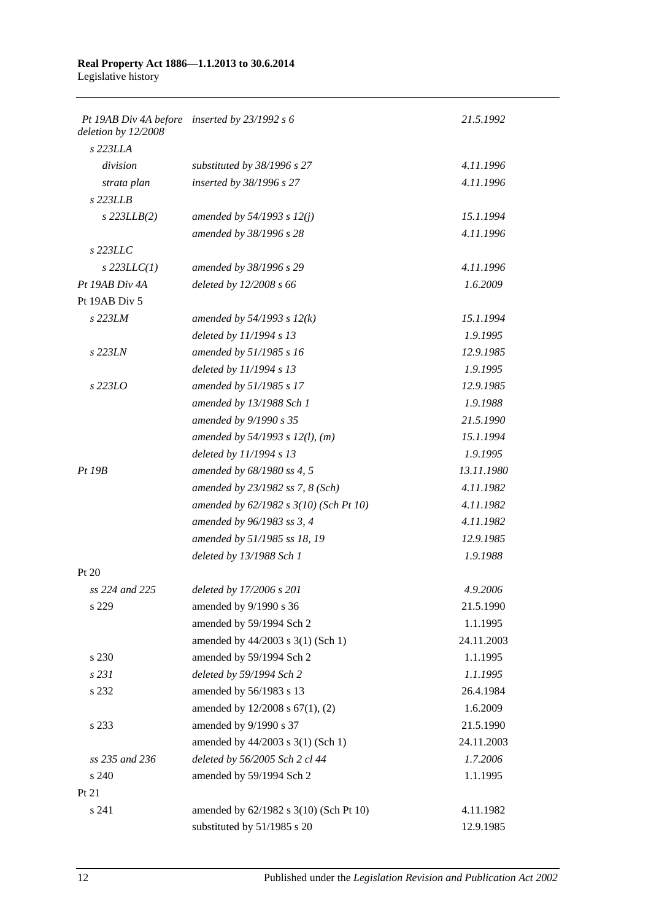| | | |
|---|---|---|
| *Pt 19AB Div 4A before deletion by 12/2008* | *inserted by 23/1992 s 6* | *21.5.1992* |
| *s 223LLA* | | |
| *division* | *substituted by 38/1996 s 27* | *4.11.1996* |
| *strata plan* | *inserted by 38/1996 s 27* | *4.11.1996* |
| *s 223LLB* | | |
| *s 223LLB(2)* | *amended by 54/1993 s 12(j)* | *15.1.1994* |
| | *amended by 38/1996 s 28* | *4.11.1996* |
| *s 223LLC* | | |
| *s 223LLC(1)* | *amended by 38/1996 s 29* | *4.11.1996* |
| *Pt 19AB Div 4A* | *deleted by 12/2008 s 66* | *1.6.2009* |
| Pt 19AB Div 5 | | |
| *s 223LM* | *amended by 54/1993 s 12(k)* | *15.1.1994* |
| | *deleted by 11/1994 s 13* | *1.9.1995* |
| *s 223LN* | *amended by 51/1985 s 16* | *12.9.1985* |
| | *deleted by 11/1994 s 13* | *1.9.1995* |
| *s 223LO* | *amended by 51/1985 s 17* | *12.9.1985* |
| | *amended by 13/1988 Sch 1* | *1.9.1988* |
| | *amended by 9/1990 s 35* | *21.5.1990* |
| | *amended by 54/1993 s 12(l), (m)* | *15.1.1994* |
| | *deleted by 11/1994 s 13* | *1.9.1995* |
| *Pt 19B* | *amended by 68/1980 ss 4, 5* | *13.11.1980* |
| | *amended by 23/1982 ss 7, 8 (Sch)* | *4.11.1982* |
| | *amended by 62/1982 s 3(10) (Sch Pt 10)* | *4.11.1982* |
| | *amended by 96/1983 ss 3, 4* | *4.11.1982* |
| | *amended by 51/1985 ss 18, 19* | *12.9.1985* |
| | *deleted by 13/1988 Sch 1* | *1.9.1988* |
| Pt 20 | | |
| *ss 224 and 225* | *deleted by 17/2006 s 201* | *4.9.2006* |
| s 229 | amended by 9/1990 s 36 | 21.5.1990 |
| | amended by 59/1994 Sch 2 | 1.1.1995 |
| | amended by 44/2003 s 3(1) (Sch 1) | 24.11.2003 |
| s 230 | amended by 59/1994 Sch 2 | 1.1.1995 |
| *s 231* | *deleted by 59/1994 Sch 2* | *1.1.1995* |
| s 232 | amended by 56/1983 s 13 | 26.4.1984 |
| | amended by 12/2008 s 67(1), (2) | 1.6.2009 |
| s 233 | amended by 9/1990 s 37 | 21.5.1990 |
| | amended by 44/2003 s 3(1) (Sch 1) | 24.11.2003 |
| *ss 235 and 236* | *deleted by 56/2005 Sch 2 cl 44* | *1.7.2006* |
| s 240 | amended by 59/1994 Sch 2 | 1.1.1995 |
| Pt 21 | | |
| s 241 | amended by 62/1982 s 3(10) (Sch Pt 10) | 4.11.1982 |
| | substituted by 51/1985 s 20 | 12.9.1985 |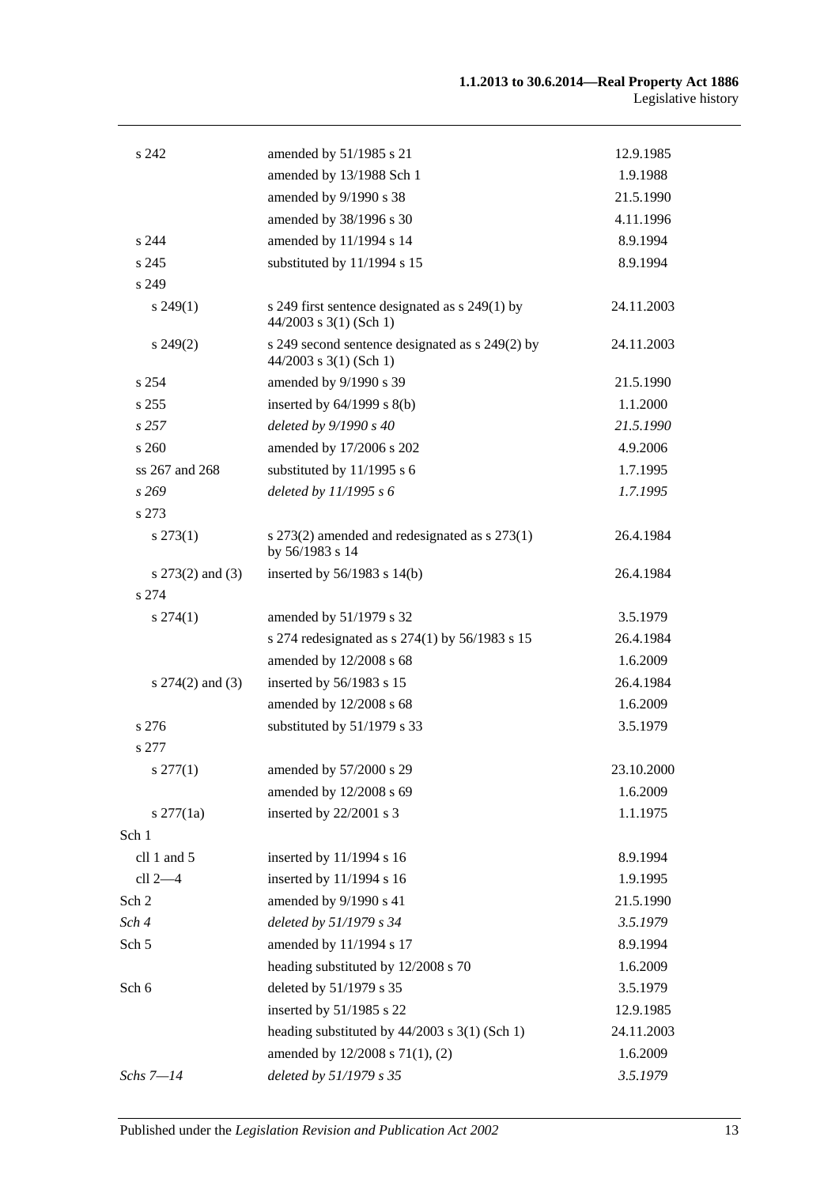| | | |
|---|---|---|
| s 242 | amended by 51/1985 s 21 | 12.9.1985 |
| | amended by 13/1988 Sch 1 | 1.9.1988 |
| | amended by 9/1990 s 38 | 21.5.1990 |
| | amended by 38/1996 s 30 | 4.11.1996 |
| s 244 | amended by 11/1994 s 14 | 8.9.1994 |
| s 245 | substituted by 11/1994 s 15 | 8.9.1994 |
| s 249 | | |
| s 249(1) | s 249 first sentence designated as s 249(1) by 44/2003 s 3(1) (Sch 1) | 24.11.2003 |
| s 249(2) | s 249 second sentence designated as s 249(2) by 44/2003 s 3(1) (Sch 1) | 24.11.2003 |
| s 254 | amended by 9/1990 s 39 | 21.5.1990 |
| s 255 | inserted by 64/1999 s 8(b) | 1.1.2000 |
| *s 257* | *deleted by 9/1990 s 40* | *21.5.1990* |
| s 260 | amended by 17/2006 s 202 | 4.9.2006 |
| ss 267 and 268 | substituted by 11/1995 s 6 | 1.7.1995 |
| *s 269* | *deleted by 11/1995 s 6* | *1.7.1995* |
| s 273 | | |
| s 273(1) | s 273(2) amended and redesignated as s 273(1) by 56/1983 s 14 | 26.4.1984 |
| s 273(2) and (3) | inserted by 56/1983 s 14(b) | 26.4.1984 |
| s 274 | | |
| s 274(1) | amended by 51/1979 s 32 | 3.5.1979 |
| | s 274 redesignated as s 274(1) by 56/1983 s 15 | 26.4.1984 |
| | amended by 12/2008 s 68 | 1.6.2009 |
| s 274(2) and (3) | inserted by 56/1983 s 15 | 26.4.1984 |
| | amended by 12/2008 s 68 | 1.6.2009 |
| s 276 | substituted by 51/1979 s 33 | 3.5.1979 |
| s 277 | | |
| s 277(1) | amended by 57/2000 s 29 | 23.10.2000 |
| | amended by 12/2008 s 69 | 1.6.2009 |
| s 277(1a) | inserted by 22/2001 s 3 | 1.1.1975 |
| Sch 1 | | |
| cll 1 and 5 | inserted by 11/1994 s 16 | 8.9.1994 |
| cll 2—4 | inserted by 11/1994 s 16 | 1.9.1995 |
| Sch 2 | amended by 9/1990 s 41 | 21.5.1990 |
| *Sch 4* | *deleted by 51/1979 s 34* | *3.5.1979* |
| Sch 5 | amended by 11/1994 s 17 | 8.9.1994 |
| | heading substituted by 12/2008 s 70 | 1.6.2009 |
| Sch 6 | deleted by 51/1979 s 35 | 3.5.1979 |
| | inserted by 51/1985 s 22 | 12.9.1985 |
| | heading substituted by 44/2003 s 3(1) (Sch 1) | 24.11.2003 |
| | amended by 12/2008 s 71(1), (2) | 1.6.2009 |
| *Schs 7—14* | *deleted by 51/1979 s 35* | *3.5.1979* |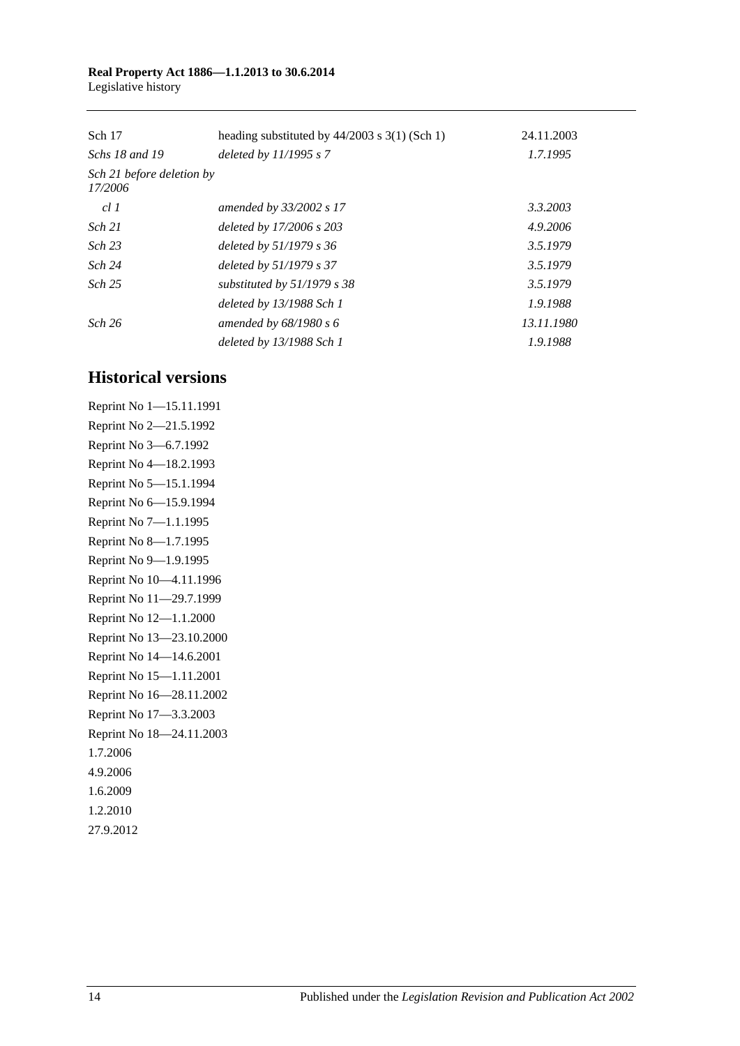| | | |
|---|---|---|
| Sch 17 | heading substituted by 44/2003 s 3(1) (Sch 1) | 24.11.2003 |
| *Schs 18 and 19* | *deleted by 11/1995 s 7* | *1.7.1995* |
| *Sch 21 before deletion by 17/2006* | | |
| *cl 1* | *amended by 33/2002 s 17* | *3.3.2003* |
| *Sch 21* | *deleted by 17/2006 s 203* | *4.9.2006* |
| *Sch 23* | *deleted by 51/1979 s 36* | *3.5.1979* |
| *Sch 24* | *deleted by 51/1979 s 37* | *3.5.1979* |
| *Sch 25* | *substituted by 51/1979 s 38* | *3.5.1979* |
| | *deleted by 13/1988 Sch 1* | *1.9.1988* |
| *Sch 26* | *amended by 68/1980 s 6* | *13.11.1980* |
| | *deleted by 13/1988 Sch 1* | *1.9.1988* |

## Historical versions

Reprint No 1—15.11.1991
Reprint No 2—21.5.1992
Reprint No 3—6.7.1992
Reprint No 4—18.2.1993
Reprint No 5—15.1.1994
Reprint No 6—15.9.1994
Reprint No 7—1.1.1995
Reprint No 8—1.7.1995
Reprint No 9—1.9.1995
Reprint No 10—4.11.1996
Reprint No 11—29.7.1999
Reprint No 12—1.1.2000
Reprint No 13—23.10.2000
Reprint No 14—14.6.2001
Reprint No 15—1.11.2001
Reprint No 16—28.11.2002
Reprint No 17—3.3.2003
Reprint No 18—24.11.2003
1.7.2006
4.9.2006
1.6.2009
1.2.2010
27.9.2012